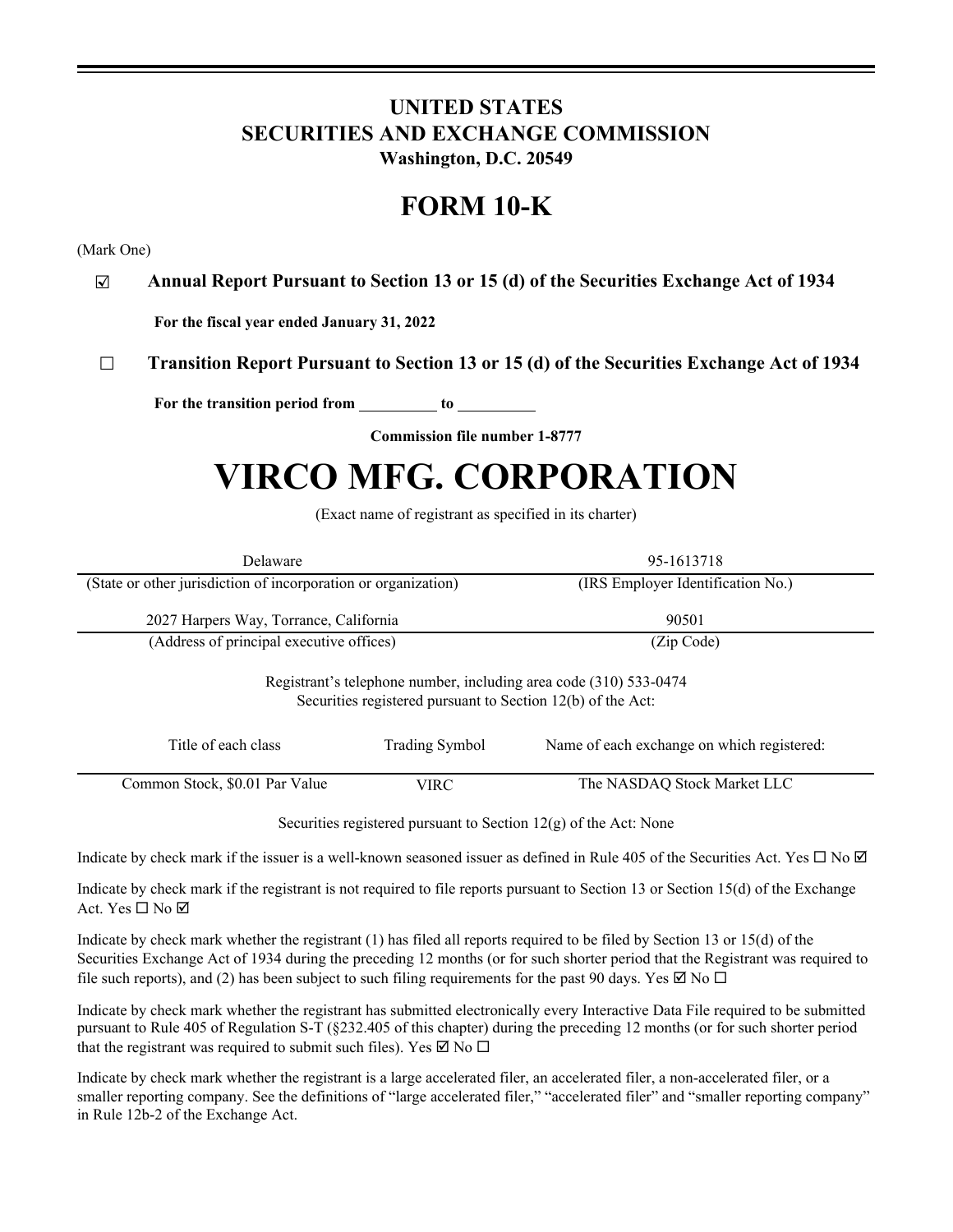# UNITED STATES
# SECURITIES AND EXCHANGE COMMISSION
**Washington, D.C. 20549**

# FORM 10-K

(Mark One)

☑ **Annual Report Pursuant to Section 13 or 15 (d) of the Securities Exchange Act of 1934**

**For the fiscal year ended January 31, 2022**

☐ **Transition Report Pursuant to Section 13 or 15 (d) of the Securities Exchange Act of 1934**

**For the transition period from __________ to __________**

**Commission file number 1-8777**

# VIRCO MFG. CORPORATION

(Exact name of registrant as specified in its charter)

| Delaware | 95-1613718 |
|---|---|
| (State or other jurisdiction of incorporation or organization) | (IRS Employer Identification No.) |
| 2027 Harpers Way, Torrance, California | 90501 |
| (Address of principal executive offices) | (Zip Code) |

Registrant's telephone number, including area code (310) 533-0474
Securities registered pursuant to Section 12(b) of the Act:

| Title of each class | Trading Symbol | Name of each exchange on which registered: |
|---|---|---|
| Common Stock, $0.01 Par Value | VIRC | The NASDAQ Stock Market LLC |

Securities registered pursuant to Section 12(g) of the Act: None

Indicate by check mark if the issuer is a well-known seasoned issuer as defined in Rule 405 of the Securities Act. Yes ☐ No ☑

Indicate by check mark if the registrant is not required to file reports pursuant to Section 13 or Section 15(d) of the Exchange Act. Yes ☐ No ☑

Indicate by check mark whether the registrant (1) has filed all reports required to be filed by Section 13 or 15(d) of the Securities Exchange Act of 1934 during the preceding 12 months (or for such shorter period that the Registrant was required to file such reports), and (2) has been subject to such filing requirements for the past 90 days. Yes ☑ No ☐

Indicate by check mark whether the registrant has submitted electronically every Interactive Data File required to be submitted pursuant to Rule 405 of Regulation S-T (§232.405 of this chapter) during the preceding 12 months (or for such shorter period that the registrant was required to submit such files). Yes ☑ No ☐

Indicate by check mark whether the registrant is a large accelerated filer, an accelerated filer, a non-accelerated filer, or a smaller reporting company. See the definitions of "large accelerated filer," "accelerated filer" and "smaller reporting company" in Rule 12b-2 of the Exchange Act.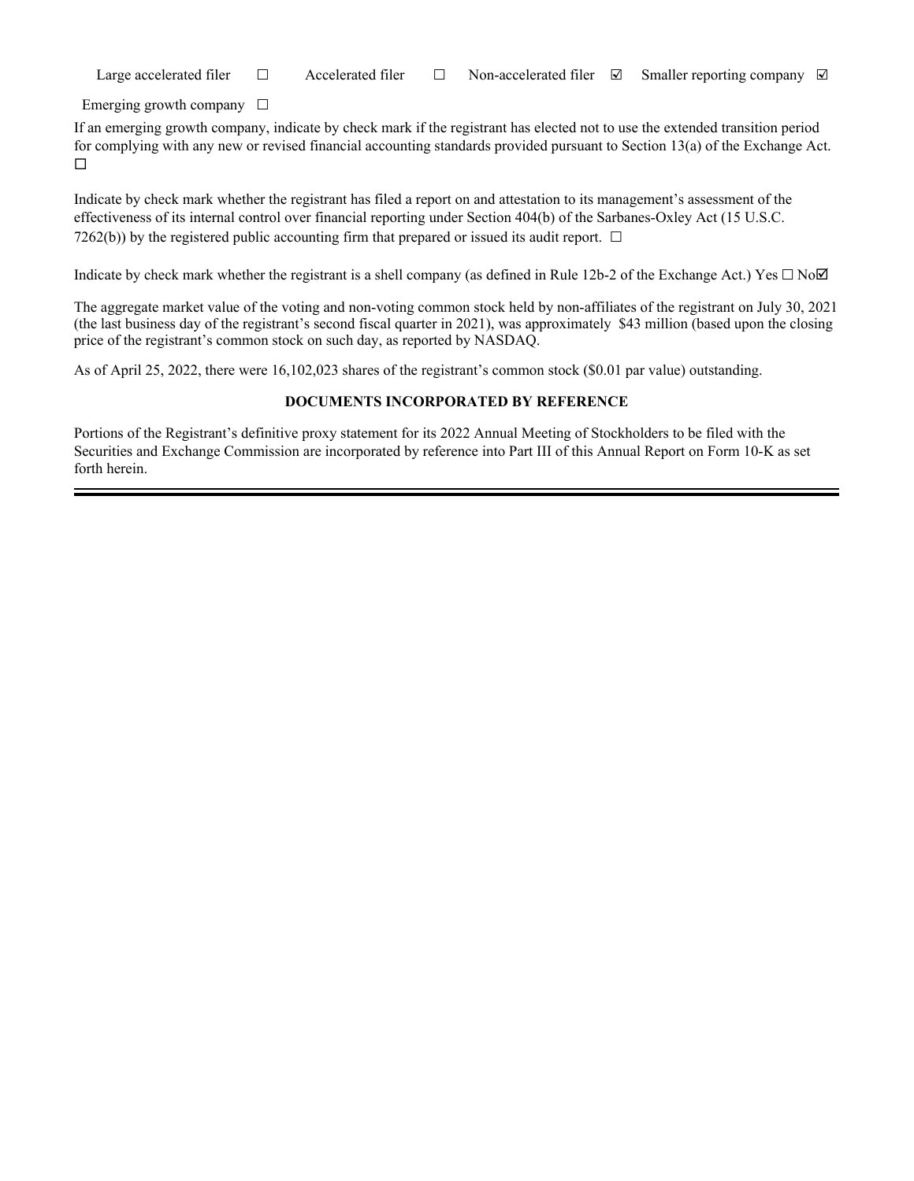Large accelerated filer ☐ Accelerated filer ☐ Non-accelerated filer ☑ Smaller reporting company ☑

Emerging growth company ☐

If an emerging growth company, indicate by check mark if the registrant has elected not to use the extended transition period for complying with any new or revised financial accounting standards provided pursuant to Section 13(a) of the Exchange Act. ☐

Indicate by check mark whether the registrant has filed a report on and attestation to its management's assessment of the effectiveness of its internal control over financial reporting under Section 404(b) of the Sarbanes-Oxley Act (15 U.S.C. 7262(b)) by the registered public accounting firm that prepared or issued its audit report. ☐

Indicate by check mark whether the registrant is a shell company (as defined in Rule 12b-2 of the Exchange Act.) Yes ☐ No☑

The aggregate market value of the voting and non-voting common stock held by non-affiliates of the registrant on July 30, 2021 (the last business day of the registrant's second fiscal quarter in 2021), was approximately $43 million (based upon the closing price of the registrant's common stock on such day, as reported by NASDAQ.

As of April 25, 2022, there were 16,102,023 shares of the registrant's common stock ($0.01 par value) outstanding.

**DOCUMENTS INCORPORATED BY REFERENCE**

Portions of the Registrant's definitive proxy statement for its 2022 Annual Meeting of Stockholders to be filed with the Securities and Exchange Commission are incorporated by reference into Part III of this Annual Report on Form 10-K as set forth herein.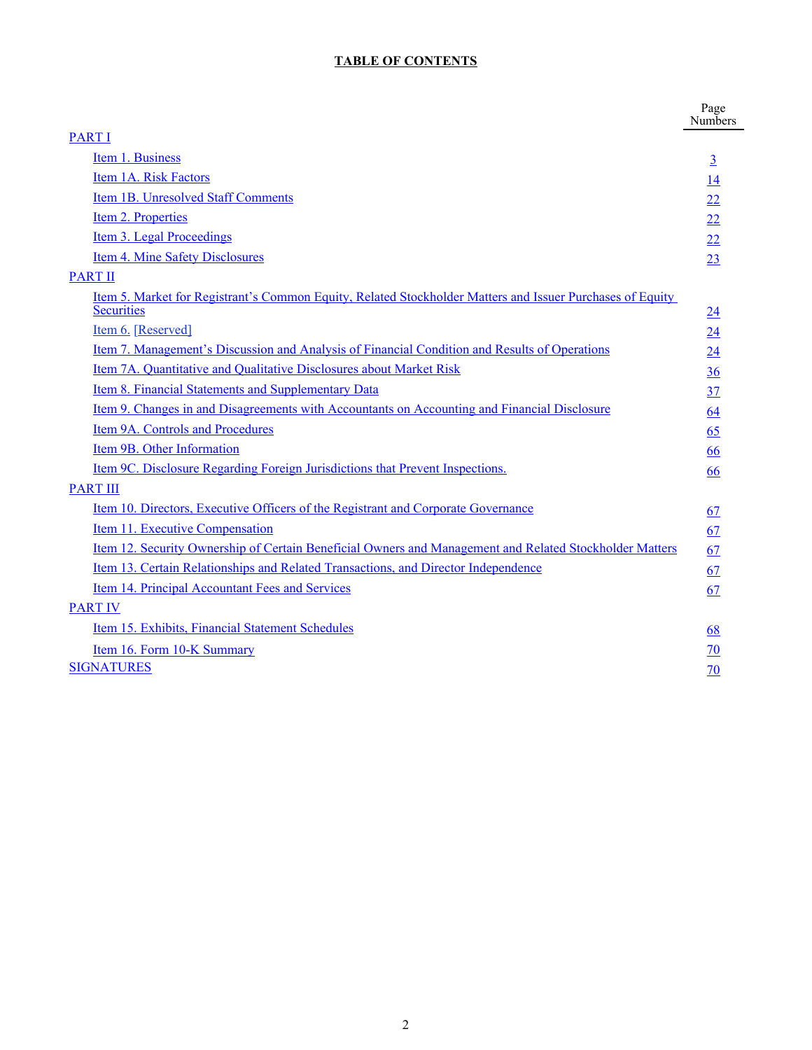# TABLE OF CONTENTS

| | Page Numbers |
|---|---|
| PART I | |
| Item 1. Business | 3 |
| Item 1A. Risk Factors | 14 |
| Item 1B. Unresolved Staff Comments | 22 |
| Item 2. Properties | 22 |
| Item 3. Legal Proceedings | 22 |
| Item 4. Mine Safety Disclosures | 23 |
| PART II | |
| Item 5. Market for Registrant’s Common Equity, Related Stockholder Matters and Issuer Purchases of Equity Securities | 24 |
| Item 6. [Reserved] | 24 |
| Item 7. Management’s Discussion and Analysis of Financial Condition and Results of Operations | 24 |
| Item 7A. Quantitative and Qualitative Disclosures about Market Risk | 36 |
| Item 8. Financial Statements and Supplementary Data | 37 |
| Item 9. Changes in and Disagreements with Accountants on Accounting and Financial Disclosure | 64 |
| Item 9A. Controls and Procedures | 65 |
| Item 9B. Other Information | 66 |
| Item 9C. Disclosure Regarding Foreign Jurisdictions that Prevent Inspections. | 66 |
| PART III | |
| Item 10. Directors, Executive Officers of the Registrant and Corporate Governance | 67 |
| Item 11. Executive Compensation | 67 |
| Item 12. Security Ownership of Certain Beneficial Owners and Management and Related Stockholder Matters | 67 |
| Item 13. Certain Relationships and Related Transactions, and Director Independence | 67 |
| Item 14. Principal Accountant Fees and Services | 67 |
| PART IV | |
| Item 15. Exhibits, Financial Statement Schedules | 68 |
| Item 16. Form 10-K Summary | 70 |
| SIGNATURES | 70 |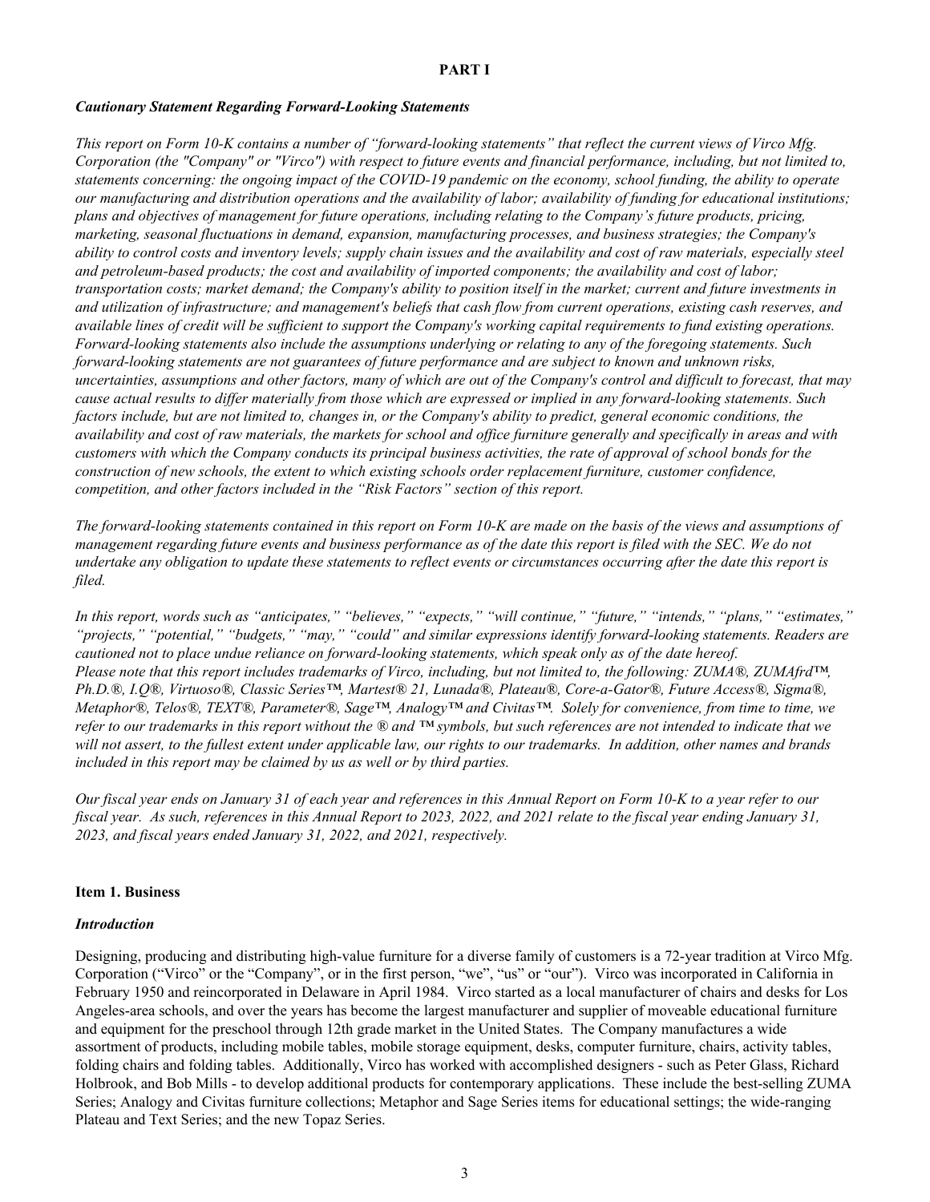# PART I

***Cautionary Statement Regarding Forward-Looking Statements***

*This report on Form 10-K contains a number of "forward-looking statements" that reflect the current views of Virco Mfg. Corporation (the "Company" or "Virco") with respect to future events and financial performance, including, but not limited to, statements concerning: the ongoing impact of the COVID-19 pandemic on the economy, school funding, the ability to operate our manufacturing and distribution operations and the availability of labor; availability of funding for educational institutions; plans and objectives of management for future operations, including relating to the Company's future products, pricing, marketing, seasonal fluctuations in demand, expansion, manufacturing processes, and business strategies; the Company's ability to control costs and inventory levels; supply chain issues and the availability and cost of raw materials, especially steel and petroleum-based products; the cost and availability of imported components; the availability and cost of labor; transportation costs; market demand; the Company's ability to position itself in the market; current and future investments in and utilization of infrastructure; and management's beliefs that cash flow from current operations, existing cash reserves, and available lines of credit will be sufficient to support the Company's working capital requirements to fund existing operations. Forward-looking statements also include the assumptions underlying or relating to any of the foregoing statements. Such forward-looking statements are not guarantees of future performance and are subject to known and unknown risks, uncertainties, assumptions and other factors, many of which are out of the Company's control and difficult to forecast, that may cause actual results to differ materially from those which are expressed or implied in any forward-looking statements. Such factors include, but are not limited to, changes in, or the Company's ability to predict, general economic conditions, the availability and cost of raw materials, the markets for school and office furniture generally and specifically in areas and with customers with which the Company conducts its principal business activities, the rate of approval of school bonds for the construction of new schools, the extent to which existing schools order replacement furniture, customer confidence, competition, and other factors included in the "Risk Factors" section of this report.*

*The forward-looking statements contained in this report on Form 10-K are made on the basis of the views and assumptions of management regarding future events and business performance as of the date this report is filed with the SEC. We do not undertake any obligation to update these statements to reflect events or circumstances occurring after the date this report is filed.*

*In this report, words such as "anticipates," "believes," "expects," "will continue," "future," "intends," "plans," "estimates," "projects," "potential," "budgets," "may," "could" and similar expressions identify forward-looking statements. Readers are cautioned not to place undue reliance on forward-looking statements, which speak only as of the date hereof. Please note that this report includes trademarks of Virco, including, but not limited to, the following: ZUMA®, ZUMAfrd™, Ph.D.®, I.Q®, Virtuoso®, Classic Series™, Martest® 21, Lunada®, Plateau®, Core-a-Gator®, Future Access®, Sigma®, Metaphor®, Telos®, TEXT®, Parameter®, Sage™, Analogy™ and Civitas™. Solely for convenience, from time to time, we refer to our trademarks in this report without the ® and ™ symbols, but such references are not intended to indicate that we will not assert, to the fullest extent under applicable law, our rights to our trademarks. In addition, other names and brands included in this report may be claimed by us as well or by third parties.*

*Our fiscal year ends on January 31 of each year and references in this Annual Report on Form 10-K to a year refer to our fiscal year. As such, references in this Annual Report to 2023, 2022, and 2021 relate to the fiscal year ending January 31, 2023, and fiscal years ended January 31, 2022, and 2021, respectively.*

## Item 1. Business

***Introduction***

Designing, producing and distributing high-value furniture for a diverse family of customers is a 72-year tradition at Virco Mfg. Corporation ("Virco" or the "Company", or in the first person, "we", "us" or "our"). Virco was incorporated in California in February 1950 and reincorporated in Delaware in April 1984. Virco started as a local manufacturer of chairs and desks for Los Angeles-area schools, and over the years has become the largest manufacturer and supplier of moveable educational furniture and equipment for the preschool through 12th grade market in the United States. The Company manufactures a wide assortment of products, including mobile tables, mobile storage equipment, desks, computer furniture, chairs, activity tables, folding chairs and folding tables. Additionally, Virco has worked with accomplished designers - such as Peter Glass, Richard Holbrook, and Bob Mills - to develop additional products for contemporary applications. These include the best-selling ZUMA Series; Analogy and Civitas furniture collections; Metaphor and Sage Series items for educational settings; the wide-ranging Plateau and Text Series; and the new Topaz Series.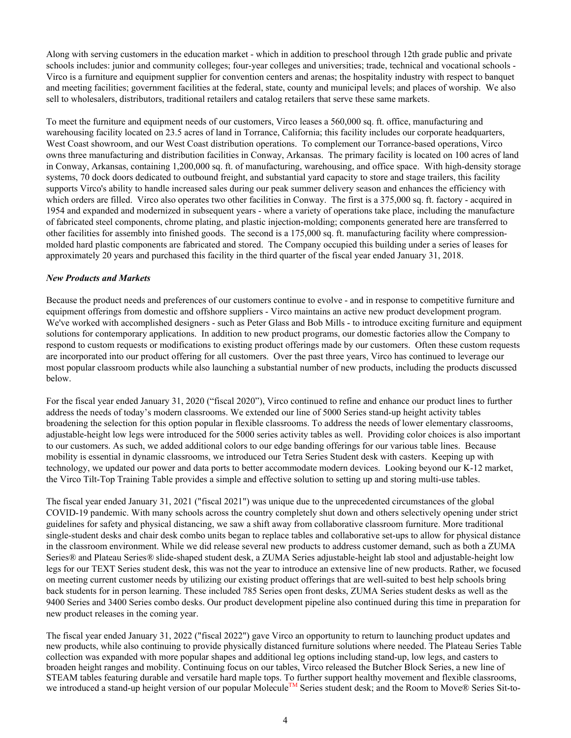Along with serving customers in the education market - which in addition to preschool through 12th grade public and private schools includes: junior and community colleges; four-year colleges and universities; trade, technical and vocational schools - Virco is a furniture and equipment supplier for convention centers and arenas; the hospitality industry with respect to banquet and meeting facilities; government facilities at the federal, state, county and municipal levels; and places of worship. We also sell to wholesalers, distributors, traditional retailers and catalog retailers that serve these same markets.

To meet the furniture and equipment needs of our customers, Virco leases a 560,000 sq. ft. office, manufacturing and warehousing facility located on 23.5 acres of land in Torrance, California; this facility includes our corporate headquarters, West Coast showroom, and our West Coast distribution operations. To complement our Torrance-based operations, Virco owns three manufacturing and distribution facilities in Conway, Arkansas. The primary facility is located on 100 acres of land in Conway, Arkansas, containing 1,200,000 sq. ft. of manufacturing, warehousing, and office space. With high-density storage systems, 70 dock doors dedicated to outbound freight, and substantial yard capacity to store and stage trailers, this facility supports Virco's ability to handle increased sales during our peak summer delivery season and enhances the efficiency with which orders are filled. Virco also operates two other facilities in Conway. The first is a 375,000 sq. ft. factory - acquired in 1954 and expanded and modernized in subsequent years - where a variety of operations take place, including the manufacture of fabricated steel components, chrome plating, and plastic injection-molding; components generated here are transferred to other facilities for assembly into finished goods. The second is a 175,000 sq. ft. manufacturing facility where compression-molded hard plastic components are fabricated and stored. The Company occupied this building under a series of leases for approximately 20 years and purchased this facility in the third quarter of the fiscal year ended January 31, 2018.

***New Products and Markets***

Because the product needs and preferences of our customers continue to evolve - and in response to competitive furniture and equipment offerings from domestic and offshore suppliers - Virco maintains an active new product development program. We've worked with accomplished designers - such as Peter Glass and Bob Mills - to introduce exciting furniture and equipment solutions for contemporary applications. In addition to new product programs, our domestic factories allow the Company to respond to custom requests or modifications to existing product offerings made by our customers. Often these custom requests are incorporated into our product offering for all customers. Over the past three years, Virco has continued to leverage our most popular classroom products while also launching a substantial number of new products, including the products discussed below.

For the fiscal year ended January 31, 2020 ("fiscal 2020"), Virco continued to refine and enhance our product lines to further address the needs of today's modern classrooms. We extended our line of 5000 Series stand-up height activity tables broadening the selection for this option popular in flexible classrooms. To address the needs of lower elementary classrooms, adjustable-height low legs were introduced for the 5000 series activity tables as well. Providing color choices is also important to our customers. As such, we added additional colors to our edge banding offerings for our various table lines. Because mobility is essential in dynamic classrooms, we introduced our Tetra Series Student desk with casters. Keeping up with technology, we updated our power and data ports to better accommodate modern devices. Looking beyond our K-12 market, the Virco Tilt-Top Training Table provides a simple and effective solution to setting up and storing multi-use tables.

The fiscal year ended January 31, 2021 ("fiscal 2021") was unique due to the unprecedented circumstances of the global COVID-19 pandemic. With many schools across the country completely shut down and others selectively opening under strict guidelines for safety and physical distancing, we saw a shift away from collaborative classroom furniture. More traditional single-student desks and chair desk combo units began to replace tables and collaborative set-ups to allow for physical distance in the classroom environment. While we did release several new products to address customer demand, such as both a ZUMA Series® and Plateau Series® slide-shaped student desk, a ZUMA Series adjustable-height lab stool and adjustable-height low legs for our TEXT Series student desk, this was not the year to introduce an extensive line of new products. Rather, we focused on meeting current customer needs by utilizing our existing product offerings that are well-suited to best help schools bring back students for in person learning. These included 785 Series open front desks, ZUMA Series student desks as well as the 9400 Series and 3400 Series combo desks. Our product development pipeline also continued during this time in preparation for new product releases in the coming year.

The fiscal year ended January 31, 2022 ("fiscal 2022") gave Virco an opportunity to return to launching product updates and new products, while also continuing to provide physically distanced furniture solutions where needed. The Plateau Series Table collection was expanded with more popular shapes and additional leg options including stand-up, low legs, and casters to broaden height ranges and mobility. Continuing focus on our tables, Virco released the Butcher Block Series, a new line of STEAM tables featuring durable and versatile hard maple tops. To further support healthy movement and flexible classrooms, we introduced a stand-up height version of our popular Molecule™ Series student desk; and the Room to Move® Series Sit-to-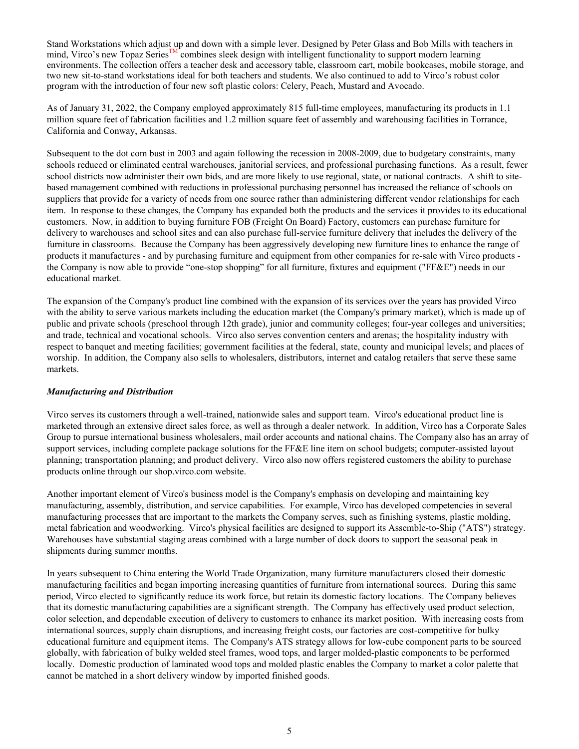Stand Workstations which adjust up and down with a simple lever. Designed by Peter Glass and Bob Mills with teachers in mind, Virco's new Topaz Series™ combines sleek design with intelligent functionality to support modern learning environments. The collection offers a teacher desk and accessory table, classroom cart, mobile bookcases, mobile storage, and two new sit-to-stand workstations ideal for both teachers and students. We also continued to add to Virco's robust color program with the introduction of four new soft plastic colors: Celery, Peach, Mustard and Avocado.

As of January 31, 2022, the Company employed approximately 815 full-time employees, manufacturing its products in 1.1 million square feet of fabrication facilities and 1.2 million square feet of assembly and warehousing facilities in Torrance, California and Conway, Arkansas.

Subsequent to the dot com bust in 2003 and again following the recession in 2008-2009, due to budgetary constraints, many schools reduced or eliminated central warehouses, janitorial services, and professional purchasing functions. As a result, fewer school districts now administer their own bids, and are more likely to use regional, state, or national contracts. A shift to site-based management combined with reductions in professional purchasing personnel has increased the reliance of schools on suppliers that provide for a variety of needs from one source rather than administering different vendor relationships for each item. In response to these changes, the Company has expanded both the products and the services it provides to its educational customers. Now, in addition to buying furniture FOB (Freight On Board) Factory, customers can purchase furniture for delivery to warehouses and school sites and can also purchase full-service furniture delivery that includes the delivery of the furniture in classrooms. Because the Company has been aggressively developing new furniture lines to enhance the range of products it manufactures - and by purchasing furniture and equipment from other companies for re-sale with Virco products - the Company is now able to provide "one-stop shopping" for all furniture, fixtures and equipment ("FF&E") needs in our educational market.

The expansion of the Company's product line combined with the expansion of its services over the years has provided Virco with the ability to serve various markets including the education market (the Company's primary market), which is made up of public and private schools (preschool through 12th grade), junior and community colleges; four-year colleges and universities; and trade, technical and vocational schools. Virco also serves convention centers and arenas; the hospitality industry with respect to banquet and meeting facilities; government facilities at the federal, state, county and municipal levels; and places of worship. In addition, the Company also sells to wholesalers, distributors, internet and catalog retailers that serve these same markets.

***Manufacturing and Distribution***

Virco serves its customers through a well-trained, nationwide sales and support team. Virco's educational product line is marketed through an extensive direct sales force, as well as through a dealer network. In addition, Virco has a Corporate Sales Group to pursue international business wholesalers, mail order accounts and national chains. The Company also has an array of support services, including complete package solutions for the FF&E line item on school budgets; computer-assisted layout planning; transportation planning; and product delivery. Virco also now offers registered customers the ability to purchase products online through our shop.virco.com website.

Another important element of Virco's business model is the Company's emphasis on developing and maintaining key manufacturing, assembly, distribution, and service capabilities. For example, Virco has developed competencies in several manufacturing processes that are important to the markets the Company serves, such as finishing systems, plastic molding, metal fabrication and woodworking. Virco's physical facilities are designed to support its Assemble-to-Ship ("ATS") strategy. Warehouses have substantial staging areas combined with a large number of dock doors to support the seasonal peak in shipments during summer months.

In years subsequent to China entering the World Trade Organization, many furniture manufacturers closed their domestic manufacturing facilities and began importing increasing quantities of furniture from international sources. During this same period, Virco elected to significantly reduce its work force, but retain its domestic factory locations. The Company believes that its domestic manufacturing capabilities are a significant strength. The Company has effectively used product selection, color selection, and dependable execution of delivery to customers to enhance its market position. With increasing costs from international sources, supply chain disruptions, and increasing freight costs, our factories are cost-competitive for bulky educational furniture and equipment items. The Company's ATS strategy allows for low-cube component parts to be sourced globally, with fabrication of bulky welded steel frames, wood tops, and larger molded-plastic components to be performed locally. Domestic production of laminated wood tops and molded plastic enables the Company to market a color palette that cannot be matched in a short delivery window by imported finished goods.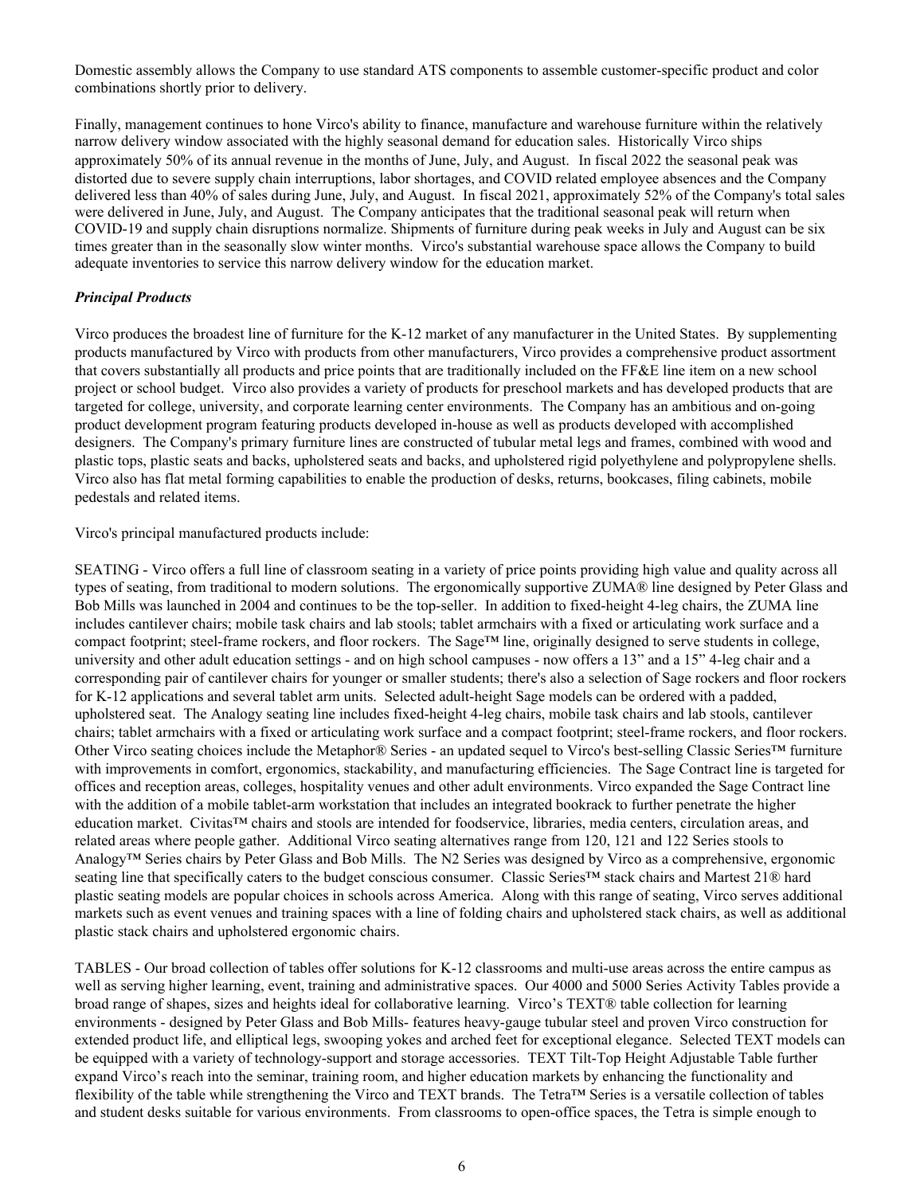Domestic assembly allows the Company to use standard ATS components to assemble customer-specific product and color combinations shortly prior to delivery.

Finally, management continues to hone Virco's ability to finance, manufacture and warehouse furniture within the relatively narrow delivery window associated with the highly seasonal demand for education sales. Historically Virco ships approximately 50% of its annual revenue in the months of June, July, and August. In fiscal 2022 the seasonal peak was distorted due to severe supply chain interruptions, labor shortages, and COVID related employee absences and the Company delivered less than 40% of sales during June, July, and August. In fiscal 2021, approximately 52% of the Company's total sales were delivered in June, July, and August. The Company anticipates that the traditional seasonal peak will return when COVID-19 and supply chain disruptions normalize. Shipments of furniture during peak weeks in July and August can be six times greater than in the seasonally slow winter months. Virco's substantial warehouse space allows the Company to build adequate inventories to service this narrow delivery window for the education market.

***Principal Products***

Virco produces the broadest line of furniture for the K-12 market of any manufacturer in the United States. By supplementing products manufactured by Virco with products from other manufacturers, Virco provides a comprehensive product assortment that covers substantially all products and price points that are traditionally included on the FF&E line item on a new school project or school budget. Virco also provides a variety of products for preschool markets and has developed products that are targeted for college, university, and corporate learning center environments. The Company has an ambitious and on-going product development program featuring products developed in-house as well as products developed with accomplished designers. The Company's primary furniture lines are constructed of tubular metal legs and frames, combined with wood and plastic tops, plastic seats and backs, upholstered seats and backs, and upholstered rigid polyethylene and polypropylene shells. Virco also has flat metal forming capabilities to enable the production of desks, returns, bookcases, filing cabinets, mobile pedestals and related items.

Virco's principal manufactured products include:

SEATING - Virco offers a full line of classroom seating in a variety of price points providing high value and quality across all types of seating, from traditional to modern solutions. The ergonomically supportive ZUMA® line designed by Peter Glass and Bob Mills was launched in 2004 and continues to be the top-seller. In addition to fixed-height 4-leg chairs, the ZUMA line includes cantilever chairs; mobile task chairs and lab stools; tablet armchairs with a fixed or articulating work surface and a compact footprint; steel-frame rockers, and floor rockers. The Sage™ line, originally designed to serve students in college, university and other adult education settings - and on high school campuses - now offers a 13” and a 15” 4-leg chair and a corresponding pair of cantilever chairs for younger or smaller students; there's also a selection of Sage rockers and floor rockers for K-12 applications and several tablet arm units. Selected adult-height Sage models can be ordered with a padded, upholstered seat. The Analogy seating line includes fixed-height 4-leg chairs, mobile task chairs and lab stools, cantilever chairs; tablet armchairs with a fixed or articulating work surface and a compact footprint; steel-frame rockers, and floor rockers. Other Virco seating choices include the Metaphor® Series - an updated sequel to Virco's best-selling Classic Series™ furniture with improvements in comfort, ergonomics, stackability, and manufacturing efficiencies. The Sage Contract line is targeted for offices and reception areas, colleges, hospitality venues and other adult environments. Virco expanded the Sage Contract line with the addition of a mobile tablet-arm workstation that includes an integrated bookrack to further penetrate the higher education market. Civitas™ chairs and stools are intended for foodservice, libraries, media centers, circulation areas, and related areas where people gather. Additional Virco seating alternatives range from 120, 121 and 122 Series stools to Analogy™ Series chairs by Peter Glass and Bob Mills. The N2 Series was designed by Virco as a comprehensive, ergonomic seating line that specifically caters to the budget conscious consumer. Classic Series™ stack chairs and Martest 21® hard plastic seating models are popular choices in schools across America. Along with this range of seating, Virco serves additional markets such as event venues and training spaces with a line of folding chairs and upholstered stack chairs, as well as additional plastic stack chairs and upholstered ergonomic chairs.

TABLES - Our broad collection of tables offer solutions for K-12 classrooms and multi-use areas across the entire campus as well as serving higher learning, event, training and administrative spaces. Our 4000 and 5000 Series Activity Tables provide a broad range of shapes, sizes and heights ideal for collaborative learning. Virco’s TEXT® table collection for learning environments - designed by Peter Glass and Bob Mills- features heavy-gauge tubular steel and proven Virco construction for extended product life, and elliptical legs, swooping yokes and arched feet for exceptional elegance. Selected TEXT models can be equipped with a variety of technology-support and storage accessories. TEXT Tilt-Top Height Adjustable Table further expand Virco’s reach into the seminar, training room, and higher education markets by enhancing the functionality and flexibility of the table while strengthening the Virco and TEXT brands. The Tetra™ Series is a versatile collection of tables and student desks suitable for various environments. From classrooms to open-office spaces, the Tetra is simple enough to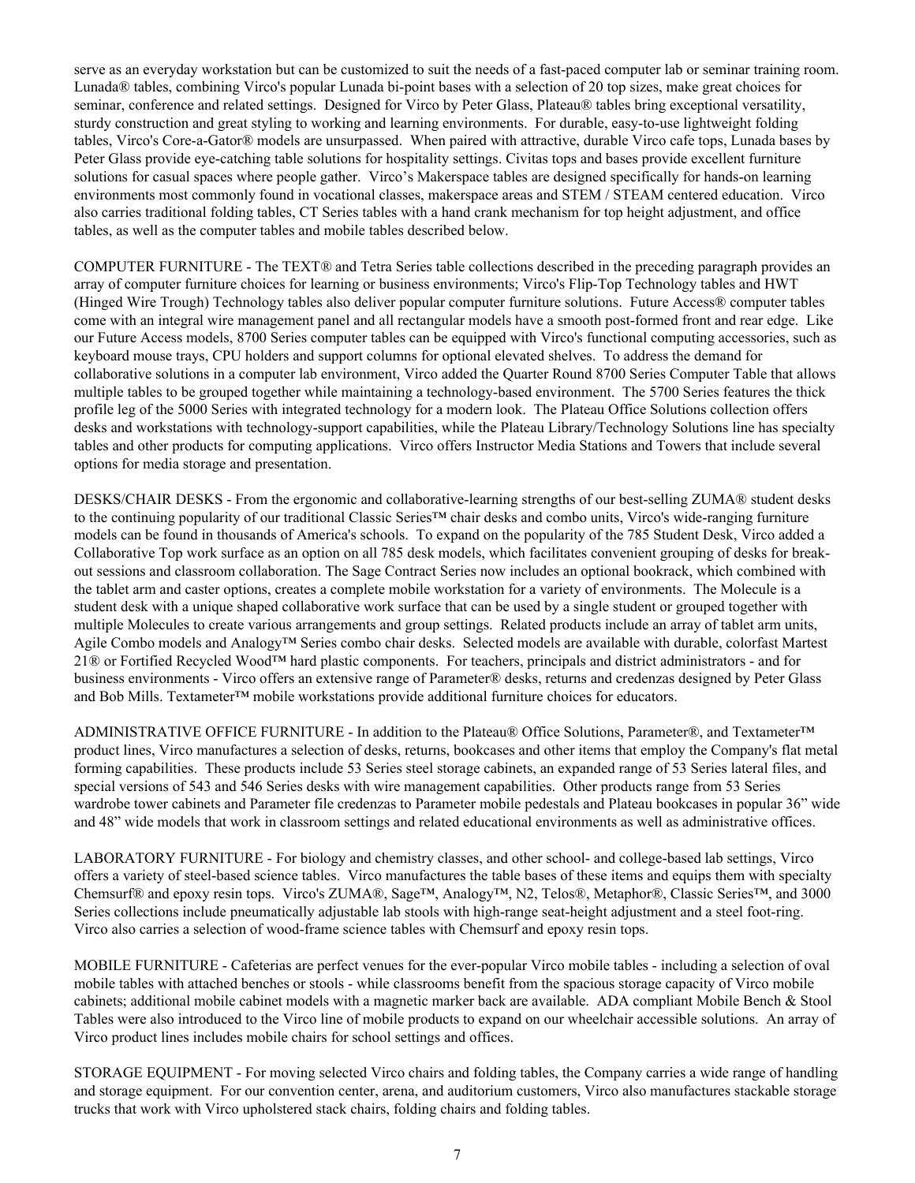serve as an everyday workstation but can be customized to suit the needs of a fast-paced computer lab or seminar training room. Lunada® tables, combining Virco's popular Lunada bi-point bases with a selection of 20 top sizes, make great choices for seminar, conference and related settings. Designed for Virco by Peter Glass, Plateau® tables bring exceptional versatility, sturdy construction and great styling to working and learning environments. For durable, easy-to-use lightweight folding tables, Virco's Core-a-Gator® models are unsurpassed. When paired with attractive, durable Virco cafe tops, Lunada bases by Peter Glass provide eye-catching table solutions for hospitality settings. Civitas tops and bases provide excellent furniture solutions for casual spaces where people gather. Virco's Makerspace tables are designed specifically for hands-on learning environments most commonly found in vocational classes, makerspace areas and STEM / STEAM centered education. Virco also carries traditional folding tables, CT Series tables with a hand crank mechanism for top height adjustment, and office tables, as well as the computer tables and mobile tables described below.

COMPUTER FURNITURE - The TEXT® and Tetra Series table collections described in the preceding paragraph provides an array of computer furniture choices for learning or business environments; Virco's Flip-Top Technology tables and HWT (Hinged Wire Trough) Technology tables also deliver popular computer furniture solutions. Future Access® computer tables come with an integral wire management panel and all rectangular models have a smooth post-formed front and rear edge. Like our Future Access models, 8700 Series computer tables can be equipped with Virco's functional computing accessories, such as keyboard mouse trays, CPU holders and support columns for optional elevated shelves. To address the demand for collaborative solutions in a computer lab environment, Virco added the Quarter Round 8700 Series Computer Table that allows multiple tables to be grouped together while maintaining a technology-based environment. The 5700 Series features the thick profile leg of the 5000 Series with integrated technology for a modern look. The Plateau Office Solutions collection offers desks and workstations with technology-support capabilities, while the Plateau Library/Technology Solutions line has specialty tables and other products for computing applications. Virco offers Instructor Media Stations and Towers that include several options for media storage and presentation.

DESKS/CHAIR DESKS - From the ergonomic and collaborative-learning strengths of our best-selling ZUMA® student desks to the continuing popularity of our traditional Classic Series™ chair desks and combo units, Virco's wide-ranging furniture models can be found in thousands of America's schools. To expand on the popularity of the 785 Student Desk, Virco added a Collaborative Top work surface as an option on all 785 desk models, which facilitates convenient grouping of desks for break-out sessions and classroom collaboration. The Sage Contract Series now includes an optional bookrack, which combined with the tablet arm and caster options, creates a complete mobile workstation for a variety of environments. The Molecule is a student desk with a unique shaped collaborative work surface that can be used by a single student or grouped together with multiple Molecules to create various arrangements and group settings. Related products include an array of tablet arm units, Agile Combo models and Analogy™ Series combo chair desks. Selected models are available with durable, colorfast Martest 21® or Fortified Recycled Wood™ hard plastic components. For teachers, principals and district administrators - and for business environments - Virco offers an extensive range of Parameter® desks, returns and credenzas designed by Peter Glass and Bob Mills. Textameter™ mobile workstations provide additional furniture choices for educators.

ADMINISTRATIVE OFFICE FURNITURE - In addition to the Plateau® Office Solutions, Parameter®, and Textameter™ product lines, Virco manufactures a selection of desks, returns, bookcases and other items that employ the Company's flat metal forming capabilities. These products include 53 Series steel storage cabinets, an expanded range of 53 Series lateral files, and special versions of 543 and 546 Series desks with wire management capabilities. Other products range from 53 Series wardrobe tower cabinets and Parameter file credenzas to Parameter mobile pedestals and Plateau bookcases in popular 36" wide and 48" wide models that work in classroom settings and related educational environments as well as administrative offices.

LABORATORY FURNITURE - For biology and chemistry classes, and other school- and college-based lab settings, Virco offers a variety of steel-based science tables. Virco manufactures the table bases of these items and equips them with specialty Chemsurf® and epoxy resin tops. Virco's ZUMA®, Sage™, Analogy™, N2, Telos®, Metaphor®, Classic Series™, and 3000 Series collections include pneumatically adjustable lab stools with high-range seat-height adjustment and a steel foot-ring. Virco also carries a selection of wood-frame science tables with Chemsurf and epoxy resin tops.

MOBILE FURNITURE - Cafeterias are perfect venues for the ever-popular Virco mobile tables - including a selection of oval mobile tables with attached benches or stools - while classrooms benefit from the spacious storage capacity of Virco mobile cabinets; additional mobile cabinet models with a magnetic marker back are available. ADA compliant Mobile Bench & Stool Tables were also introduced to the Virco line of mobile products to expand on our wheelchair accessible solutions. An array of Virco product lines includes mobile chairs for school settings and offices.

STORAGE EQUIPMENT - For moving selected Virco chairs and folding tables, the Company carries a wide range of handling and storage equipment. For our convention center, arena, and auditorium customers, Virco also manufactures stackable storage trucks that work with Virco upholstered stack chairs, folding chairs and folding tables.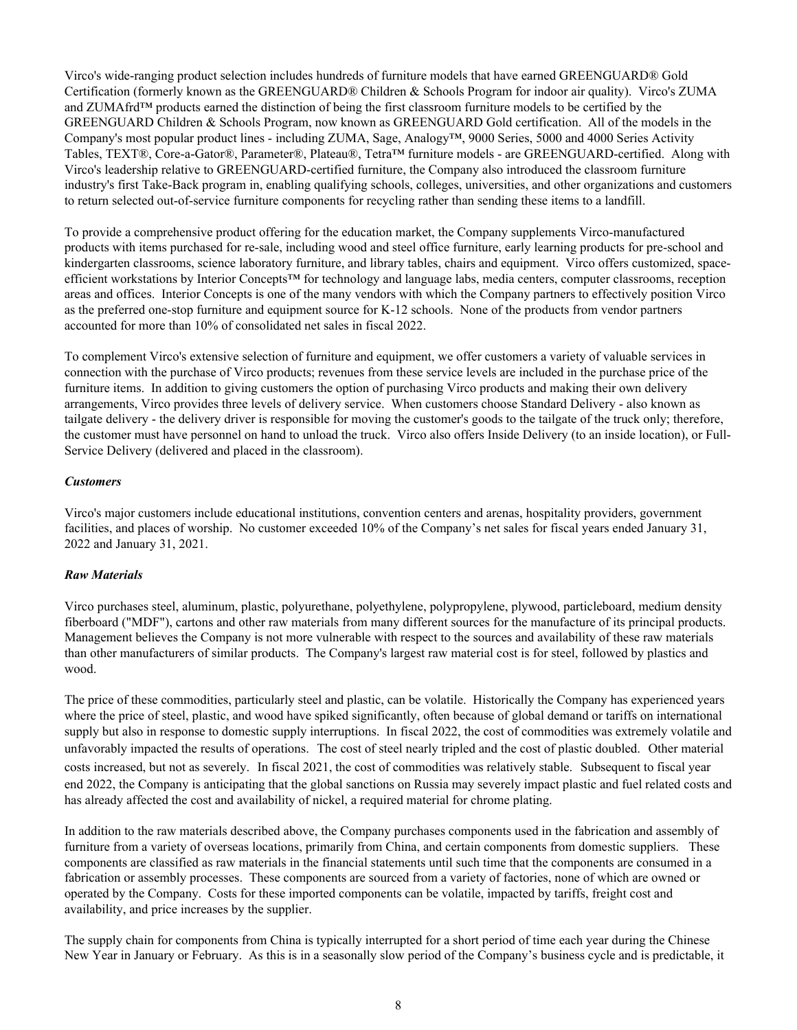Virco's wide-ranging product selection includes hundreds of furniture models that have earned GREENGUARD® Gold Certification (formerly known as the GREENGUARD® Children & Schools Program for indoor air quality). Virco's ZUMA and ZUMAfrd™ products earned the distinction of being the first classroom furniture models to be certified by the GREENGUARD Children & Schools Program, now known as GREENGUARD Gold certification. All of the models in the Company's most popular product lines - including ZUMA, Sage, Analogy™, 9000 Series, 5000 and 4000 Series Activity Tables, TEXT®, Core-a-Gator®, Parameter®, Plateau®, Tetra™ furniture models - are GREENGUARD-certified. Along with Virco's leadership relative to GREENGUARD-certified furniture, the Company also introduced the classroom furniture industry's first Take-Back program in, enabling qualifying schools, colleges, universities, and other organizations and customers to return selected out-of-service furniture components for recycling rather than sending these items to a landfill.

To provide a comprehensive product offering for the education market, the Company supplements Virco-manufactured products with items purchased for re-sale, including wood and steel office furniture, early learning products for pre-school and kindergarten classrooms, science laboratory furniture, and library tables, chairs and equipment. Virco offers customized, space-efficient workstations by Interior Concepts™ for technology and language labs, media centers, computer classrooms, reception areas and offices. Interior Concepts is one of the many vendors with which the Company partners to effectively position Virco as the preferred one-stop furniture and equipment source for K-12 schools. None of the products from vendor partners accounted for more than 10% of consolidated net sales in fiscal 2022.

To complement Virco's extensive selection of furniture and equipment, we offer customers a variety of valuable services in connection with the purchase of Virco products; revenues from these service levels are included in the purchase price of the furniture items. In addition to giving customers the option of purchasing Virco products and making their own delivery arrangements, Virco provides three levels of delivery service. When customers choose Standard Delivery - also known as tailgate delivery - the delivery driver is responsible for moving the customer's goods to the tailgate of the truck only; therefore, the customer must have personnel on hand to unload the truck. Virco also offers Inside Delivery (to an inside location), or Full-Service Delivery (delivered and placed in the classroom).

***Customers***

Virco's major customers include educational institutions, convention centers and arenas, hospitality providers, government facilities, and places of worship. No customer exceeded 10% of the Company's net sales for fiscal years ended January 31, 2022 and January 31, 2021.

***Raw Materials***

Virco purchases steel, aluminum, plastic, polyurethane, polyethylene, polypropylene, plywood, particleboard, medium density fiberboard ("MDF"), cartons and other raw materials from many different sources for the manufacture of its principal products. Management believes the Company is not more vulnerable with respect to the sources and availability of these raw materials than other manufacturers of similar products. The Company's largest raw material cost is for steel, followed by plastics and wood.

The price of these commodities, particularly steel and plastic, can be volatile. Historically the Company has experienced years where the price of steel, plastic, and wood have spiked significantly, often because of global demand or tariffs on international supply but also in response to domestic supply interruptions. In fiscal 2022, the cost of commodities was extremely volatile and unfavorably impacted the results of operations. The cost of steel nearly tripled and the cost of plastic doubled. Other material costs increased, but not as severely. In fiscal 2021, the cost of commodities was relatively stable. Subsequent to fiscal year end 2022, the Company is anticipating that the global sanctions on Russia may severely impact plastic and fuel related costs and has already affected the cost and availability of nickel, a required material for chrome plating.

In addition to the raw materials described above, the Company purchases components used in the fabrication and assembly of furniture from a variety of overseas locations, primarily from China, and certain components from domestic suppliers. These components are classified as raw materials in the financial statements until such time that the components are consumed in a fabrication or assembly processes. These components are sourced from a variety of factories, none of which are owned or operated by the Company. Costs for these imported components can be volatile, impacted by tariffs, freight cost and availability, and price increases by the supplier.

The supply chain for components from China is typically interrupted for a short period of time each year during the Chinese New Year in January or February. As this is in a seasonally slow period of the Company's business cycle and is predictable, it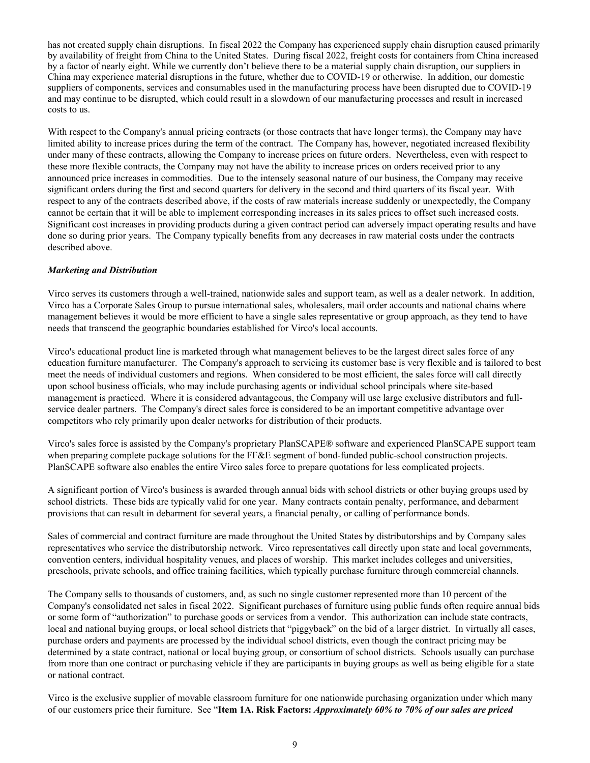has not created supply chain disruptions. In fiscal 2022 the Company has experienced supply chain disruption caused primarily by availability of freight from China to the United States. During fiscal 2022, freight costs for containers from China increased by a factor of nearly eight. While we currently don't believe there to be a material supply chain disruption, our suppliers in China may experience material disruptions in the future, whether due to COVID-19 or otherwise. In addition, our domestic suppliers of components, services and consumables used in the manufacturing process have been disrupted due to COVID-19 and may continue to be disrupted, which could result in a slowdown of our manufacturing processes and result in increased costs to us.

With respect to the Company's annual pricing contracts (or those contracts that have longer terms), the Company may have limited ability to increase prices during the term of the contract. The Company has, however, negotiated increased flexibility under many of these contracts, allowing the Company to increase prices on future orders. Nevertheless, even with respect to these more flexible contracts, the Company may not have the ability to increase prices on orders received prior to any announced price increases in commodities. Due to the intensely seasonal nature of our business, the Company may receive significant orders during the first and second quarters for delivery in the second and third quarters of its fiscal year. With respect to any of the contracts described above, if the costs of raw materials increase suddenly or unexpectedly, the Company cannot be certain that it will be able to implement corresponding increases in its sales prices to offset such increased costs. Significant cost increases in providing products during a given contract period can adversely impact operating results and have done so during prior years. The Company typically benefits from any decreases in raw material costs under the contracts described above.

***Marketing and Distribution***

Virco serves its customers through a well-trained, nationwide sales and support team, as well as a dealer network. In addition, Virco has a Corporate Sales Group to pursue international sales, wholesalers, mail order accounts and national chains where management believes it would be more efficient to have a single sales representative or group approach, as they tend to have needs that transcend the geographic boundaries established for Virco's local accounts.

Virco's educational product line is marketed through what management believes to be the largest direct sales force of any education furniture manufacturer. The Company's approach to servicing its customer base is very flexible and is tailored to best meet the needs of individual customers and regions. When considered to be most efficient, the sales force will call directly upon school business officials, who may include purchasing agents or individual school principals where site-based management is practiced. Where it is considered advantageous, the Company will use large exclusive distributors and full-service dealer partners. The Company's direct sales force is considered to be an important competitive advantage over competitors who rely primarily upon dealer networks for distribution of their products.

Virco's sales force is assisted by the Company's proprietary PlanSCAPE® software and experienced PlanSCAPE support team when preparing complete package solutions for the FF&E segment of bond-funded public-school construction projects. PlanSCAPE software also enables the entire Virco sales force to prepare quotations for less complicated projects.

A significant portion of Virco's business is awarded through annual bids with school districts or other buying groups used by school districts. These bids are typically valid for one year. Many contracts contain penalty, performance, and debarment provisions that can result in debarment for several years, a financial penalty, or calling of performance bonds.

Sales of commercial and contract furniture are made throughout the United States by distributorships and by Company sales representatives who service the distributorship network. Virco representatives call directly upon state and local governments, convention centers, individual hospitality venues, and places of worship. This market includes colleges and universities, preschools, private schools, and office training facilities, which typically purchase furniture through commercial channels.

The Company sells to thousands of customers, and, as such no single customer represented more than 10 percent of the Company's consolidated net sales in fiscal 2022. Significant purchases of furniture using public funds often require annual bids or some form of "authorization" to purchase goods or services from a vendor. This authorization can include state contracts, local and national buying groups, or local school districts that "piggyback" on the bid of a larger district. In virtually all cases, purchase orders and payments are processed by the individual school districts, even though the contract pricing may be determined by a state contract, national or local buying group, or consortium of school districts. Schools usually can purchase from more than one contract or purchasing vehicle if they are participants in buying groups as well as being eligible for a state or national contract.

Virco is the exclusive supplier of movable classroom furniture for one nationwide purchasing organization under which many of our customers price their furniture. See "**Item 1A. Risk Factors:** ***Approximately 60% to 70% of our sales are priced***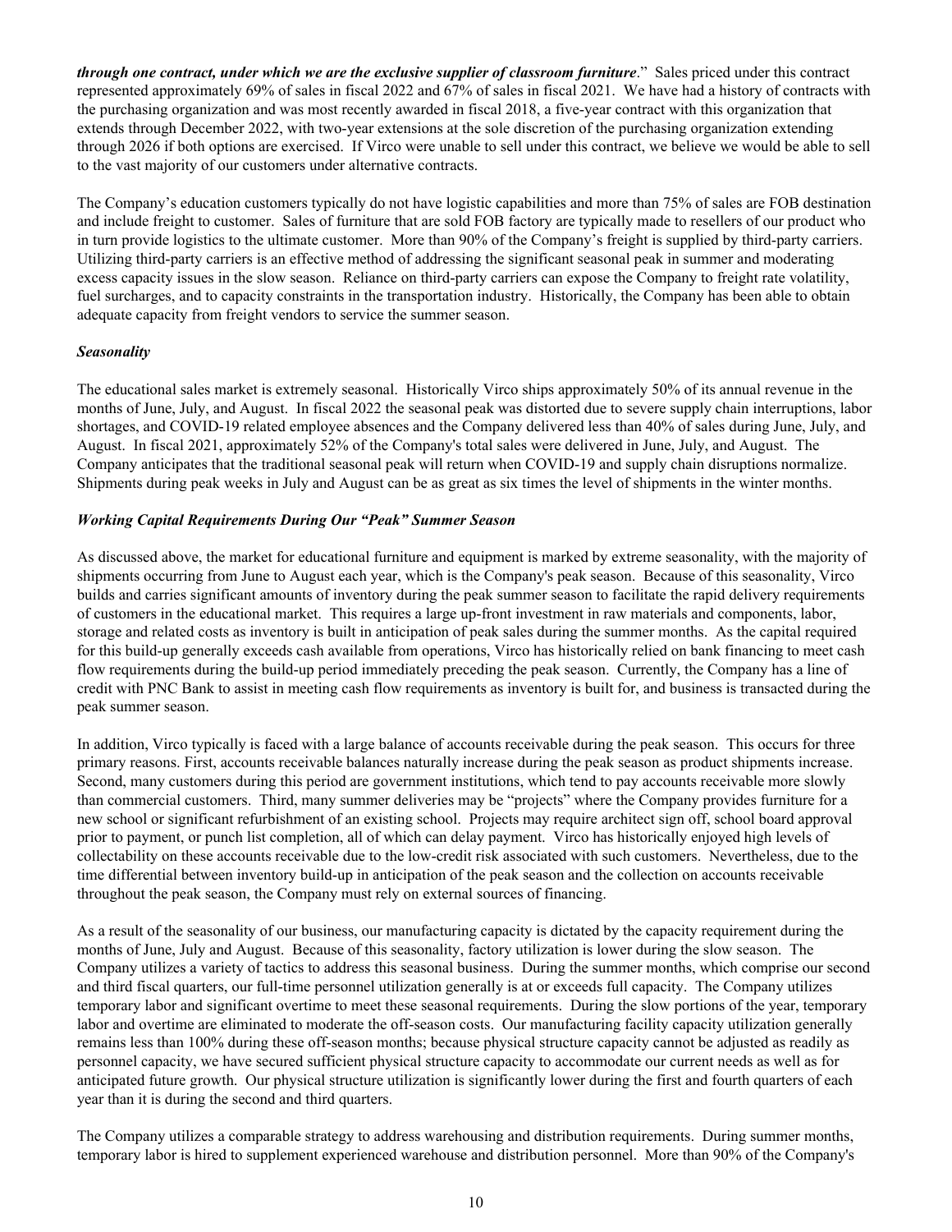***through one contract, under which we are the exclusive supplier of classroom furniture*.**" Sales priced under this contract represented approximately 69% of sales in fiscal 2022 and 67% of sales in fiscal 2021. We have had a history of contracts with the purchasing organization and was most recently awarded in fiscal 2018, a five-year contract with this organization that extends through December 2022, with two-year extensions at the sole discretion of the purchasing organization extending through 2026 if both options are exercised. If Virco were unable to sell under this contract, we believe we would be able to sell to the vast majority of our customers under alternative contracts.

The Company's education customers typically do not have logistic capabilities and more than 75% of sales are FOB destination and include freight to customer. Sales of furniture that are sold FOB factory are typically made to resellers of our product who in turn provide logistics to the ultimate customer. More than 90% of the Company's freight is supplied by third-party carriers. Utilizing third-party carriers is an effective method of addressing the significant seasonal peak in summer and moderating excess capacity issues in the slow season. Reliance on third-party carriers can expose the Company to freight rate volatility, fuel surcharges, and to capacity constraints in the transportation industry. Historically, the Company has been able to obtain adequate capacity from freight vendors to service the summer season.

***Seasonality***

The educational sales market is extremely seasonal. Historically Virco ships approximately 50% of its annual revenue in the months of June, July, and August. In fiscal 2022 the seasonal peak was distorted due to severe supply chain interruptions, labor shortages, and COVID-19 related employee absences and the Company delivered less than 40% of sales during June, July, and August. In fiscal 2021, approximately 52% of the Company's total sales were delivered in June, July, and August. The Company anticipates that the traditional seasonal peak will return when COVID-19 and supply chain disruptions normalize. Shipments during peak weeks in July and August can be as great as six times the level of shipments in the winter months.

***Working Capital Requirements During Our "Peak" Summer Season***

As discussed above, the market for educational furniture and equipment is marked by extreme seasonality, with the majority of shipments occurring from June to August each year, which is the Company's peak season. Because of this seasonality, Virco builds and carries significant amounts of inventory during the peak summer season to facilitate the rapid delivery requirements of customers in the educational market. This requires a large up-front investment in raw materials and components, labor, storage and related costs as inventory is built in anticipation of peak sales during the summer months. As the capital required for this build-up generally exceeds cash available from operations, Virco has historically relied on bank financing to meet cash flow requirements during the build-up period immediately preceding the peak season. Currently, the Company has a line of credit with PNC Bank to assist in meeting cash flow requirements as inventory is built for, and business is transacted during the peak summer season.

In addition, Virco typically is faced with a large balance of accounts receivable during the peak season. This occurs for three primary reasons. First, accounts receivable balances naturally increase during the peak season as product shipments increase. Second, many customers during this period are government institutions, which tend to pay accounts receivable more slowly than commercial customers. Third, many summer deliveries may be "projects" where the Company provides furniture for a new school or significant refurbishment of an existing school. Projects may require architect sign off, school board approval prior to payment, or punch list completion, all of which can delay payment. Virco has historically enjoyed high levels of collectability on these accounts receivable due to the low-credit risk associated with such customers. Nevertheless, due to the time differential between inventory build-up in anticipation of the peak season and the collection on accounts receivable throughout the peak season, the Company must rely on external sources of financing.

As a result of the seasonality of our business, our manufacturing capacity is dictated by the capacity requirement during the months of June, July and August. Because of this seasonality, factory utilization is lower during the slow season. The Company utilizes a variety of tactics to address this seasonal business. During the summer months, which comprise our second and third fiscal quarters, our full-time personnel utilization generally is at or exceeds full capacity. The Company utilizes temporary labor and significant overtime to meet these seasonal requirements. During the slow portions of the year, temporary labor and overtime are eliminated to moderate the off-season costs. Our manufacturing facility capacity utilization generally remains less than 100% during these off-season months; because physical structure capacity cannot be adjusted as readily as personnel capacity, we have secured sufficient physical structure capacity to accommodate our current needs as well as for anticipated future growth. Our physical structure utilization is significantly lower during the first and fourth quarters of each year than it is during the second and third quarters.

The Company utilizes a comparable strategy to address warehousing and distribution requirements. During summer months, temporary labor is hired to supplement experienced warehouse and distribution personnel. More than 90% of the Company's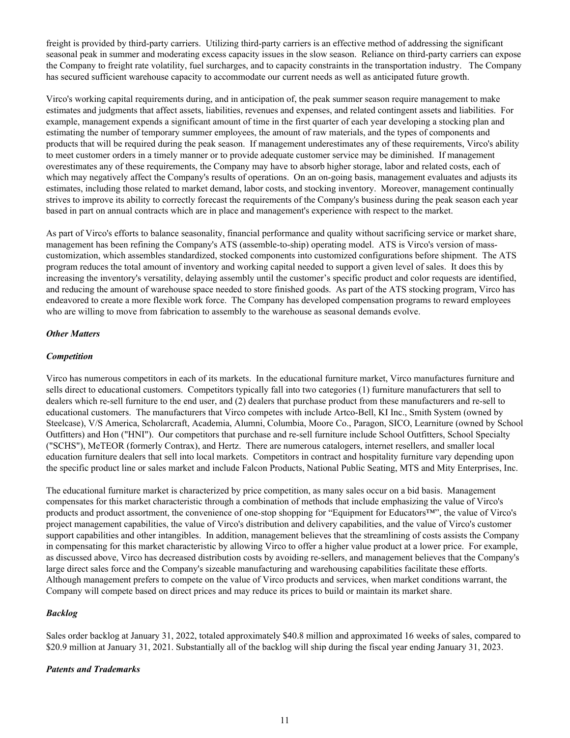freight is provided by third-party carriers. Utilizing third-party carriers is an effective method of addressing the significant seasonal peak in summer and moderating excess capacity issues in the slow season. Reliance on third-party carriers can expose the Company to freight rate volatility, fuel surcharges, and to capacity constraints in the transportation industry. The Company has secured sufficient warehouse capacity to accommodate our current needs as well as anticipated future growth.

Virco's working capital requirements during, and in anticipation of, the peak summer season require management to make estimates and judgments that affect assets, liabilities, revenues and expenses, and related contingent assets and liabilities. For example, management expends a significant amount of time in the first quarter of each year developing a stocking plan and estimating the number of temporary summer employees, the amount of raw materials, and the types of components and products that will be required during the peak season. If management underestimates any of these requirements, Virco's ability to meet customer orders in a timely manner or to provide adequate customer service may be diminished. If management overestimates any of these requirements, the Company may have to absorb higher storage, labor and related costs, each of which may negatively affect the Company's results of operations. On an on-going basis, management evaluates and adjusts its estimates, including those related to market demand, labor costs, and stocking inventory. Moreover, management continually strives to improve its ability to correctly forecast the requirements of the Company's business during the peak season each year based in part on annual contracts which are in place and management's experience with respect to the market.

As part of Virco's efforts to balance seasonality, financial performance and quality without sacrificing service or market share, management has been refining the Company's ATS (assemble-to-ship) operating model. ATS is Virco's version of mass-customization, which assembles standardized, stocked components into customized configurations before shipment. The ATS program reduces the total amount of inventory and working capital needed to support a given level of sales. It does this by increasing the inventory's versatility, delaying assembly until the customer's specific product and color requests are identified, and reducing the amount of warehouse space needed to store finished goods. As part of the ATS stocking program, Virco has endeavored to create a more flexible work force. The Company has developed compensation programs to reward employees who are willing to move from fabrication to assembly to the warehouse as seasonal demands evolve.

***Other Matters***

***Competition***

Virco has numerous competitors in each of its markets. In the educational furniture market, Virco manufactures furniture and sells direct to educational customers. Competitors typically fall into two categories (1) furniture manufacturers that sell to dealers which re-sell furniture to the end user, and (2) dealers that purchase product from these manufacturers and re-sell to educational customers. The manufacturers that Virco competes with include Artco-Bell, KI Inc., Smith System (owned by Steelcase), V/S America, Scholarcraft, Academia, Alumni, Columbia, Moore Co., Paragon, SICO, Learniture (owned by School Outfitters) and Hon ("HNI"). Our competitors that purchase and re-sell furniture include School Outfitters, School Specialty ("SCHS"), MeTEOR (formerly Contrax), and Hertz. There are numerous catalogers, internet resellers, and smaller local education furniture dealers that sell into local markets. Competitors in contract and hospitality furniture vary depending upon the specific product line or sales market and include Falcon Products, National Public Seating, MTS and Mity Enterprises, Inc.

The educational furniture market is characterized by price competition, as many sales occur on a bid basis. Management compensates for this market characteristic through a combination of methods that include emphasizing the value of Virco's products and product assortment, the convenience of one-stop shopping for "Equipment for Educators™", the value of Virco's project management capabilities, the value of Virco's distribution and delivery capabilities, and the value of Virco's customer support capabilities and other intangibles. In addition, management believes that the streamlining of costs assists the Company in compensating for this market characteristic by allowing Virco to offer a higher value product at a lower price. For example, as discussed above, Virco has decreased distribution costs by avoiding re-sellers, and management believes that the Company's large direct sales force and the Company's sizeable manufacturing and warehousing capabilities facilitate these efforts. Although management prefers to compete on the value of Virco products and services, when market conditions warrant, the Company will compete based on direct prices and may reduce its prices to build or maintain its market share.

***Backlog***

Sales order backlog at January 31, 2022, totaled approximately $40.8 million and approximated 16 weeks of sales, compared to $20.9 million at January 31, 2021. Substantially all of the backlog will ship during the fiscal year ending January 31, 2023.

***Patents and Trademarks***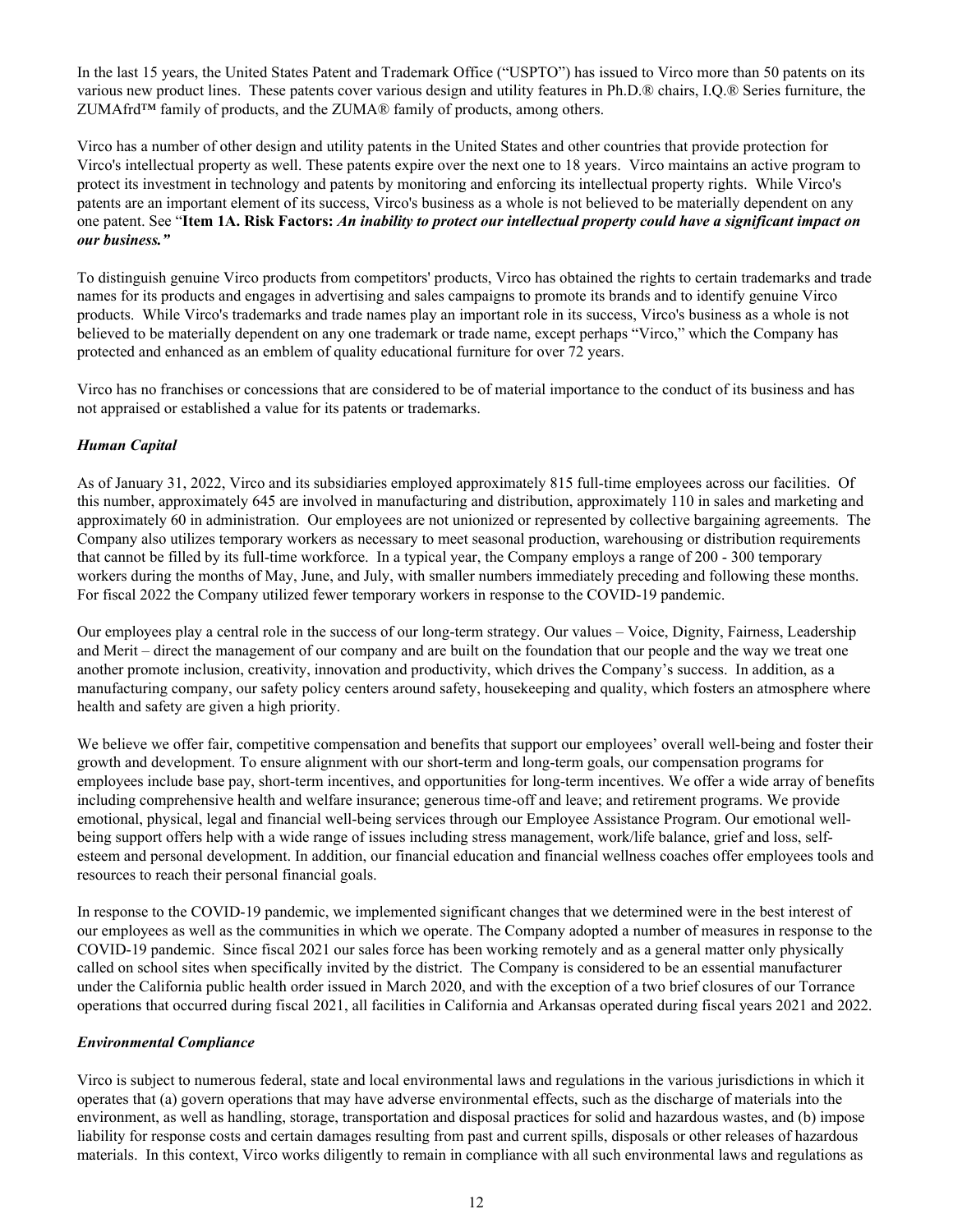In the last 15 years, the United States Patent and Trademark Office ("USPTO") has issued to Virco more than 50 patents on its various new product lines. These patents cover various design and utility features in Ph.D.® chairs, I.Q.® Series furniture, the ZUMAfrd™ family of products, and the ZUMA® family of products, among others.

Virco has a number of other design and utility patents in the United States and other countries that provide protection for Virco's intellectual property as well. These patents expire over the next one to 18 years. Virco maintains an active program to protect its investment in technology and patents by monitoring and enforcing its intellectual property rights. While Virco's patents are an important element of its success, Virco's business as a whole is not believed to be materially dependent on any one patent. See "**Item 1A. Risk Factors:** ***An inability to protect our intellectual property could have a significant impact on our business."***

To distinguish genuine Virco products from competitors' products, Virco has obtained the rights to certain trademarks and trade names for its products and engages in advertising and sales campaigns to promote its brands and to identify genuine Virco products. While Virco's trademarks and trade names play an important role in its success, Virco's business as a whole is not believed to be materially dependent on any one trademark or trade name, except perhaps "Virco," which the Company has protected and enhanced as an emblem of quality educational furniture for over 72 years.

Virco has no franchises or concessions that are considered to be of material importance to the conduct of its business and has not appraised or established a value for its patents or trademarks.

***Human Capital***

As of January 31, 2022, Virco and its subsidiaries employed approximately 815 full-time employees across our facilities. Of this number, approximately 645 are involved in manufacturing and distribution, approximately 110 in sales and marketing and approximately 60 in administration. Our employees are not unionized or represented by collective bargaining agreements. The Company also utilizes temporary workers as necessary to meet seasonal production, warehousing or distribution requirements that cannot be filled by its full-time workforce. In a typical year, the Company employs a range of 200 - 300 temporary workers during the months of May, June, and July, with smaller numbers immediately preceding and following these months. For fiscal 2022 the Company utilized fewer temporary workers in response to the COVID-19 pandemic.

Our employees play a central role in the success of our long-term strategy. Our values – Voice, Dignity, Fairness, Leadership and Merit – direct the management of our company and are built on the foundation that our people and the way we treat one another promote inclusion, creativity, innovation and productivity, which drives the Company's success. In addition, as a manufacturing company, our safety policy centers around safety, housekeeping and quality, which fosters an atmosphere where health and safety are given a high priority.

We believe we offer fair, competitive compensation and benefits that support our employees' overall well-being and foster their growth and development. To ensure alignment with our short-term and long-term goals, our compensation programs for employees include base pay, short-term incentives, and opportunities for long-term incentives. We offer a wide array of benefits including comprehensive health and welfare insurance; generous time-off and leave; and retirement programs. We provide emotional, physical, legal and financial well-being services through our Employee Assistance Program. Our emotional well-being support offers help with a wide range of issues including stress management, work/life balance, grief and loss, self-esteem and personal development. In addition, our financial education and financial wellness coaches offer employees tools and resources to reach their personal financial goals.

In response to the COVID-19 pandemic, we implemented significant changes that we determined were in the best interest of our employees as well as the communities in which we operate. The Company adopted a number of measures in response to the COVID-19 pandemic. Since fiscal 2021 our sales force has been working remotely and as a general matter only physically called on school sites when specifically invited by the district. The Company is considered to be an essential manufacturer under the California public health order issued in March 2020, and with the exception of a two brief closures of our Torrance operations that occurred during fiscal 2021, all facilities in California and Arkansas operated during fiscal years 2021 and 2022.

***Environmental Compliance***

Virco is subject to numerous federal, state and local environmental laws and regulations in the various jurisdictions in which it operates that (a) govern operations that may have adverse environmental effects, such as the discharge of materials into the environment, as well as handling, storage, transportation and disposal practices for solid and hazardous wastes, and (b) impose liability for response costs and certain damages resulting from past and current spills, disposals or other releases of hazardous materials. In this context, Virco works diligently to remain in compliance with all such environmental laws and regulations as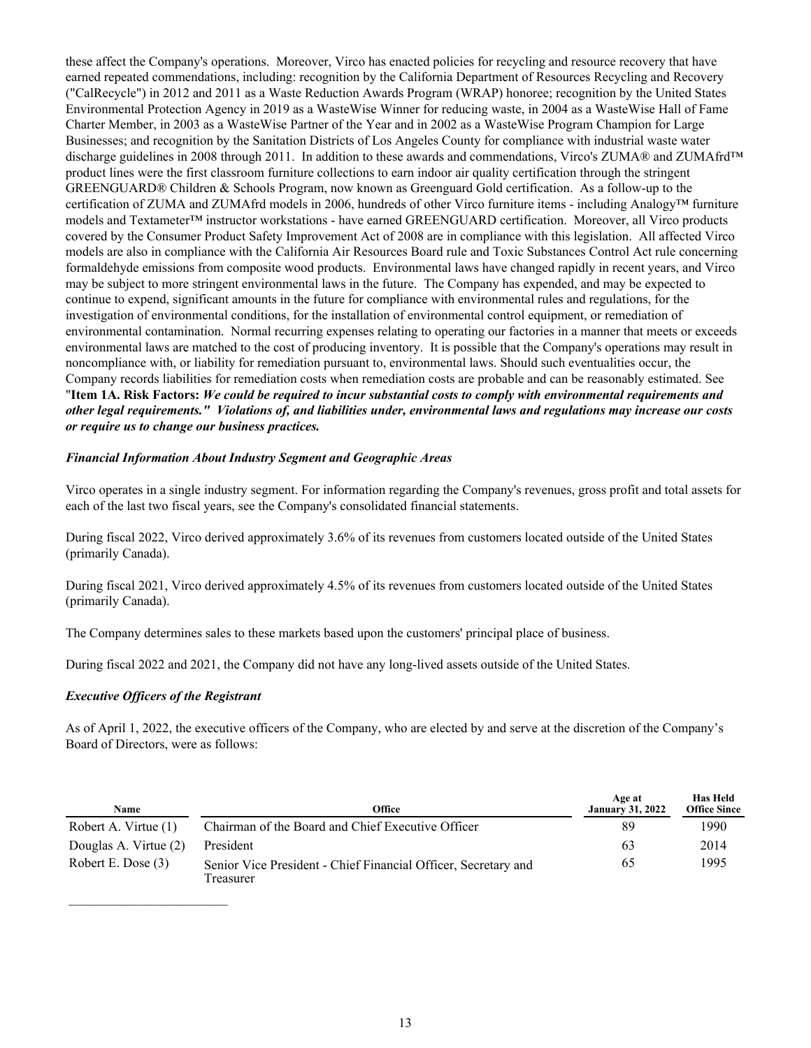these affect the Company's operations. Moreover, Virco has enacted policies for recycling and resource recovery that have earned repeated commendations, including: recognition by the California Department of Resources Recycling and Recovery ("CalRecycle") in 2012 and 2011 as a Waste Reduction Awards Program (WRAP) honoree; recognition by the United States Environmental Protection Agency in 2019 as a WasteWise Winner for reducing waste, in 2004 as a WasteWise Hall of Fame Charter Member, in 2003 as a WasteWise Partner of the Year and in 2002 as a WasteWise Program Champion for Large Businesses; and recognition by the Sanitation Districts of Los Angeles County for compliance with industrial waste water discharge guidelines in 2008 through 2011. In addition to these awards and commendations, Virco's ZUMA® and ZUMAfrd™ product lines were the first classroom furniture collections to earn indoor air quality certification through the stringent GREENGUARD® Children & Schools Program, now known as Greenguard Gold certification. As a follow-up to the certification of ZUMA and ZUMAfrd models in 2006, hundreds of other Virco furniture items - including Analogy™ furniture models and Textameter™ instructor workstations - have earned GREENGUARD certification. Moreover, all Virco products covered by the Consumer Product Safety Improvement Act of 2008 are in compliance with this legislation. All affected Virco models are also in compliance with the California Air Resources Board rule and Toxic Substances Control Act rule concerning formaldehyde emissions from composite wood products. Environmental laws have changed rapidly in recent years, and Virco may be subject to more stringent environmental laws in the future. The Company has expended, and may be expected to continue to expend, significant amounts in the future for compliance with environmental rules and regulations, for the investigation of environmental conditions, for the installation of environmental control equipment, or remediation of environmental contamination. Normal recurring expenses relating to operating our factories in a manner that meets or exceeds environmental laws are matched to the cost of producing inventory. It is possible that the Company's operations may result in noncompliance with, or liability for remediation pursuant to, environmental laws. Should such eventualities occur, the Company records liabilities for remediation costs when remediation costs are probable and can be reasonably estimated. See "**Item 1A. Risk Factors:** ***We could be required to incur substantial costs to comply with environmental requirements and other legal requirements." Violations of, and liabilities under, environmental laws and regulations may increase our costs or require us to change our business practices.***

***Financial Information About Industry Segment and Geographic Areas***

Virco operates in a single industry segment. For information regarding the Company's revenues, gross profit and total assets for each of the last two fiscal years, see the Company's consolidated financial statements.

During fiscal 2022, Virco derived approximately 3.6% of its revenues from customers located outside of the United States (primarily Canada).

During fiscal 2021, Virco derived approximately 4.5% of its revenues from customers located outside of the United States (primarily Canada).

The Company determines sales to these markets based upon the customers' principal place of business.

During fiscal 2022 and 2021, the Company did not have any long-lived assets outside of the United States.

***Executive Officers of the Registrant***

As of April 1, 2022, the executive officers of the Company, who are elected by and serve at the discretion of the Company's Board of Directors, were as follows:

| Name | Office | Age at January 31, 2022 | Has Held Office Since |
|---|---|---|---|
| Robert A. Virtue (1) | Chairman of the Board and Chief Executive Officer | 89 | 1990 |
| Douglas A. Virtue (2) | President | 63 | 2014 |
| Robert E. Dose (3) | Senior Vice President - Chief Financial Officer, Secretary and Treasurer | 65 | 1995 |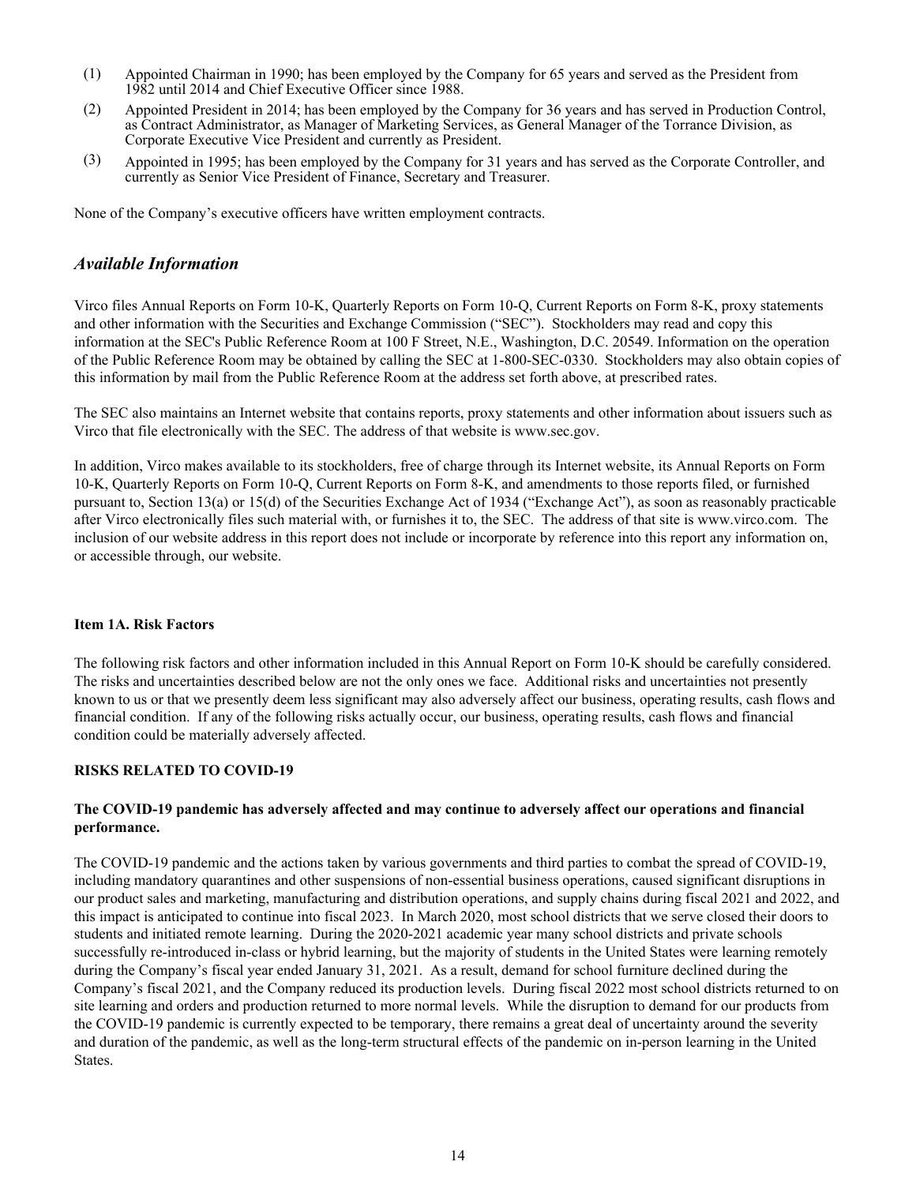(1) Appointed Chairman in 1990; has been employed by the Company for 65 years and served as the President from 1982 until 2014 and Chief Executive Officer since 1988.

(2) Appointed President in 2014; has been employed by the Company for 36 years and has served in Production Control, as Contract Administrator, as Manager of Marketing Services, as General Manager of the Torrance Division, as Corporate Executive Vice President and currently as President.

(3) Appointed in 1995; has been employed by the Company for 31 years and has served as the Corporate Controller, and currently as Senior Vice President of Finance, Secretary and Treasurer.

None of the Company's executive officers have written employment contracts.

## *Available Information*

Virco files Annual Reports on Form 10-K, Quarterly Reports on Form 10-Q, Current Reports on Form 8-K, proxy statements and other information with the Securities and Exchange Commission ("SEC"). Stockholders may read and copy this information at the SEC's Public Reference Room at 100 F Street, N.E., Washington, D.C. 20549. Information on the operation of the Public Reference Room may be obtained by calling the SEC at 1-800-SEC-0330. Stockholders may also obtain copies of this information by mail from the Public Reference Room at the address set forth above, at prescribed rates.

The SEC also maintains an Internet website that contains reports, proxy statements and other information about issuers such as Virco that file electronically with the SEC. The address of that website is www.sec.gov.

In addition, Virco makes available to its stockholders, free of charge through its Internet website, its Annual Reports on Form 10-K, Quarterly Reports on Form 10-Q, Current Reports on Form 8-K, and amendments to those reports filed, or furnished pursuant to, Section 13(a) or 15(d) of the Securities Exchange Act of 1934 ("Exchange Act"), as soon as reasonably practicable after Virco electronically files such material with, or furnishes it to, the SEC. The address of that site is www.virco.com. The inclusion of our website address in this report does not include or incorporate by reference into this report any information on, or accessible through, our website.

## Item 1A. Risk Factors

The following risk factors and other information included in this Annual Report on Form 10-K should be carefully considered. The risks and uncertainties described below are not the only ones we face. Additional risks and uncertainties not presently known to us or that we presently deem less significant may also adversely affect our business, operating results, cash flows and financial condition. If any of the following risks actually occur, our business, operating results, cash flows and financial condition could be materially adversely affected.

### RISKS RELATED TO COVID-19

**The COVID-19 pandemic has adversely affected and may continue to adversely affect our operations and financial performance.**

The COVID-19 pandemic and the actions taken by various governments and third parties to combat the spread of COVID-19, including mandatory quarantines and other suspensions of non-essential business operations, caused significant disruptions in our product sales and marketing, manufacturing and distribution operations, and supply chains during fiscal 2021 and 2022, and this impact is anticipated to continue into fiscal 2023. In March 2020, most school districts that we serve closed their doors to students and initiated remote learning. During the 2020-2021 academic year many school districts and private schools successfully re-introduced in-class or hybrid learning, but the majority of students in the United States were learning remotely during the Company's fiscal year ended January 31, 2021. As a result, demand for school furniture declined during the Company's fiscal 2021, and the Company reduced its production levels. During fiscal 2022 most school districts returned to on site learning and orders and production returned to more normal levels. While the disruption to demand for our products from the COVID-19 pandemic is currently expected to be temporary, there remains a great deal of uncertainty around the severity and duration of the pandemic, as well as the long-term structural effects of the pandemic on in-person learning in the United States.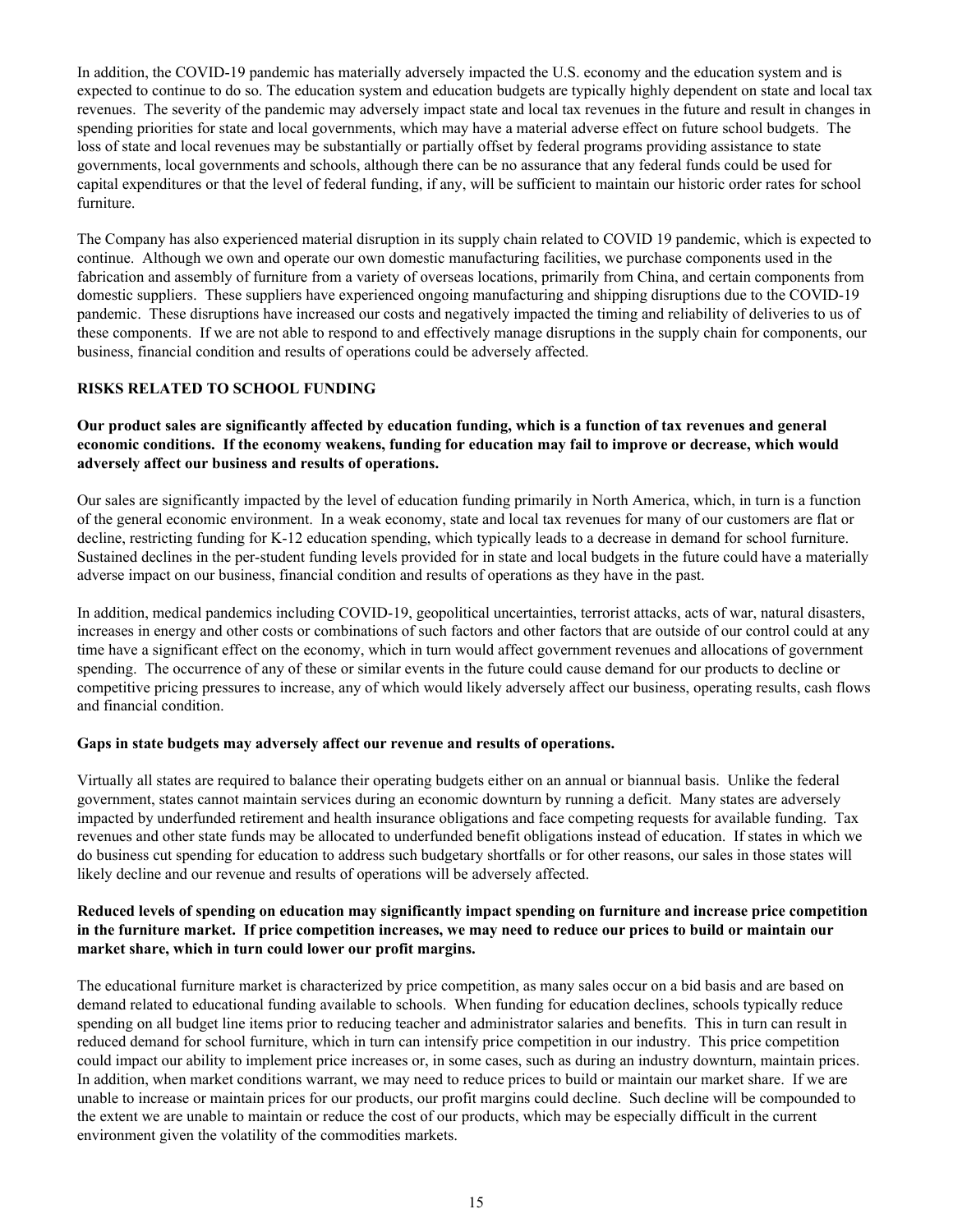In addition, the COVID-19 pandemic has materially adversely impacted the U.S. economy and the education system and is expected to continue to do so. The education system and education budgets are typically highly dependent on state and local tax revenues. The severity of the pandemic may adversely impact state and local tax revenues in the future and result in changes in spending priorities for state and local governments, which may have a material adverse effect on future school budgets. The loss of state and local revenues may be substantially or partially offset by federal programs providing assistance to state governments, local governments and schools, although there can be no assurance that any federal funds could be used for capital expenditures or that the level of federal funding, if any, will be sufficient to maintain our historic order rates for school furniture.

The Company has also experienced material disruption in its supply chain related to COVID 19 pandemic, which is expected to continue. Although we own and operate our own domestic manufacturing facilities, we purchase components used in the fabrication and assembly of furniture from a variety of overseas locations, primarily from China, and certain components from domestic suppliers. These suppliers have experienced ongoing manufacturing and shipping disruptions due to the COVID-19 pandemic. These disruptions have increased our costs and negatively impacted the timing and reliability of deliveries to us of these components. If we are not able to respond to and effectively manage disruptions in the supply chain for components, our business, financial condition and results of operations could be adversely affected.

**RISKS RELATED TO SCHOOL FUNDING**

**Our product sales are significantly affected by education funding, which is a function of tax revenues and general economic conditions. If the economy weakens, funding for education may fail to improve or decrease, which would adversely affect our business and results of operations.**

Our sales are significantly impacted by the level of education funding primarily in North America, which, in turn is a function of the general economic environment. In a weak economy, state and local tax revenues for many of our customers are flat or decline, restricting funding for K-12 education spending, which typically leads to a decrease in demand for school furniture. Sustained declines in the per-student funding levels provided for in state and local budgets in the future could have a materially adverse impact on our business, financial condition and results of operations as they have in the past.

In addition, medical pandemics including COVID-19, geopolitical uncertainties, terrorist attacks, acts of war, natural disasters, increases in energy and other costs or combinations of such factors and other factors that are outside of our control could at any time have a significant effect on the economy, which in turn would affect government revenues and allocations of government spending. The occurrence of any of these or similar events in the future could cause demand for our products to decline or competitive pricing pressures to increase, any of which would likely adversely affect our business, operating results, cash flows and financial condition.

**Gaps in state budgets may adversely affect our revenue and results of operations.**

Virtually all states are required to balance their operating budgets either on an annual or biannual basis. Unlike the federal government, states cannot maintain services during an economic downturn by running a deficit. Many states are adversely impacted by underfunded retirement and health insurance obligations and face competing requests for available funding. Tax revenues and other state funds may be allocated to underfunded benefit obligations instead of education. If states in which we do business cut spending for education to address such budgetary shortfalls or for other reasons, our sales in those states will likely decline and our revenue and results of operations will be adversely affected.

**Reduced levels of spending on education may significantly impact spending on furniture and increase price competition in the furniture market. If price competition increases, we may need to reduce our prices to build or maintain our market share, which in turn could lower our profit margins.**

The educational furniture market is characterized by price competition, as many sales occur on a bid basis and are based on demand related to educational funding available to schools. When funding for education declines, schools typically reduce spending on all budget line items prior to reducing teacher and administrator salaries and benefits. This in turn can result in reduced demand for school furniture, which in turn can intensify price competition in our industry. This price competition could impact our ability to implement price increases or, in some cases, such as during an industry downturn, maintain prices. In addition, when market conditions warrant, we may need to reduce prices to build or maintain our market share. If we are unable to increase or maintain prices for our products, our profit margins could decline. Such decline will be compounded to the extent we are unable to maintain or reduce the cost of our products, which may be especially difficult in the current environment given the volatility of the commodities markets.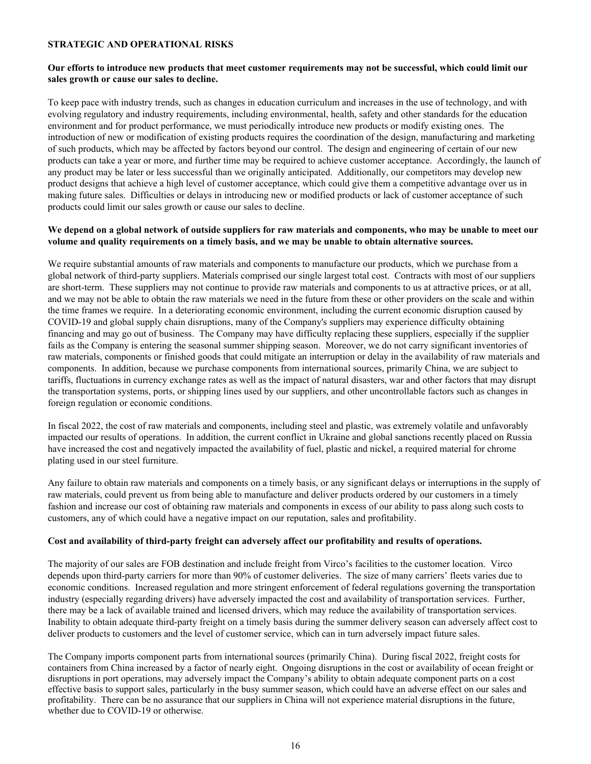## STRATEGIC AND OPERATIONAL RISKS

**Our efforts to introduce new products that meet customer requirements may not be successful, which could limit our sales growth or cause our sales to decline.**

To keep pace with industry trends, such as changes in education curriculum and increases in the use of technology, and with evolving regulatory and industry requirements, including environmental, health, safety and other standards for the education environment and for product performance, we must periodically introduce new products or modify existing ones. The introduction of new or modification of existing products requires the coordination of the design, manufacturing and marketing of such products, which may be affected by factors beyond our control. The design and engineering of certain of our new products can take a year or more, and further time may be required to achieve customer acceptance. Accordingly, the launch of any product may be later or less successful than we originally anticipated. Additionally, our competitors may develop new product designs that achieve a high level of customer acceptance, which could give them a competitive advantage over us in making future sales. Difficulties or delays in introducing new or modified products or lack of customer acceptance of such products could limit our sales growth or cause our sales to decline.

**We depend on a global network of outside suppliers for raw materials and components, who may be unable to meet our volume and quality requirements on a timely basis, and we may be unable to obtain alternative sources.**

We require substantial amounts of raw materials and components to manufacture our products, which we purchase from a global network of third-party suppliers. Materials comprised our single largest total cost. Contracts with most of our suppliers are short-term. These suppliers may not continue to provide raw materials and components to us at attractive prices, or at all, and we may not be able to obtain the raw materials we need in the future from these or other providers on the scale and within the time frames we require. In a deteriorating economic environment, including the current economic disruption caused by COVID-19 and global supply chain disruptions, many of the Company's suppliers may experience difficulty obtaining financing and may go out of business. The Company may have difficulty replacing these suppliers, especially if the supplier fails as the Company is entering the seasonal summer shipping season. Moreover, we do not carry significant inventories of raw materials, components or finished goods that could mitigate an interruption or delay in the availability of raw materials and components. In addition, because we purchase components from international sources, primarily China, we are subject to tariffs, fluctuations in currency exchange rates as well as the impact of natural disasters, war and other factors that may disrupt the transportation systems, ports, or shipping lines used by our suppliers, and other uncontrollable factors such as changes in foreign regulation or economic conditions.

In fiscal 2022, the cost of raw materials and components, including steel and plastic, was extremely volatile and unfavorably impacted our results of operations. In addition, the current conflict in Ukraine and global sanctions recently placed on Russia have increased the cost and negatively impacted the availability of fuel, plastic and nickel, a required material for chrome plating used in our steel furniture.

Any failure to obtain raw materials and components on a timely basis, or any significant delays or interruptions in the supply of raw materials, could prevent us from being able to manufacture and deliver products ordered by our customers in a timely fashion and increase our cost of obtaining raw materials and components in excess of our ability to pass along such costs to customers, any of which could have a negative impact on our reputation, sales and profitability.

**Cost and availability of third-party freight can adversely affect our profitability and results of operations.**

The majority of our sales are FOB destination and include freight from Virco's facilities to the customer location. Virco depends upon third-party carriers for more than 90% of customer deliveries. The size of many carriers' fleets varies due to economic conditions. Increased regulation and more stringent enforcement of federal regulations governing the transportation industry (especially regarding drivers) have adversely impacted the cost and availability of transportation services. Further, there may be a lack of available trained and licensed drivers, which may reduce the availability of transportation services. Inability to obtain adequate third-party freight on a timely basis during the summer delivery season can adversely affect cost to deliver products to customers and the level of customer service, which can in turn adversely impact future sales.

The Company imports component parts from international sources (primarily China). During fiscal 2022, freight costs for containers from China increased by a factor of nearly eight. Ongoing disruptions in the cost or availability of ocean freight or disruptions in port operations, may adversely impact the Company's ability to obtain adequate component parts on a cost effective basis to support sales, particularly in the busy summer season, which could have an adverse effect on our sales and profitability. There can be no assurance that our suppliers in China will not experience material disruptions in the future, whether due to COVID-19 or otherwise.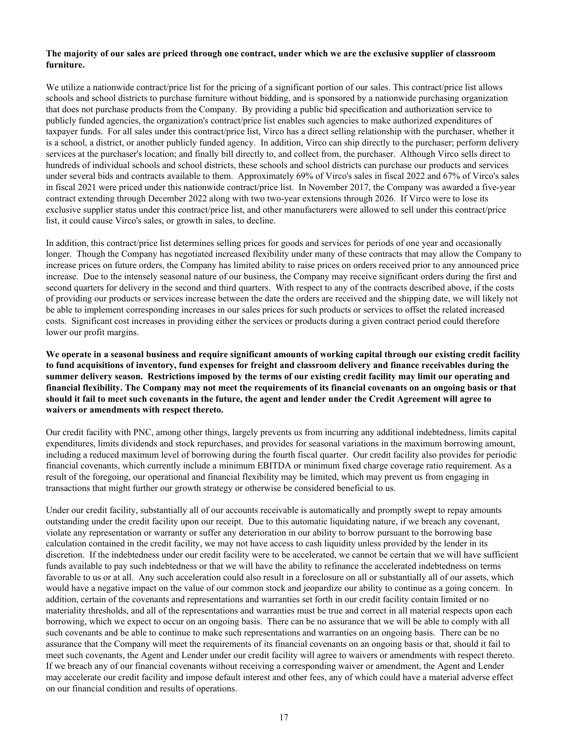**The majority of our sales are priced through one contract, under which we are the exclusive supplier of classroom furniture.**

We utilize a nationwide contract/price list for the pricing of a significant portion of our sales. This contract/price list allows schools and school districts to purchase furniture without bidding, and is sponsored by a nationwide purchasing organization that does not purchase products from the Company. By providing a public bid specification and authorization service to publicly funded agencies, the organization's contract/price list enables such agencies to make authorized expenditures of taxpayer funds. For all sales under this contract/price list, Virco has a direct selling relationship with the purchaser, whether it is a school, a district, or another publicly funded agency. In addition, Virco can ship directly to the purchaser; perform delivery services at the purchaser's location; and finally bill directly to, and collect from, the purchaser. Although Virco sells direct to hundreds of individual schools and school districts, these schools and school districts can purchase our products and services under several bids and contracts available to them. Approximately 69% of Virco's sales in fiscal 2022 and 67% of Virco's sales in fiscal 2021 were priced under this nationwide contract/price list. In November 2017, the Company was awarded a five-year contract extending through December 2022 along with two two-year extensions through 2026. If Virco were to lose its exclusive supplier status under this contract/price list, and other manufacturers were allowed to sell under this contract/price list, it could cause Virco's sales, or growth in sales, to decline.

In addition, this contract/price list determines selling prices for goods and services for periods of one year and occasionally longer. Though the Company has negotiated increased flexibility under many of these contracts that may allow the Company to increase prices on future orders, the Company has limited ability to raise prices on orders received prior to any announced price increase. Due to the intensely seasonal nature of our business, the Company may receive significant orders during the first and second quarters for delivery in the second and third quarters. With respect to any of the contracts described above, if the costs of providing our products or services increase between the date the orders are received and the shipping date, we will likely not be able to implement corresponding increases in our sales prices for such products or services to offset the related increased costs. Significant cost increases in providing either the services or products during a given contract period could therefore lower our profit margins.

**We operate in a seasonal business and require significant amounts of working capital through our existing credit facility to fund acquisitions of inventory, fund expenses for freight and classroom delivery and finance receivables during the summer delivery season. Restrictions imposed by the terms of our existing credit facility may limit our operating and financial flexibility. The Company may not meet the requirements of its financial covenants on an ongoing basis or that should it fail to meet such covenants in the future, the agent and lender under the Credit Agreement will agree to waivers or amendments with respect thereto.**

Our credit facility with PNC, among other things, largely prevents us from incurring any additional indebtedness, limits capital expenditures, limits dividends and stock repurchases, and provides for seasonal variations in the maximum borrowing amount, including a reduced maximum level of borrowing during the fourth fiscal quarter. Our credit facility also provides for periodic financial covenants, which currently include a minimum EBITDA or minimum fixed charge coverage ratio requirement. As a result of the foregoing, our operational and financial flexibility may be limited, which may prevent us from engaging in transactions that might further our growth strategy or otherwise be considered beneficial to us.

Under our credit facility, substantially all of our accounts receivable is automatically and promptly swept to repay amounts outstanding under the credit facility upon our receipt. Due to this automatic liquidating nature, if we breach any covenant, violate any representation or warranty or suffer any deterioration in our ability to borrow pursuant to the borrowing base calculation contained in the credit facility, we may not have access to cash liquidity unless provided by the lender in its discretion. If the indebtedness under our credit facility were to be accelerated, we cannot be certain that we will have sufficient funds available to pay such indebtedness or that we will have the ability to refinance the accelerated indebtedness on terms favorable to us or at all. Any such acceleration could also result in a foreclosure on all or substantially all of our assets, which would have a negative impact on the value of our common stock and jeopardize our ability to continue as a going concern. In addition, certain of the covenants and representations and warranties set forth in our credit facility contain limited or no materiality thresholds, and all of the representations and warranties must be true and correct in all material respects upon each borrowing, which we expect to occur on an ongoing basis. There can be no assurance that we will be able to comply with all such covenants and be able to continue to make such representations and warranties on an ongoing basis. There can be no assurance that the Company will meet the requirements of its financial covenants on an ongoing basis or that, should it fail to meet such covenants, the Agent and Lender under our credit facility will agree to waivers or amendments with respect thereto. If we breach any of our financial covenants without receiving a corresponding waiver or amendment, the Agent and Lender may accelerate our credit facility and impose default interest and other fees, any of which could have a material adverse effect on our financial condition and results of operations.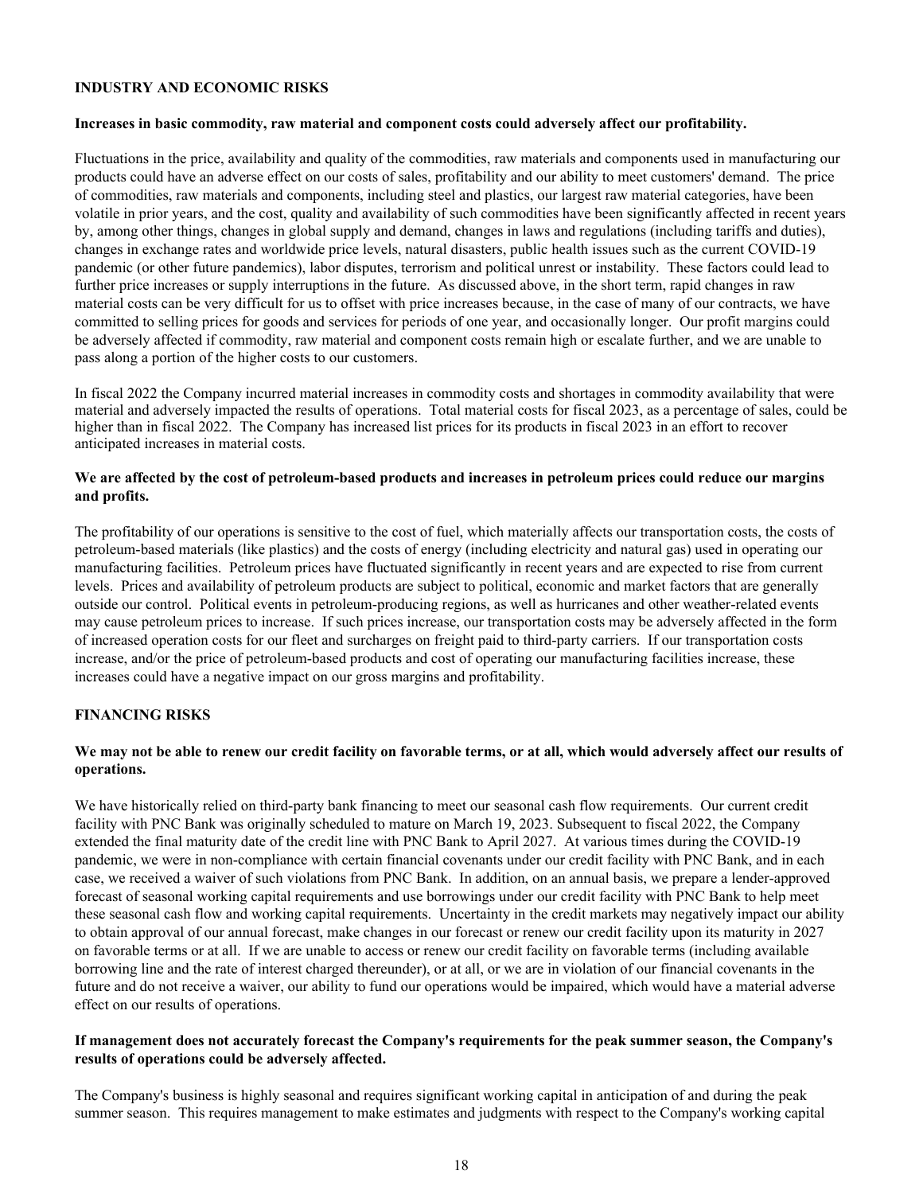## INDUSTRY AND ECONOMIC RISKS

**Increases in basic commodity, raw material and component costs could adversely affect our profitability.**

Fluctuations in the price, availability and quality of the commodities, raw materials and components used in manufacturing our products could have an adverse effect on our costs of sales, profitability and our ability to meet customers' demand. The price of commodities, raw materials and components, including steel and plastics, our largest raw material categories, have been volatile in prior years, and the cost, quality and availability of such commodities have been significantly affected in recent years by, among other things, changes in global supply and demand, changes in laws and regulations (including tariffs and duties), changes in exchange rates and worldwide price levels, natural disasters, public health issues such as the current COVID-19 pandemic (or other future pandemics), labor disputes, terrorism and political unrest or instability. These factors could lead to further price increases or supply interruptions in the future. As discussed above, in the short term, rapid changes in raw material costs can be very difficult for us to offset with price increases because, in the case of many of our contracts, we have committed to selling prices for goods and services for periods of one year, and occasionally longer. Our profit margins could be adversely affected if commodity, raw material and component costs remain high or escalate further, and we are unable to pass along a portion of the higher costs to our customers.

In fiscal 2022 the Company incurred material increases in commodity costs and shortages in commodity availability that were material and adversely impacted the results of operations. Total material costs for fiscal 2023, as a percentage of sales, could be higher than in fiscal 2022. The Company has increased list prices for its products in fiscal 2023 in an effort to recover anticipated increases in material costs.

**We are affected by the cost of petroleum-based products and increases in petroleum prices could reduce our margins and profits.**

The profitability of our operations is sensitive to the cost of fuel, which materially affects our transportation costs, the costs of petroleum-based materials (like plastics) and the costs of energy (including electricity and natural gas) used in operating our manufacturing facilities. Petroleum prices have fluctuated significantly in recent years and are expected to rise from current levels. Prices and availability of petroleum products are subject to political, economic and market factors that are generally outside our control. Political events in petroleum-producing regions, as well as hurricanes and other weather-related events may cause petroleum prices to increase. If such prices increase, our transportation costs may be adversely affected in the form of increased operation costs for our fleet and surcharges on freight paid to third-party carriers. If our transportation costs increase, and/or the price of petroleum-based products and cost of operating our manufacturing facilities increase, these increases could have a negative impact on our gross margins and profitability.

## FINANCING RISKS

**We may not be able to renew our credit facility on favorable terms, or at all, which would adversely affect our results of operations.**

We have historically relied on third-party bank financing to meet our seasonal cash flow requirements. Our current credit facility with PNC Bank was originally scheduled to mature on March 19, 2023. Subsequent to fiscal 2022, the Company extended the final maturity date of the credit line with PNC Bank to April 2027. At various times during the COVID-19 pandemic, we were in non-compliance with certain financial covenants under our credit facility with PNC Bank, and in each case, we received a waiver of such violations from PNC Bank. In addition, on an annual basis, we prepare a lender-approved forecast of seasonal working capital requirements and use borrowings under our credit facility with PNC Bank to help meet these seasonal cash flow and working capital requirements. Uncertainty in the credit markets may negatively impact our ability to obtain approval of our annual forecast, make changes in our forecast or renew our credit facility upon its maturity in 2027 on favorable terms or at all. If we are unable to access or renew our credit facility on favorable terms (including available borrowing line and the rate of interest charged thereunder), or at all, or we are in violation of our financial covenants in the future and do not receive a waiver, our ability to fund our operations would be impaired, which would have a material adverse effect on our results of operations.

**If management does not accurately forecast the Company's requirements for the peak summer season, the Company's results of operations could be adversely affected.**

The Company's business is highly seasonal and requires significant working capital in anticipation of and during the peak summer season. This requires management to make estimates and judgments with respect to the Company's working capital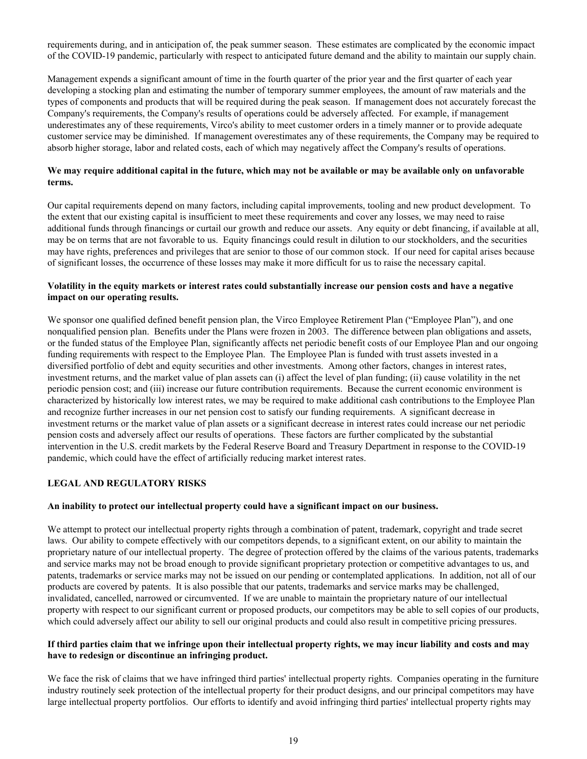requirements during, and in anticipation of, the peak summer season. These estimates are complicated by the economic impact of the COVID-19 pandemic, particularly with respect to anticipated future demand and the ability to maintain our supply chain.

Management expends a significant amount of time in the fourth quarter of the prior year and the first quarter of each year developing a stocking plan and estimating the number of temporary summer employees, the amount of raw materials and the types of components and products that will be required during the peak season. If management does not accurately forecast the Company's requirements, the Company's results of operations could be adversely affected. For example, if management underestimates any of these requirements, Virco's ability to meet customer orders in a timely manner or to provide adequate customer service may be diminished. If management overestimates any of these requirements, the Company may be required to absorb higher storage, labor and related costs, each of which may negatively affect the Company's results of operations.

**We may require additional capital in the future, which may not be available or may be available only on unfavorable terms.**

Our capital requirements depend on many factors, including capital improvements, tooling and new product development. To the extent that our existing capital is insufficient to meet these requirements and cover any losses, we may need to raise additional funds through financings or curtail our growth and reduce our assets. Any equity or debt financing, if available at all, may be on terms that are not favorable to us. Equity financings could result in dilution to our stockholders, and the securities may have rights, preferences and privileges that are senior to those of our common stock. If our need for capital arises because of significant losses, the occurrence of these losses may make it more difficult for us to raise the necessary capital.

**Volatility in the equity markets or interest rates could substantially increase our pension costs and have a negative impact on our operating results.**

We sponsor one qualified defined benefit pension plan, the Virco Employee Retirement Plan ("Employee Plan"), and one nonqualified pension plan. Benefits under the Plans were frozen in 2003. The difference between plan obligations and assets, or the funded status of the Employee Plan, significantly affects net periodic benefit costs of our Employee Plan and our ongoing funding requirements with respect to the Employee Plan. The Employee Plan is funded with trust assets invested in a diversified portfolio of debt and equity securities and other investments. Among other factors, changes in interest rates, investment returns, and the market value of plan assets can (i) affect the level of plan funding; (ii) cause volatility in the net periodic pension cost; and (iii) increase our future contribution requirements. Because the current economic environment is characterized by historically low interest rates, we may be required to make additional cash contributions to the Employee Plan and recognize further increases in our net pension cost to satisfy our funding requirements. A significant decrease in investment returns or the market value of plan assets or a significant decrease in interest rates could increase our net periodic pension costs and adversely affect our results of operations. These factors are further complicated by the substantial intervention in the U.S. credit markets by the Federal Reserve Board and Treasury Department in response to the COVID-19 pandemic, which could have the effect of artificially reducing market interest rates.

## LEGAL AND REGULATORY RISKS

**An inability to protect our intellectual property could have a significant impact on our business.**

We attempt to protect our intellectual property rights through a combination of patent, trademark, copyright and trade secret laws. Our ability to compete effectively with our competitors depends, to a significant extent, on our ability to maintain the proprietary nature of our intellectual property. The degree of protection offered by the claims of the various patents, trademarks and service marks may not be broad enough to provide significant proprietary protection or competitive advantages to us, and patents, trademarks or service marks may not be issued on our pending or contemplated applications. In addition, not all of our products are covered by patents. It is also possible that our patents, trademarks and service marks may be challenged, invalidated, cancelled, narrowed or circumvented. If we are unable to maintain the proprietary nature of our intellectual property with respect to our significant current or proposed products, our competitors may be able to sell copies of our products, which could adversely affect our ability to sell our original products and could also result in competitive pricing pressures.

**If third parties claim that we infringe upon their intellectual property rights, we may incur liability and costs and may have to redesign or discontinue an infringing product.**

We face the risk of claims that we have infringed third parties' intellectual property rights. Companies operating in the furniture industry routinely seek protection of the intellectual property for their product designs, and our principal competitors may have large intellectual property portfolios. Our efforts to identify and avoid infringing third parties' intellectual property rights may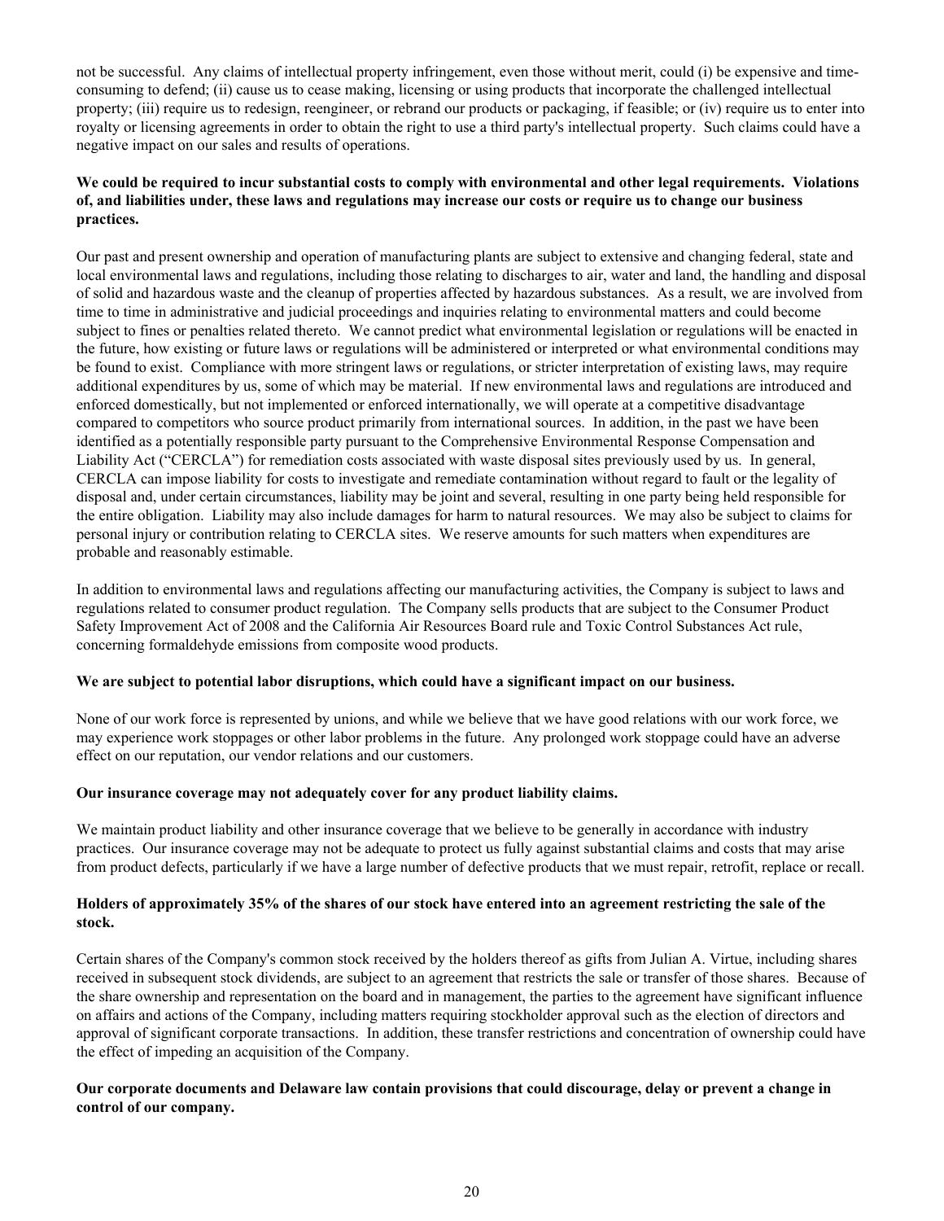not be successful. Any claims of intellectual property infringement, even those without merit, could (i) be expensive and time-consuming to defend; (ii) cause us to cease making, licensing or using products that incorporate the challenged intellectual property; (iii) require us to redesign, reengineer, or rebrand our products or packaging, if feasible; or (iv) require us to enter into royalty or licensing agreements in order to obtain the right to use a third party's intellectual property. Such claims could have a negative impact on our sales and results of operations.

**We could be required to incur substantial costs to comply with environmental and other legal requirements. Violations of, and liabilities under, these laws and regulations may increase our costs or require us to change our business practices.**

Our past and present ownership and operation of manufacturing plants are subject to extensive and changing federal, state and local environmental laws and regulations, including those relating to discharges to air, water and land, the handling and disposal of solid and hazardous waste and the cleanup of properties affected by hazardous substances. As a result, we are involved from time to time in administrative and judicial proceedings and inquiries relating to environmental matters and could become subject to fines or penalties related thereto. We cannot predict what environmental legislation or regulations will be enacted in the future, how existing or future laws or regulations will be administered or interpreted or what environmental conditions may be found to exist. Compliance with more stringent laws or regulations, or stricter interpretation of existing laws, may require additional expenditures by us, some of which may be material. If new environmental laws and regulations are introduced and enforced domestically, but not implemented or enforced internationally, we will operate at a competitive disadvantage compared to competitors who source product primarily from international sources. In addition, in the past we have been identified as a potentially responsible party pursuant to the Comprehensive Environmental Response Compensation and Liability Act ("CERCLA") for remediation costs associated with waste disposal sites previously used by us. In general, CERCLA can impose liability for costs to investigate and remediate contamination without regard to fault or the legality of disposal and, under certain circumstances, liability may be joint and several, resulting in one party being held responsible for the entire obligation. Liability may also include damages for harm to natural resources. We may also be subject to claims for personal injury or contribution relating to CERCLA sites. We reserve amounts for such matters when expenditures are probable and reasonably estimable.

In addition to environmental laws and regulations affecting our manufacturing activities, the Company is subject to laws and regulations related to consumer product regulation. The Company sells products that are subject to the Consumer Product Safety Improvement Act of 2008 and the California Air Resources Board rule and Toxic Control Substances Act rule, concerning formaldehyde emissions from composite wood products.

**We are subject to potential labor disruptions, which could have a significant impact on our business.**

None of our work force is represented by unions, and while we believe that we have good relations with our work force, we may experience work stoppages or other labor problems in the future. Any prolonged work stoppage could have an adverse effect on our reputation, our vendor relations and our customers.

**Our insurance coverage may not adequately cover for any product liability claims.**

We maintain product liability and other insurance coverage that we believe to be generally in accordance with industry practices. Our insurance coverage may not be adequate to protect us fully against substantial claims and costs that may arise from product defects, particularly if we have a large number of defective products that we must repair, retrofit, replace or recall.

**Holders of approximately 35% of the shares of our stock have entered into an agreement restricting the sale of the stock.**

Certain shares of the Company's common stock received by the holders thereof as gifts from Julian A. Virtue, including shares received in subsequent stock dividends, are subject to an agreement that restricts the sale or transfer of those shares. Because of the share ownership and representation on the board and in management, the parties to the agreement have significant influence on affairs and actions of the Company, including matters requiring stockholder approval such as the election of directors and approval of significant corporate transactions. In addition, these transfer restrictions and concentration of ownership could have the effect of impeding an acquisition of the Company.

**Our corporate documents and Delaware law contain provisions that could discourage, delay or prevent a change in control of our company.**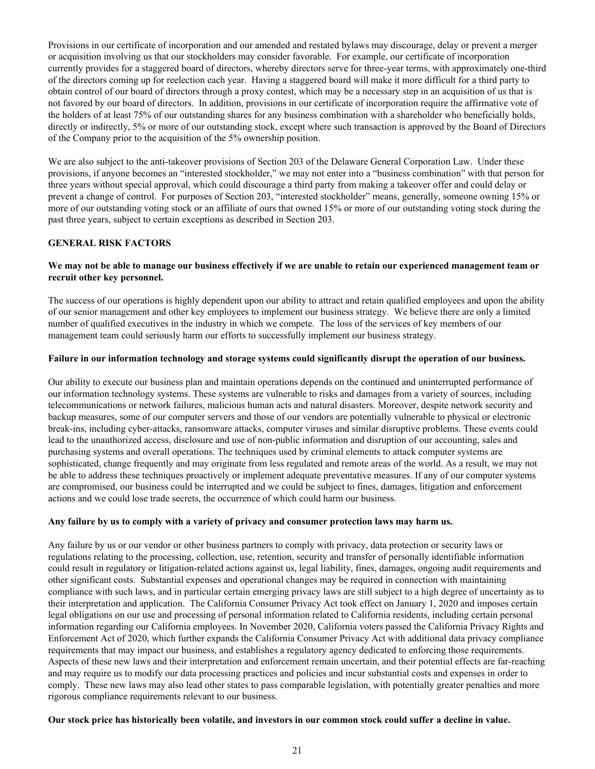Provisions in our certificate of incorporation and our amended and restated bylaws may discourage, delay or prevent a merger or acquisition involving us that our stockholders may consider favorable. For example, our certificate of incorporation currently provides for a staggered board of directors, whereby directors serve for three-year terms, with approximately one-third of the directors coming up for reelection each year. Having a staggered board will make it more difficult for a third party to obtain control of our board of directors through a proxy contest, which may be a necessary step in an acquisition of us that is not favored by our board of directors. In addition, provisions in our certificate of incorporation require the affirmative vote of the holders of at least 75% of our outstanding shares for any business combination with a shareholder who beneficially holds, directly or indirectly, 5% or more of our outstanding stock, except where such transaction is approved by the Board of Directors of the Company prior to the acquisition of the 5% ownership position.

We are also subject to the anti-takeover provisions of Section 203 of the Delaware General Corporation Law. Under these provisions, if anyone becomes an "interested stockholder," we may not enter into a "business combination" with that person for three years without special approval, which could discourage a third party from making a takeover offer and could delay or prevent a change of control. For purposes of Section 203, "interested stockholder" means, generally, someone owning 15% or more of our outstanding voting stock or an affiliate of ours that owned 15% or more of our outstanding voting stock during the past three years, subject to certain exceptions as described in Section 203.

## GENERAL RISK FACTORS

**We may not be able to manage our business effectively if we are unable to retain our experienced management team or recruit other key personnel.**

The success of our operations is highly dependent upon our ability to attract and retain qualified employees and upon the ability of our senior management and other key employees to implement our business strategy. We believe there are only a limited number of qualified executives in the industry in which we compete. The loss of the services of key members of our management team could seriously harm our efforts to successfully implement our business strategy.

**Failure in our information technology and storage systems could significantly disrupt the operation of our business.**

Our ability to execute our business plan and maintain operations depends on the continued and uninterrupted performance of our information technology systems. These systems are vulnerable to risks and damages from a variety of sources, including telecommunications or network failures, malicious human acts and natural disasters. Moreover, despite network security and backup measures, some of our computer servers and those of our vendors are potentially vulnerable to physical or electronic break-ins, including cyber-attacks, ransomware attacks, computer viruses and similar disruptive problems. These events could lead to the unauthorized access, disclosure and use of non-public information and disruption of our accounting, sales and purchasing systems and overall operations. The techniques used by criminal elements to attack computer systems are sophisticated, change frequently and may originate from less regulated and remote areas of the world. As a result, we may not be able to address these techniques proactively or implement adequate preventative measures. If any of our computer systems are compromised, our business could be interrupted and we could be subject to fines, damages, litigation and enforcement actions and we could lose trade secrets, the occurrence of which could harm our business.

**Any failure by us to comply with a variety of privacy and consumer protection laws may harm us.**

Any failure by us or our vendor or other business partners to comply with privacy, data protection or security laws or regulations relating to the processing, collection, use, retention, security and transfer of personally identifiable information could result in regulatory or litigation-related actions against us, legal liability, fines, damages, ongoing audit requirements and other significant costs. Substantial expenses and operational changes may be required in connection with maintaining compliance with such laws, and in particular certain emerging privacy laws are still subject to a high degree of uncertainty as to their interpretation and application. The California Consumer Privacy Act took effect on January 1, 2020 and imposes certain legal obligations on our use and processing of personal information related to California residents, including certain personal information regarding our California employees. In November 2020, California voters passed the California Privacy Rights and Enforcement Act of 2020, which further expands the California Consumer Privacy Act with additional data privacy compliance requirements that may impact our business, and establishes a regulatory agency dedicated to enforcing those requirements. Aspects of these new laws and their interpretation and enforcement remain uncertain, and their potential effects are far-reaching and may require us to modify our data processing practices and policies and incur substantial costs and expenses in order to comply. These new laws may also lead other states to pass comparable legislation, with potentially greater penalties and more rigorous compliance requirements relevant to our business.

**Our stock price has historically been volatile, and investors in our common stock could suffer a decline in value.**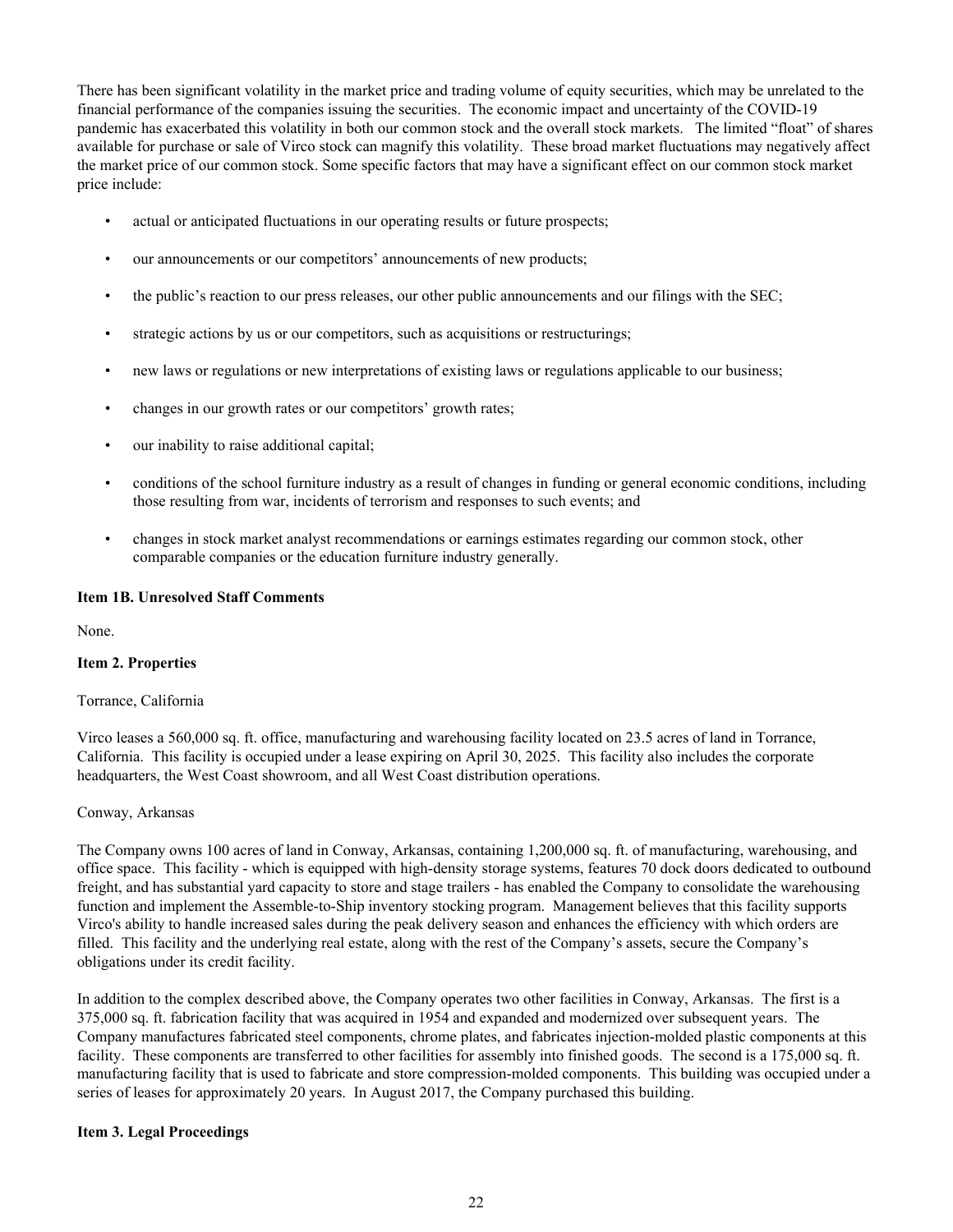There has been significant volatility in the market price and trading volume of equity securities, which may be unrelated to the financial performance of the companies issuing the securities. The economic impact and uncertainty of the COVID-19 pandemic has exacerbated this volatility in both our common stock and the overall stock markets. The limited "float" of shares available for purchase or sale of Virco stock can magnify this volatility. These broad market fluctuations may negatively affect the market price of our common stock. Some specific factors that may have a significant effect on our common stock market price include:

- actual or anticipated fluctuations in our operating results or future prospects;
- our announcements or our competitors' announcements of new products;
- the public's reaction to our press releases, our other public announcements and our filings with the SEC;
- strategic actions by us or our competitors, such as acquisitions or restructurings;
- new laws or regulations or new interpretations of existing laws or regulations applicable to our business;
- changes in our growth rates or our competitors' growth rates;
- our inability to raise additional capital;
- conditions of the school furniture industry as a result of changes in funding or general economic conditions, including those resulting from war, incidents of terrorism and responses to such events; and
- changes in stock market analyst recommendations or earnings estimates regarding our common stock, other comparable companies or the education furniture industry generally.

**Item 1B. Unresolved Staff Comments**

None.

**Item 2. Properties**

Torrance, California

Virco leases a 560,000 sq. ft. office, manufacturing and warehousing facility located on 23.5 acres of land in Torrance, California. This facility is occupied under a lease expiring on April 30, 2025. This facility also includes the corporate headquarters, the West Coast showroom, and all West Coast distribution operations.

Conway, Arkansas

The Company owns 100 acres of land in Conway, Arkansas, containing 1,200,000 sq. ft. of manufacturing, warehousing, and office space. This facility - which is equipped with high-density storage systems, features 70 dock doors dedicated to outbound freight, and has substantial yard capacity to store and stage trailers - has enabled the Company to consolidate the warehousing function and implement the Assemble-to-Ship inventory stocking program. Management believes that this facility supports Virco's ability to handle increased sales during the peak delivery season and enhances the efficiency with which orders are filled. This facility and the underlying real estate, along with the rest of the Company's assets, secure the Company's obligations under its credit facility.

In addition to the complex described above, the Company operates two other facilities in Conway, Arkansas. The first is a 375,000 sq. ft. fabrication facility that was acquired in 1954 and expanded and modernized over subsequent years. The Company manufactures fabricated steel components, chrome plates, and fabricates injection-molded plastic components at this facility. These components are transferred to other facilities for assembly into finished goods. The second is a 175,000 sq. ft. manufacturing facility that is used to fabricate and store compression-molded components. This building was occupied under a series of leases for approximately 20 years. In August 2017, the Company purchased this building.

**Item 3. Legal Proceedings**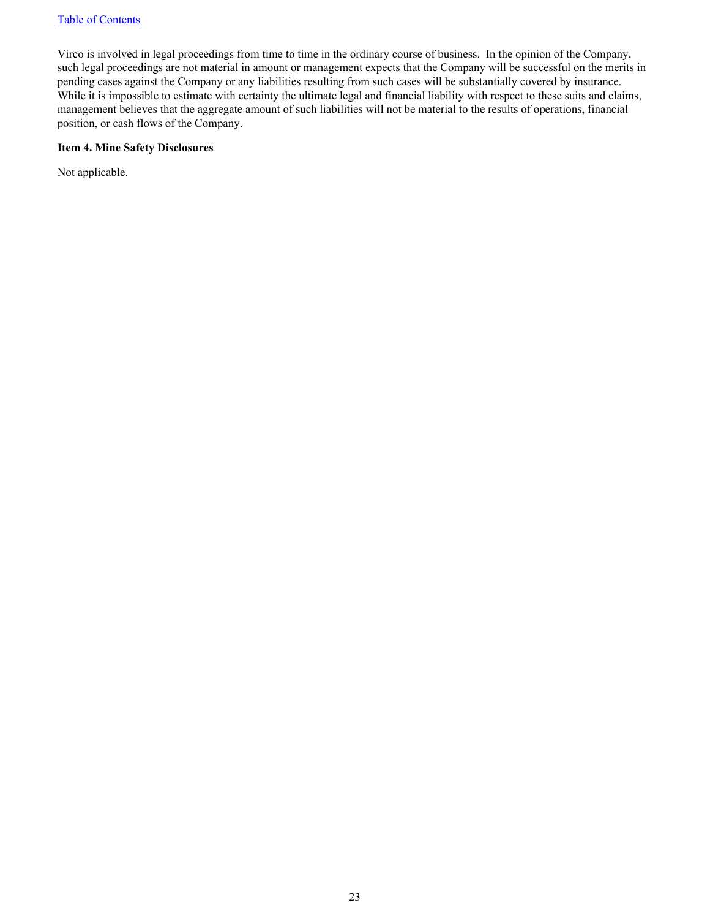Virco is involved in legal proceedings from time to time in the ordinary course of business. In the opinion of the Company, such legal proceedings are not material in amount or management expects that the Company will be successful on the merits in pending cases against the Company or any liabilities resulting from such cases will be substantially covered by insurance. While it is impossible to estimate with certainty the ultimate legal and financial liability with respect to these suits and claims, management believes that the aggregate amount of such liabilities will not be material to the results of operations, financial position, or cash flows of the Company.

**Item 4. Mine Safety Disclosures**

Not applicable.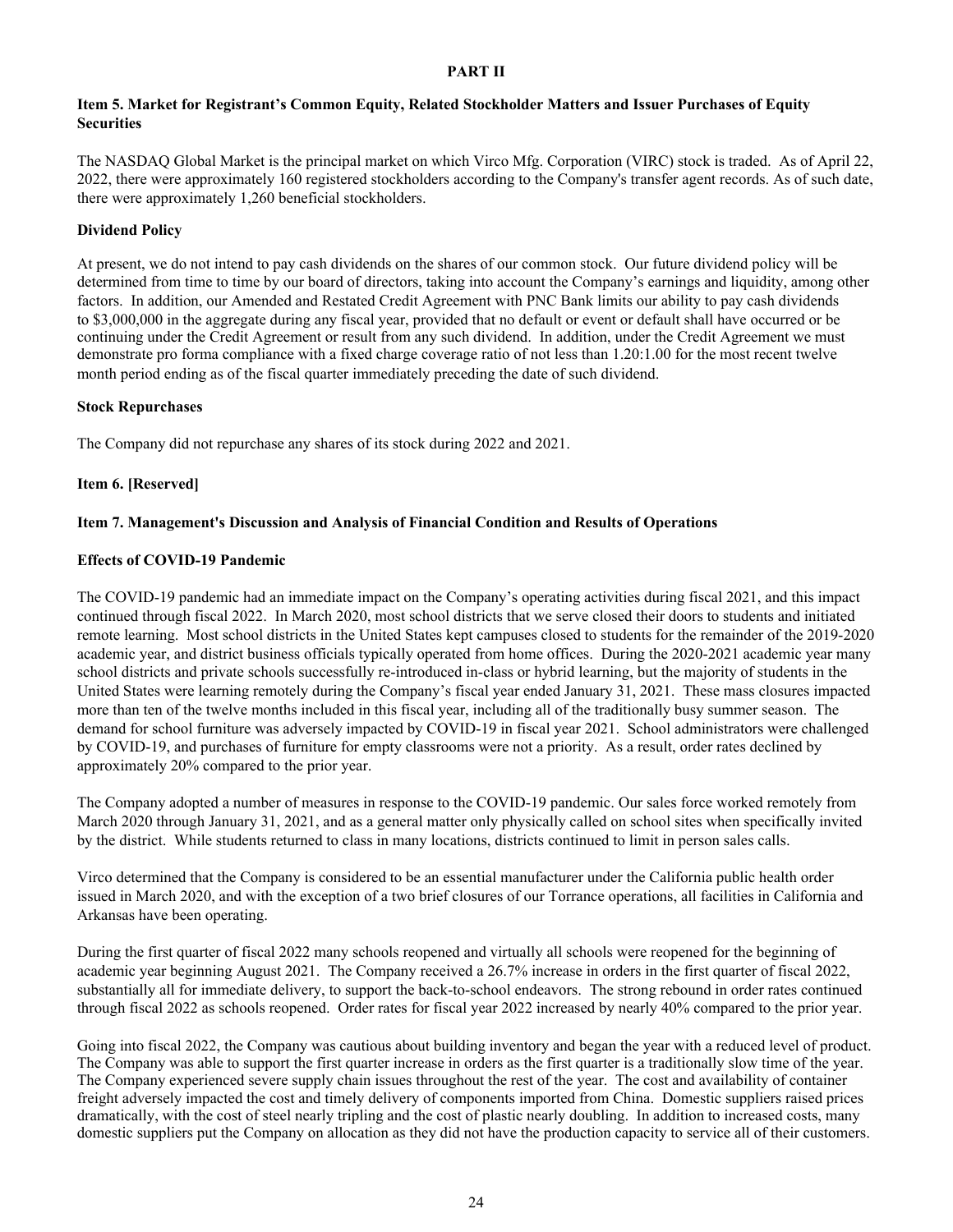# PART II

## Item 5. Market for Registrant's Common Equity, Related Stockholder Matters and Issuer Purchases of Equity Securities

The NASDAQ Global Market is the principal market on which Virco Mfg. Corporation (VIRC) stock is traded. As of April 22, 2022, there were approximately 160 registered stockholders according to the Company's transfer agent records. As of such date, there were approximately 1,260 beneficial stockholders.

### Dividend Policy

At present, we do not intend to pay cash dividends on the shares of our common stock. Our future dividend policy will be determined from time to time by our board of directors, taking into account the Company's earnings and liquidity, among other factors. In addition, our Amended and Restated Credit Agreement with PNC Bank limits our ability to pay cash dividends to $3,000,000 in the aggregate during any fiscal year, provided that no default or event or default shall have occurred or be continuing under the Credit Agreement or result from any such dividend. In addition, under the Credit Agreement we must demonstrate pro forma compliance with a fixed charge coverage ratio of not less than 1.20:1.00 for the most recent twelve month period ending as of the fiscal quarter immediately preceding the date of such dividend.

### Stock Repurchases

The Company did not repurchase any shares of its stock during 2022 and 2021.

## Item 6. [Reserved]

## Item 7. Management's Discussion and Analysis of Financial Condition and Results of Operations

### Effects of COVID-19 Pandemic

The COVID-19 pandemic had an immediate impact on the Company's operating activities during fiscal 2021, and this impact continued through fiscal 2022. In March 2020, most school districts that we serve closed their doors to students and initiated remote learning. Most school districts in the United States kept campuses closed to students for the remainder of the 2019-2020 academic year, and district business officials typically operated from home offices. During the 2020-2021 academic year many school districts and private schools successfully re-introduced in-class or hybrid learning, but the majority of students in the United States were learning remotely during the Company's fiscal year ended January 31, 2021. These mass closures impacted more than ten of the twelve months included in this fiscal year, including all of the traditionally busy summer season. The demand for school furniture was adversely impacted by COVID-19 in fiscal year 2021. School administrators were challenged by COVID-19, and purchases of furniture for empty classrooms were not a priority. As a result, order rates declined by approximately 20% compared to the prior year.

The Company adopted a number of measures in response to the COVID-19 pandemic. Our sales force worked remotely from March 2020 through January 31, 2021, and as a general matter only physically called on school sites when specifically invited by the district. While students returned to class in many locations, districts continued to limit in person sales calls.

Virco determined that the Company is considered to be an essential manufacturer under the California public health order issued in March 2020, and with the exception of a two brief closures of our Torrance operations, all facilities in California and Arkansas have been operating.

During the first quarter of fiscal 2022 many schools reopened and virtually all schools were reopened for the beginning of academic year beginning August 2021. The Company received a 26.7% increase in orders in the first quarter of fiscal 2022, substantially all for immediate delivery, to support the back-to-school endeavors. The strong rebound in order rates continued through fiscal 2022 as schools reopened. Order rates for fiscal year 2022 increased by nearly 40% compared to the prior year.

Going into fiscal 2022, the Company was cautious about building inventory and began the year with a reduced level of product. The Company was able to support the first quarter increase in orders as the first quarter is a traditionally slow time of the year. The Company experienced severe supply chain issues throughout the rest of the year. The cost and availability of container freight adversely impacted the cost and timely delivery of components imported from China. Domestic suppliers raised prices dramatically, with the cost of steel nearly tripling and the cost of plastic nearly doubling. In addition to increased costs, many domestic suppliers put the Company on allocation as they did not have the production capacity to service all of their customers.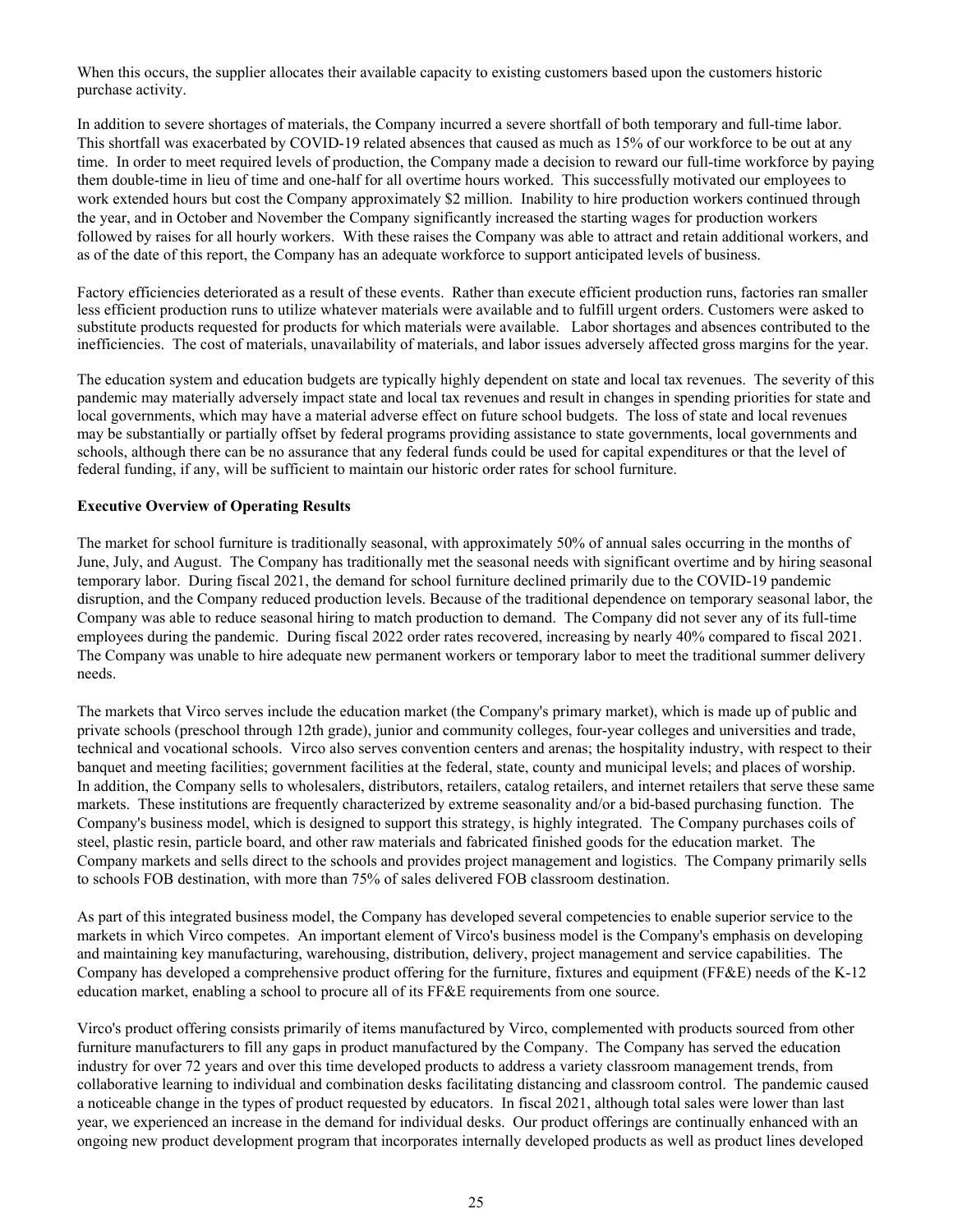When this occurs, the supplier allocates their available capacity to existing customers based upon the customers historic purchase activity.

In addition to severe shortages of materials, the Company incurred a severe shortfall of both temporary and full-time labor. This shortfall was exacerbated by COVID-19 related absences that caused as much as 15% of our workforce to be out at any time. In order to meet required levels of production, the Company made a decision to reward our full-time workforce by paying them double-time in lieu of time and one-half for all overtime hours worked. This successfully motivated our employees to work extended hours but cost the Company approximately $2 million. Inability to hire production workers continued through the year, and in October and November the Company significantly increased the starting wages for production workers followed by raises for all hourly workers. With these raises the Company was able to attract and retain additional workers, and as of the date of this report, the Company has an adequate workforce to support anticipated levels of business.

Factory efficiencies deteriorated as a result of these events. Rather than execute efficient production runs, factories ran smaller less efficient production runs to utilize whatever materials were available and to fulfill urgent orders. Customers were asked to substitute products requested for products for which materials were available. Labor shortages and absences contributed to the inefficiencies. The cost of materials, unavailability of materials, and labor issues adversely affected gross margins for the year.

The education system and education budgets are typically highly dependent on state and local tax revenues. The severity of this pandemic may materially adversely impact state and local tax revenues and result in changes in spending priorities for state and local governments, which may have a material adverse effect on future school budgets. The loss of state and local revenues may be substantially or partially offset by federal programs providing assistance to state governments, local governments and schools, although there can be no assurance that any federal funds could be used for capital expenditures or that the level of federal funding, if any, will be sufficient to maintain our historic order rates for school furniture.

**Executive Overview of Operating Results**

The market for school furniture is traditionally seasonal, with approximately 50% of annual sales occurring in the months of June, July, and August. The Company has traditionally met the seasonal needs with significant overtime and by hiring seasonal temporary labor. During fiscal 2021, the demand for school furniture declined primarily due to the COVID-19 pandemic disruption, and the Company reduced production levels. Because of the traditional dependence on temporary seasonal labor, the Company was able to reduce seasonal hiring to match production to demand. The Company did not sever any of its full-time employees during the pandemic. During fiscal 2022 order rates recovered, increasing by nearly 40% compared to fiscal 2021. The Company was unable to hire adequate new permanent workers or temporary labor to meet the traditional summer delivery needs.

The markets that Virco serves include the education market (the Company's primary market), which is made up of public and private schools (preschool through 12th grade), junior and community colleges, four-year colleges and universities and trade, technical and vocational schools. Virco also serves convention centers and arenas; the hospitality industry, with respect to their banquet and meeting facilities; government facilities at the federal, state, county and municipal levels; and places of worship. In addition, the Company sells to wholesalers, distributors, retailers, catalog retailers, and internet retailers that serve these same markets. These institutions are frequently characterized by extreme seasonality and/or a bid-based purchasing function. The Company's business model, which is designed to support this strategy, is highly integrated. The Company purchases coils of steel, plastic resin, particle board, and other raw materials and fabricated finished goods for the education market. The Company markets and sells direct to the schools and provides project management and logistics. The Company primarily sells to schools FOB destination, with more than 75% of sales delivered FOB classroom destination.

As part of this integrated business model, the Company has developed several competencies to enable superior service to the markets in which Virco competes. An important element of Virco's business model is the Company's emphasis on developing and maintaining key manufacturing, warehousing, distribution, delivery, project management and service capabilities. The Company has developed a comprehensive product offering for the furniture, fixtures and equipment (FF&E) needs of the K-12 education market, enabling a school to procure all of its FF&E requirements from one source.

Virco's product offering consists primarily of items manufactured by Virco, complemented with products sourced from other furniture manufacturers to fill any gaps in product manufactured by the Company. The Company has served the education industry for over 72 years and over this time developed products to address a variety classroom management trends, from collaborative learning to individual and combination desks facilitating distancing and classroom control. The pandemic caused a noticeable change in the types of product requested by educators. In fiscal 2021, although total sales were lower than last year, we experienced an increase in the demand for individual desks. Our product offerings are continually enhanced with an ongoing new product development program that incorporates internally developed products as well as product lines developed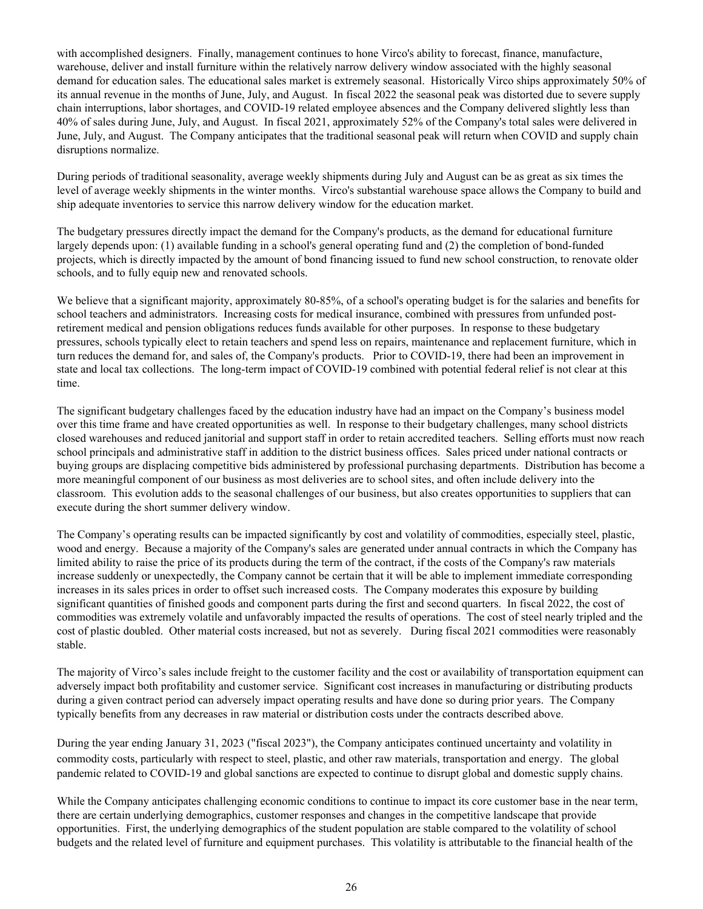with accomplished designers. Finally, management continues to hone Virco's ability to forecast, finance, manufacture, warehouse, deliver and install furniture within the relatively narrow delivery window associated with the highly seasonal demand for education sales. The educational sales market is extremely seasonal. Historically Virco ships approximately 50% of its annual revenue in the months of June, July, and August. In fiscal 2022 the seasonal peak was distorted due to severe supply chain interruptions, labor shortages, and COVID-19 related employee absences and the Company delivered slightly less than 40% of sales during June, July, and August. In fiscal 2021, approximately 52% of the Company's total sales were delivered in June, July, and August. The Company anticipates that the traditional seasonal peak will return when COVID and supply chain disruptions normalize.

During periods of traditional seasonality, average weekly shipments during July and August can be as great as six times the level of average weekly shipments in the winter months. Virco's substantial warehouse space allows the Company to build and ship adequate inventories to service this narrow delivery window for the education market.

The budgetary pressures directly impact the demand for the Company's products, as the demand for educational furniture largely depends upon: (1) available funding in a school's general operating fund and (2) the completion of bond-funded projects, which is directly impacted by the amount of bond financing issued to fund new school construction, to renovate older schools, and to fully equip new and renovated schools.

We believe that a significant majority, approximately 80-85%, of a school's operating budget is for the salaries and benefits for school teachers and administrators. Increasing costs for medical insurance, combined with pressures from unfunded post-retirement medical and pension obligations reduces funds available for other purposes. In response to these budgetary pressures, schools typically elect to retain teachers and spend less on repairs, maintenance and replacement furniture, which in turn reduces the demand for, and sales of, the Company's products. Prior to COVID-19, there had been an improvement in state and local tax collections. The long-term impact of COVID-19 combined with potential federal relief is not clear at this time.

The significant budgetary challenges faced by the education industry have had an impact on the Company's business model over this time frame and have created opportunities as well. In response to their budgetary challenges, many school districts closed warehouses and reduced janitorial and support staff in order to retain accredited teachers. Selling efforts must now reach school principals and administrative staff in addition to the district business offices. Sales priced under national contracts or buying groups are displacing competitive bids administered by professional purchasing departments. Distribution has become a more meaningful component of our business as most deliveries are to school sites, and often include delivery into the classroom. This evolution adds to the seasonal challenges of our business, but also creates opportunities to suppliers that can execute during the short summer delivery window.

The Company's operating results can be impacted significantly by cost and volatility of commodities, especially steel, plastic, wood and energy. Because a majority of the Company's sales are generated under annual contracts in which the Company has limited ability to raise the price of its products during the term of the contract, if the costs of the Company's raw materials increase suddenly or unexpectedly, the Company cannot be certain that it will be able to implement immediate corresponding increases in its sales prices in order to offset such increased costs. The Company moderates this exposure by building significant quantities of finished goods and component parts during the first and second quarters. In fiscal 2022, the cost of commodities was extremely volatile and unfavorably impacted the results of operations. The cost of steel nearly tripled and the cost of plastic doubled. Other material costs increased, but not as severely. During fiscal 2021 commodities were reasonably stable.

The majority of Virco's sales include freight to the customer facility and the cost or availability of transportation equipment can adversely impact both profitability and customer service. Significant cost increases in manufacturing or distributing products during a given contract period can adversely impact operating results and have done so during prior years. The Company typically benefits from any decreases in raw material or distribution costs under the contracts described above.

During the year ending January 31, 2023 ("fiscal 2023"), the Company anticipates continued uncertainty and volatility in commodity costs, particularly with respect to steel, plastic, and other raw materials, transportation and energy. The global pandemic related to COVID-19 and global sanctions are expected to continue to disrupt global and domestic supply chains.

While the Company anticipates challenging economic conditions to continue to impact its core customer base in the near term, there are certain underlying demographics, customer responses and changes in the competitive landscape that provide opportunities. First, the underlying demographics of the student population are stable compared to the volatility of school budgets and the related level of furniture and equipment purchases. This volatility is attributable to the financial health of the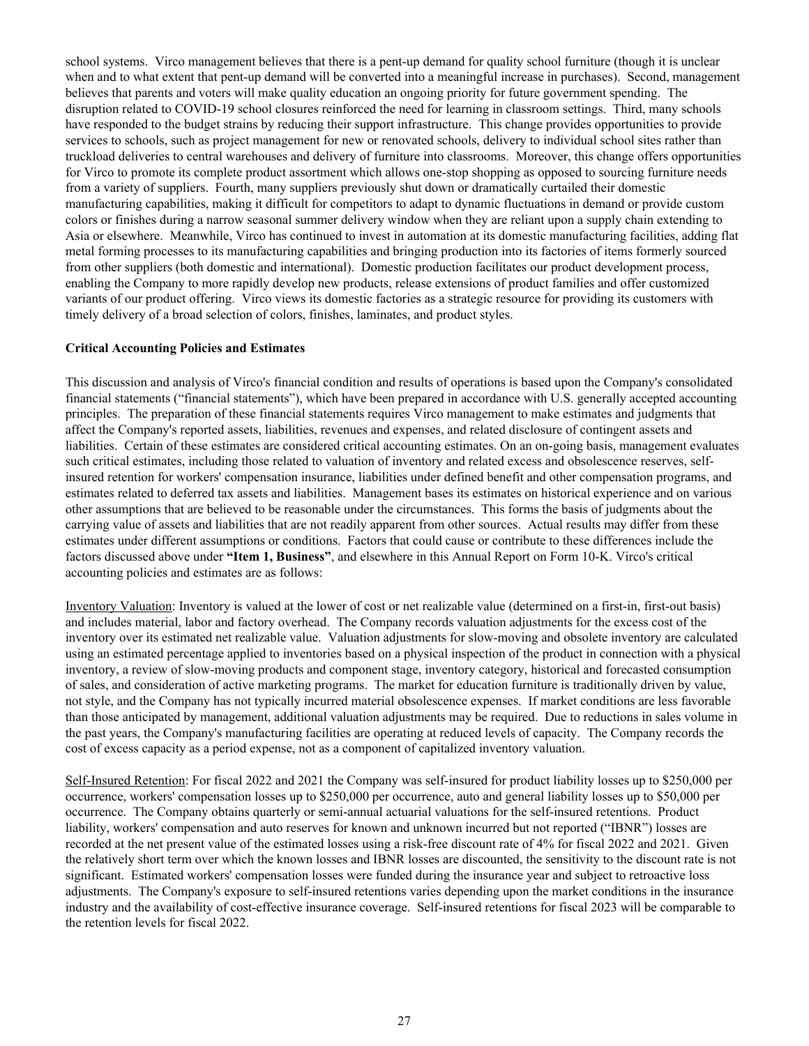school systems. Virco management believes that there is a pent-up demand for quality school furniture (though it is unclear when and to what extent that pent-up demand will be converted into a meaningful increase in purchases). Second, management believes that parents and voters will make quality education an ongoing priority for future government spending. The disruption related to COVID-19 school closures reinforced the need for learning in classroom settings. Third, many schools have responded to the budget strains by reducing their support infrastructure. This change provides opportunities to provide services to schools, such as project management for new or renovated schools, delivery to individual school sites rather than truckload deliveries to central warehouses and delivery of furniture into classrooms. Moreover, this change offers opportunities for Virco to promote its complete product assortment which allows one-stop shopping as opposed to sourcing furniture needs from a variety of suppliers. Fourth, many suppliers previously shut down or dramatically curtailed their domestic manufacturing capabilities, making it difficult for competitors to adapt to dynamic fluctuations in demand or provide custom colors or finishes during a narrow seasonal summer delivery window when they are reliant upon a supply chain extending to Asia or elsewhere. Meanwhile, Virco has continued to invest in automation at its domestic manufacturing facilities, adding flat metal forming processes to its manufacturing capabilities and bringing production into its factories of items formerly sourced from other suppliers (both domestic and international). Domestic production facilitates our product development process, enabling the Company to more rapidly develop new products, release extensions of product families and offer customized variants of our product offering. Virco views its domestic factories as a strategic resource for providing its customers with timely delivery of a broad selection of colors, finishes, laminates, and product styles.

**Critical Accounting Policies and Estimates**

This discussion and analysis of Virco's financial condition and results of operations is based upon the Company's consolidated financial statements ("financial statements"), which have been prepared in accordance with U.S. generally accepted accounting principles. The preparation of these financial statements requires Virco management to make estimates and judgments that affect the Company's reported assets, liabilities, revenues and expenses, and related disclosure of contingent assets and liabilities. Certain of these estimates are considered critical accounting estimates. On an on-going basis, management evaluates such critical estimates, including those related to valuation of inventory and related excess and obsolescence reserves, self-insured retention for workers' compensation insurance, liabilities under defined benefit and other compensation programs, and estimates related to deferred tax assets and liabilities. Management bases its estimates on historical experience and on various other assumptions that are believed to be reasonable under the circumstances. This forms the basis of judgments about the carrying value of assets and liabilities that are not readily apparent from other sources. Actual results may differ from these estimates under different assumptions or conditions. Factors that could cause or contribute to these differences include the factors discussed above under **"Item 1, Business"**, and elsewhere in this Annual Report on Form 10-K. Virco's critical accounting policies and estimates are as follows:

Inventory Valuation: Inventory is valued at the lower of cost or net realizable value (determined on a first-in, first-out basis) and includes material, labor and factory overhead. The Company records valuation adjustments for the excess cost of the inventory over its estimated net realizable value. Valuation adjustments for slow-moving and obsolete inventory are calculated using an estimated percentage applied to inventories based on a physical inspection of the product in connection with a physical inventory, a review of slow-moving products and component stage, inventory category, historical and forecasted consumption of sales, and consideration of active marketing programs. The market for education furniture is traditionally driven by value, not style, and the Company has not typically incurred material obsolescence expenses. If market conditions are less favorable than those anticipated by management, additional valuation adjustments may be required. Due to reductions in sales volume in the past years, the Company's manufacturing facilities are operating at reduced levels of capacity. The Company records the cost of excess capacity as a period expense, not as a component of capitalized inventory valuation.

Self-Insured Retention: For fiscal 2022 and 2021 the Company was self-insured for product liability losses up to $250,000 per occurrence, workers' compensation losses up to $250,000 per occurrence, auto and general liability losses up to $50,000 per occurrence. The Company obtains quarterly or semi-annual actuarial valuations for the self-insured retentions. Product liability, workers' compensation and auto reserves for known and unknown incurred but not reported ("IBNR") losses are recorded at the net present value of the estimated losses using a risk-free discount rate of 4% for fiscal 2022 and 2021. Given the relatively short term over which the known losses and IBNR losses are discounted, the sensitivity to the discount rate is not significant. Estimated workers' compensation losses were funded during the insurance year and subject to retroactive loss adjustments. The Company's exposure to self-insured retentions varies depending upon the market conditions in the insurance industry and the availability of cost-effective insurance coverage. Self-insured retentions for fiscal 2023 will be comparable to the retention levels for fiscal 2022.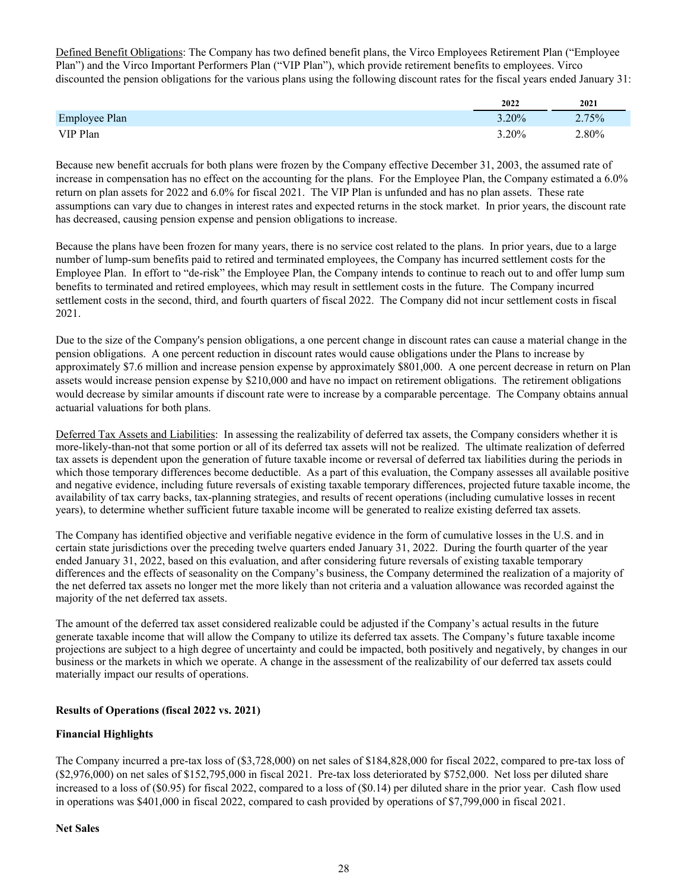Defined Benefit Obligations: The Company has two defined benefit plans, the Virco Employees Retirement Plan ("Employee Plan") and the Virco Important Performers Plan ("VIP Plan"), which provide retirement benefits to employees. Virco discounted the pension obligations for the various plans using the following discount rates for the fiscal years ended January 31:

| | 2022 | 2021 |
|---|---|---|
| Employee Plan | 3.20% | 2.75% |
| VIP Plan | 3.20% | 2.80% |

Because new benefit accruals for both plans were frozen by the Company effective December 31, 2003, the assumed rate of increase in compensation has no effect on the accounting for the plans. For the Employee Plan, the Company estimated a 6.0% return on plan assets for 2022 and 6.0% for fiscal 2021. The VIP Plan is unfunded and has no plan assets. These rate assumptions can vary due to changes in interest rates and expected returns in the stock market. In prior years, the discount rate has decreased, causing pension expense and pension obligations to increase.

Because the plans have been frozen for many years, there is no service cost related to the plans. In prior years, due to a large number of lump-sum benefits paid to retired and terminated employees, the Company has incurred settlement costs for the Employee Plan. In effort to "de-risk" the Employee Plan, the Company intends to continue to reach out to and offer lump sum benefits to terminated and retired employees, which may result in settlement costs in the future. The Company incurred settlement costs in the second, third, and fourth quarters of fiscal 2022. The Company did not incur settlement costs in fiscal 2021.

Due to the size of the Company's pension obligations, a one percent change in discount rates can cause a material change in the pension obligations. A one percent reduction in discount rates would cause obligations under the Plans to increase by approximately $7.6 million and increase pension expense by approximately $801,000. A one percent decrease in return on Plan assets would increase pension expense by $210,000 and have no impact on retirement obligations. The retirement obligations would decrease by similar amounts if discount rate were to increase by a comparable percentage. The Company obtains annual actuarial valuations for both plans.

Deferred Tax Assets and Liabilities: In assessing the realizability of deferred tax assets, the Company considers whether it is more-likely-than-not that some portion or all of its deferred tax assets will not be realized. The ultimate realization of deferred tax assets is dependent upon the generation of future taxable income or reversal of deferred tax liabilities during the periods in which those temporary differences become deductible. As a part of this evaluation, the Company assesses all available positive and negative evidence, including future reversals of existing taxable temporary differences, projected future taxable income, the availability of tax carry backs, tax-planning strategies, and results of recent operations (including cumulative losses in recent years), to determine whether sufficient future taxable income will be generated to realize existing deferred tax assets.

The Company has identified objective and verifiable negative evidence in the form of cumulative losses in the U.S. and in certain state jurisdictions over the preceding twelve quarters ended January 31, 2022. During the fourth quarter of the year ended January 31, 2022, based on this evaluation, and after considering future reversals of existing taxable temporary differences and the effects of seasonality on the Company's business, the Company determined the realization of a majority of the net deferred tax assets no longer met the more likely than not criteria and a valuation allowance was recorded against the majority of the net deferred tax assets.

The amount of the deferred tax asset considered realizable could be adjusted if the Company's actual results in the future generate taxable income that will allow the Company to utilize its deferred tax assets. The Company's future taxable income projections are subject to a high degree of uncertainty and could be impacted, both positively and negatively, by changes in our business or the markets in which we operate. A change in the assessment of the realizability of our deferred tax assets could materially impact our results of operations.

**Results of Operations (fiscal 2022 vs. 2021)**

**Financial Highlights**

The Company incurred a pre-tax loss of ($3,728,000) on net sales of $184,828,000 for fiscal 2022, compared to pre-tax loss of ($2,976,000) on net sales of $152,795,000 in fiscal 2021. Pre-tax loss deteriorated by $752,000. Net loss per diluted share increased to a loss of ($0.95) for fiscal 2022, compared to a loss of ($0.14) per diluted share in the prior year. Cash flow used in operations was $401,000 in fiscal 2022, compared to cash provided by operations of $7,799,000 in fiscal 2021.

**Net Sales**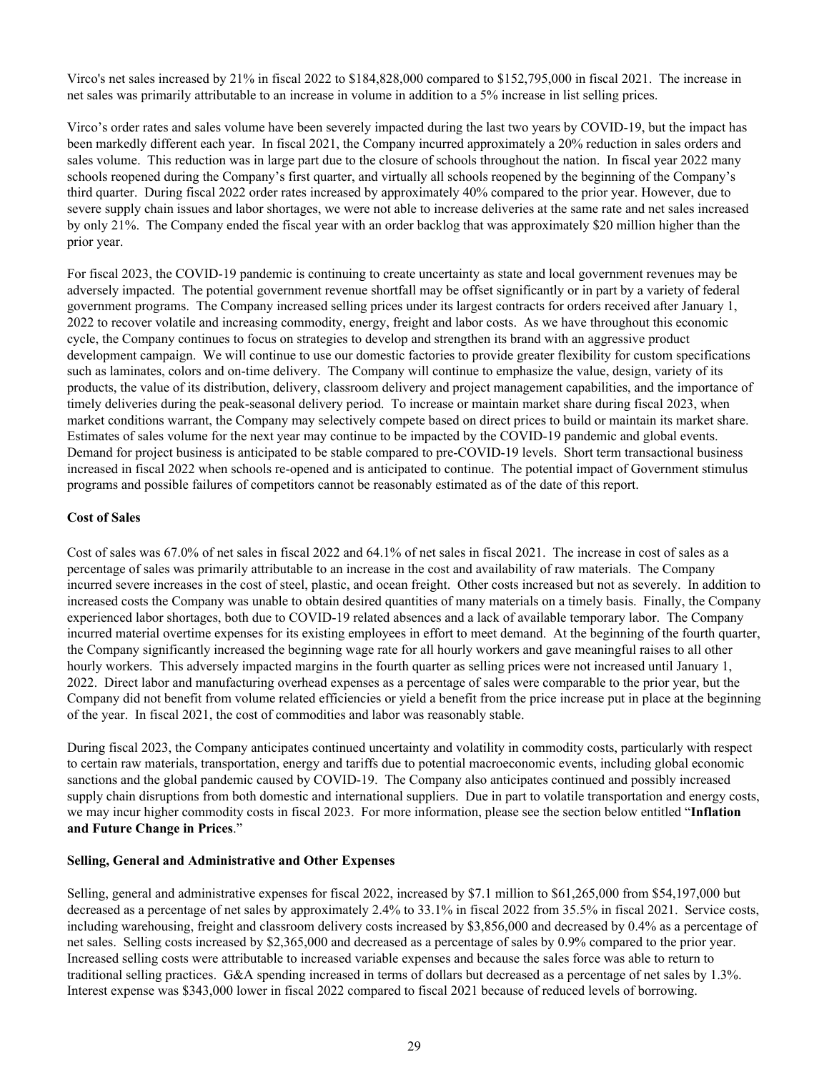Virco's net sales increased by 21% in fiscal 2022 to $184,828,000 compared to $152,795,000 in fiscal 2021. The increase in net sales was primarily attributable to an increase in volume in addition to a 5% increase in list selling prices.

Virco's order rates and sales volume have been severely impacted during the last two years by COVID-19, but the impact has been markedly different each year. In fiscal 2021, the Company incurred approximately a 20% reduction in sales orders and sales volume. This reduction was in large part due to the closure of schools throughout the nation. In fiscal year 2022 many schools reopened during the Company's first quarter, and virtually all schools reopened by the beginning of the Company's third quarter. During fiscal 2022 order rates increased by approximately 40% compared to the prior year. However, due to severe supply chain issues and labor shortages, we were not able to increase deliveries at the same rate and net sales increased by only 21%. The Company ended the fiscal year with an order backlog that was approximately $20 million higher than the prior year.

For fiscal 2023, the COVID-19 pandemic is continuing to create uncertainty as state and local government revenues may be adversely impacted. The potential government revenue shortfall may be offset significantly or in part by a variety of federal government programs. The Company increased selling prices under its largest contracts for orders received after January 1, 2022 to recover volatile and increasing commodity, energy, freight and labor costs. As we have throughout this economic cycle, the Company continues to focus on strategies to develop and strengthen its brand with an aggressive product development campaign. We will continue to use our domestic factories to provide greater flexibility for custom specifications such as laminates, colors and on-time delivery. The Company will continue to emphasize the value, design, variety of its products, the value of its distribution, delivery, classroom delivery and project management capabilities, and the importance of timely deliveries during the peak-seasonal delivery period. To increase or maintain market share during fiscal 2023, when market conditions warrant, the Company may selectively compete based on direct prices to build or maintain its market share. Estimates of sales volume for the next year may continue to be impacted by the COVID-19 pandemic and global events. Demand for project business is anticipated to be stable compared to pre-COVID-19 levels. Short term transactional business increased in fiscal 2022 when schools re-opened and is anticipated to continue. The potential impact of Government stimulus programs and possible failures of competitors cannot be reasonably estimated as of the date of this report.

**Cost of Sales**

Cost of sales was 67.0% of net sales in fiscal 2022 and 64.1% of net sales in fiscal 2021. The increase in cost of sales as a percentage of sales was primarily attributable to an increase in the cost and availability of raw materials. The Company incurred severe increases in the cost of steel, plastic, and ocean freight. Other costs increased but not as severely. In addition to increased costs the Company was unable to obtain desired quantities of many materials on a timely basis. Finally, the Company experienced labor shortages, both due to COVID-19 related absences and a lack of available temporary labor. The Company incurred material overtime expenses for its existing employees in effort to meet demand. At the beginning of the fourth quarter, the Company significantly increased the beginning wage rate for all hourly workers and gave meaningful raises to all other hourly workers. This adversely impacted margins in the fourth quarter as selling prices were not increased until January 1, 2022. Direct labor and manufacturing overhead expenses as a percentage of sales were comparable to the prior year, but the Company did not benefit from volume related efficiencies or yield a benefit from the price increase put in place at the beginning of the year. In fiscal 2021, the cost of commodities and labor was reasonably stable.

During fiscal 2023, the Company anticipates continued uncertainty and volatility in commodity costs, particularly with respect to certain raw materials, transportation, energy and tariffs due to potential macroeconomic events, including global economic sanctions and the global pandemic caused by COVID-19. The Company also anticipates continued and possibly increased supply chain disruptions from both domestic and international suppliers. Due in part to volatile transportation and energy costs, we may incur higher commodity costs in fiscal 2023. For more information, please see the section below entitled "**Inflation and Future Change in Prices**."

**Selling, General and Administrative and Other Expenses**

Selling, general and administrative expenses for fiscal 2022, increased by $7.1 million to $61,265,000 from $54,197,000 but decreased as a percentage of net sales by approximately 2.4% to 33.1% in fiscal 2022 from 35.5% in fiscal 2021. Service costs, including warehousing, freight and classroom delivery costs increased by $3,856,000 and decreased by 0.4% as a percentage of net sales. Selling costs increased by $2,365,000 and decreased as a percentage of sales by 0.9% compared to the prior year. Increased selling costs were attributable to increased variable expenses and because the sales force was able to return to traditional selling practices. G&A spending increased in terms of dollars but decreased as a percentage of net sales by 1.3%. Interest expense was $343,000 lower in fiscal 2022 compared to fiscal 2021 because of reduced levels of borrowing.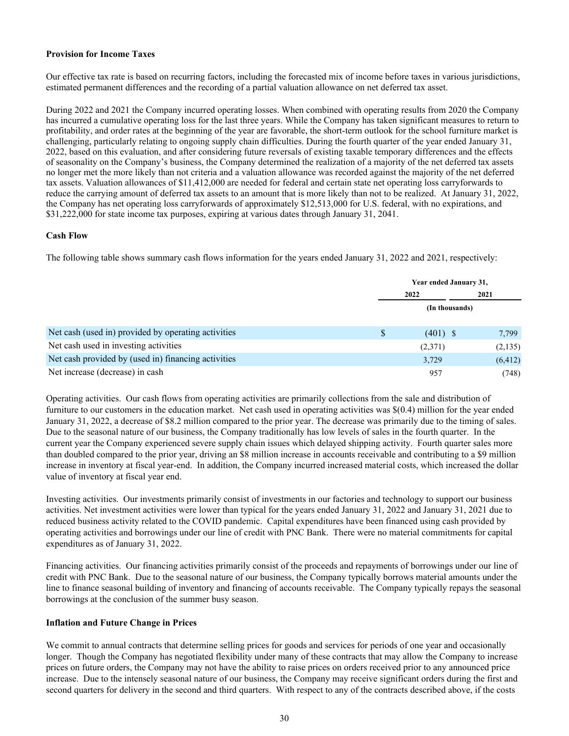**Provision for Income Taxes**

Our effective tax rate is based on recurring factors, including the forecasted mix of income before taxes in various jurisdictions, estimated permanent differences and the recording of a partial valuation allowance on net deferred tax asset.

During 2022 and 2021 the Company incurred operating losses. When combined with operating results from 2020 the Company has incurred a cumulative operating loss for the last three years. While the Company has taken significant measures to return to profitability, and order rates at the beginning of the year are favorable, the short-term outlook for the school furniture market is challenging, particularly relating to ongoing supply chain difficulties. During the fourth quarter of the year ended January 31, 2022, based on this evaluation, and after considering future reversals of existing taxable temporary differences and the effects of seasonality on the Company's business, the Company determined the realization of a majority of the net deferred tax assets no longer met the more likely than not criteria and a valuation allowance was recorded against the majority of the net deferred tax assets. Valuation allowances of $11,412,000 are needed for federal and certain state net operating loss carryforwards to reduce the carrying amount of deferred tax assets to an amount that is more likely than not to be realized. At January 31, 2022, the Company has net operating loss carryforwards of approximately $12,513,000 for U.S. federal, with no expirations, and $31,222,000 for state income tax purposes, expiring at various dates through January 31, 2041.

**Cash Flow**

The following table shows summary cash flows information for the years ended January 31, 2022 and 2021, respectively:

| | Year ended January 31, | |
|---|---|---|
| | 2022 | 2021 |
| | (In thousands) | |
| Net cash (used in) provided by operating activities | $ (401) | $ 7,799 |
| Net cash used in investing activities | (2,371) | (2,135) |
| Net cash provided by (used in) financing activities | 3,729 | (6,412) |
| Net increase (decrease) in cash | 957 | (748) |

Operating activities. Our cash flows from operating activities are primarily collections from the sale and distribution of furniture to our customers in the education market. Net cash used in operating activities was $(0.4) million for the year ended January 31, 2022, a decrease of $8.2 million compared to the prior year. The decrease was primarily due to the timing of sales. Due to the seasonal nature of our business, the Company traditionally has low levels of sales in the fourth quarter. In the current year the Company experienced severe supply chain issues which delayed shipping activity. Fourth quarter sales more than doubled compared to the prior year, driving an $8 million increase in accounts receivable and contributing to a $9 million increase in inventory at fiscal year-end. In addition, the Company incurred increased material costs, which increased the dollar value of inventory at fiscal year end.

Investing activities. Our investments primarily consist of investments in our factories and technology to support our business activities. Net investment activities were lower than typical for the years ended January 31, 2022 and January 31, 2021 due to reduced business activity related to the COVID pandemic. Capital expenditures have been financed using cash provided by operating activities and borrowings under our line of credit with PNC Bank. There were no material commitments for capital expenditures as of January 31, 2022.

Financing activities. Our financing activities primarily consist of the proceeds and repayments of borrowings under our line of credit with PNC Bank. Due to the seasonal nature of our business, the Company typically borrows material amounts under the line to finance seasonal building of inventory and financing of accounts receivable. The Company typically repays the seasonal borrowings at the conclusion of the summer busy season.

**Inflation and Future Change in Prices**

We commit to annual contracts that determine selling prices for goods and services for periods of one year and occasionally longer. Though the Company has negotiated flexibility under many of these contracts that may allow the Company to increase prices on future orders, the Company may not have the ability to raise prices on orders received prior to any announced price increase. Due to the intensely seasonal nature of our business, the Company may receive significant orders during the first and second quarters for delivery in the second and third quarters. With respect to any of the contracts described above, if the costs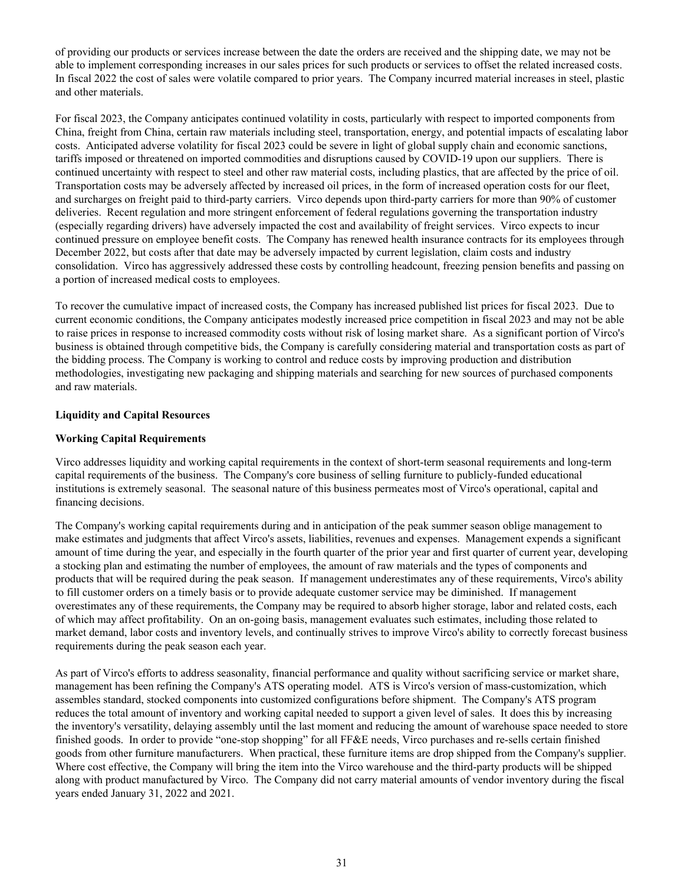of providing our products or services increase between the date the orders are received and the shipping date, we may not be able to implement corresponding increases in our sales prices for such products or services to offset the related increased costs. In fiscal 2022 the cost of sales were volatile compared to prior years. The Company incurred material increases in steel, plastic and other materials.

For fiscal 2023, the Company anticipates continued volatility in costs, particularly with respect to imported components from China, freight from China, certain raw materials including steel, transportation, energy, and potential impacts of escalating labor costs. Anticipated adverse volatility for fiscal 2023 could be severe in light of global supply chain and economic sanctions, tariffs imposed or threatened on imported commodities and disruptions caused by COVID-19 upon our suppliers. There is continued uncertainty with respect to steel and other raw material costs, including plastics, that are affected by the price of oil. Transportation costs may be adversely affected by increased oil prices, in the form of increased operation costs for our fleet, and surcharges on freight paid to third-party carriers. Virco depends upon third-party carriers for more than 90% of customer deliveries. Recent regulation and more stringent enforcement of federal regulations governing the transportation industry (especially regarding drivers) have adversely impacted the cost and availability of freight services. Virco expects to incur continued pressure on employee benefit costs. The Company has renewed health insurance contracts for its employees through December 2022, but costs after that date may be adversely impacted by current legislation, claim costs and industry consolidation. Virco has aggressively addressed these costs by controlling headcount, freezing pension benefits and passing on a portion of increased medical costs to employees.

To recover the cumulative impact of increased costs, the Company has increased published list prices for fiscal 2023. Due to current economic conditions, the Company anticipates modestly increased price competition in fiscal 2023 and may not be able to raise prices in response to increased commodity costs without risk of losing market share. As a significant portion of Virco's business is obtained through competitive bids, the Company is carefully considering material and transportation costs as part of the bidding process. The Company is working to control and reduce costs by improving production and distribution methodologies, investigating new packaging and shipping materials and searching for new sources of purchased components and raw materials.

**Liquidity and Capital Resources**

**Working Capital Requirements**

Virco addresses liquidity and working capital requirements in the context of short-term seasonal requirements and long-term capital requirements of the business. The Company's core business of selling furniture to publicly-funded educational institutions is extremely seasonal. The seasonal nature of this business permeates most of Virco's operational, capital and financing decisions.

The Company's working capital requirements during and in anticipation of the peak summer season oblige management to make estimates and judgments that affect Virco's assets, liabilities, revenues and expenses. Management expends a significant amount of time during the year, and especially in the fourth quarter of the prior year and first quarter of current year, developing a stocking plan and estimating the number of employees, the amount of raw materials and the types of components and products that will be required during the peak season. If management underestimates any of these requirements, Virco's ability to fill customer orders on a timely basis or to provide adequate customer service may be diminished. If management overestimates any of these requirements, the Company may be required to absorb higher storage, labor and related costs, each of which may affect profitability. On an on-going basis, management evaluates such estimates, including those related to market demand, labor costs and inventory levels, and continually strives to improve Virco's ability to correctly forecast business requirements during the peak season each year.

As part of Virco's efforts to address seasonality, financial performance and quality without sacrificing service or market share, management has been refining the Company's ATS operating model. ATS is Virco's version of mass-customization, which assembles standard, stocked components into customized configurations before shipment. The Company's ATS program reduces the total amount of inventory and working capital needed to support a given level of sales. It does this by increasing the inventory's versatility, delaying assembly until the last moment and reducing the amount of warehouse space needed to store finished goods. In order to provide "one-stop shopping" for all FF&E needs, Virco purchases and re-sells certain finished goods from other furniture manufacturers. When practical, these furniture items are drop shipped from the Company's supplier. Where cost effective, the Company will bring the item into the Virco warehouse and the third-party products will be shipped along with product manufactured by Virco. The Company did not carry material amounts of vendor inventory during the fiscal years ended January 31, 2022 and 2021.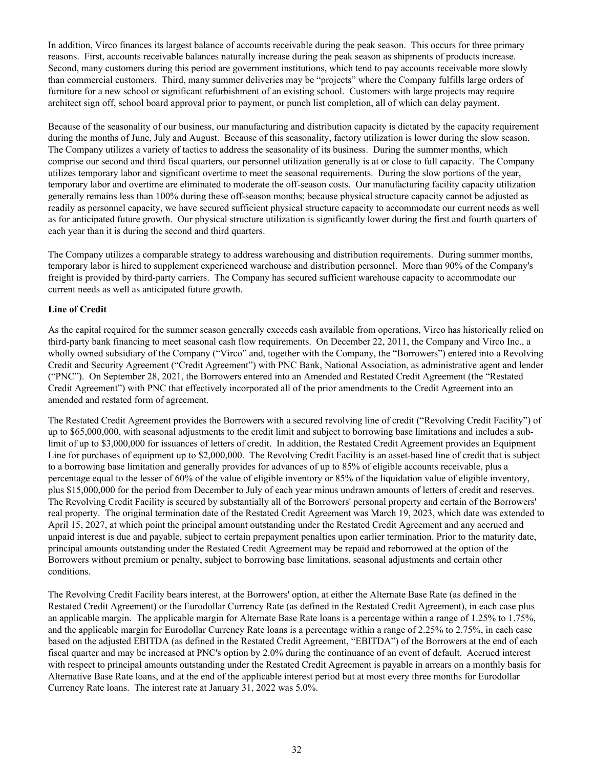In addition, Virco finances its largest balance of accounts receivable during the peak season. This occurs for three primary reasons. First, accounts receivable balances naturally increase during the peak season as shipments of products increase. Second, many customers during this period are government institutions, which tend to pay accounts receivable more slowly than commercial customers. Third, many summer deliveries may be "projects" where the Company fulfills large orders of furniture for a new school or significant refurbishment of an existing school. Customers with large projects may require architect sign off, school board approval prior to payment, or punch list completion, all of which can delay payment.

Because of the seasonality of our business, our manufacturing and distribution capacity is dictated by the capacity requirement during the months of June, July and August. Because of this seasonality, factory utilization is lower during the slow season. The Company utilizes a variety of tactics to address the seasonality of its business. During the summer months, which comprise our second and third fiscal quarters, our personnel utilization generally is at or close to full capacity. The Company utilizes temporary labor and significant overtime to meet the seasonal requirements. During the slow portions of the year, temporary labor and overtime are eliminated to moderate the off-season costs. Our manufacturing facility capacity utilization generally remains less than 100% during these off-season months; because physical structure capacity cannot be adjusted as readily as personnel capacity, we have secured sufficient physical structure capacity to accommodate our current needs as well as for anticipated future growth. Our physical structure utilization is significantly lower during the first and fourth quarters of each year than it is during the second and third quarters.

The Company utilizes a comparable strategy to address warehousing and distribution requirements. During summer months, temporary labor is hired to supplement experienced warehouse and distribution personnel. More than 90% of the Company's freight is provided by third-party carriers. The Company has secured sufficient warehouse capacity to accommodate our current needs as well as anticipated future growth.

**Line of Credit**

As the capital required for the summer season generally exceeds cash available from operations, Virco has historically relied on third-party bank financing to meet seasonal cash flow requirements. On December 22, 2011, the Company and Virco Inc., a wholly owned subsidiary of the Company ("Virco" and, together with the Company, the "Borrowers") entered into a Revolving Credit and Security Agreement ("Credit Agreement") with PNC Bank, National Association, as administrative agent and lender ("PNC"). On September 28, 2021, the Borrowers entered into an Amended and Restated Credit Agreement (the "Restated Credit Agreement") with PNC that effectively incorporated all of the prior amendments to the Credit Agreement into an amended and restated form of agreement.

The Restated Credit Agreement provides the Borrowers with a secured revolving line of credit ("Revolving Credit Facility") of up to $65,000,000, with seasonal adjustments to the credit limit and subject to borrowing base limitations and includes a sub-limit of up to $3,000,000 for issuances of letters of credit. In addition, the Restated Credit Agreement provides an Equipment Line for purchases of equipment up to $2,000,000. The Revolving Credit Facility is an asset-based line of credit that is subject to a borrowing base limitation and generally provides for advances of up to 85% of eligible accounts receivable, plus a percentage equal to the lesser of 60% of the value of eligible inventory or 85% of the liquidation value of eligible inventory, plus $15,000,000 for the period from December to July of each year minus undrawn amounts of letters of credit and reserves. The Revolving Credit Facility is secured by substantially all of the Borrowers' personal property and certain of the Borrowers' real property. The original termination date of the Restated Credit Agreement was March 19, 2023, which date was extended to April 15, 2027, at which point the principal amount outstanding under the Restated Credit Agreement and any accrued and unpaid interest is due and payable, subject to certain prepayment penalties upon earlier termination. Prior to the maturity date, principal amounts outstanding under the Restated Credit Agreement may be repaid and reborrowed at the option of the Borrowers without premium or penalty, subject to borrowing base limitations, seasonal adjustments and certain other conditions.

The Revolving Credit Facility bears interest, at the Borrowers' option, at either the Alternate Base Rate (as defined in the Restated Credit Agreement) or the Eurodollar Currency Rate (as defined in the Restated Credit Agreement), in each case plus an applicable margin. The applicable margin for Alternate Base Rate loans is a percentage within a range of 1.25% to 1.75%, and the applicable margin for Eurodollar Currency Rate loans is a percentage within a range of 2.25% to 2.75%, in each case based on the adjusted EBITDA (as defined in the Restated Credit Agreement, "EBITDA") of the Borrowers at the end of each fiscal quarter and may be increased at PNC's option by 2.0% during the continuance of an event of default. Accrued interest with respect to principal amounts outstanding under the Restated Credit Agreement is payable in arrears on a monthly basis for Alternative Base Rate loans, and at the end of the applicable interest period but at most every three months for Eurodollar Currency Rate loans. The interest rate at January 31, 2022 was 5.0%.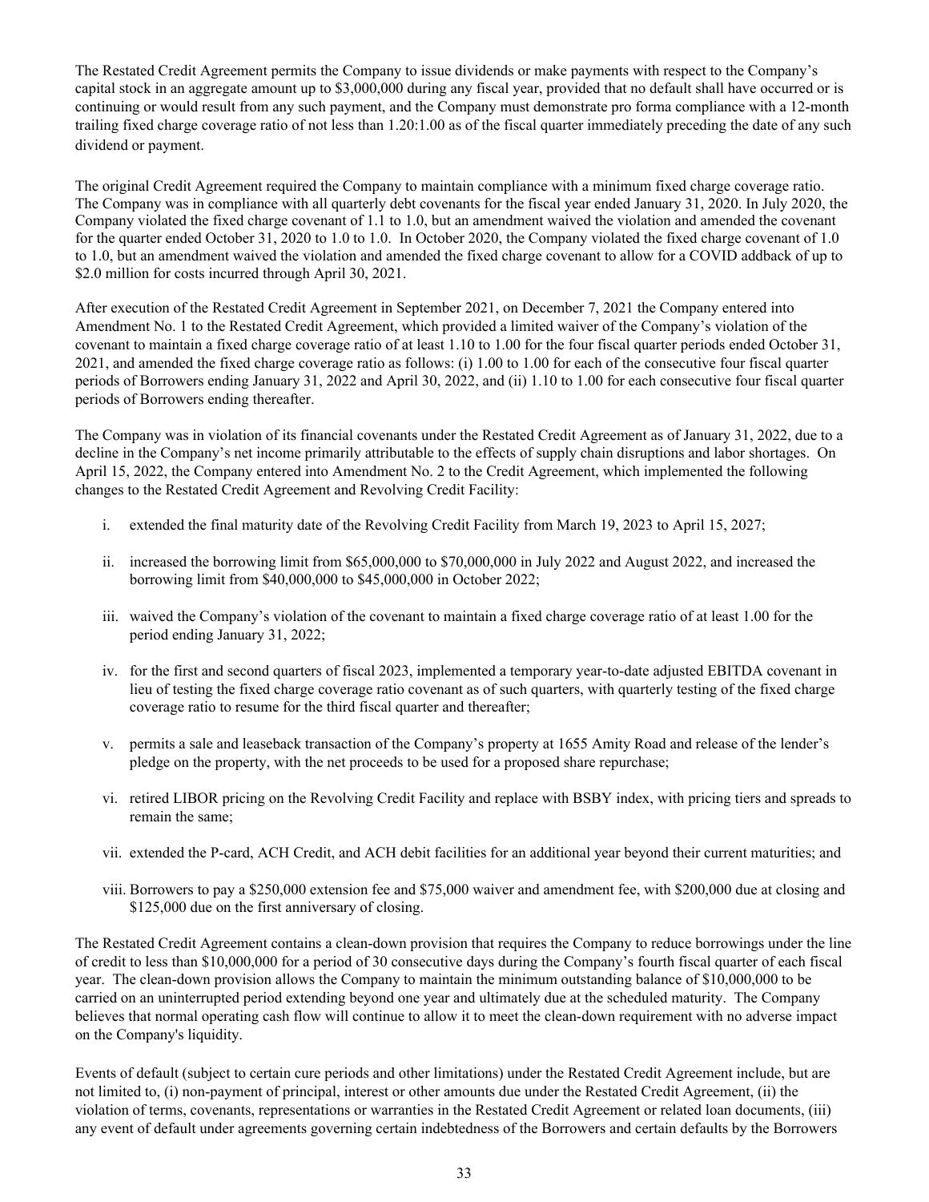The Restated Credit Agreement permits the Company to issue dividends or make payments with respect to the Company's capital stock in an aggregate amount up to $3,000,000 during any fiscal year, provided that no default shall have occurred or is continuing or would result from any such payment, and the Company must demonstrate pro forma compliance with a 12-month trailing fixed charge coverage ratio of not less than 1.20:1.00 as of the fiscal quarter immediately preceding the date of any such dividend or payment.

The original Credit Agreement required the Company to maintain compliance with a minimum fixed charge coverage ratio. The Company was in compliance with all quarterly debt covenants for the fiscal year ended January 31, 2020. In July 2020, the Company violated the fixed charge covenant of 1.1 to 1.0, but an amendment waived the violation and amended the covenant for the quarter ended October 31, 2020 to 1.0 to 1.0. In October 2020, the Company violated the fixed charge covenant of 1.0 to 1.0, but an amendment waived the violation and amended the fixed charge covenant to allow for a COVID addback of up to $2.0 million for costs incurred through April 30, 2021.

After execution of the Restated Credit Agreement in September 2021, on December 7, 2021 the Company entered into Amendment No. 1 to the Restated Credit Agreement, which provided a limited waiver of the Company's violation of the covenant to maintain a fixed charge coverage ratio of at least 1.10 to 1.00 for the four fiscal quarter periods ended October 31, 2021, and amended the fixed charge coverage ratio as follows: (i) 1.00 to 1.00 for each of the consecutive four fiscal quarter periods of Borrowers ending January 31, 2022 and April 30, 2022, and (ii) 1.10 to 1.00 for each consecutive four fiscal quarter periods of Borrowers ending thereafter.

The Company was in violation of its financial covenants under the Restated Credit Agreement as of January 31, 2022, due to a decline in the Company's net income primarily attributable to the effects of supply chain disruptions and labor shortages. On April 15, 2022, the Company entered into Amendment No. 2 to the Credit Agreement, which implemented the following changes to the Restated Credit Agreement and Revolving Credit Facility:

i. extended the final maturity date of the Revolving Credit Facility from March 19, 2023 to April 15, 2027;

ii. increased the borrowing limit from $65,000,000 to $70,000,000 in July 2022 and August 2022, and increased the borrowing limit from $40,000,000 to $45,000,000 in October 2022;

iii. waived the Company's violation of the covenant to maintain a fixed charge coverage ratio of at least 1.00 for the period ending January 31, 2022;

iv. for the first and second quarters of fiscal 2023, implemented a temporary year-to-date adjusted EBITDA covenant in lieu of testing the fixed charge coverage ratio covenant as of such quarters, with quarterly testing of the fixed charge coverage ratio to resume for the third fiscal quarter and thereafter;

v. permits a sale and leaseback transaction of the Company's property at 1655 Amity Road and release of the lender's pledge on the property, with the net proceeds to be used for a proposed share repurchase;

vi. retired LIBOR pricing on the Revolving Credit Facility and replace with BSBY index, with pricing tiers and spreads to remain the same;

vii. extended the P-card, ACH Credit, and ACH debit facilities for an additional year beyond their current maturities; and

viii. Borrowers to pay a $250,000 extension fee and $75,000 waiver and amendment fee, with $200,000 due at closing and $125,000 due on the first anniversary of closing.

The Restated Credit Agreement contains a clean-down provision that requires the Company to reduce borrowings under the line of credit to less than $10,000,000 for a period of 30 consecutive days during the Company's fourth fiscal quarter of each fiscal year. The clean-down provision allows the Company to maintain the minimum outstanding balance of $10,000,000 to be carried on an uninterrupted period extending beyond one year and ultimately due at the scheduled maturity. The Company believes that normal operating cash flow will continue to allow it to meet the clean-down requirement with no adverse impact on the Company's liquidity.

Events of default (subject to certain cure periods and other limitations) under the Restated Credit Agreement include, but are not limited to, (i) non-payment of principal, interest or other amounts due under the Restated Credit Agreement, (ii) the violation of terms, covenants, representations or warranties in the Restated Credit Agreement or related loan documents, (iii) any event of default under agreements governing certain indebtedness of the Borrowers and certain defaults by the Borrowers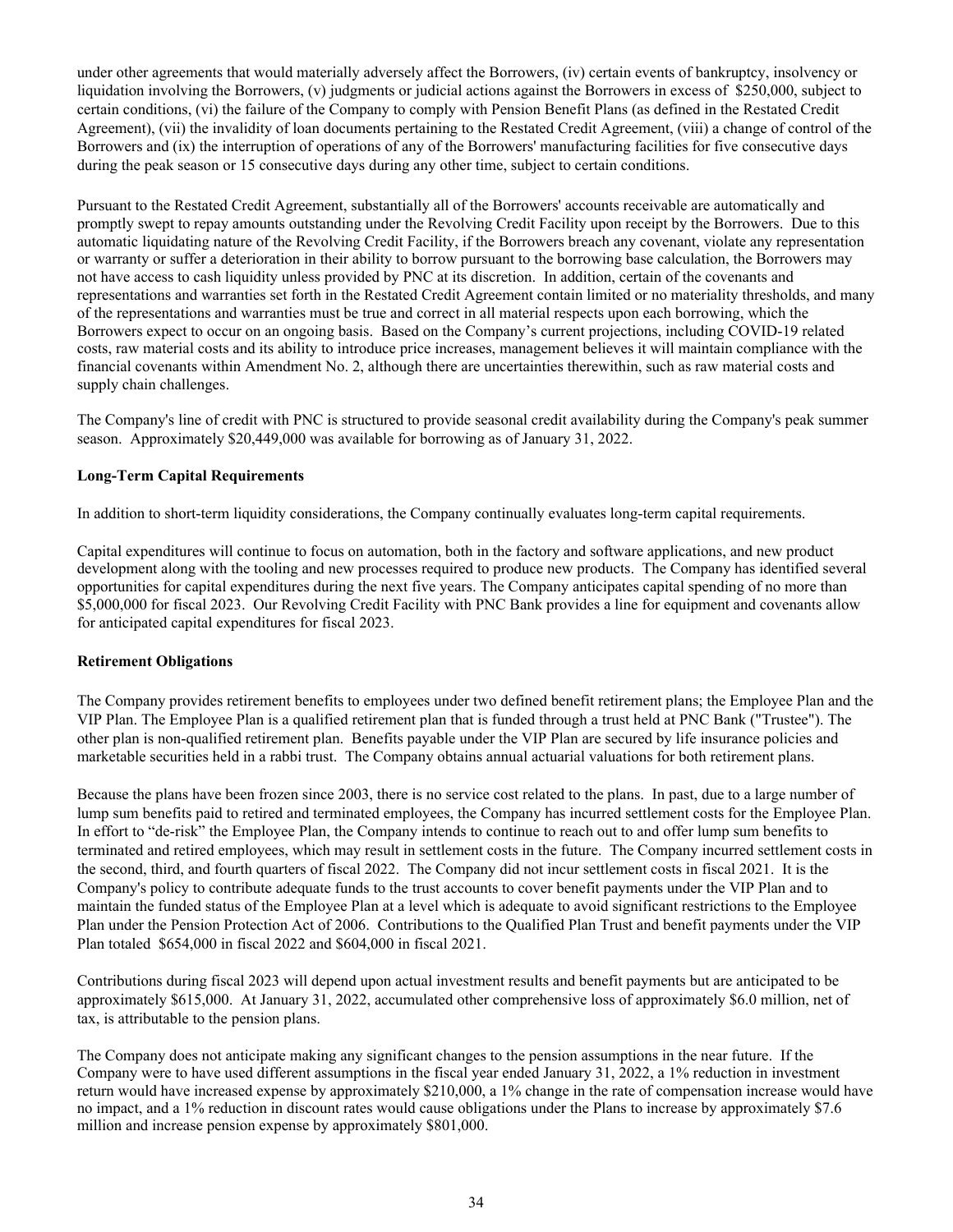under other agreements that would materially adversely affect the Borrowers, (iv) certain events of bankruptcy, insolvency or liquidation involving the Borrowers, (v) judgments or judicial actions against the Borrowers in excess of $250,000, subject to certain conditions, (vi) the failure of the Company to comply with Pension Benefit Plans (as defined in the Restated Credit Agreement), (vii) the invalidity of loan documents pertaining to the Restated Credit Agreement, (viii) a change of control of the Borrowers and (ix) the interruption of operations of any of the Borrowers' manufacturing facilities for five consecutive days during the peak season or 15 consecutive days during any other time, subject to certain conditions.

Pursuant to the Restated Credit Agreement, substantially all of the Borrowers' accounts receivable are automatically and promptly swept to repay amounts outstanding under the Revolving Credit Facility upon receipt by the Borrowers. Due to this automatic liquidating nature of the Revolving Credit Facility, if the Borrowers breach any covenant, violate any representation or warranty or suffer a deterioration in their ability to borrow pursuant to the borrowing base calculation, the Borrowers may not have access to cash liquidity unless provided by PNC at its discretion. In addition, certain of the covenants and representations and warranties set forth in the Restated Credit Agreement contain limited or no materiality thresholds, and many of the representations and warranties must be true and correct in all material respects upon each borrowing, which the Borrowers expect to occur on an ongoing basis. Based on the Company's current projections, including COVID-19 related costs, raw material costs and its ability to introduce price increases, management believes it will maintain compliance with the financial covenants within Amendment No. 2, although there are uncertainties therewithin, such as raw material costs and supply chain challenges.

The Company's line of credit with PNC is structured to provide seasonal credit availability during the Company's peak summer season. Approximately $20,449,000 was available for borrowing as of January 31, 2022.

**Long-Term Capital Requirements**

In addition to short-term liquidity considerations, the Company continually evaluates long-term capital requirements.

Capital expenditures will continue to focus on automation, both in the factory and software applications, and new product development along with the tooling and new processes required to produce new products. The Company has identified several opportunities for capital expenditures during the next five years. The Company anticipates capital spending of no more than $5,000,000 for fiscal 2023. Our Revolving Credit Facility with PNC Bank provides a line for equipment and covenants allow for anticipated capital expenditures for fiscal 2023.

**Retirement Obligations**

The Company provides retirement benefits to employees under two defined benefit retirement plans; the Employee Plan and the VIP Plan. The Employee Plan is a qualified retirement plan that is funded through a trust held at PNC Bank ("Trustee"). The other plan is non-qualified retirement plan. Benefits payable under the VIP Plan are secured by life insurance policies and marketable securities held in a rabbi trust. The Company obtains annual actuarial valuations for both retirement plans.

Because the plans have been frozen since 2003, there is no service cost related to the plans. In past, due to a large number of lump sum benefits paid to retired and terminated employees, the Company has incurred settlement costs for the Employee Plan. In effort to "de-risk" the Employee Plan, the Company intends to continue to reach out to and offer lump sum benefits to terminated and retired employees, which may result in settlement costs in the future. The Company incurred settlement costs in the second, third, and fourth quarters of fiscal 2022. The Company did not incur settlement costs in fiscal 2021. It is the Company's policy to contribute adequate funds to the trust accounts to cover benefit payments under the VIP Plan and to maintain the funded status of the Employee Plan at a level which is adequate to avoid significant restrictions to the Employee Plan under the Pension Protection Act of 2006. Contributions to the Qualified Plan Trust and benefit payments under the VIP Plan totaled $654,000 in fiscal 2022 and $604,000 in fiscal 2021.

Contributions during fiscal 2023 will depend upon actual investment results and benefit payments but are anticipated to be approximately $615,000. At January 31, 2022, accumulated other comprehensive loss of approximately $6.0 million, net of tax, is attributable to the pension plans.

The Company does not anticipate making any significant changes to the pension assumptions in the near future. If the Company were to have used different assumptions in the fiscal year ended January 31, 2022, a 1% reduction in investment return would have increased expense by approximately $210,000, a 1% change in the rate of compensation increase would have no impact, and a 1% reduction in discount rates would cause obligations under the Plans to increase by approximately $7.6 million and increase pension expense by approximately $801,000.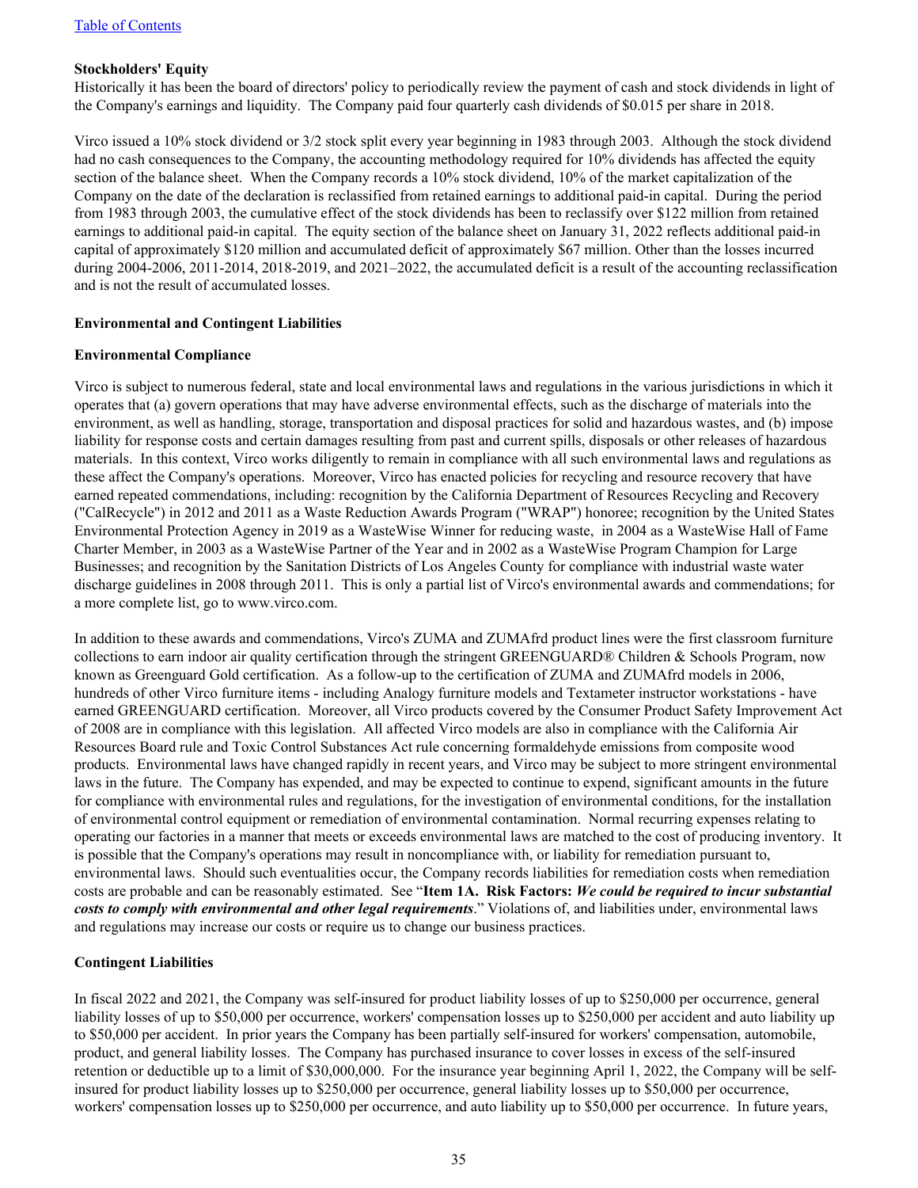**Stockholders' Equity**

Historically it has been the board of directors' policy to periodically review the payment of cash and stock dividends in light of the Company's earnings and liquidity. The Company paid four quarterly cash dividends of $0.015 per share in 2018.

Virco issued a 10% stock dividend or 3/2 stock split every year beginning in 1983 through 2003. Although the stock dividend had no cash consequences to the Company, the accounting methodology required for 10% dividends has affected the equity section of the balance sheet. When the Company records a 10% stock dividend, 10% of the market capitalization of the Company on the date of the declaration is reclassified from retained earnings to additional paid-in capital. During the period from 1983 through 2003, the cumulative effect of the stock dividends has been to reclassify over $122 million from retained earnings to additional paid-in capital. The equity section of the balance sheet on January 31, 2022 reflects additional paid-in capital of approximately $120 million and accumulated deficit of approximately $67 million. Other than the losses incurred during 2004-2006, 2011-2014, 2018-2019, and 2021–2022, the accumulated deficit is a result of the accounting reclassification and is not the result of accumulated losses.

**Environmental and Contingent Liabilities**

**Environmental Compliance**

Virco is subject to numerous federal, state and local environmental laws and regulations in the various jurisdictions in which it operates that (a) govern operations that may have adverse environmental effects, such as the discharge of materials into the environment, as well as handling, storage, transportation and disposal practices for solid and hazardous wastes, and (b) impose liability for response costs and certain damages resulting from past and current spills, disposals or other releases of hazardous materials. In this context, Virco works diligently to remain in compliance with all such environmental laws and regulations as these affect the Company's operations. Moreover, Virco has enacted policies for recycling and resource recovery that have earned repeated commendations, including: recognition by the California Department of Resources Recycling and Recovery ("CalRecycle") in 2012 and 2011 as a Waste Reduction Awards Program ("WRAP") honoree; recognition by the United States Environmental Protection Agency in 2019 as a WasteWise Winner for reducing waste, in 2004 as a WasteWise Hall of Fame Charter Member, in 2003 as a WasteWise Partner of the Year and in 2002 as a WasteWise Program Champion for Large Businesses; and recognition by the Sanitation Districts of Los Angeles County for compliance with industrial waste water discharge guidelines in 2008 through 2011. This is only a partial list of Virco's environmental awards and commendations; for a more complete list, go to www.virco.com.

In addition to these awards and commendations, Virco's ZUMA and ZUMAfrd product lines were the first classroom furniture collections to earn indoor air quality certification through the stringent GREENGUARD® Children & Schools Program, now known as Greenguard Gold certification. As a follow-up to the certification of ZUMA and ZUMAfrd models in 2006, hundreds of other Virco furniture items - including Analogy furniture models and Textameter instructor workstations - have earned GREENGUARD certification. Moreover, all Virco products covered by the Consumer Product Safety Improvement Act of 2008 are in compliance with this legislation. All affected Virco models are also in compliance with the California Air Resources Board rule and Toxic Control Substances Act rule concerning formaldehyde emissions from composite wood products. Environmental laws have changed rapidly in recent years, and Virco may be subject to more stringent environmental laws in the future. The Company has expended, and may be expected to continue to expend, significant amounts in the future for compliance with environmental rules and regulations, for the investigation of environmental conditions, for the installation of environmental control equipment or remediation of environmental contamination. Normal recurring expenses relating to operating our factories in a manner that meets or exceeds environmental laws are matched to the cost of producing inventory. It is possible that the Company's operations may result in noncompliance with, or liability for remediation pursuant to, environmental laws. Should such eventualities occur, the Company records liabilities for remediation costs when remediation costs are probable and can be reasonably estimated. See "**Item 1A. Risk Factors:** ***We could be required to incur substantial costs to comply with environmental and other legal requirements***." Violations of, and liabilities under, environmental laws and regulations may increase our costs or require us to change our business practices.

**Contingent Liabilities**

In fiscal 2022 and 2021, the Company was self-insured for product liability losses of up to $250,000 per occurrence, general liability losses of up to $50,000 per occurrence, workers' compensation losses up to $250,000 per accident and auto liability up to $50,000 per accident. In prior years the Company has been partially self-insured for workers' compensation, automobile, product, and general liability losses. The Company has purchased insurance to cover losses in excess of the self-insured retention or deductible up to a limit of $30,000,000. For the insurance year beginning April 1, 2022, the Company will be self-insured for product liability up to $250,000 per occurrence, general liability losses up to $50,000 per occurrence, workers' compensation losses up to $250,000 per occurrence, and auto liability up to $50,000 per occurrence. In future years,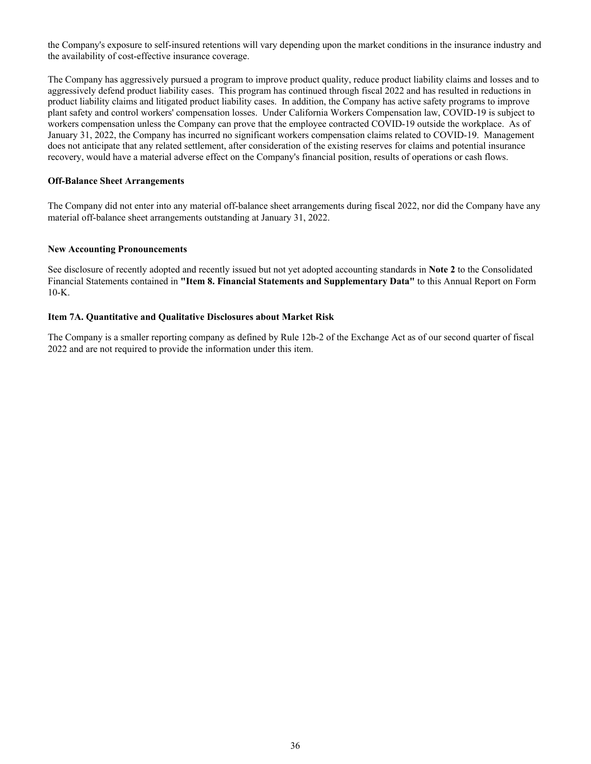the Company's exposure to self-insured retentions will vary depending upon the market conditions in the insurance industry and the availability of cost-effective insurance coverage.

The Company has aggressively pursued a program to improve product quality, reduce product liability claims and losses and to aggressively defend product liability cases. This program has continued through fiscal 2022 and has resulted in reductions in product liability claims and litigated product liability cases. In addition, the Company has active safety programs to improve plant safety and control workers' compensation losses. Under California Workers Compensation law, COVID-19 is subject to workers compensation unless the Company can prove that the employee contracted COVID-19 outside the workplace. As of January 31, 2022, the Company has incurred no significant workers compensation claims related to COVID-19. Management does not anticipate that any related settlement, after consideration of the existing reserves for claims and potential insurance recovery, would have a material adverse effect on the Company's financial position, results of operations or cash flows.

**Off-Balance Sheet Arrangements**

The Company did not enter into any material off-balance sheet arrangements during fiscal 2022, nor did the Company have any material off-balance sheet arrangements outstanding at January 31, 2022.

**New Accounting Pronouncements**

See disclosure of recently adopted and recently issued but not yet adopted accounting standards in **Note 2** to the Consolidated Financial Statements contained in **"Item 8. Financial Statements and Supplementary Data"** to this Annual Report on Form 10-K.

## Item 7A. Quantitative and Qualitative Disclosures about Market Risk

The Company is a smaller reporting company as defined by Rule 12b-2 of the Exchange Act as of our second quarter of fiscal 2022 and are not required to provide the information under this item.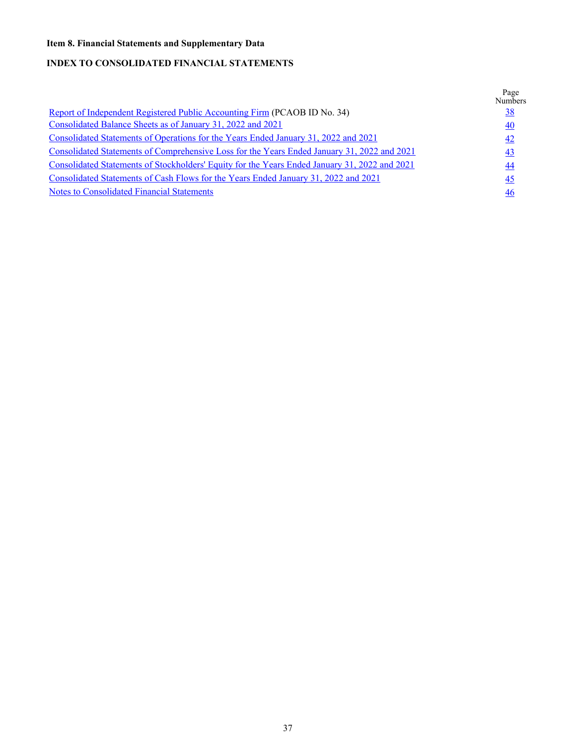**Item 8. Financial Statements and Supplementary Data**

**INDEX TO CONSOLIDATED FINANCIAL STATEMENTS**

| | Page Numbers |
|---|---|
| Report of Independent Registered Public Accounting Firm (PCAOB ID No. 34) | 38 |
| Consolidated Balance Sheets as of January 31, 2022 and 2021 | 40 |
| Consolidated Statements of Operations for the Years Ended January 31, 2022 and 2021 | 42 |
| Consolidated Statements of Comprehensive Loss for the Years Ended January 31, 2022 and 2021 | 43 |
| Consolidated Statements of Stockholders' Equity for the Years Ended January 31, 2022 and 2021 | 44 |
| Consolidated Statements of Cash Flows for the Years Ended January 31, 2022 and 2021 | 45 |
| Notes to Consolidated Financial Statements | 46 |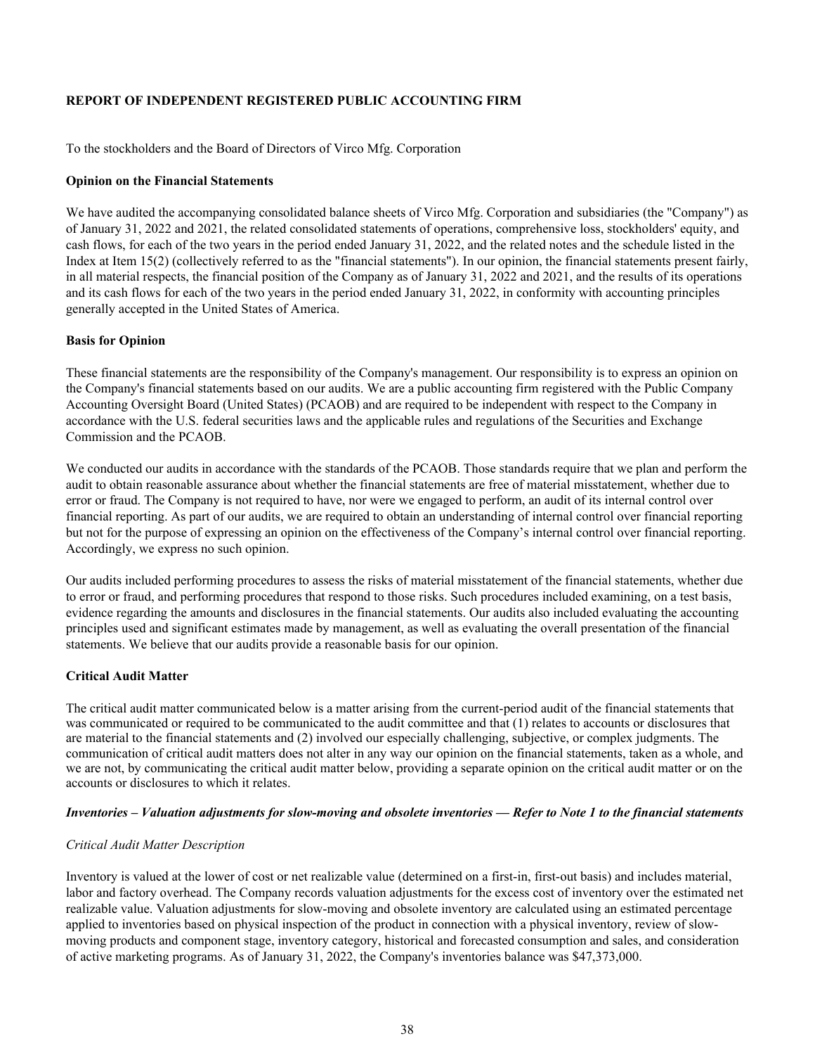## REPORT OF INDEPENDENT REGISTERED PUBLIC ACCOUNTING FIRM

To the stockholders and the Board of Directors of Virco Mfg. Corporation

### Opinion on the Financial Statements

We have audited the accompanying consolidated balance sheets of Virco Mfg. Corporation and subsidiaries (the "Company") as of January 31, 2022 and 2021, the related consolidated statements of operations, comprehensive loss, stockholders' equity, and cash flows, for each of the two years in the period ended January 31, 2022, and the related notes and the schedule listed in the Index at Item 15(2) (collectively referred to as the "financial statements"). In our opinion, the financial statements present fairly, in all material respects, the financial position of the Company as of January 31, 2022 and 2021, and the results of its operations and its cash flows for each of the two years in the period ended January 31, 2022, in conformity with accounting principles generally accepted in the United States of America.

### Basis for Opinion

These financial statements are the responsibility of the Company's management. Our responsibility is to express an opinion on the Company's financial statements based on our audits. We are a public accounting firm registered with the Public Company Accounting Oversight Board (United States) (PCAOB) and are required to be independent with respect to the Company in accordance with the U.S. federal securities laws and the applicable rules and regulations of the Securities and Exchange Commission and the PCAOB.

We conducted our audits in accordance with the standards of the PCAOB. Those standards require that we plan and perform the audit to obtain reasonable assurance about whether the financial statements are free of material misstatement, whether due to error or fraud. The Company is not required to have, nor were we engaged to perform, an audit of its internal control over financial reporting. As part of our audits, we are required to obtain an understanding of internal control over financial reporting but not for the purpose of expressing an opinion on the effectiveness of the Company's internal control over financial reporting. Accordingly, we express no such opinion.

Our audits included performing procedures to assess the risks of material misstatement of the financial statements, whether due to error or fraud, and performing procedures that respond to those risks. Such procedures included examining, on a test basis, evidence regarding the amounts and disclosures in the financial statements. Our audits also included evaluating the accounting principles used and significant estimates made by management, as well as evaluating the overall presentation of the financial statements. We believe that our audits provide a reasonable basis for our opinion.

### Critical Audit Matter

The critical audit matter communicated below is a matter arising from the current-period audit of the financial statements that was communicated or required to be communicated to the audit committee and that (1) relates to accounts or disclosures that are material to the financial statements and (2) involved our especially challenging, subjective, or complex judgments. The communication of critical audit matters does not alter in any way our opinion on the financial statements, taken as a whole, and we are not, by communicating the critical audit matter below, providing a separate opinion on the critical audit matter or on the accounts or disclosures to which it relates.

***Inventories – Valuation adjustments for slow-moving and obsolete inventories — Refer to Note 1 to the financial statements***

*Critical Audit Matter Description*

Inventory is valued at the lower of cost or net realizable value (determined on a first-in, first-out basis) and includes material, labor and factory overhead. The Company records valuation adjustments for the excess cost of inventory over the estimated net realizable value. Valuation adjustments for slow-moving and obsolete inventory are calculated using an estimated percentage applied to inventories based on physical inspection of the product in connection with a physical inventory, review of slow-moving products and component stage, inventory category, historical and forecasted consumption and sales, and consideration of active marketing programs. As of January 31, 2022, the Company's inventories balance was $47,373,000.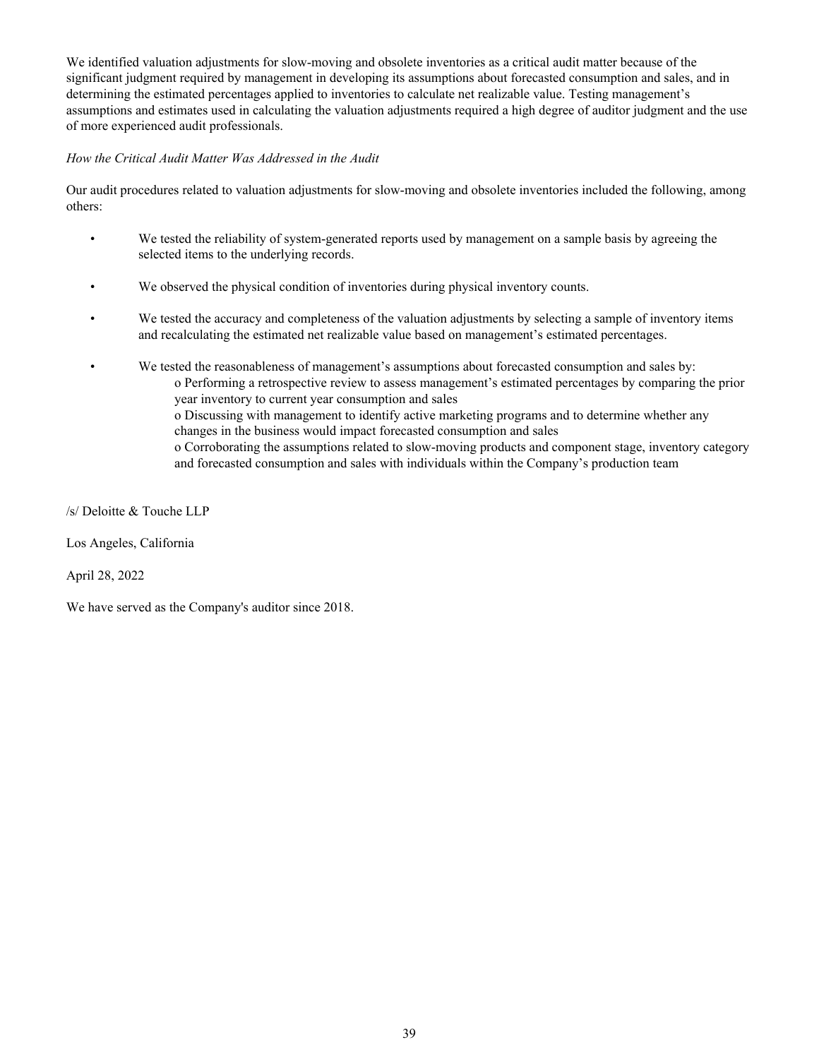We identified valuation adjustments for slow-moving and obsolete inventories as a critical audit matter because of the significant judgment required by management in developing its assumptions about forecasted consumption and sales, and in determining the estimated percentages applied to inventories to calculate net realizable value. Testing management's assumptions and estimates used in calculating the valuation adjustments required a high degree of auditor judgment and the use of more experienced audit professionals.

*How the Critical Audit Matter Was Addressed in the Audit*

Our audit procedures related to valuation adjustments for slow-moving and obsolete inventories included the following, among others:

- We tested the reliability of system-generated reports used by management on a sample basis by agreeing the selected items to the underlying records.
- We observed the physical condition of inventories during physical inventory counts.
- We tested the accuracy and completeness of the valuation adjustments by selecting a sample of inventory items and recalculating the estimated net realizable value based on management's estimated percentages.
- We tested the reasonableness of management's assumptions about forecasted consumption and sales by:
  - Performing a retrospective review to assess management's estimated percentages by comparing the prior year inventory to current year consumption and sales
  - Discussing with management to identify active marketing programs and to determine whether any changes in the business would impact forecasted consumption and sales
  - Corroborating the assumptions related to slow-moving products and component stage, inventory category and forecasted consumption and sales with individuals within the Company's production team

/s/ Deloitte & Touche LLP

Los Angeles, California

April 28, 2022

We have served as the Company's auditor since 2018.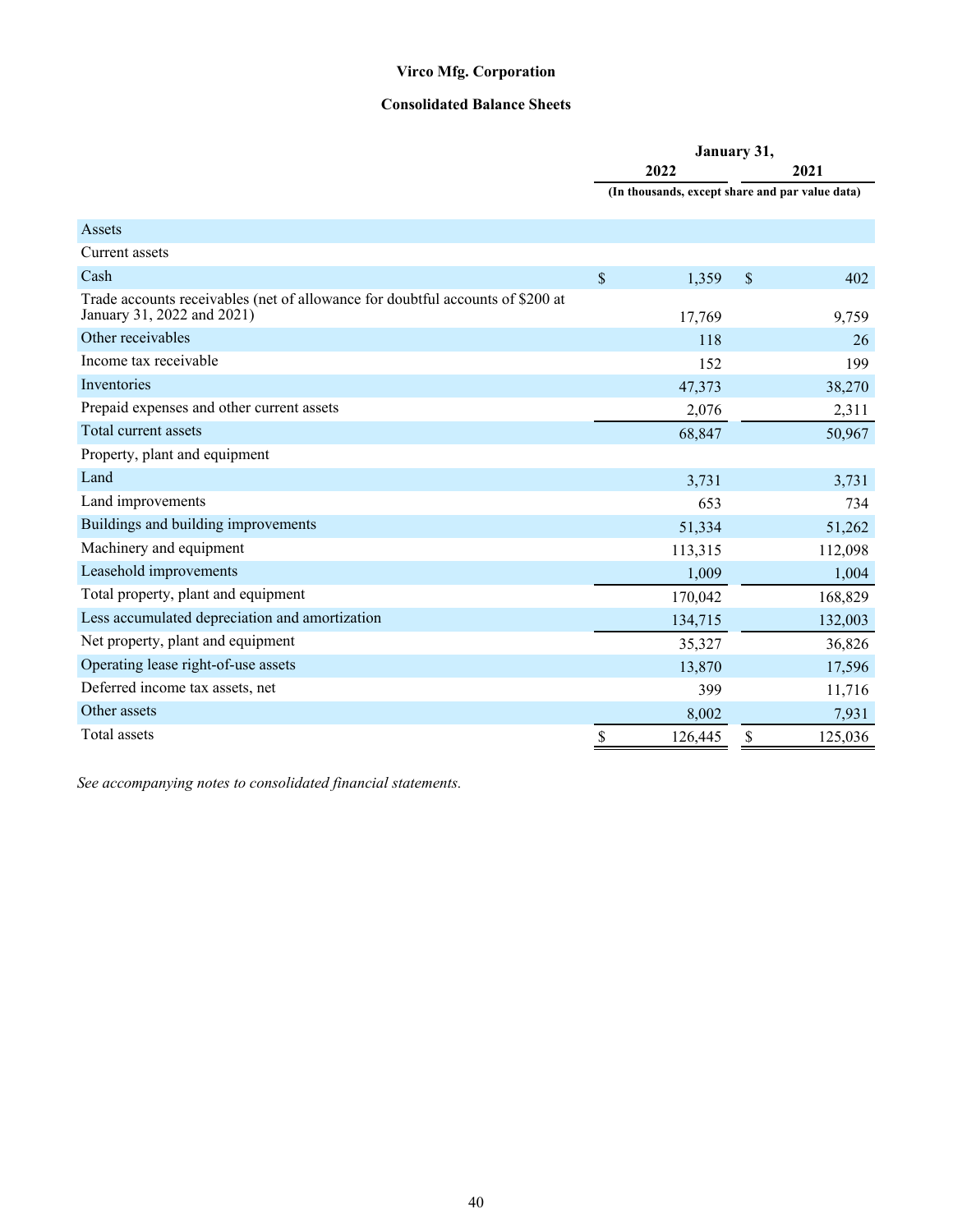**Virco Mfg. Corporation**

**Consolidated Balance Sheets**

| | January 31, | |
|---|---|---|
| | 2022 | 2021 |
| | (In thousands, except share and par value data) | |
| Assets | | |
| Current assets | | |
| Cash | $ 1,359 | $ 402 |
| Trade accounts receivables (net of allowance for doubtful accounts of $200 at January 31, 2022 and 2021) | 17,769 | 9,759 |
| Other receivables | 118 | 26 |
| Income tax receivable | 152 | 199 |
| Inventories | 47,373 | 38,270 |
| Prepaid expenses and other current assets | 2,076 | 2,311 |
| Total current assets | 68,847 | 50,967 |
| Property, plant and equipment | | |
| Land | 3,731 | 3,731 |
| Land improvements | 653 | 734 |
| Buildings and building improvements | 51,334 | 51,262 |
| Machinery and equipment | 113,315 | 112,098 |
| Leasehold improvements | 1,009 | 1,004 |
| Total property, plant and equipment | 170,042 | 168,829 |
| Less accumulated depreciation and amortization | 134,715 | 132,003 |
| Net property, plant and equipment | 35,327 | 36,826 |
| Operating lease right-of-use assets | 13,870 | 17,596 |
| Deferred income tax assets, net | 399 | 11,716 |
| Other assets | 8,002 | 7,931 |
| Total assets | $ 126,445 | $ 125,036 |

*See accompanying notes to consolidated financial statements.*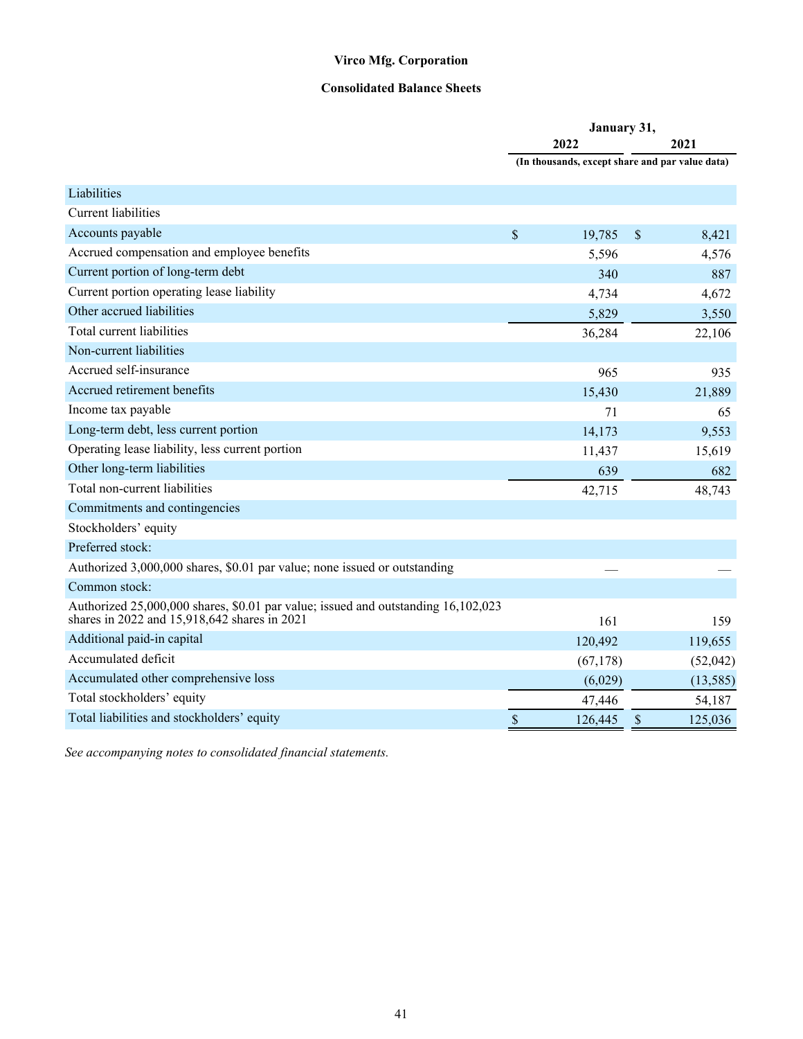**Virco Mfg. Corporation**

**Consolidated Balance Sheets**

| | January 31, | |
|---|---|---|
| | 2022 | 2021 |
| | (In thousands, except share and par value data) | |
| Liabilities | | |
| Current liabilities | | |
| Accounts payable | $ 19,785 | $ 8,421 |
| Accrued compensation and employee benefits | 5,596 | 4,576 |
| Current portion of long-term debt | 340 | 887 |
| Current portion operating lease liability | 4,734 | 4,672 |
| Other accrued liabilities | 5,829 | 3,550 |
| Total current liabilities | 36,284 | 22,106 |
| Non-current liabilities | | |
| Accrued self-insurance | 965 | 935 |
| Accrued retirement benefits | 15,430 | 21,889 |
| Income tax payable | 71 | 65 |
| Long-term debt, less current portion | 14,173 | 9,553 |
| Operating lease liability, less current portion | 11,437 | 15,619 |
| Other long-term liabilities | 639 | 682 |
| Total non-current liabilities | 42,715 | 48,743 |
| Commitments and contingencies | | |
| Stockholders' equity | | |
| Preferred stock: | | |
| Authorized 3,000,000 shares, $0.01 par value; none issued or outstanding | — | — |
| Common stock: | | |
| Authorized 25,000,000 shares, $0.01 par value; issued and outstanding 16,102,023 shares in 2022 and 15,918,642 shares in 2021 | 161 | 159 |
| Additional paid-in capital | 120,492 | 119,655 |
| Accumulated deficit | (67,178) | (52,042) |
| Accumulated other comprehensive loss | (6,029) | (13,585) |
| Total stockholders' equity | 47,446 | 54,187 |
| Total liabilities and stockholders' equity | $ 126,445 | $ 125,036 |

*See accompanying notes to consolidated financial statements.*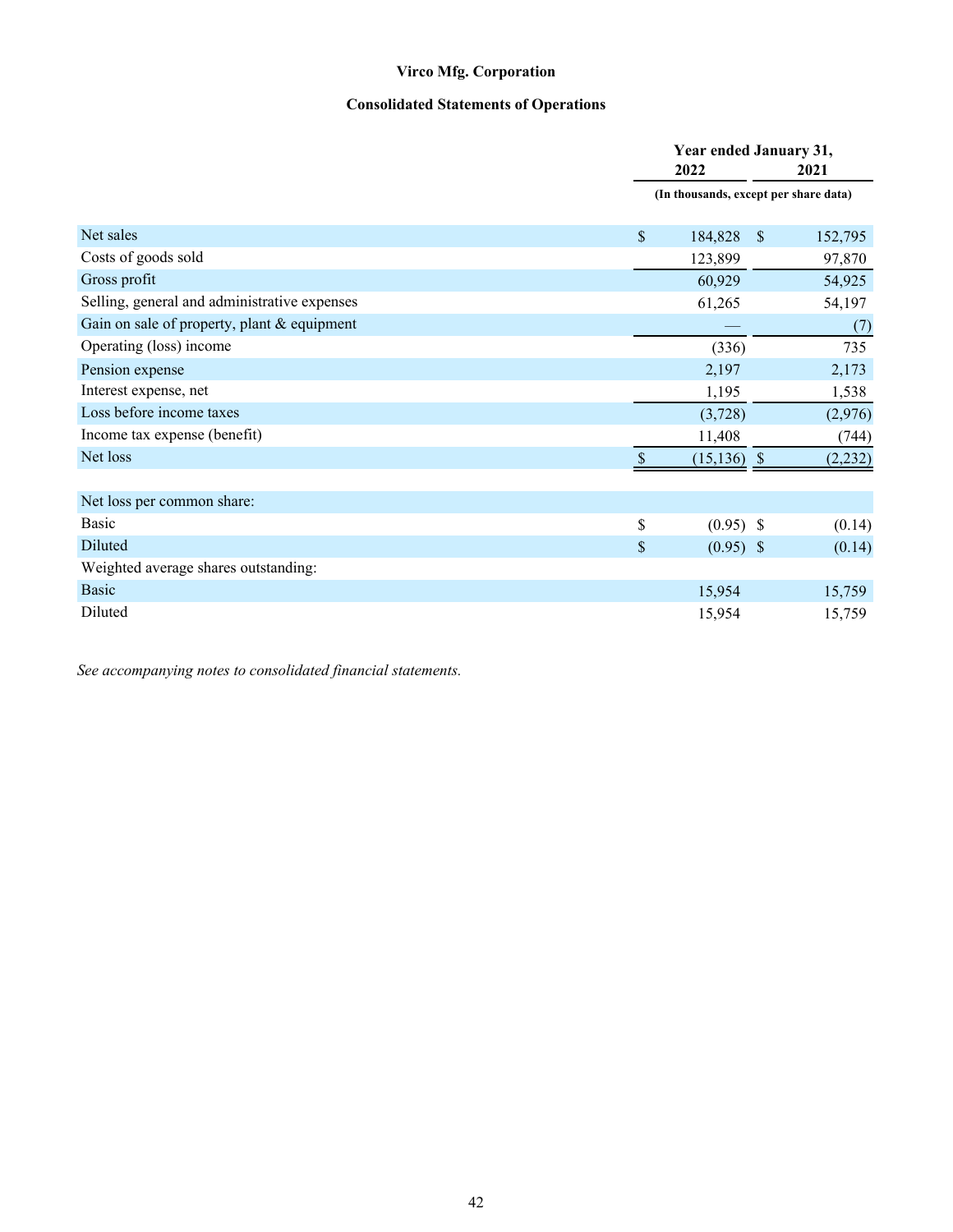**Virco Mfg. Corporation**

**Consolidated Statements of Operations**

| | Year ended January 31, | |
|---|---|---|
| | 2022 | 2021 |
| | (In thousands, except per share data) | |
| Net sales | $ 184,828 | $ 152,795 |
| Costs of goods sold | 123,899 | 97,870 |
| Gross profit | 60,929 | 54,925 |
| Selling, general and administrative expenses | 61,265 | 54,197 |
| Gain on sale of property, plant & equipment | — | (7) |
| Operating (loss) income | (336) | 735 |
| Pension expense | 2,197 | 2,173 |
| Interest expense, net | 1,195 | 1,538 |
| Loss before income taxes | (3,728) | (2,976) |
| Income tax expense (benefit) | 11,408 | (744) |
| Net loss | $ (15,136) | $ (2,232) |
| | | |
| Net loss per common share: | | |
| Basic | $ (0.95) | $ (0.14) |
| Diluted | $ (0.95) | $ (0.14) |
| Weighted average shares outstanding: | | |
| Basic | 15,954 | 15,759 |
| Diluted | 15,954 | 15,759 |

*See accompanying notes to consolidated financial statements.*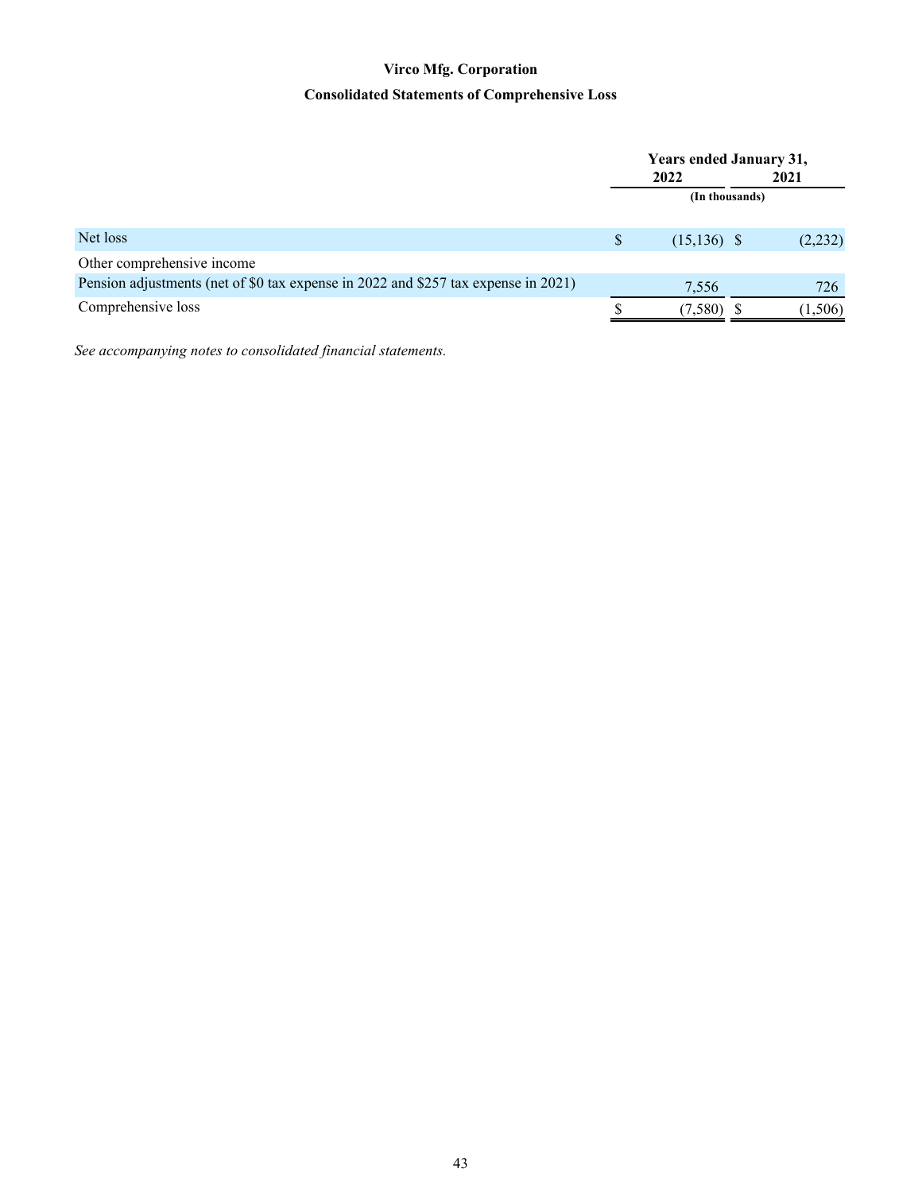# Virco Mfg. Corporation

## Consolidated Statements of Comprehensive Loss

| | Years ended January 31, | |
|---|---|---|
| | 2022 | 2021 |
| | (In thousands) | |
| Net loss | $ (15,136) | $ (2,232) |
| Other comprehensive income | | |
| Pension adjustments (net of $0 tax expense in 2022 and $257 tax expense in 2021) | 7,556 | 726 |
| Comprehensive loss | $ (7,580) | $ (1,506) |

*See accompanying notes to consolidated financial statements.*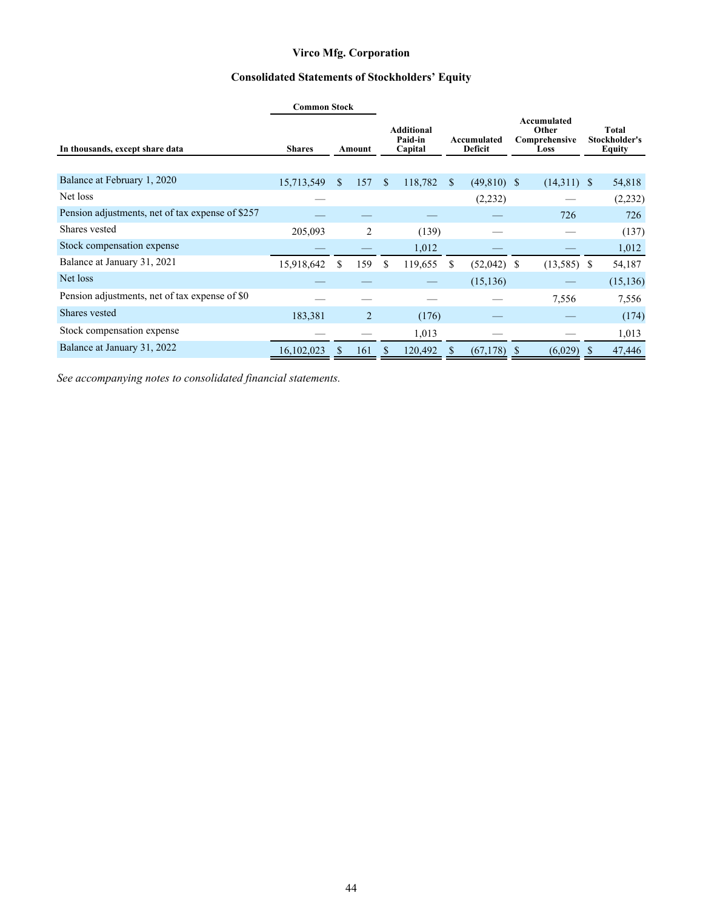# Virco Mfg. Corporation

## Consolidated Statements of Stockholders' Equity

| In thousands, except share data | Common Stock Shares | Common Stock Amount | Additional Paid-in Capital | Accumulated Deficit | Accumulated Other Comprehensive Loss | Total Stockholder's Equity |
|---|---|---|---|---|---|---|
| Balance at February 1, 2020 | 15,713,549 | $ 157 | $ 118,782 | $ (49,810) | $ (14,311) | $ 54,818 |
| Net loss | — | | | (2,232) | — | (2,232) |
| Pension adjustments, net of tax expense of $257 | — | — | — | — | 726 | 726 |
| Shares vested | 205,093 | 2 | (139) | — | — | (137) |
| Stock compensation expense | — | — | 1,012 | — | — | 1,012 |
| Balance at January 31, 2021 | 15,918,642 | $ 159 | $ 119,655 | $ (52,042) | $ (13,585) | $ 54,187 |
| Net loss | — | — | — | (15,136) | — | (15,136) |
| Pension adjustments, net of tax expense of $0 | — | — | — | — | 7,556 | 7,556 |
| Shares vested | 183,381 | 2 | (176) | — | — | (174) |
| Stock compensation expense | — | — | 1,013 | — | — | 1,013 |
| Balance at January 31, 2022 | 16,102,023 | $ 161 | $ 120,492 | $ (67,178) | $ (6,029) | $ 47,446 |

*See accompanying notes to consolidated financial statements.*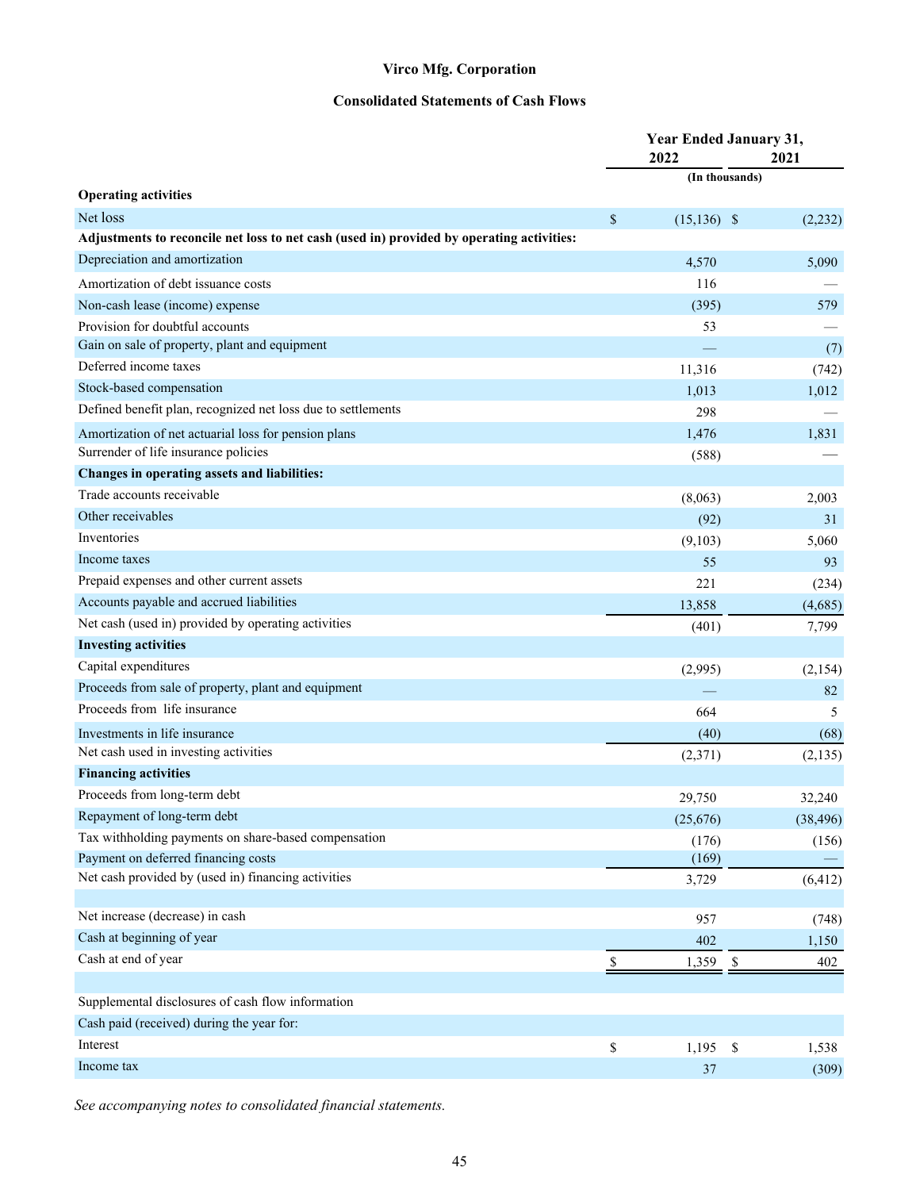# Virco Mfg. Corporation

## Consolidated Statements of Cash Flows

| | Year Ended January 31, | |
|---|---|---|
| | 2022 | 2021 |
| | (In thousands) | |
| **Operating activities** | | |
| Net loss | $ (15,136) | $ (2,232) |
| **Adjustments to reconcile net loss to net cash (used in) provided by operating activities:** | | |
| Depreciation and amortization | 4,570 | 5,090 |
| Amortization of debt issuance costs | 116 | — |
| Non-cash lease (income) expense | (395) | 579 |
| Provision for doubtful accounts | 53 | — |
| Gain on sale of property, plant and equipment | — | (7) |
| Deferred income taxes | 11,316 | (742) |
| Stock-based compensation | 1,013 | 1,012 |
| Defined benefit plan, recognized net loss due to settlements | 298 | — |
| Amortization of net actuarial loss for pension plans | 1,476 | 1,831 |
| Surrender of life insurance policies | (588) | — |
| **Changes in operating assets and liabilities:** | | |
| Trade accounts receivable | (8,063) | 2,003 |
| Other receivables | (92) | 31 |
| Inventories | (9,103) | 5,060 |
| Income taxes | 55 | 93 |
| Prepaid expenses and other current assets | 221 | (234) |
| Accounts payable and accrued liabilities | 13,858 | (4,685) |
| Net cash (used in) provided by operating activities | (401) | 7,799 |
| **Investing activities** | | |
| Capital expenditures | (2,995) | (2,154) |
| Proceeds from sale of property, plant and equipment | — | 82 |
| Proceeds from life insurance | 664 | 5 |
| Investments in life insurance | (40) | (68) |
| Net cash used in investing activities | (2,371) | (2,135) |
| **Financing activities** | | |
| Proceeds from long-term debt | 29,750 | 32,240 |
| Repayment of long-term debt | (25,676) | (38,496) |
| Tax withholding payments on share-based compensation | (176) | (156) |
| Payment on deferred financing costs | (169) | — |
| Net cash provided by (used in) financing activities | 3,729 | (6,412) |
| | | |
| Net increase (decrease) in cash | 957 | (748) |
| Cash at beginning of year | 402 | 1,150 |
| Cash at end of year | $ 1,359 | $ 402 |
| | | |
| Supplemental disclosures of cash flow information | | |
| Cash paid (received) during the year for: | | |
| Interest | $ 1,195 | $ 1,538 |
| Income tax | 37 | (309) |

*See accompanying notes to consolidated financial statements.*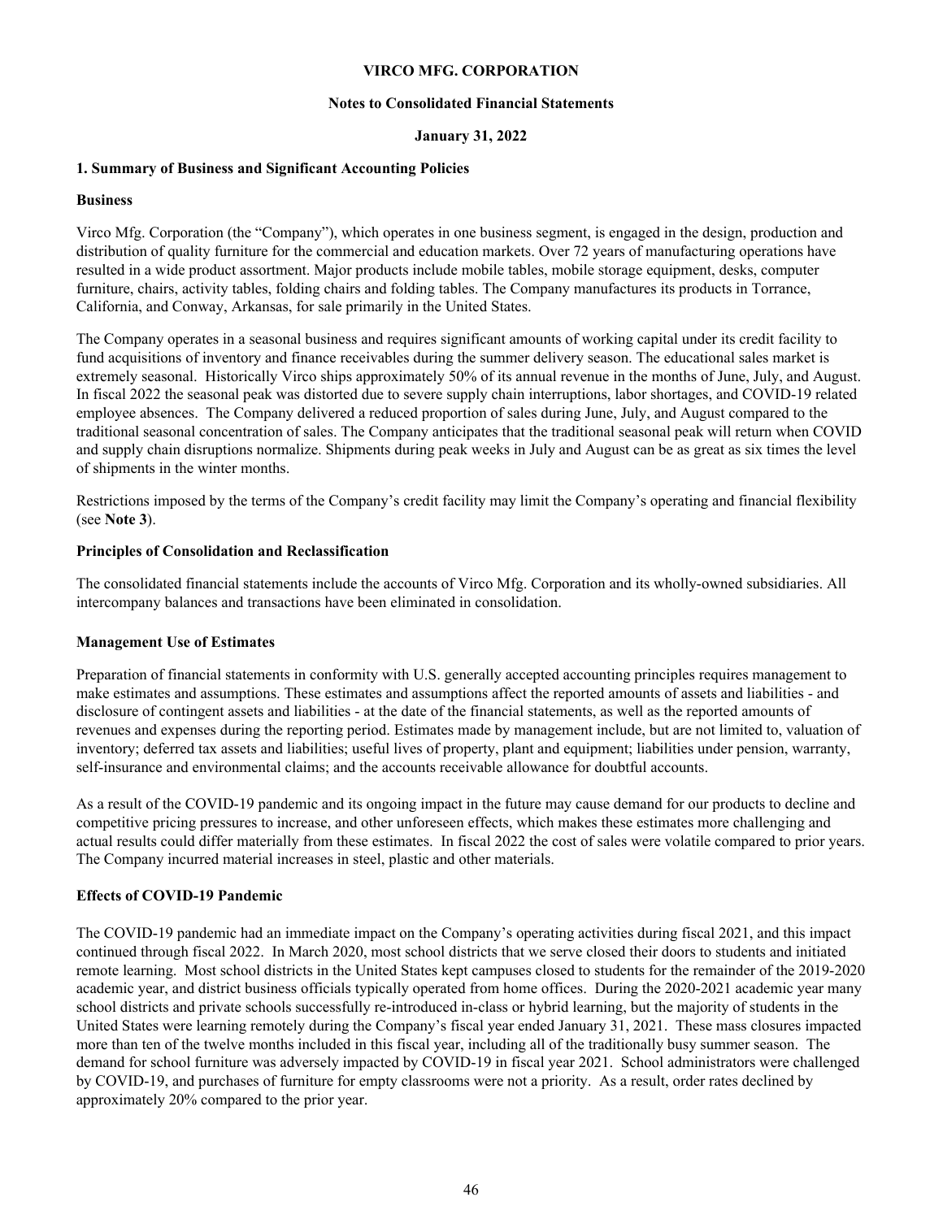**VIRCO MFG. CORPORATION**

**Notes to Consolidated Financial Statements**

**January 31, 2022**

**1. Summary of Business and Significant Accounting Policies**

**Business**

Virco Mfg. Corporation (the "Company"), which operates in one business segment, is engaged in the design, production and distribution of quality furniture for the commercial and education markets. Over 72 years of manufacturing operations have resulted in a wide product assortment. Major products include mobile tables, mobile storage equipment, desks, computer furniture, chairs, activity tables, folding chairs and folding tables. The Company manufactures its products in Torrance, California, and Conway, Arkansas, for sale primarily in the United States.

The Company operates in a seasonal business and requires significant amounts of working capital under its credit facility to fund acquisitions of inventory and finance receivables during the summer delivery season. The educational sales market is extremely seasonal. Historically Virco ships approximately 50% of its annual revenue in the months of June, July, and August. In fiscal 2022 the seasonal peak was distorted due to severe supply chain interruptions, labor shortages, and COVID-19 related employee absences. The Company delivered a reduced proportion of sales during June, July, and August compared to the traditional seasonal concentration of sales. The Company anticipates that the traditional seasonal peak will return when COVID and supply chain disruptions normalize. Shipments during peak weeks in July and August can be as great as six times the level of shipments in the winter months.

Restrictions imposed by the terms of the Company's credit facility may limit the Company's operating and financial flexibility (see **Note 3**).

**Principles of Consolidation and Reclassification**

The consolidated financial statements include the accounts of Virco Mfg. Corporation and its wholly-owned subsidiaries. All intercompany balances and transactions have been eliminated in consolidation.

**Management Use of Estimates**

Preparation of financial statements in conformity with U.S. generally accepted accounting principles requires management to make estimates and assumptions. These estimates and assumptions affect the reported amounts of assets and liabilities - and disclosure of contingent assets and liabilities - at the date of the financial statements, as well as the reported amounts of revenues and expenses during the reporting period. Estimates made by management include, but are not limited to, valuation of inventory; deferred tax assets and liabilities; useful lives of property, plant and equipment; liabilities under pension, warranty, self-insurance and environmental claims; and the accounts receivable allowance for doubtful accounts.

As a result of the COVID-19 pandemic and its ongoing impact in the future may cause demand for our products to decline and competitive pricing pressures to increase, and other unforeseen effects, which makes these estimates more challenging and actual results could differ materially from these estimates. In fiscal 2022 the cost of sales were volatile compared to prior years. The Company incurred material increases in steel, plastic and other materials.

**Effects of COVID-19 Pandemic**

The COVID-19 pandemic had an immediate impact on the Company's operating activities during fiscal 2021, and this impact continued through fiscal 2022. In March 2020, most school districts that we serve closed their doors to students and initiated remote learning. Most school districts in the United States kept campuses closed to students for the remainder of the 2019-2020 academic year, and district business officials typically operated from home offices. During the 2020-2021 academic year many school districts and private schools successfully re-introduced in-class or hybrid learning, but the majority of students in the United States were learning remotely during the Company's fiscal year ended January 31, 2021. These mass closures impacted more than ten of the twelve months included in this fiscal year, including all of the traditionally busy summer season. The demand for school furniture was adversely impacted by COVID-19 in fiscal year 2021. School administrators were challenged by COVID-19, and purchases of furniture for empty classrooms were not a priority. As a result, order rates declined by approximately 20% compared to the prior year.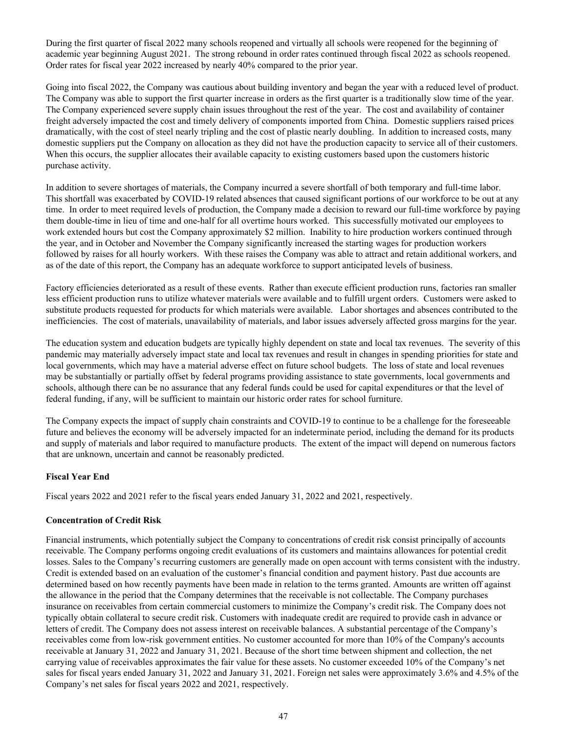During the first quarter of fiscal 2022 many schools reopened and virtually all schools were reopened for the beginning of academic year beginning August 2021. The strong rebound in order rates continued through fiscal 2022 as schools reopened. Order rates for fiscal year 2022 increased by nearly 40% compared to the prior year.

Going into fiscal 2022, the Company was cautious about building inventory and began the year with a reduced level of product. The Company was able to support the first quarter increase in orders as the first quarter is a traditionally slow time of the year. The Company experienced severe supply chain issues throughout the rest of the year. The cost and availability of container freight adversely impacted the cost and timely delivery of components imported from China. Domestic suppliers raised prices dramatically, with the cost of steel nearly tripling and the cost of plastic nearly doubling. In addition to increased costs, many domestic suppliers put the Company on allocation as they did not have the production capacity to service all of their customers. When this occurs, the supplier allocates their available capacity to existing customers based upon the customers historic purchase activity.

In addition to severe shortages of materials, the Company incurred a severe shortfall of both temporary and full-time labor. This shortfall was exacerbated by COVID-19 related absences that caused significant portions of our workforce to be out at any time. In order to meet required levels of production, the Company made a decision to reward our full-time workforce by paying them double-time in lieu of time and one-half for all overtime hours worked. This successfully motivated our employees to work extended hours but cost the Company approximately $2 million. Inability to hire production workers continued through the year, and in October and November the Company significantly increased the starting wages for production workers followed by raises for all hourly workers. With these raises the Company was able to attract and retain additional workers, and as of the date of this report, the Company has an adequate workforce to support anticipated levels of business.

Factory efficiencies deteriorated as a result of these events. Rather than execute efficient production runs, factories ran smaller less efficient production runs to utilize whatever materials were available and to fulfill urgent orders. Customers were asked to substitute products requested for products for which materials were available. Labor shortages and absences contributed to the inefficiencies. The cost of materials, unavailability of materials, and labor issues adversely affected gross margins for the year.

The education system and education budgets are typically highly dependent on state and local tax revenues. The severity of this pandemic may materially adversely impact state and local tax revenues and result in changes in spending priorities for state and local governments, which may have a material adverse effect on future school budgets. The loss of state and local revenues may be substantially or partially offset by federal programs providing assistance to state governments, local governments and schools, although there can be no assurance that any federal funds could be used for capital expenditures or that the level of federal funding, if any, will be sufficient to maintain our historic order rates for school furniture.

The Company expects the impact of supply chain constraints and COVID-19 to continue to be a challenge for the foreseeable future and believes the economy will be adversely impacted for an indeterminate period, including the demand for its products and supply of materials and labor required to manufacture products. The extent of the impact will depend on numerous factors that are unknown, uncertain and cannot be reasonably predicted.

**Fiscal Year End**

Fiscal years 2022 and 2021 refer to the fiscal years ended January 31, 2022 and 2021, respectively.

**Concentration of Credit Risk**

Financial instruments, which potentially subject the Company to concentrations of credit risk consist principally of accounts receivable. The Company performs ongoing credit evaluations of its customers and maintains allowances for potential credit losses. Sales to the Company's recurring customers are generally made on open account with terms consistent with the industry. Credit is extended based on an evaluation of the customer's financial condition and payment history. Past due accounts are determined based on how recently payments have been made in relation to the terms granted. Amounts are written off against the allowance in the period that the Company determines that the receivable is not collectable. The Company purchases insurance on receivables from certain commercial customers to minimize the Company's credit risk. The Company does not typically obtain collateral to secure credit risk. Customers with inadequate credit are required to provide cash in advance or letters of credit. The Company does not assess interest on receivable balances. A substantial percentage of the Company's receivables come from low-risk government entities. No customer accounted for more than 10% of the Company's accounts receivable at January 31, 2022 and January 31, 2021. Because of the short time between shipment and collection, the net carrying value of receivables approximates the fair value for these assets. No customer exceeded 10% of the Company's net sales for fiscal years ended January 31, 2022 and January 31, 2021. Foreign net sales were approximately 3.6% and 4.5% of the Company's net sales for fiscal years 2022 and 2021, respectively.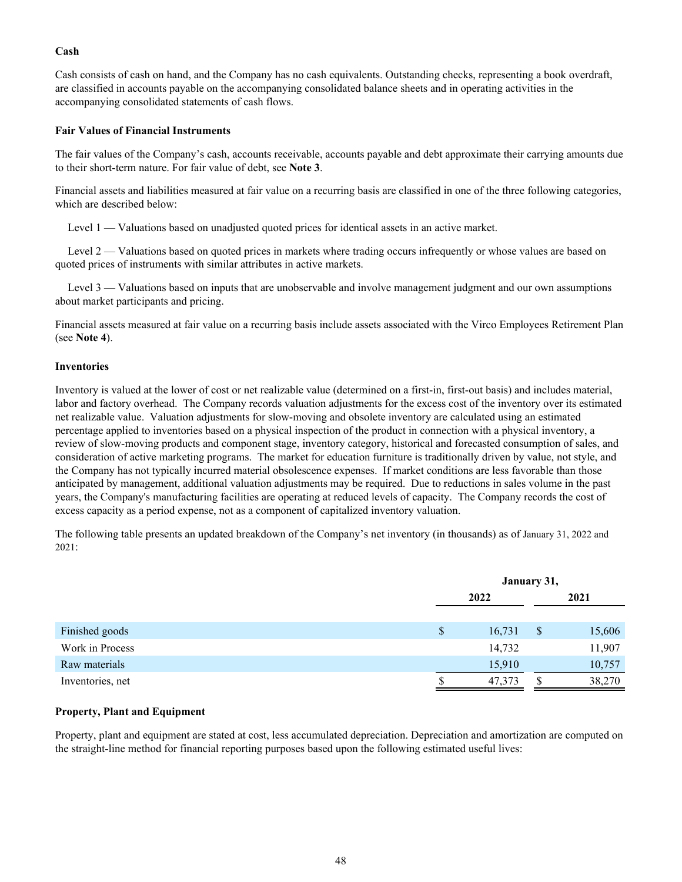**Cash**

Cash consists of cash on hand, and the Company has no cash equivalents. Outstanding checks, representing a book overdraft, are classified in accounts payable on the accompanying consolidated balance sheets and in operating activities in the accompanying consolidated statements of cash flows.

**Fair Values of Financial Instruments**

The fair values of the Company's cash, accounts receivable, accounts payable and debt approximate their carrying amounts due to their short-term nature. For fair value of debt, see **Note 3**.

Financial assets and liabilities measured at fair value on a recurring basis are classified in one of the three following categories, which are described below:

Level 1 — Valuations based on unadjusted quoted prices for identical assets in an active market.

Level 2 — Valuations based on quoted prices in markets where trading occurs infrequently or whose values are based on quoted prices of instruments with similar attributes in active markets.

Level 3 — Valuations based on inputs that are unobservable and involve management judgment and our own assumptions about market participants and pricing.

Financial assets measured at fair value on a recurring basis include assets associated with the Virco Employees Retirement Plan (see **Note 4**).

**Inventories**

Inventory is valued at the lower of cost or net realizable value (determined on a first-in, first-out basis) and includes material, labor and factory overhead. The Company records valuation adjustments for the excess cost of the inventory over its estimated net realizable value. Valuation adjustments for slow-moving and obsolete inventory are calculated using an estimated percentage applied to inventories based on a physical inspection of the product in connection with a physical inventory, a review of slow-moving products and component stage, inventory category, historical and forecasted consumption of sales, and consideration of active marketing programs. The market for education furniture is traditionally driven by value, not style, and the Company has not typically incurred material obsolescence expenses. If market conditions are less favorable than those anticipated by management, additional valuation adjustments may be required. Due to reductions in sales volume in the past years, the Company's manufacturing facilities are operating at reduced levels of capacity. The Company records the cost of excess capacity as a period expense, not as a component of capitalized inventory valuation.

The following table presents an updated breakdown of the Company's net inventory (in thousands) as of January 31, 2022 and 2021:

| | January 31, | |
|---|---|---|
| | 2022 | 2021 |
| Finished goods | $ 16,731 | $ 15,606 |
| Work in Process | 14,732 | 11,907 |
| Raw materials | 15,910 | 10,757 |
| Inventories, net | $ 47,373 | $ 38,270 |

**Property, Plant and Equipment**

Property, plant and equipment are stated at cost, less accumulated depreciation. Depreciation and amortization are computed on the straight-line method for financial reporting purposes based upon the following estimated useful lives: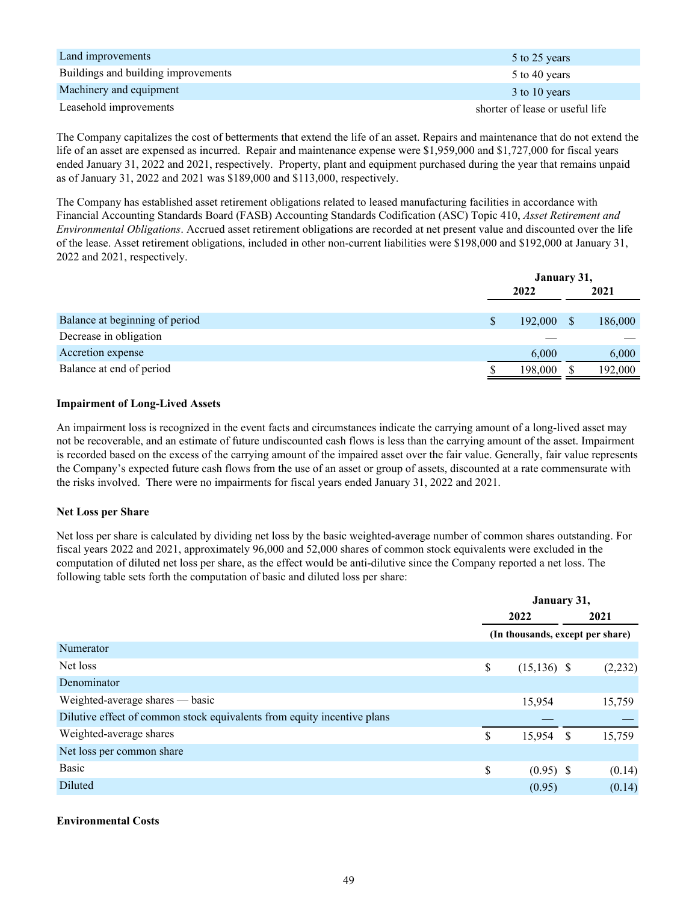| | |
|---|---|
| Land improvements | 5 to 25 years |
| Buildings and building improvements | 5 to 40 years |
| Machinery and equipment | 3 to 10 years |
| Leasehold improvements | shorter of lease or useful life |

The Company capitalizes the cost of betterments that extend the life of an asset. Repairs and maintenance that do not extend the life of an asset are expensed as incurred. Repair and maintenance expense were $1,959,000 and $1,727,000 for fiscal years ended January 31, 2022 and 2021, respectively. Property, plant and equipment purchased during the year that remains unpaid as of January 31, 2022 and 2021 was $189,000 and $113,000, respectively.

The Company has established asset retirement obligations related to leased manufacturing facilities in accordance with Financial Accounting Standards Board (FASB) Accounting Standards Codification (ASC) Topic 410, *Asset Retirement and Environmental Obligations*. Accrued asset retirement obligations are recorded at net present value and discounted over the life of the lease. Asset retirement obligations, included in other non-current liabilities were $198,000 and $192,000 at January 31, 2022 and 2021, respectively.

| | January 31, | |
|---|---|---|
| | 2022 | 2021 |
| Balance at beginning of period | $ 192,000 | $ 186,000 |
| Decrease in obligation | — | — |
| Accretion expense | 6,000 | 6,000 |
| Balance at end of period | $ 198,000 | $ 192,000 |

**Impairment of Long-Lived Assets**

An impairment loss is recognized in the event facts and circumstances indicate the carrying amount of a long-lived asset may not be recoverable, and an estimate of future undiscounted cash flows is less than the carrying amount of the asset. Impairment is recorded based on the excess of the carrying amount of the impaired asset over the fair value. Generally, fair value represents the Company's expected future cash flows from the use of an asset or group of assets, discounted at a rate commensurate with the risks involved. There were no impairments for fiscal years ended January 31, 2022 and 2021.

**Net Loss per Share**

Net loss per share is calculated by dividing net loss by the basic weighted-average number of common shares outstanding. For fiscal years 2022 and 2021, approximately 96,000 and 52,000 shares of common stock equivalents were excluded in the computation of diluted net loss per share, as the effect would be anti-dilutive since the Company reported a net loss. The following table sets forth the computation of basic and diluted loss per share:

| | January 31, | |
|---|---|---|
| | 2022 | 2021 |
| | (In thousands, except per share) | |
| Numerator | | |
| Net loss | $ (15,136) | $ (2,232) |
| Denominator | | |
| Weighted-average shares — basic | 15,954 | 15,759 |
| Dilutive effect of common stock equivalents from equity incentive plans | — | — |
| Weighted-average shares | $ 15,954 | $ 15,759 |
| Net loss per common share | | |
| Basic | $ (0.95) | $ (0.14) |
| Diluted | (0.95) | (0.14) |

**Environmental Costs**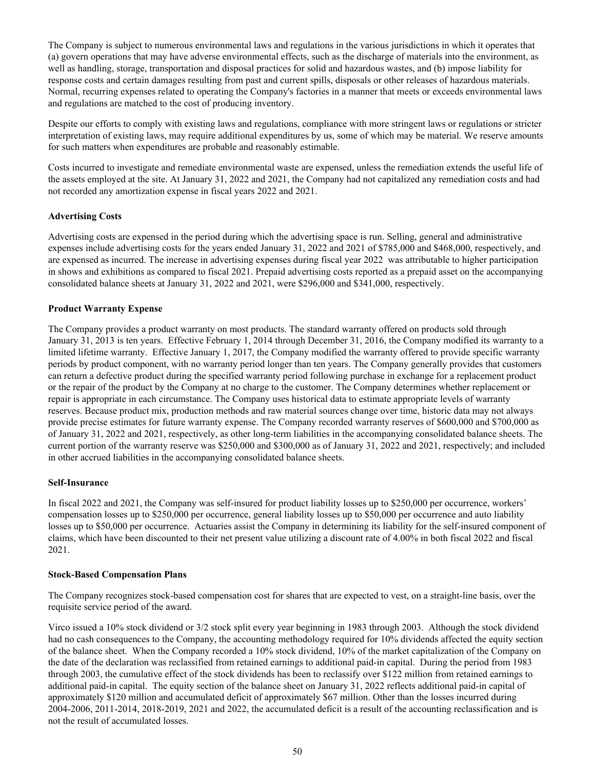The Company is subject to numerous environmental laws and regulations in the various jurisdictions in which it operates that (a) govern operations that may have adverse environmental effects, such as the discharge of materials into the environment, as well as handling, storage, transportation and disposal practices for solid and hazardous wastes, and (b) impose liability for response costs and certain damages resulting from past and current spills, disposals or other releases of hazardous materials. Normal, recurring expenses related to operating the Company's factories in a manner that meets or exceeds environmental laws and regulations are matched to the cost of producing inventory.

Despite our efforts to comply with existing laws and regulations, compliance with more stringent laws or regulations or stricter interpretation of existing laws, may require additional expenditures by us, some of which may be material. We reserve amounts for such matters when expenditures are probable and reasonably estimable.

Costs incurred to investigate and remediate environmental waste are expensed, unless the remediation extends the useful life of the assets employed at the site. At January 31, 2022 and 2021, the Company had not capitalized any remediation costs and had not recorded any amortization expense in fiscal years 2022 and 2021.

**Advertising Costs**

Advertising costs are expensed in the period during which the advertising space is run. Selling, general and administrative expenses include advertising costs for the years ended January 31, 2022 and 2021 of $785,000 and $468,000, respectively, and are expensed as incurred. The increase in advertising expenses during fiscal year 2022 was attributable to higher participation in shows and exhibitions as compared to fiscal 2021. Prepaid advertising costs reported as a prepaid asset on the accompanying consolidated balance sheets at January 31, 2022 and 2021, were $296,000 and $341,000, respectively.

**Product Warranty Expense**

The Company provides a product warranty on most products. The standard warranty offered on products sold through January 31, 2013 is ten years. Effective February 1, 2014 through December 31, 2016, the Company modified its warranty to a limited lifetime warranty. Effective January 1, 2017, the Company modified the warranty offered to provide specific warranty periods by product component, with no warranty period longer than ten years. The Company generally provides that customers can return a defective product during the specified warranty period following purchase in exchange for a replacement product or the repair of the product by the Company at no charge to the customer. The Company determines whether replacement or repair is appropriate in each circumstance. The Company uses historical data to estimate appropriate levels of warranty reserves. Because product mix, production methods and raw material sources change over time, historic data may not always provide precise estimates for future warranty expense. The Company recorded warranty reserves of $600,000 and $700,000 as of January 31, 2022 and 2021, respectively, as other long-term liabilities in the accompanying consolidated balance sheets. The current portion of the warranty reserve was $250,000 and $300,000 as of January 31, 2022 and 2021, respectively; and included in other accrued liabilities in the accompanying consolidated balance sheets.

**Self-Insurance**

In fiscal 2022 and 2021, the Company was self-insured for product liability losses up to $250,000 per occurrence, workers' compensation losses up to $250,000 per occurrence, general liability losses up to $50,000 per occurrence and auto liability losses up to $50,000 per occurrence. Actuaries assist the Company in determining its liability for the self-insured component of claims, which have been discounted to their net present value utilizing a discount rate of 4.00% in both fiscal 2022 and fiscal 2021.

**Stock-Based Compensation Plans**

The Company recognizes stock-based compensation cost for shares that are expected to vest, on a straight-line basis, over the requisite service period of the award.

Virco issued a 10% stock dividend or 3/2 stock split every year beginning in 1983 through 2003. Although the stock dividend had no cash consequences to the Company, the accounting methodology required for 10% dividends affected the equity section of the balance sheet. When the Company recorded a 10% stock dividend, 10% of the market capitalization of the Company on the date of the declaration was reclassified from retained earnings to additional paid-in capital. During the period from 1983 through 2003, the cumulative effect of the stock dividends has been to reclassify over $122 million from retained earnings to additional paid-in capital. The equity section of the balance sheet on January 31, 2022 reflects additional paid-in capital of approximately $120 million and accumulated deficit of approximately $67 million. Other than the losses incurred during 2004-2006, 2011-2014, 2018-2019, 2021 and 2022, the accumulated deficit is a result of the accounting reclassification and is not the result of accumulated losses.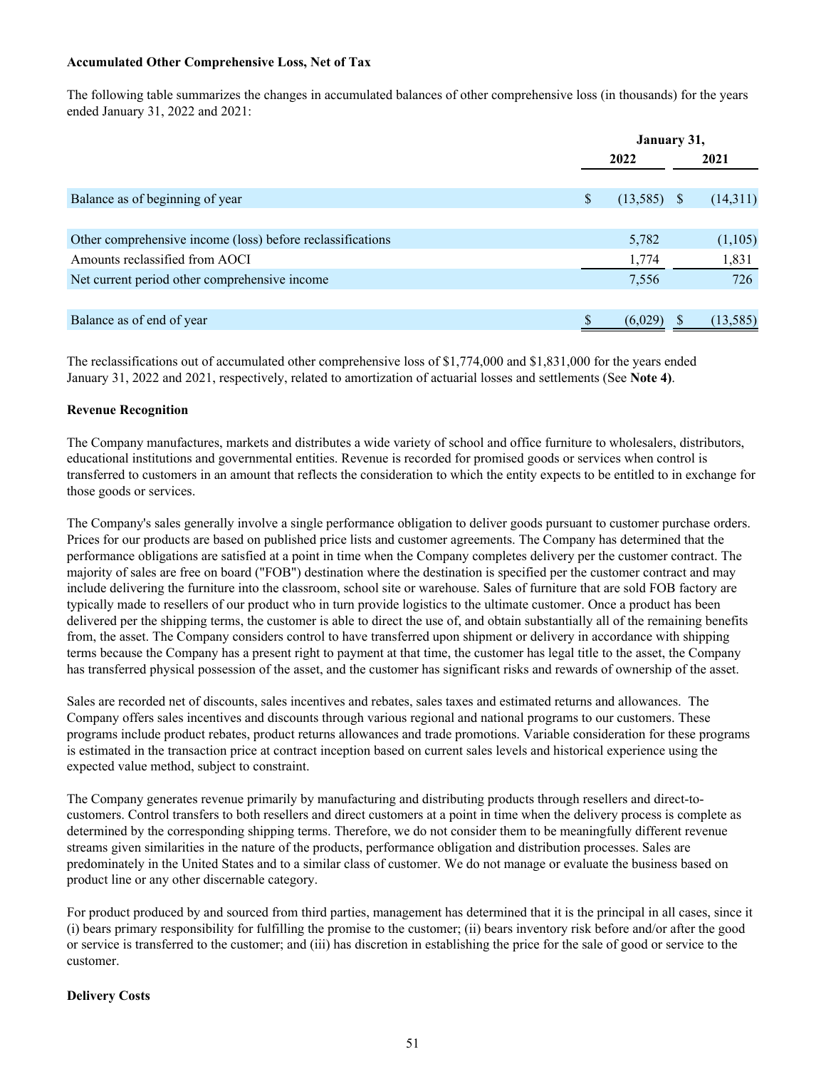**Accumulated Other Comprehensive Loss, Net of Tax**

The following table summarizes the changes in accumulated balances of other comprehensive loss (in thousands) for the years ended January 31, 2022 and 2021:

| | January 31, | |
|---|---|---|
| | 2022 | 2021 |
| Balance as of beginning of year | $ (13,585) | $ (14,311) |
| Other comprehensive income (loss) before reclassifications | 5,782 | (1,105) |
| Amounts reclassified from AOCI | 1,774 | 1,831 |
| Net current period other comprehensive income | 7,556 | 726 |
| Balance as of end of year | $ (6,029) | $ (13,585) |

The reclassifications out of accumulated other comprehensive loss of $1,774,000 and $1,831,000 for the years ended January 31, 2022 and 2021, respectively, related to amortization of actuarial losses and settlements (See **Note 4)**.

**Revenue Recognition**

The Company manufactures, markets and distributes a wide variety of school and office furniture to wholesalers, distributors, educational institutions and governmental entities. Revenue is recorded for promised goods or services when control is transferred to customers in an amount that reflects the consideration to which the entity expects to be entitled to in exchange for those goods or services.

The Company's sales generally involve a single performance obligation to deliver goods pursuant to customer purchase orders. Prices for our products are based on published price lists and customer agreements. The Company has determined that the performance obligations are satisfied at a point in time when the Company completes delivery per the customer contract. The majority of sales are free on board ("FOB") destination where the destination is specified per the customer contract and may include delivering the furniture into the classroom, school site or warehouse. Sales of furniture that are sold FOB factory are typically made to resellers of our product who in turn provide logistics to the ultimate customer. Once a product has been delivered per the shipping terms, the customer is able to direct the use of, and obtain substantially all of the remaining benefits from, the asset. The Company considers control to have transferred upon shipment or delivery in accordance with shipping terms because the Company has a present right to payment at that time, the customer has legal title to the asset, the Company has transferred physical possession of the asset, and the customer has significant risks and rewards of ownership of the asset.

Sales are recorded net of discounts, sales incentives and rebates, sales taxes and estimated returns and allowances. The Company offers sales incentives and discounts through various regional and national programs to our customers. These programs include product rebates, product returns allowances and trade promotions. Variable consideration for these programs is estimated in the transaction price at contract inception based on current sales levels and historical experience using the expected value method, subject to constraint.

The Company generates revenue primarily by manufacturing and distributing products through resellers and direct-to-customers. Control transfers to both resellers and direct customers at a point in time when the delivery process is complete as determined by the corresponding shipping terms. Therefore, we do not consider them to be meaningfully different revenue streams given similarities in the nature of the products, performance obligation and distribution processes. Sales are predominately in the United States and to a similar class of customer. We do not manage or evaluate the business based on product line or any other discernable category.

For product produced by and sourced from third parties, management has determined that it is the principal in all cases, since it (i) bears primary responsibility for fulfilling the promise to the customer; (ii) bears inventory risk before and/or after the good or service is transferred to the customer; and (iii) has discretion in establishing the price for the sale of good or service to the customer.

**Delivery Costs**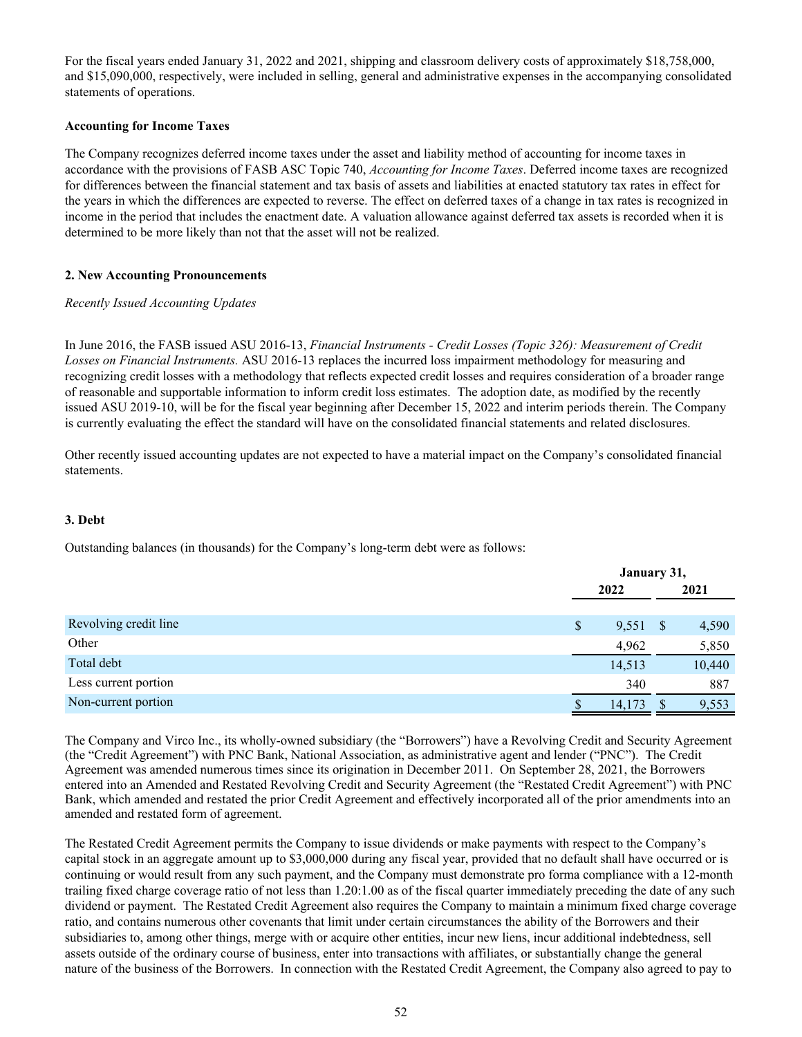For the fiscal years ended January 31, 2022 and 2021, shipping and classroom delivery costs of approximately $18,758,000, and $15,090,000, respectively, were included in selling, general and administrative expenses in the accompanying consolidated statements of operations.

**Accounting for Income Taxes**

The Company recognizes deferred income taxes under the asset and liability method of accounting for income taxes in accordance with the provisions of FASB ASC Topic 740, *Accounting for Income Taxes*. Deferred income taxes are recognized for differences between the financial statement and tax basis of assets and liabilities at enacted statutory tax rates in effect for the years in which the differences are expected to reverse. The effect on deferred taxes of a change in tax rates is recognized in income in the period that includes the enactment date. A valuation allowance against deferred tax assets is recorded when it is determined to be more likely than not that the asset will not be realized.

### 2. New Accounting Pronouncements

*Recently Issued Accounting Updates*

In June 2016, the FASB issued ASU 2016-13, *Financial Instruments - Credit Losses (Topic 326): Measurement of Credit Losses on Financial Instruments.* ASU 2016-13 replaces the incurred loss impairment methodology for measuring and recognizing credit losses with a methodology that reflects expected credit losses and requires consideration of a broader range of reasonable and supportable information to inform credit loss estimates. The adoption date, as modified by the recently issued ASU 2019-10, will be for the fiscal year beginning after December 15, 2022 and interim periods therein. The Company is currently evaluating the effect the standard will have on the consolidated financial statements and related disclosures.

Other recently issued accounting updates are not expected to have a material impact on the Company's consolidated financial statements.

### 3. Debt

Outstanding balances (in thousands) for the Company's long-term debt were as follows:

| | January 31, | |
|---|---|---|
| | 2022 | 2021 |
| Revolving credit line | $ 9,551 | $ 4,590 |
| Other | 4,962 | 5,850 |
| Total debt | 14,513 | 10,440 |
| Less current portion | 340 | 887 |
| Non-current portion | $ 14,173 | $ 9,553 |

The Company and Virco Inc., its wholly-owned subsidiary (the "Borrowers") have a Revolving Credit and Security Agreement (the "Credit Agreement") with PNC Bank, National Association, as administrative agent and lender ("PNC"). The Credit Agreement was amended numerous times since its origination in December 2011. On September 28, 2021, the Borrowers entered into an Amended and Restated Revolving Credit and Security Agreement (the "Restated Credit Agreement") with PNC Bank, which amended and restated the prior Credit Agreement and effectively incorporated all of the prior amendments into an amended and restated form of agreement.

The Restated Credit Agreement permits the Company to issue dividends or make payments with respect to the Company's capital stock in an aggregate amount up to $3,000,000 during any fiscal year, provided that no default shall have occurred or is continuing or would result from any such payment, and the Company must demonstrate pro forma compliance with a 12-month trailing fixed charge coverage ratio of not less than 1.20:1.00 as of the fiscal quarter immediately preceding the date of any such dividend or payment. The Restated Credit Agreement also requires the Company to maintain a minimum fixed charge coverage ratio, and contains numerous other covenants that limit under certain circumstances the ability of the Borrowers and their subsidiaries to, among other things, merge with or acquire other entities, incur new liens, incur additional indebtedness, sell assets outside of the ordinary course of business, enter into transactions with affiliates, or substantially change the general nature of the business of the Borrowers. In connection with the Restated Credit Agreement, the Company also agreed to pay to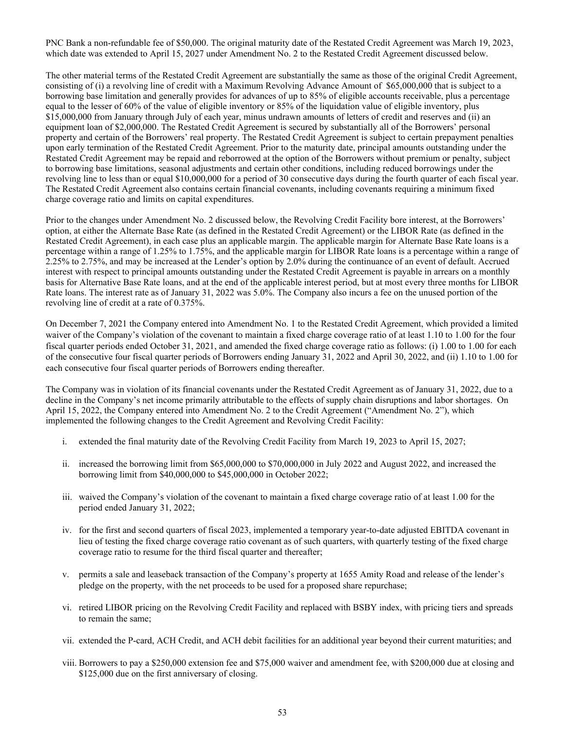PNC Bank a non-refundable fee of $50,000. The original maturity date of the Restated Credit Agreement was March 19, 2023, which date was extended to April 15, 2027 under Amendment No. 2 to the Restated Credit Agreement discussed below.

The other material terms of the Restated Credit Agreement are substantially the same as those of the original Credit Agreement, consisting of (i) a revolving line of credit with a Maximum Revolving Advance Amount of $65,000,000 that is subject to a borrowing base limitation and generally provides for advances of up to 85% of eligible accounts receivable, plus a percentage equal to the lesser of 60% of the value of eligible inventory or 85% of the liquidation value of eligible inventory, plus $15,000,000 from January through July of each year, minus undrawn amounts of letters of credit and reserves and (ii) an equipment loan of $2,000,000. The Restated Credit Agreement is secured by substantially all of the Borrowers' personal property and certain of the Borrowers' real property. The Restated Credit Agreement is subject to certain prepayment penalties upon early termination of the Restated Credit Agreement. Prior to the maturity date, principal amounts outstanding under the Restated Credit Agreement may be repaid and reborrowed at the option of the Borrowers without premium or penalty, subject to borrowing base limitations, seasonal adjustments and certain other conditions, including reduced borrowings under the revolving line to less than or equal $10,000,000 for a period of 30 consecutive days during the fourth quarter of each fiscal year. The Restated Credit Agreement also contains certain financial covenants, including covenants requiring a minimum fixed charge coverage ratio and limits on capital expenditures.

Prior to the changes under Amendment No. 2 discussed below, the Revolving Credit Facility bore interest, at the Borrowers' option, at either the Alternate Base Rate (as defined in the Restated Credit Agreement) or the LIBOR Rate (as defined in the Restated Credit Agreement), in each case plus an applicable margin. The applicable margin for Alternate Base Rate loans is a percentage within a range of 1.25% to 1.75%, and the applicable margin for LIBOR Rate loans is a percentage within a range of 2.25% to 2.75%, and may be increased at the Lender's option by 2.0% during the continuance of an event of default. Accrued interest with respect to principal amounts outstanding under the Restated Credit Agreement is payable in arrears on a monthly basis for Alternative Base Rate loans, and at the end of the applicable interest period, but at most every three months for LIBOR Rate loans. The interest rate as of January 31, 2022 was 5.0%. The Company also incurs a fee on the unused portion of the revolving line of credit at a rate of 0.375%.

On December 7, 2021 the Company entered into Amendment No. 1 to the Restated Credit Agreement, which provided a limited waiver of the Company's violation of the covenant to maintain a fixed charge coverage ratio of at least 1.10 to 1.00 for the four fiscal quarter periods ended October 31, 2021, and amended the fixed charge coverage ratio as follows: (i) 1.00 to 1.00 for each of the consecutive four fiscal quarter periods of Borrowers ending January 31, 2022 and April 30, 2022, and (ii) 1.10 to 1.00 for each consecutive four fiscal quarter periods of Borrowers ending thereafter.

The Company was in violation of its financial covenants under the Restated Credit Agreement as of January 31, 2022, due to a decline in the Company's net income primarily attributable to the effects of supply chain disruptions and labor shortages. On April 15, 2022, the Company entered into Amendment No. 2 to the Credit Agreement ("Amendment No. 2"), which implemented the following changes to the Credit Agreement and Revolving Credit Facility:

i. extended the final maturity date of the Revolving Credit Facility from March 19, 2023 to April 15, 2027;

ii. increased the borrowing limit from $65,000,000 to $70,000,000 in July 2022 and August 2022, and increased the borrowing limit from $40,000,000 to $45,000,000 in October 2022;

iii. waived the Company's violation of the covenant to maintain a fixed charge coverage ratio of at least 1.00 for the period ended January 31, 2022;

iv. for the first and second quarters of fiscal 2023, implemented a temporary year-to-date adjusted EBITDA covenant in lieu of testing the fixed charge coverage ratio covenant as of such quarters, with quarterly testing of the fixed charge coverage ratio to resume for the third fiscal quarter and thereafter;

v. permits a sale and leaseback transaction of the Company's property at 1655 Amity Road and release of the lender's pledge on the property, with the net proceeds to be used for a proposed share repurchase;

vi. retired LIBOR pricing on the Revolving Credit Facility and replaced with BSBY index, with pricing tiers and spreads to remain the same;

vii. extended the P-card, ACH Credit, and ACH debit facilities for an additional year beyond their current maturities; and

viii. Borrowers to pay a $250,000 extension fee and $75,000 waiver and amendment fee, with $200,000 due at closing and $125,000 due on the first anniversary of closing.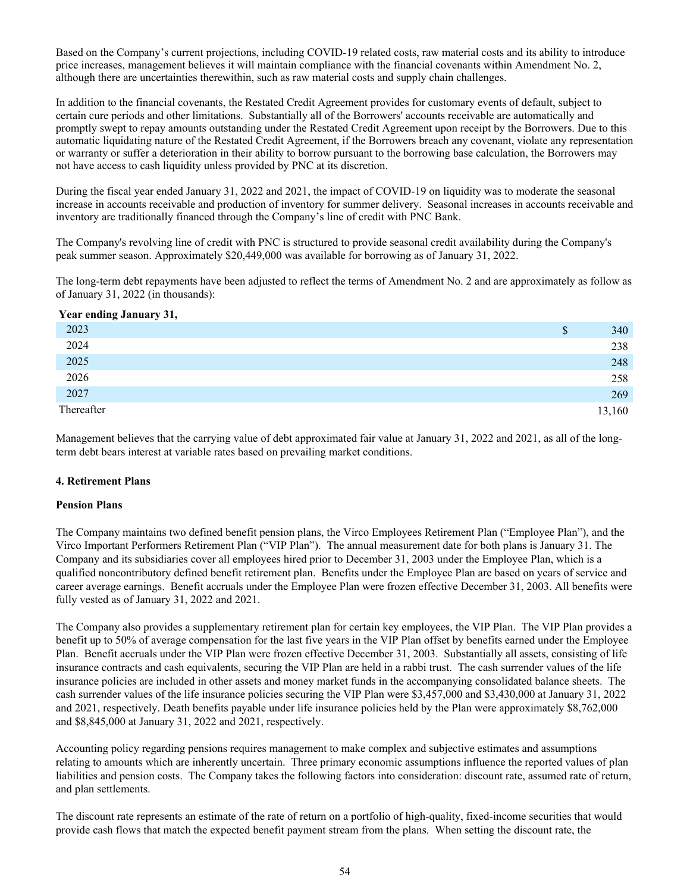Based on the Company's current projections, including COVID-19 related costs, raw material costs and its ability to introduce price increases, management believes it will maintain compliance with the financial covenants within Amendment No. 2, although there are uncertainties therewithin, such as raw material costs and supply chain challenges.

In addition to the financial covenants, the Restated Credit Agreement provides for customary events of default, subject to certain cure periods and other limitations. Substantially all of the Borrowers' accounts receivable are automatically and promptly swept to repay amounts outstanding under the Restated Credit Agreement upon receipt by the Borrowers. Due to this automatic liquidating nature of the Restated Credit Agreement, if the Borrowers breach any covenant, violate any representation or warranty or suffer a deterioration in their ability to borrow pursuant to the borrowing base calculation, the Borrowers may not have access to cash liquidity unless provided by PNC at its discretion.

During the fiscal year ended January 31, 2022 and 2021, the impact of COVID-19 on liquidity was to moderate the seasonal increase in accounts receivable and production of inventory for summer delivery. Seasonal increases in accounts receivable and inventory are traditionally financed through the Company's line of credit with PNC Bank.

The Company's revolving line of credit with PNC is structured to provide seasonal credit availability during the Company's peak summer season. Approximately $20,449,000 was available for borrowing as of January 31, 2022.

The long-term debt repayments have been adjusted to reflect the terms of Amendment No. 2 and are approximately as follow as of January 31, 2022 (in thousands):

| **Year ending January 31,** | |
|---|---|
| 2023 | $ 340 |
| 2024 | 238 |
| 2025 | 248 |
| 2026 | 258 |
| 2027 | 269 |
| Thereafter | 13,160 |

Management believes that the carrying value of debt approximated fair value at January 31, 2022 and 2021, as all of the long-term debt bears interest at variable rates based on prevailing market conditions.

### 4. Retirement Plans

**Pension Plans**

The Company maintains two defined benefit pension plans, the Virco Employees Retirement Plan ("Employee Plan"), and the Virco Important Performers Retirement Plan ("VIP Plan"). The annual measurement date for both plans is January 31. The Company and its subsidiaries cover all employees hired prior to December 31, 2003 under the Employee Plan, which is a qualified noncontributory defined benefit retirement plan. Benefits under the Employee Plan are based on years of service and career average earnings. Benefit accruals under the Employee Plan were frozen effective December 31, 2003. All benefits were fully vested as of January 31, 2022 and 2021.

The Company also provides a supplementary retirement plan for certain key employees, the VIP Plan. The VIP Plan provides a benefit up to 50% of average compensation for the last five years in the VIP Plan offset by benefits earned under the Employee Plan. Benefit accruals under the VIP Plan were frozen effective December 31, 2003. Substantially all assets, consisting of life insurance contracts and cash equivalents, securing the VIP Plan are held in a rabbi trust. The cash surrender values of the life insurance policies are included in other assets and money market funds in the accompanying consolidated balance sheets. The cash surrender values of the life insurance policies securing the VIP Plan were $3,457,000 and $3,430,000 at January 31, 2022 and 2021, respectively. Death benefits payable under life insurance policies held by the Plan were approximately $8,762,000 and $8,845,000 at January 31, 2022 and 2021, respectively.

Accounting policy regarding pensions requires management to make complex and subjective estimates and assumptions relating to amounts which are inherently uncertain. Three primary economic assumptions influence the reported values of plan liabilities and pension costs. The Company takes the following factors into consideration: discount rate, assumed rate of return, and plan settlements.

The discount rate represents an estimate of the rate of return on a portfolio of high-quality, fixed-income securities that would provide cash flows that match the expected benefit payment stream from the plans. When setting the discount rate, the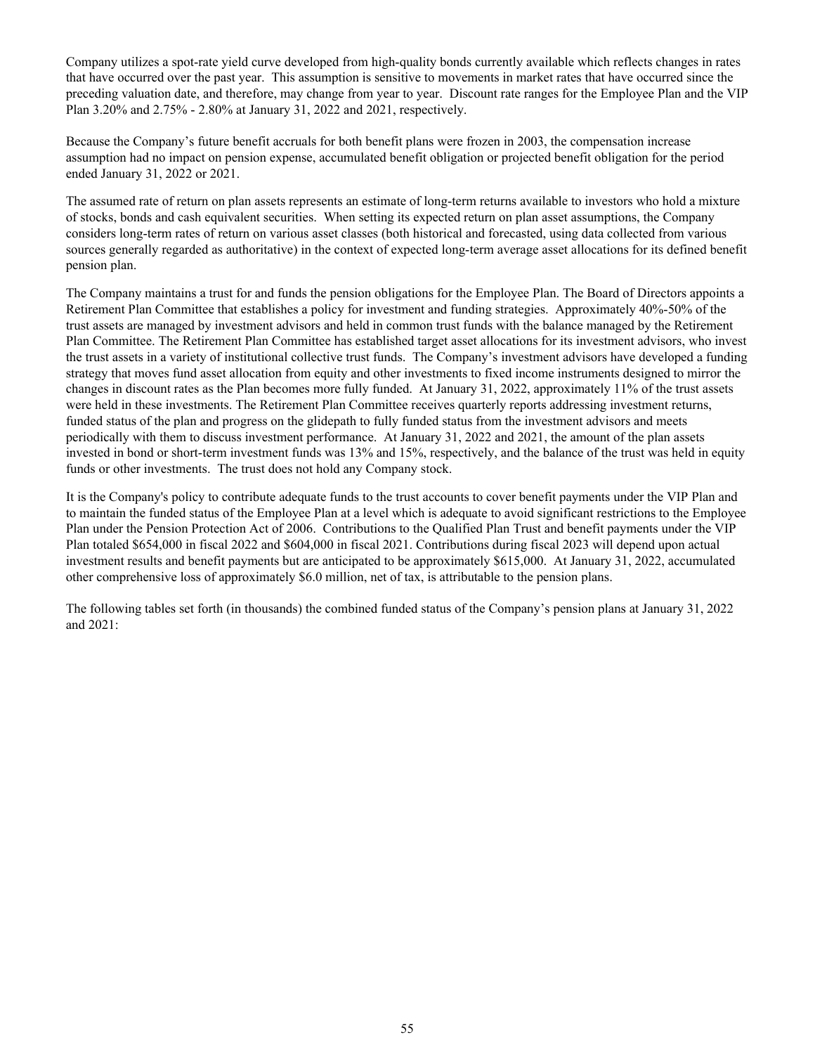Company utilizes a spot-rate yield curve developed from high-quality bonds currently available which reflects changes in rates that have occurred over the past year. This assumption is sensitive to movements in market rates that have occurred since the preceding valuation date, and therefore, may change from year to year. Discount rate ranges for the Employee Plan and the VIP Plan 3.20% and 2.75% - 2.80% at January 31, 2022 and 2021, respectively.

Because the Company's future benefit accruals for both benefit plans were frozen in 2003, the compensation increase assumption had no impact on pension expense, accumulated benefit obligation or projected benefit obligation for the period ended January 31, 2022 or 2021.

The assumed rate of return on plan assets represents an estimate of long-term returns available to investors who hold a mixture of stocks, bonds and cash equivalent securities. When setting its expected return on plan asset assumptions, the Company considers long-term rates of return on various asset classes (both historical and forecasted, using data collected from various sources generally regarded as authoritative) in the context of expected long-term average asset allocations for its defined benefit pension plan.

The Company maintains a trust for and funds the pension obligations for the Employee Plan. The Board of Directors appoints a Retirement Plan Committee that establishes a policy for investment and funding strategies. Approximately 40%-50% of the trust assets are managed by investment advisors and held in common trust funds with the balance managed by the Retirement Plan Committee. The Retirement Plan Committee has established target asset allocations for its investment advisors, who invest the trust assets in a variety of institutional collective trust funds. The Company's investment advisors have developed a funding strategy that moves fund asset allocation from equity and other investments to fixed income instruments designed to mirror the changes in discount rates as the Plan becomes more fully funded. At January 31, 2022, approximately 11% of the trust assets were held in these investments. The Retirement Plan Committee receives quarterly reports addressing investment returns, funded status of the plan and progress on the glidepath to fully funded status from the investment advisors and meets periodically with them to discuss investment performance. At January 31, 2022 and 2021, the amount of the plan assets invested in bond or short-term investment funds was 13% and 15%, respectively, and the balance of the trust was held in equity funds or other investments. The trust does not hold any Company stock.

It is the Company's policy to contribute adequate funds to the trust accounts to cover benefit payments under the VIP Plan and to maintain the funded status of the Employee Plan at a level which is adequate to avoid significant restrictions to the Employee Plan under the Pension Protection Act of 2006. Contributions to the Qualified Plan Trust and benefit payments under the VIP Plan totaled $654,000 in fiscal 2022 and $604,000 in fiscal 2021. Contributions during fiscal 2023 will depend upon actual investment results and benefit payments but are anticipated to be approximately $615,000. At January 31, 2022, accumulated other comprehensive loss of approximately $6.0 million, net of tax, is attributable to the pension plans.

The following tables set forth (in thousands) the combined funded status of the Company's pension plans at January 31, 2022 and 2021: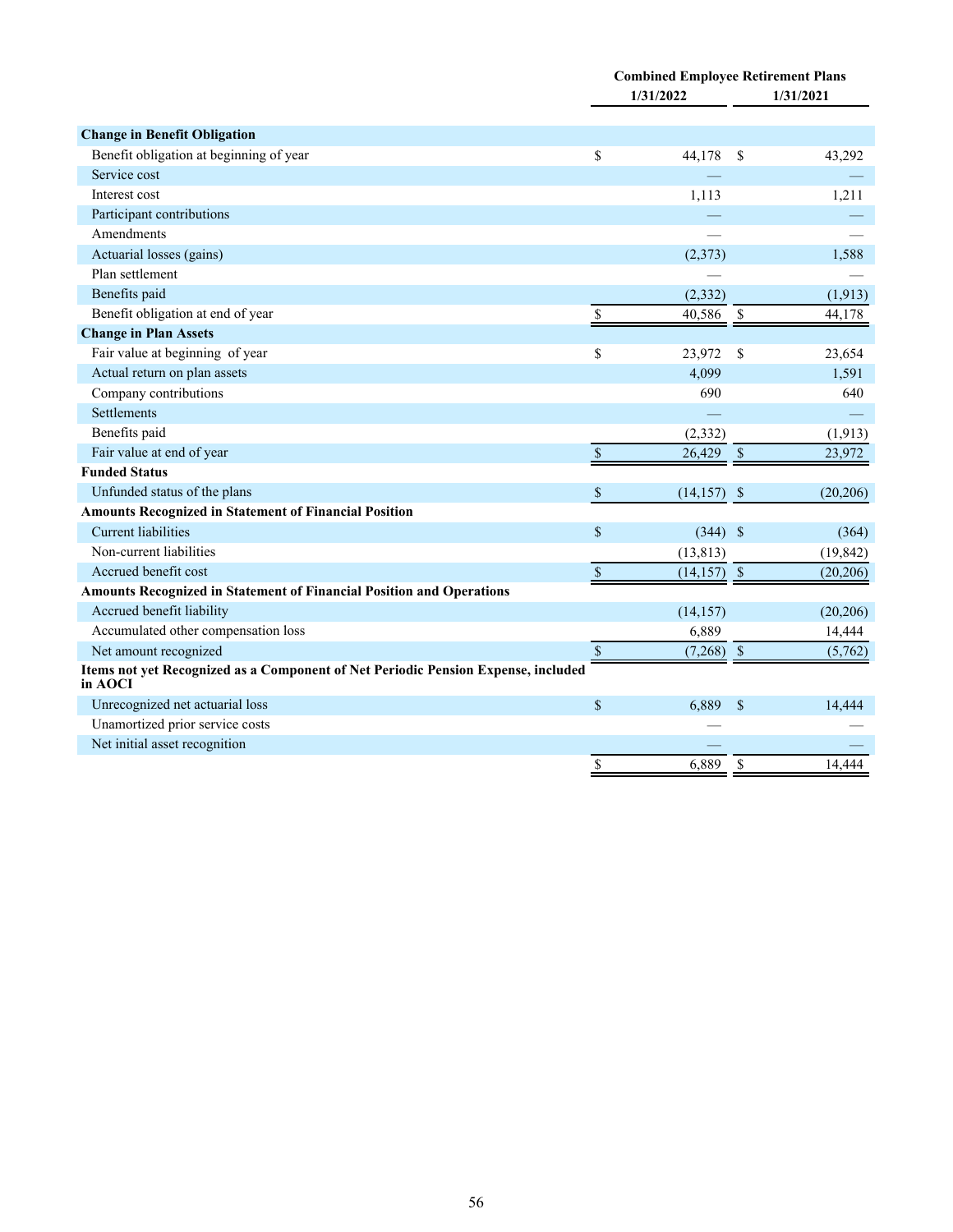| | Combined Employee Retirement Plans | |
|---|---|---|
| | 1/31/2022 | 1/31/2021 |
| **Change in Benefit Obligation** | | |
| Benefit obligation at beginning of year | $ 44,178 | $ 43,292 |
| Service cost | — | — |
| Interest cost | 1,113 | 1,211 |
| Participant contributions | — | — |
| Amendments | — | — |
| Actuarial losses (gains) | (2,373) | 1,588 |
| Plan settlement | — | — |
| Benefits paid | (2,332) | (1,913) |
| Benefit obligation at end of year | $ 40,586 | $ 44,178 |
| **Change in Plan Assets** | | |
| Fair value at beginning of year | $ 23,972 | $ 23,654 |
| Actual return on plan assets | 4,099 | 1,591 |
| Company contributions | 690 | 640 |
| Settlements | — | — |
| Benefits paid | (2,332) | (1,913) |
| Fair value at end of year | $ 26,429 | $ 23,972 |
| **Funded Status** | | |
| Unfunded status of the plans | $ (14,157) | $ (20,206) |
| **Amounts Recognized in Statement of Financial Position** | | |
| Current liabilities | $ (344) | $ (364) |
| Non-current liabilities | (13,813) | (19,842) |
| Accrued benefit cost | $ (14,157) | $ (20,206) |
| **Amounts Recognized in Statement of Financial Position and Operations** | | |
| Accrued benefit liability | (14,157) | (20,206) |
| Accumulated other compensation loss | 6,889 | 14,444 |
| Net amount recognized | $ (7,268) | $ (5,762) |
| **Items not yet Recognized as a Component of Net Periodic Pension Expense, included in AOCI** | | |
| Unrecognized net actuarial loss | $ 6,889 | $ 14,444 |
| Unamortized prior service costs | — | — |
| Net initial asset recognition | — | — |
| | $ 6,889 | $ 14,444 |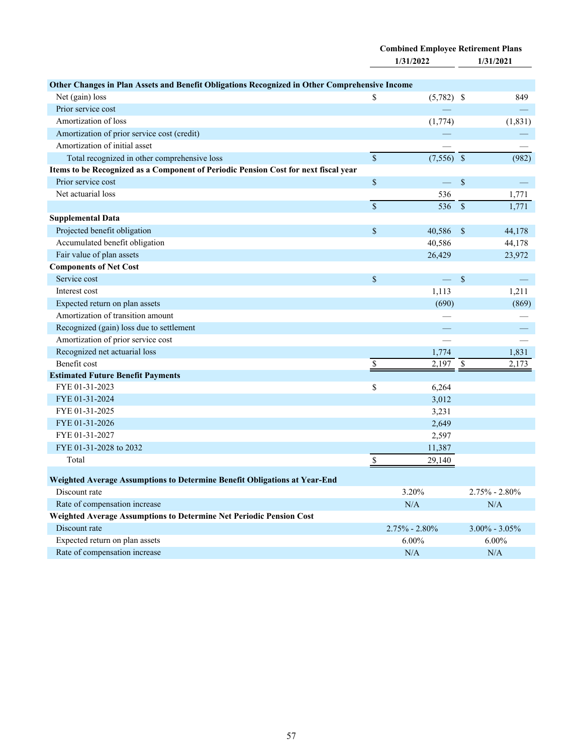| | Combined Employee Retirement Plans | |
|---|---|---|
| | 1/31/2022 | 1/31/2021 |
| **Other Changes in Plan Assets and Benefit Obligations Recognized in Other Comprehensive Income** | | |
| Net (gain) loss | $ (5,782) | $ 849 |
| Prior service cost | — | — |
| Amortization of loss | (1,774) | (1,831) |
| Amortization of prior service cost (credit) | — | — |
| Amortization of initial asset | — | — |
| Total recognized in other comprehensive loss | $ (7,556) | $ (982) |
| **Items to be Recognized as a Component of Periodic Pension Cost for next fiscal year** | | |
| Prior service cost | $ — | $ — |
| Net actuarial loss | 536 | 1,771 |
| | $ 536 | $ 1,771 |
| **Supplemental Data** | | |
| Projected benefit obligation | $ 40,586 | $ 44,178 |
| Accumulated benefit obligation | 40,586 | 44,178 |
| Fair value of plan assets | 26,429 | 23,972 |
| **Components of Net Cost** | | |
| Service cost | $ — | $ — |
| Interest cost | 1,113 | 1,211 |
| Expected return on plan assets | (690) | (869) |
| Amortization of transition amount | — | — |
| Recognized (gain) loss due to settlement | — | — |
| Amortization of prior service cost | — | — |
| Recognized net actuarial loss | 1,774 | 1,831 |
| Benefit cost | $ 2,197 | $ 2,173 |
| **Estimated Future Benefit Payments** | | |
| FYE 01-31-2023 | $ 6,264 | |
| FYE 01-31-2024 | 3,012 | |
| FYE 01-31-2025 | 3,231 | |
| FYE 01-31-2026 | 2,649 | |
| FYE 01-31-2027 | 2,597 | |
| FYE 01-31-2028 to 2032 | 11,387 | |
| Total | $ 29,140 | |
| **Weighted Average Assumptions to Determine Benefit Obligations at Year-End** | | |
| Discount rate | 3.20% | 2.75% - 2.80% |
| Rate of compensation increase | N/A | N/A |
| **Weighted Average Assumptions to Determine Net Periodic Pension Cost** | | |
| Discount rate | 2.75% - 2.80% | 3.00% - 3.05% |
| Expected return on plan assets | 6.00% | 6.00% |
| Rate of compensation increase | N/A | N/A |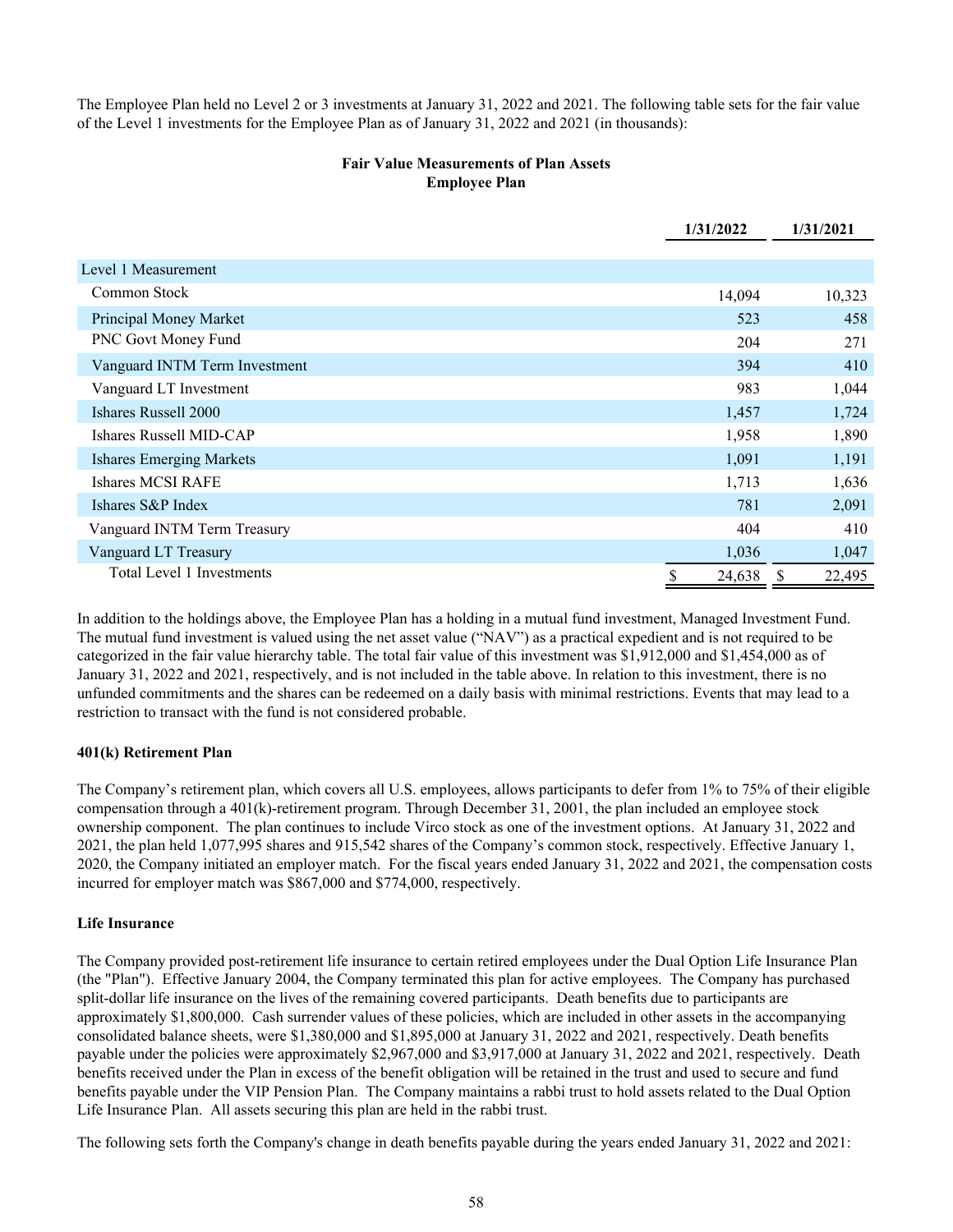The Employee Plan held no Level 2 or 3 investments at January 31, 2022 and 2021. The following table sets for the fair value of the Level 1 investments for the Employee Plan as of January 31, 2022 and 2021 (in thousands):

**Fair Value Measurements of Plan Assets**
**Employee Plan**

| | 1/31/2022 | 1/31/2021 |
|---|---|---|
| Level 1 Measurement | | |
| Common Stock | 14,094 | 10,323 |
| Principal Money Market | 523 | 458 |
| PNC Govt Money Fund | 204 | 271 |
| Vanguard INTM Term Investment | 394 | 410 |
| Vanguard LT Investment | 983 | 1,044 |
| Ishares Russell 2000 | 1,457 | 1,724 |
| Ishares Russell MID-CAP | 1,958 | 1,890 |
| Ishares Emerging Markets | 1,091 | 1,191 |
| Ishares MCSI RAFE | 1,713 | 1,636 |
| Ishares S&P Index | 781 | 2,091 |
| Vanguard INTM Term Treasury | 404 | 410 |
| Vanguard LT Treasury | 1,036 | 1,047 |
| Total Level 1 Investments | $ 24,638 | $ 22,495 |

In addition to the holdings above, the Employee Plan has a holding in a mutual fund investment, Managed Investment Fund. The mutual fund investment is valued using the net asset value ("NAV") as a practical expedient and is not required to be categorized in the fair value hierarchy table. The total fair value of this investment was $1,912,000 and $1,454,000 as of January 31, 2022 and 2021, respectively, and is not included in the table above. In relation to this investment, there is no unfunded commitments and the shares can be redeemed on a daily basis with minimal restrictions. Events that may lead to a restriction to transact with the fund is not considered probable.

**401(k) Retirement Plan**

The Company's retirement plan, which covers all U.S. employees, allows participants to defer from 1% to 75% of their eligible compensation through a 401(k)-retirement program. Through December 31, 2001, the plan included an employee stock ownership component. The plan continues to include Virco stock as one of the investment options. At January 31, 2022 and 2021, the plan held 1,077,995 shares and 915,542 shares of the Company's common stock, respectively. Effective January 1, 2020, the Company initiated an employer match. For the fiscal years ended January 31, 2022 and 2021, the compensation costs incurred for employer match was $867,000 and $774,000, respectively.

**Life Insurance**

The Company provided post-retirement life insurance to certain retired employees under the Dual Option Life Insurance Plan (the "Plan"). Effective January 2004, the Company terminated this plan for active employees. The Company has purchased split-dollar life insurance on the lives of the remaining covered participants. Death benefits due to participants are approximately $1,800,000. Cash surrender values of these policies, which are included in other assets in the accompanying consolidated balance sheets, were $1,380,000 and $1,895,000 at January 31, 2022 and 2021, respectively. Death benefits payable under the policies were approximately $2,967,000 and $3,917,000 at January 31, 2022 and 2021, respectively. Death benefits received under the Plan in excess of the benefit obligation will be retained in the trust and used to secure and fund benefits payable under the VIP Pension Plan. The Company maintains a rabbi trust to hold assets related to the Dual Option Life Insurance Plan. All assets securing this plan are held in the rabbi trust.

The following sets forth the Company's change in death benefits payable during the years ended January 31, 2022 and 2021: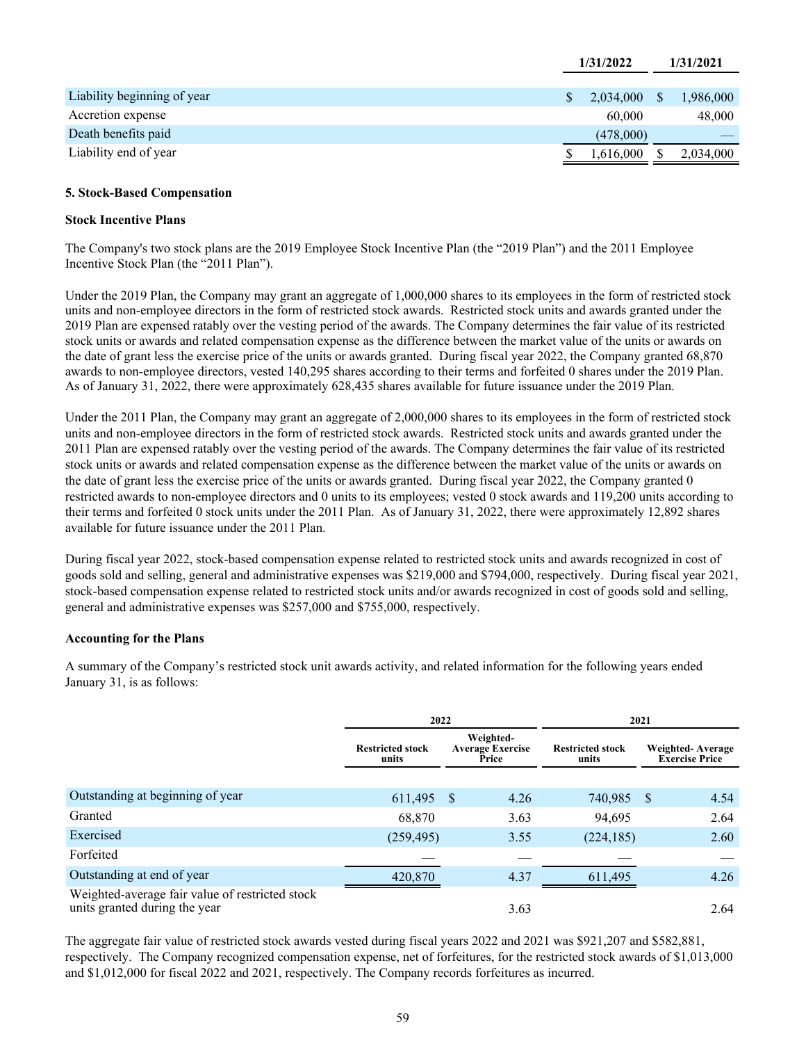| | 1/31/2022 | 1/31/2021 |
|---|---|---|
| Liability beginning of year | $ 2,034,000 | $ 1,986,000 |
| Accretion expense | 60,000 | 48,000 |
| Death benefits paid | (478,000) | — |
| Liability end of year | $ 1,616,000 | $ 2,034,000 |

**5. Stock-Based Compensation**

**Stock Incentive Plans**

The Company's two stock plans are the 2019 Employee Stock Incentive Plan (the "2019 Plan") and the 2011 Employee Incentive Stock Plan (the "2011 Plan").

Under the 2019 Plan, the Company may grant an aggregate of 1,000,000 shares to its employees in the form of restricted stock units and non-employee directors in the form of restricted stock awards. Restricted stock units and awards granted under the 2019 Plan are expensed ratably over the vesting period of the awards. The Company determines the fair value of its restricted stock units or awards and related compensation expense as the difference between the market value of the units or awards on the date of grant less the exercise price of the units or awards granted. During fiscal year 2022, the Company granted 68,870 awards to non-employee directors, vested 140,295 shares according to their terms and forfeited 0 shares under the 2019 Plan. As of January 31, 2022, there were approximately 628,435 shares available for future issuance under the 2019 Plan.

Under the 2011 Plan, the Company may grant an aggregate of 2,000,000 shares to its employees in the form of restricted stock units and non-employee directors in the form of restricted stock awards. Restricted stock units and awards granted under the 2011 Plan are expensed ratably over the vesting period of the awards. The Company determines the fair value of its restricted stock units or awards and related compensation expense as the difference between the market value of the units or awards on the date of grant less the exercise price of the units or awards granted. During fiscal year 2022, the Company granted 0 restricted awards to non-employee directors and 0 units to its employees; vested 0 stock awards and 119,200 units according to their terms and forfeited 0 stock units under the 2011 Plan. As of January 31, 2022, there were approximately 12,892 shares available for future issuance under the 2011 Plan.

During fiscal year 2022, stock-based compensation expense related to restricted stock units and awards recognized in cost of goods sold and selling, general and administrative expenses was $219,000 and $794,000, respectively. During fiscal year 2021, stock-based compensation expense related to restricted stock units and/or awards recognized in cost of goods sold and selling, general and administrative expenses was $257,000 and $755,000, respectively.

**Accounting for the Plans**

A summary of the Company's restricted stock unit awards activity, and related information for the following years ended January 31, is as follows:

| | 2022 | | 2021 | |
|---|---|---|---|---|
| | Restricted stock units | Weighted-Average Exercise Price | Restricted stock units | Weighted- Average Exercise Price |
| Outstanding at beginning of year | 611,495 | $ 4.26 | 740,985 | $ 4.54 |
| Granted | 68,870 | 3.63 | 94,695 | 2.64 |
| Exercised | (259,495) | 3.55 | (224,185) | 2.60 |
| Forfeited | — | — | — | — |
| Outstanding at end of year | 420,870 | 4.37 | 611,495 | 4.26 |
| Weighted-average fair value of restricted stock units granted during the year | | 3.63 | | 2.64 |

The aggregate fair value of restricted stock awards vested during fiscal years 2022 and 2021 was $921,207 and $582,881, respectively. The Company recognized compensation expense, net of forfeitures, for the restricted stock awards of $1,013,000 and $1,012,000 for fiscal 2022 and 2021, respectively. The Company records forfeitures as incurred.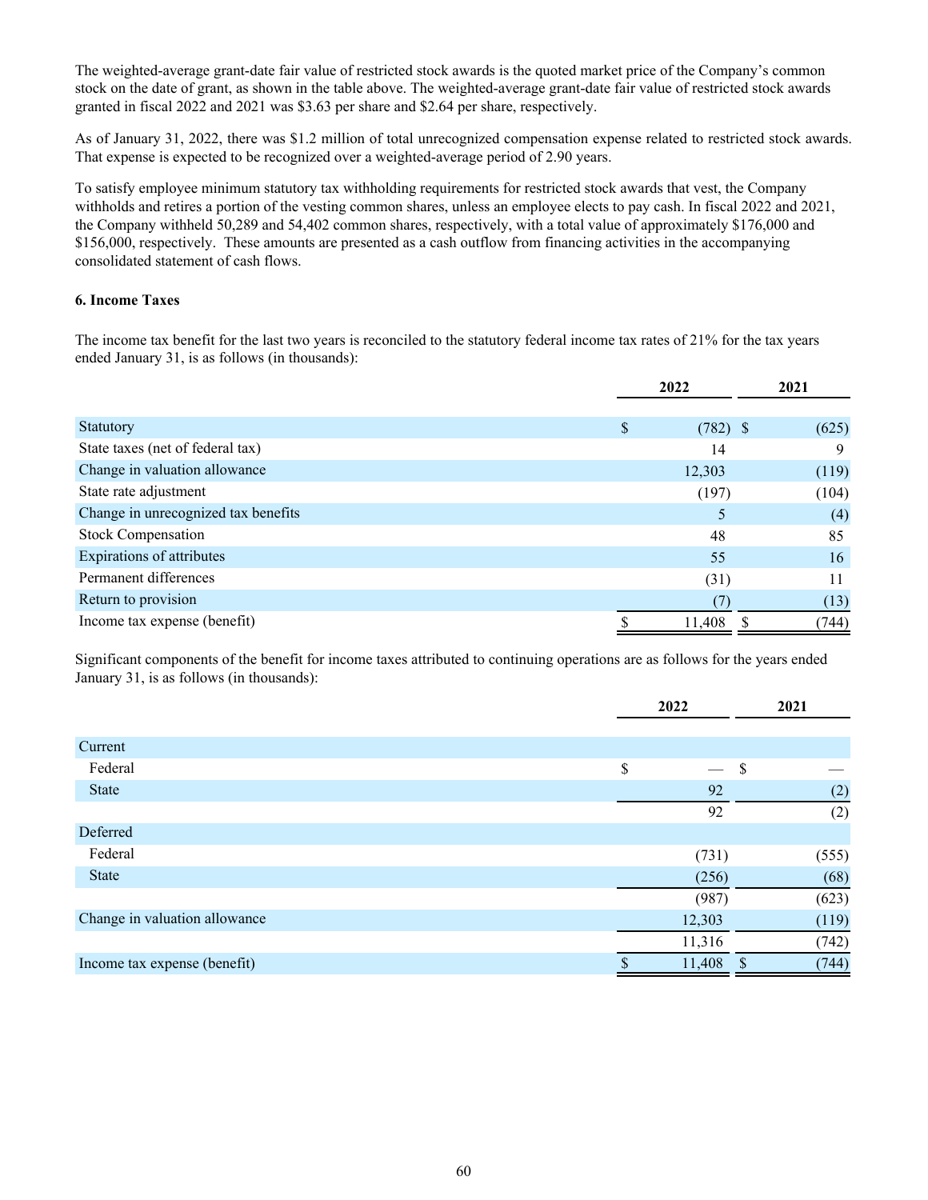The weighted-average grant-date fair value of restricted stock awards is the quoted market price of the Company's common stock on the date of grant, as shown in the table above. The weighted-average grant-date fair value of restricted stock awards granted in fiscal 2022 and 2021 was $3.63 per share and $2.64 per share, respectively.

As of January 31, 2022, there was $1.2 million of total unrecognized compensation expense related to restricted stock awards. That expense is expected to be recognized over a weighted-average period of 2.90 years.

To satisfy employee minimum statutory tax withholding requirements for restricted stock awards that vest, the Company withholds and retires a portion of the vesting common shares, unless an employee elects to pay cash. In fiscal 2022 and 2021, the Company withheld 50,289 and 54,402 common shares, respectively, with a total value of approximately $176,000 and $156,000, respectively. These amounts are presented as a cash outflow from financing activities in the accompanying consolidated statement of cash flows.

**6. Income Taxes**

The income tax benefit for the last two years is reconciled to the statutory federal income tax rates of 21% for the tax years ended January 31, is as follows (in thousands):

| | 2022 | 2021 |
|---|---|---|
| Statutory | $ (782) | $ (625) |
| State taxes (net of federal tax) | 14 | 9 |
| Change in valuation allowance | 12,303 | (119) |
| State rate adjustment | (197) | (104) |
| Change in unrecognized tax benefits | 5 | (4) |
| Stock Compensation | 48 | 85 |
| Expirations of attributes | 55 | 16 |
| Permanent differences | (31) | 11 |
| Return to provision | (7) | (13) |
| Income tax expense (benefit) | $ 11,408 | $ (744) |

Significant components of the benefit for income taxes attributed to continuing operations are as follows for the years ended January 31, is as follows (in thousands):

| | 2022 | 2021 |
|---|---|---|
| Current | | |
| Federal | $ — | $ — |
| State | 92 | (2) |
| | 92 | (2) |
| Deferred | | |
| Federal | (731) | (555) |
| State | (256) | (68) |
| | (987) | (623) |
| Change in valuation allowance | 12,303 | (119) |
| | 11,316 | (742) |
| Income tax expense (benefit) | $ 11,408 | $ (744) |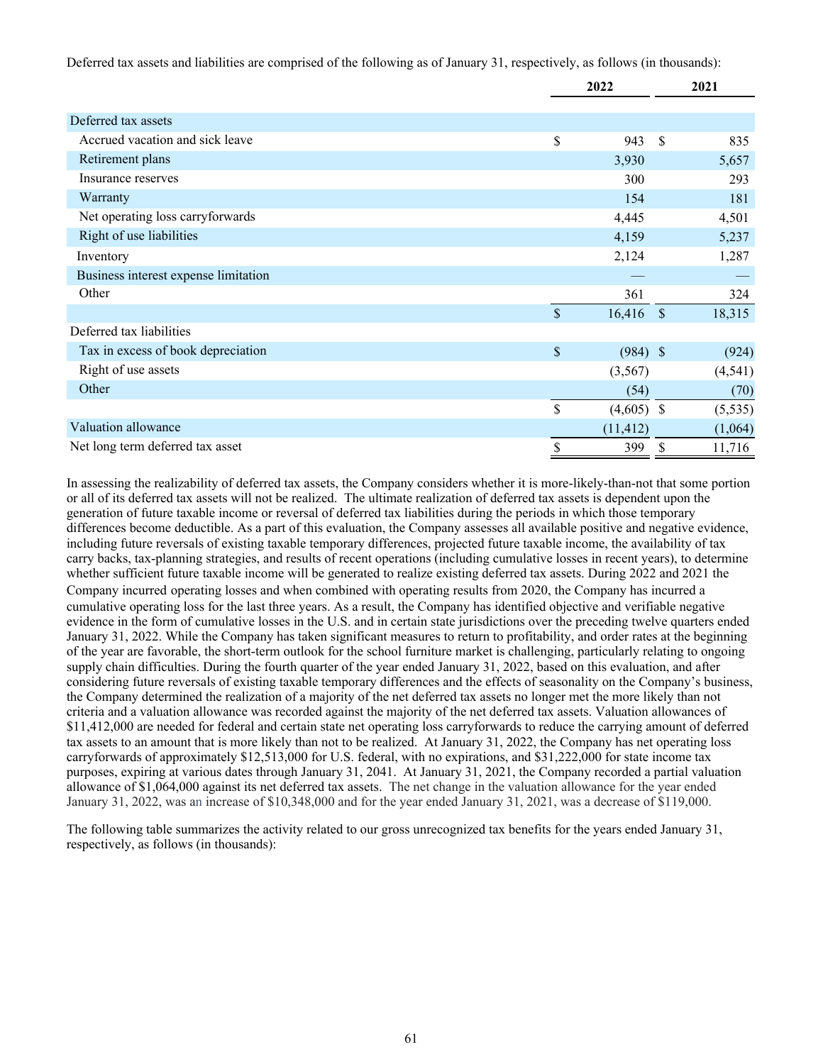Deferred tax assets and liabilities are comprised of the following as of January 31, respectively, as follows (in thousands):

| | 2022 | 2021 |
|---|---|---|
| Deferred tax assets | | |
| Accrued vacation and sick leave | $ 943 | $ 835 |
| Retirement plans | 3,930 | 5,657 |
| Insurance reserves | 300 | 293 |
| Warranty | 154 | 181 |
| Net operating loss carryforwards | 4,445 | 4,501 |
| Right of use liabilities | 4,159 | 5,237 |
| Inventory | 2,124 | 1,287 |
| Business interest expense limitation | — | — |
| Other | 361 | 324 |
| | $ 16,416 | $ 18,315 |
| Deferred tax liabilities | | |
| Tax in excess of book depreciation | $ (984) | $ (924) |
| Right of use assets | (3,567) | (4,541) |
| Other | (54) | (70) |
| | $ (4,605) | $ (5,535) |
| Valuation allowance | (11,412) | (1,064) |
| Net long term deferred tax asset | $ 399 | $ 11,716 |

In assessing the realizability of deferred tax assets, the Company considers whether it is more-likely-than-not that some portion or all of its deferred tax assets will not be realized. The ultimate realization of deferred tax assets is dependent upon the generation of future taxable income or reversal of deferred tax liabilities during the periods in which those temporary differences become deductible. As a part of this evaluation, the Company assesses all available positive and negative evidence, including future reversals of existing taxable temporary differences, projected future taxable income, the availability of tax carry backs, tax-planning strategies, and results of recent operations (including cumulative losses in recent years), to determine whether sufficient future taxable income will be generated to realize existing deferred tax assets. During 2022 and 2021 the Company incurred operating losses and when combined with operating results from 2020, the Company has incurred a cumulative operating loss for the last three years. As a result, the Company has identified objective and verifiable negative evidence in the form of cumulative losses in the U.S. and in certain state jurisdictions over the preceding twelve quarters ended January 31, 2022. While the Company has taken significant measures to return to profitability, and order rates at the beginning of the year are favorable, the short-term outlook for the school furniture market is challenging, particularly relating to ongoing supply chain difficulties. During the fourth quarter of the year ended January 31, 2022, based on this evaluation, and after considering future reversals of existing taxable temporary differences and the effects of seasonality on the Company's business, the Company determined the realization of a majority of the net deferred tax assets no longer met the more likely than not criteria and a valuation allowance was recorded against the majority of the net deferred tax assets. Valuation allowances of $11,412,000 are needed for federal and certain state net operating loss carryforwards to reduce the carrying amount of deferred tax assets to an amount that is more likely than not to be realized. At January 31, 2022, the Company has net operating loss carryforwards of approximately $12,513,000 for U.S. federal, with no expirations, and $31,222,000 for state income tax purposes, expiring at various dates through January 31, 2041. At January 31, 2021, the Company recorded a partial valuation allowance of $1,064,000 against its net deferred tax assets. The net change in the valuation allowance for the year ended January 31, 2022, was an increase of $10,348,000 and for the year ended January 31, 2021, was a decrease of $119,000.

The following table summarizes the activity related to our gross unrecognized tax benefits for the years ended January 31, respectively, as follows (in thousands):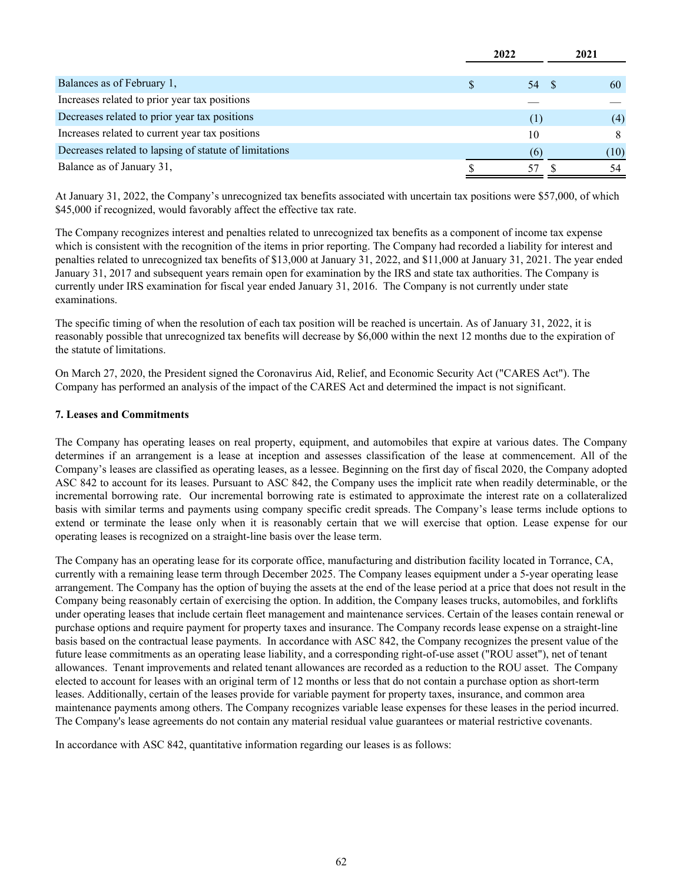| | 2022 | 2021 |
|---|---|---|
| Balances as of February 1, | $ 54 | $ 60 |
| Increases related to prior year tax positions | — | — |
| Decreases related to prior year tax positions | (1) | (4) |
| Increases related to current year tax positions | 10 | 8 |
| Decreases related to lapsing of statute of limitations | (6) | (10) |
| Balance as of January 31, | $ 57 | $ 54 |

At January 31, 2022, the Company's unrecognized tax benefits associated with uncertain tax positions were $57,000, of which $45,000 if recognized, would favorably affect the effective tax rate.

The Company recognizes interest and penalties related to unrecognized tax benefits as a component of income tax expense which is consistent with the recognition of the items in prior reporting. The Company had recorded a liability for interest and penalties related to unrecognized tax benefits of $13,000 at January 31, 2022, and $11,000 at January 31, 2021. The year ended January 31, 2017 and subsequent years remain open for examination by the IRS and state tax authorities. The Company is currently under IRS examination for fiscal year ended January 31, 2016. The Company is not currently under state examinations.

The specific timing of when the resolution of each tax position will be reached is uncertain. As of January 31, 2022, it is reasonably possible that unrecognized tax benefits will decrease by $6,000 within the next 12 months due to the expiration of the statute of limitations.

On March 27, 2020, the President signed the Coronavirus Aid, Relief, and Economic Security Act ("CARES Act"). The Company has performed an analysis of the impact of the CARES Act and determined the impact is not significant.

**7. Leases and Commitments**

The Company has operating leases on real property, equipment, and automobiles that expire at various dates. The Company determines if an arrangement is a lease at inception and assesses classification of the lease at commencement. All of the Company's leases are classified as operating leases, as a lessee. Beginning on the first day of fiscal 2020, the Company adopted ASC 842 to account for its leases. Pursuant to ASC 842, the Company uses the implicit rate when readily determinable, or the incremental borrowing rate. Our incremental borrowing rate is estimated to approximate the interest rate on a collateralized basis with similar terms and payments using company specific credit spreads. The Company's lease terms include options to extend or terminate the lease only when it is reasonably certain that we will exercise that option. Lease expense for our operating leases is recognized on a straight-line basis over the lease term.

The Company has an operating lease for its corporate office, manufacturing and distribution facility located in Torrance, CA, currently with a remaining lease term through December 2025. The Company leases equipment under a 5-year operating lease arrangement. The Company has the option of buying the assets at the end of the lease period at a price that does not result in the Company being reasonably certain of exercising the option. In addition, the Company leases trucks, automobiles, and forklifts under operating leases that include certain fleet management and maintenance services. Certain of the leases contain renewal or purchase options and require payment for property taxes and insurance. The Company records lease expense on a straight-line basis based on the contractual lease payments. In accordance with ASC 842, the Company recognizes the present value of the future lease commitments as an operating lease liability, and a corresponding right-of-use asset ("ROU asset"), net of tenant allowances. Tenant improvements and related tenant allowances are recorded as a reduction to the ROU asset. The Company elected to account for leases with an original term of 12 months or less that do not contain a purchase option as short-term leases. Additionally, certain of the leases provide for variable payment for property taxes, insurance, and common area maintenance payments among others. The Company recognizes variable lease expenses for these leases in the period incurred. The Company's lease agreements do not contain any material residual value guarantees or material restrictive covenants.

In accordance with ASC 842, quantitative information regarding our leases is as follows: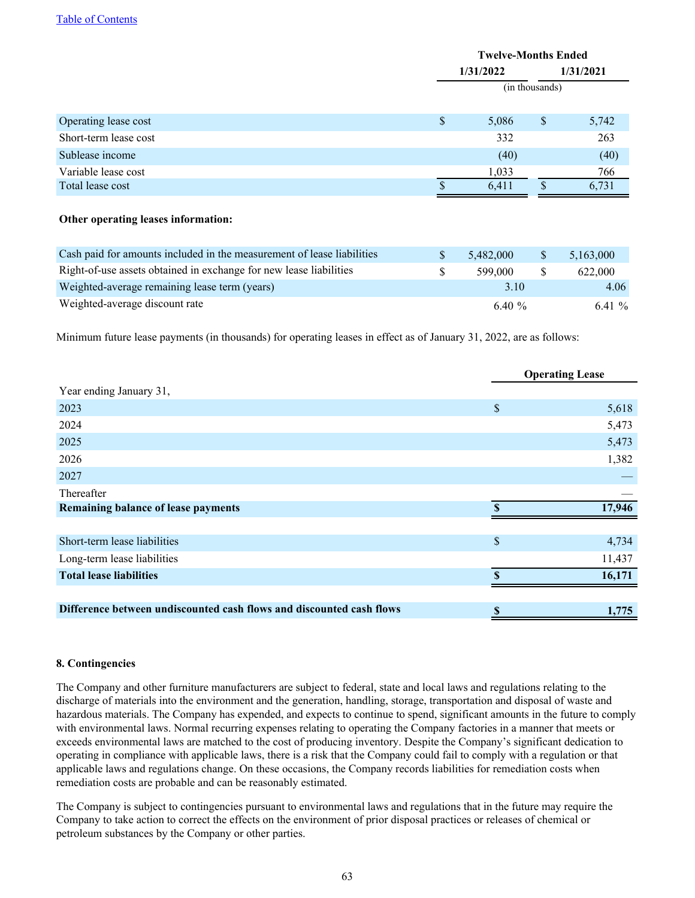[Table of Contents](#)

| | Twelve-Months Ended | |
|---|---|---|
| | 1/31/2022 | 1/31/2021 |
| | (in thousands) | |
| Operating lease cost | $ 5,086 | $ 5,742 |
| Short-term lease cost | 332 | 263 |
| Sublease income | (40) | (40) |
| Variable lease cost | 1,033 | 766 |
| Total lease cost | $ 6,411 | $ 6,731 |

**Other operating leases information:**

| | 1/31/2022 | 1/31/2021 |
|---|---|---|
| Cash paid for amounts included in the measurement of lease liabilities | $ 5,482,000 | $ 5,163,000 |
| Right-of-use assets obtained in exchange for new lease liabilities | $ 599,000 | $ 622,000 |
| Weighted-average remaining lease term (years) | 3.10 | 4.06 |
| Weighted-average discount rate | 6.40 % | 6.41 % |

Minimum future lease payments (in thousands) for operating leases in effect as of January 31, 2022, are as follows:

| | Operating Lease |
|---|---|
| Year ending January 31, | |
| 2023 | $ 5,618 |
| 2024 | 5,473 |
| 2025 | 5,473 |
| 2026 | 1,382 |
| 2027 | — |
| Thereafter | — |
| **Remaining balance of lease payments** | **$ 17,946** |
| | |
| Short-term lease liabilities | $ 4,734 |
| Long-term lease liabilities | 11,437 |
| **Total lease liabilities** | **$ 16,171** |
| | |
| **Difference between undiscounted cash flows and discounted cash flows** | **$ 1,775** |

**8. Contingencies**

The Company and other furniture manufacturers are subject to federal, state and local laws and regulations relating to the discharge of materials into the environment and the generation, handling, storage, transportation and disposal of waste and hazardous materials. The Company has expended, and expects to continue to spend, significant amounts in the future to comply with environmental laws. Normal recurring expenses relating to operating the Company factories in a manner that meets or exceeds environmental laws are matched to the cost of producing inventory. Despite the Company's significant dedication to operating in compliance with applicable laws, there is a risk that the Company could fail to comply with a regulation or that applicable laws and regulations change. On these occasions, the Company records liabilities for remediation costs when remediation costs are probable and can be reasonably estimated.

The Company is subject to contingencies pursuant to environmental laws and regulations that in the future may require the Company to take action to correct the effects on the environment of prior disposal practices or releases of chemical or petroleum substances by the Company or other parties.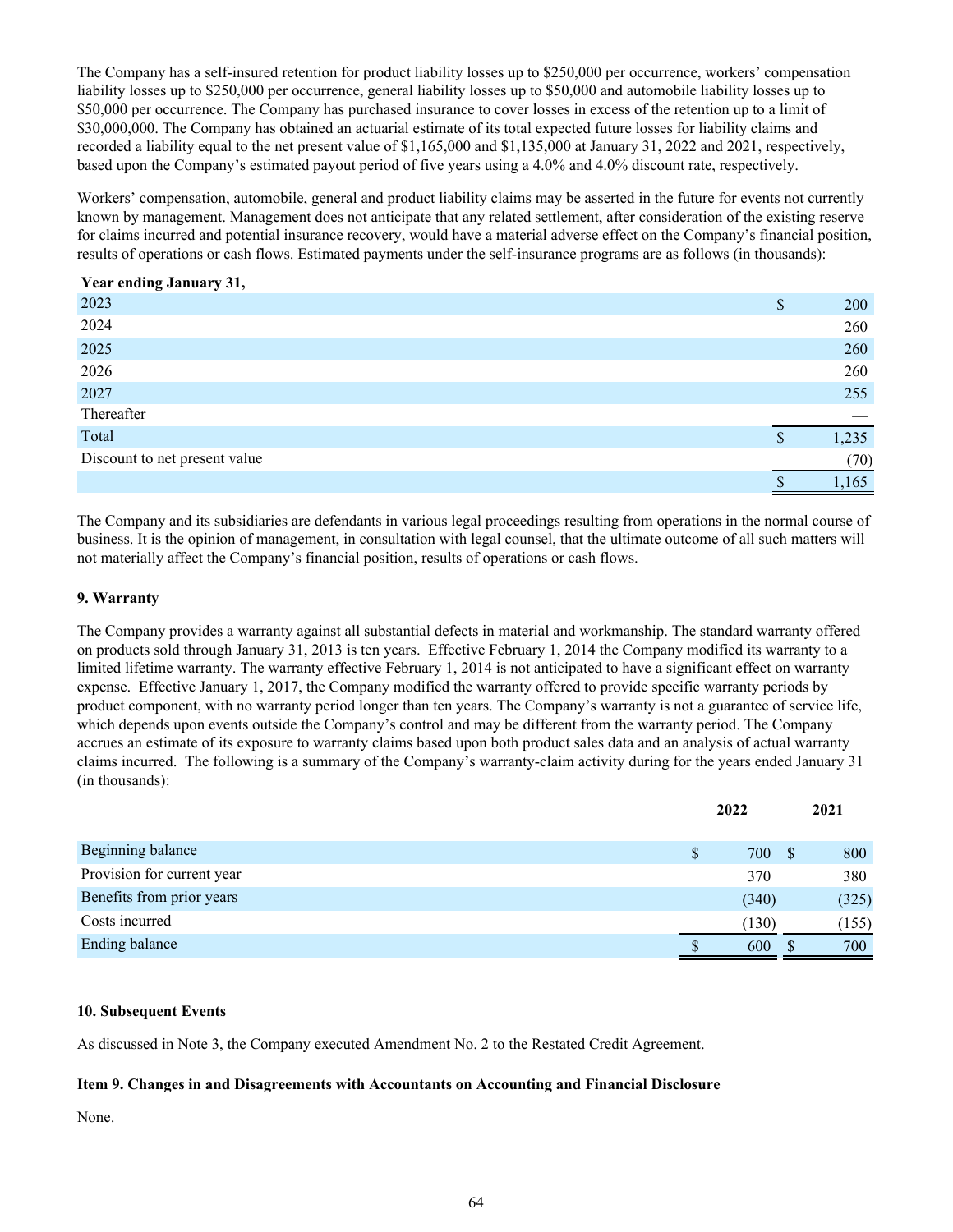The Company has a self-insured retention for product liability losses up to $250,000 per occurrence, workers' compensation liability losses up to $250,000 per occurrence, general liability losses up to $50,000 and automobile liability losses up to $50,000 per occurrence. The Company has purchased insurance to cover losses in excess of the retention up to a limit of $30,000,000. The Company has obtained an actuarial estimate of its total expected future losses for liability claims and recorded a liability equal to the net present value of $1,165,000 and $1,135,000 at January 31, 2022 and 2021, respectively, based upon the Company's estimated payout period of five years using a 4.0% and 4.0% discount rate, respectively.

Workers' compensation, automobile, general and product liability claims may be asserted in the future for events not currently known by management. Management does not anticipate that any related settlement, after consideration of the existing reserve for claims incurred and potential insurance recovery, would have a material adverse effect on the Company's financial position, results of operations or cash flows. Estimated payments under the self-insurance programs are as follows (in thousands):

| **Year ending January 31,** | |
|---|---|
| 2023 | $ 200 |
| 2024 | 260 |
| 2025 | 260 |
| 2026 | 260 |
| 2027 | 255 |
| Thereafter | — |
| Total | $ 1,235 |
| Discount to net present value | (70) |
| | $ 1,165 |

The Company and its subsidiaries are defendants in various legal proceedings resulting from operations in the normal course of business. It is the opinion of management, in consultation with legal counsel, that the ultimate outcome of all such matters will not materially affect the Company's financial position, results of operations or cash flows.

### 9. Warranty

The Company provides a warranty against all substantial defects in material and workmanship. The standard warranty offered on products sold through January 31, 2013 is ten years. Effective February 1, 2014 the Company modified its warranty to a limited lifetime warranty. The warranty effective February 1, 2014 is not anticipated to have a significant effect on warranty expense. Effective January 1, 2017, the Company modified the warranty offered to provide specific warranty periods by product component, with no warranty period longer than ten years. The Company's warranty is not a guarantee of service life, which depends upon events outside the Company's control and may be different from the warranty period. The Company accrues an estimate of its exposure to warranty claims based upon both product sales data and an analysis of actual warranty claims incurred. The following is a summary of the Company's warranty-claim activity during for the years ended January 31 (in thousands):

| | 2022 | 2021 |
|---|---|---|
| Beginning balance | $ 700 | $ 800 |
| Provision for current year | 370 | 380 |
| Benefits from prior years | (340) | (325) |
| Costs incurred | (130) | (155) |
| Ending balance | $ 600 | $ 700 |

### 10. Subsequent Events

As discussed in Note 3, the Company executed Amendment No. 2 to the Restated Credit Agreement.

### Item 9. Changes in and Disagreements with Accountants on Accounting and Financial Disclosure

None.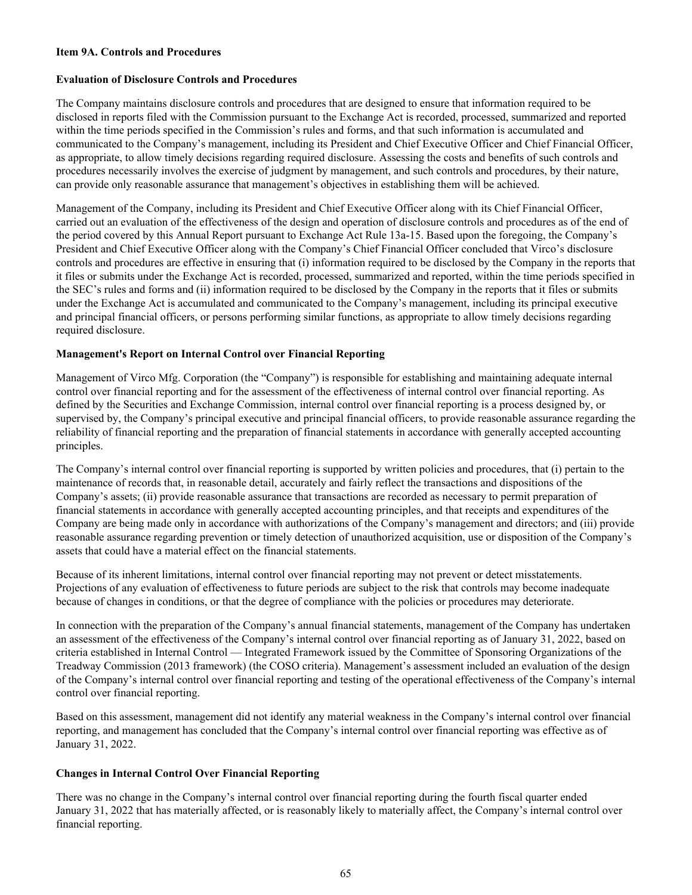### Item 9A. Controls and Procedures

#### Evaluation of Disclosure Controls and Procedures

The Company maintains disclosure controls and procedures that are designed to ensure that information required to be disclosed in reports filed with the Commission pursuant to the Exchange Act is recorded, processed, summarized and reported within the time periods specified in the Commission's rules and forms, and that such information is accumulated and communicated to the Company's management, including its President and Chief Executive Officer and Chief Financial Officer, as appropriate, to allow timely decisions regarding required disclosure. Assessing the costs and benefits of such controls and procedures necessarily involves the exercise of judgment by management, and such controls and procedures, by their nature, can provide only reasonable assurance that management's objectives in establishing them will be achieved.

Management of the Company, including its President and Chief Executive Officer along with its Chief Financial Officer, carried out an evaluation of the effectiveness of the design and operation of disclosure controls and procedures as of the end of the period covered by this Annual Report pursuant to Exchange Act Rule 13a-15. Based upon the foregoing, the Company's President and Chief Executive Officer along with the Company's Chief Financial Officer concluded that Virco's disclosure controls and procedures are effective in ensuring that (i) information required to be disclosed by the Company in the reports that it files or submits under the Exchange Act is recorded, processed, summarized and reported, within the time periods specified in the SEC's rules and forms and (ii) information required to be disclosed by the Company in the reports that it files or submits under the Exchange Act is accumulated and communicated to the Company's management, including its principal executive and principal financial officers, or persons performing similar functions, as appropriate to allow timely decisions regarding required disclosure.

#### Management's Report on Internal Control over Financial Reporting

Management of Virco Mfg. Corporation (the "Company") is responsible for establishing and maintaining adequate internal control over financial reporting and for the assessment of the effectiveness of internal control over financial reporting. As defined by the Securities and Exchange Commission, internal control over financial reporting is a process designed by, or supervised by, the Company's principal executive and principal financial officers, to provide reasonable assurance regarding the reliability of financial reporting and the preparation of financial statements in accordance with generally accepted accounting principles.

The Company's internal control over financial reporting is supported by written policies and procedures, that (i) pertain to the maintenance of records that, in reasonable detail, accurately and fairly reflect the transactions and dispositions of the Company's assets; (ii) provide reasonable assurance that transactions are recorded as necessary to permit preparation of financial statements in accordance with generally accepted accounting principles, and that receipts and expenditures of the Company are being made only in accordance with authorizations of the Company's management and directors; and (iii) provide reasonable assurance regarding prevention or timely detection of unauthorized acquisition, use or disposition of the Company's assets that could have a material effect on the financial statements.

Because of its inherent limitations, internal control over financial reporting may not prevent or detect misstatements. Projections of any evaluation of effectiveness to future periods are subject to the risk that controls may become inadequate because of changes in conditions, or that the degree of compliance with the policies or procedures may deteriorate.

In connection with the preparation of the Company's annual financial statements, management of the Company has undertaken an assessment of the effectiveness of the Company's internal control over financial reporting as of January 31, 2022, based on criteria established in Internal Control — Integrated Framework issued by the Committee of Sponsoring Organizations of the Treadway Commission (2013 framework) (the COSO criteria). Management's assessment included an evaluation of the design of the Company's internal control over financial reporting and testing of the operational effectiveness of the Company's internal control over financial reporting.

Based on this assessment, management did not identify any material weakness in the Company's internal control over financial reporting, and management has concluded that the Company's internal control over financial reporting was effective as of January 31, 2022.

#### Changes in Internal Control Over Financial Reporting

There was no change in the Company's internal control over financial reporting during the fourth fiscal quarter ended January 31, 2022 that has materially affected, or is reasonably likely to materially affect, the Company's internal control over financial reporting.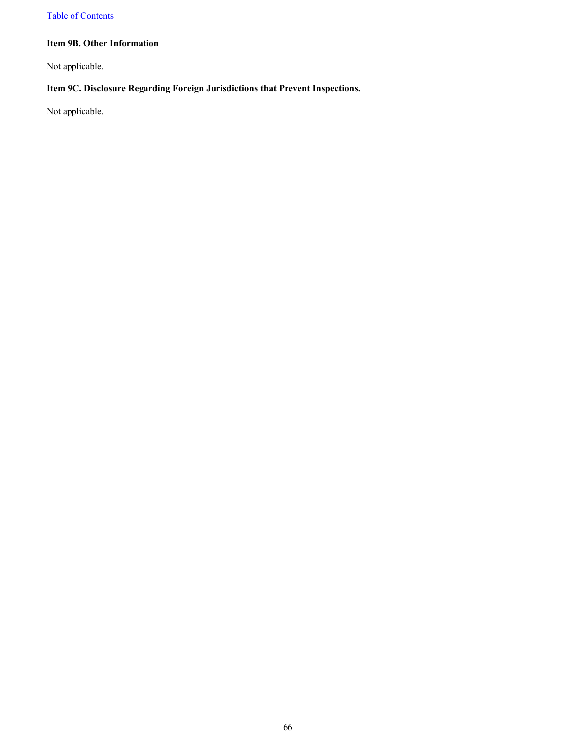### Item 9B. Other Information

Not applicable.

### Item 9C. Disclosure Regarding Foreign Jurisdictions that Prevent Inspections.

Not applicable.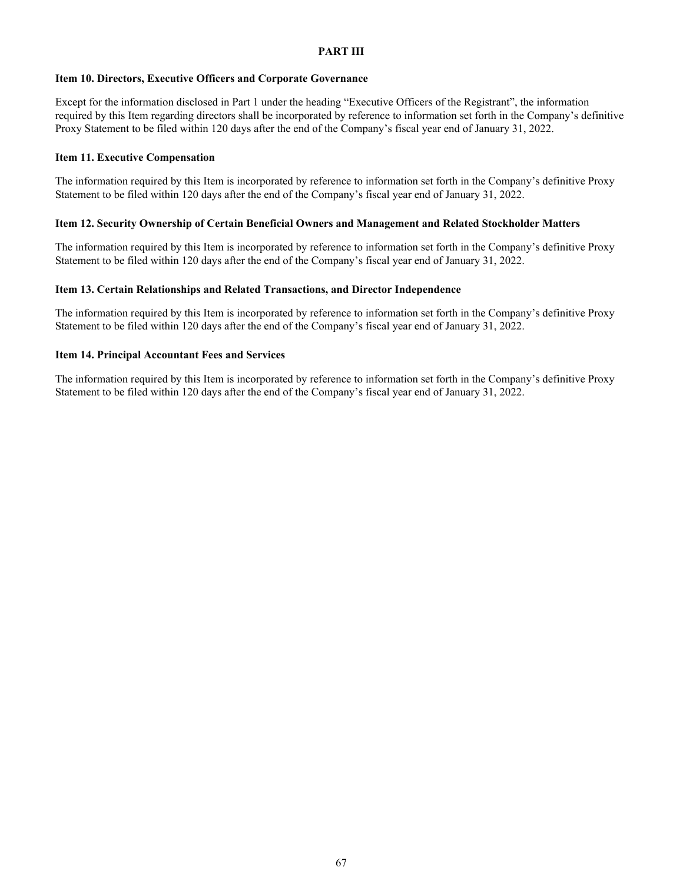# PART III

## Item 10. Directors, Executive Officers and Corporate Governance

Except for the information disclosed in Part 1 under the heading “Executive Officers of the Registrant”, the information required by this Item regarding directors shall be incorporated by reference to information set forth in the Company’s definitive Proxy Statement to be filed within 120 days after the end of the Company’s fiscal year end of January 31, 2022.

## Item 11. Executive Compensation

The information required by this Item is incorporated by reference to information set forth in the Company’s definitive Proxy Statement to be filed within 120 days after the end of the Company’s fiscal year end of January 31, 2022.

## Item 12. Security Ownership of Certain Beneficial Owners and Management and Related Stockholder Matters

The information required by this Item is incorporated by reference to information set forth in the Company’s definitive Proxy Statement to be filed within 120 days after the end of the Company’s fiscal year end of January 31, 2022.

## Item 13. Certain Relationships and Related Transactions, and Director Independence

The information required by this Item is incorporated by reference to information set forth in the Company’s definitive Proxy Statement to be filed within 120 days after the end of the Company’s fiscal year end of January 31, 2022.

## Item 14. Principal Accountant Fees and Services

The information required by this Item is incorporated by reference to information set forth in the Company’s definitive Proxy Statement to be filed within 120 days after the end of the Company’s fiscal year end of January 31, 2022.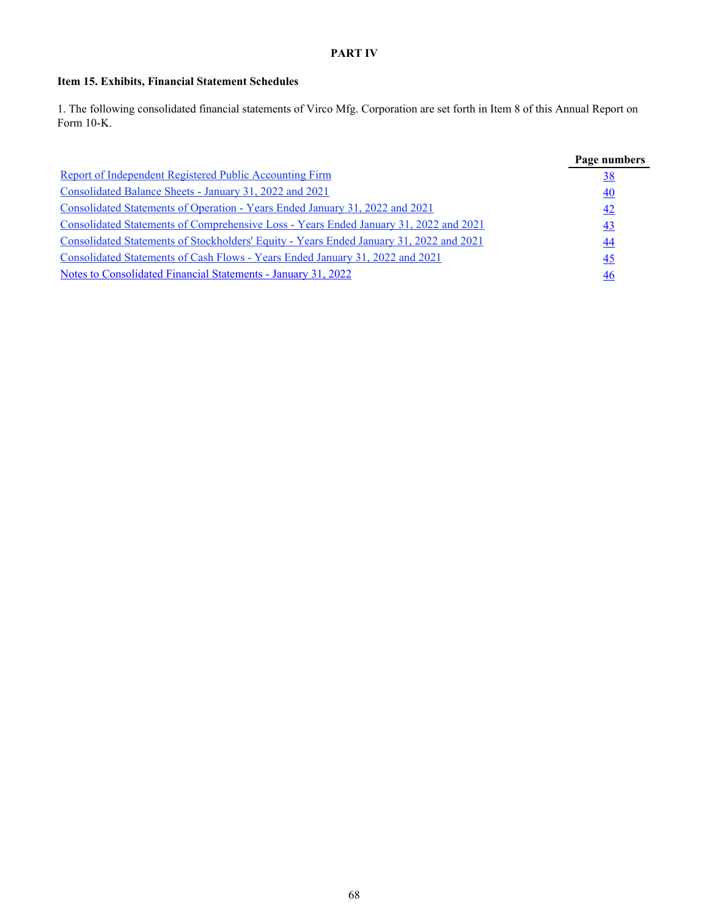# PART IV

## Item 15. Exhibits, Financial Statement Schedules

1. The following consolidated financial statements of Virco Mfg. Corporation are set forth in Item 8 of this Annual Report on Form 10-K.

| | Page numbers |
|---|---|
| Report of Independent Registered Public Accounting Firm | 38 |
| Consolidated Balance Sheets - January 31, 2022 and 2021 | 40 |
| Consolidated Statements of Operation - Years Ended January 31, 2022 and 2021 | 42 |
| Consolidated Statements of Comprehensive Loss - Years Ended January 31, 2022 and 2021 | 43 |
| Consolidated Statements of Stockholders' Equity - Years Ended January 31, 2022 and 2021 | 44 |
| Consolidated Statements of Cash Flows - Years Ended January 31, 2022 and 2021 | 45 |
| Notes to Consolidated Financial Statements - January 31, 2022 | 46 |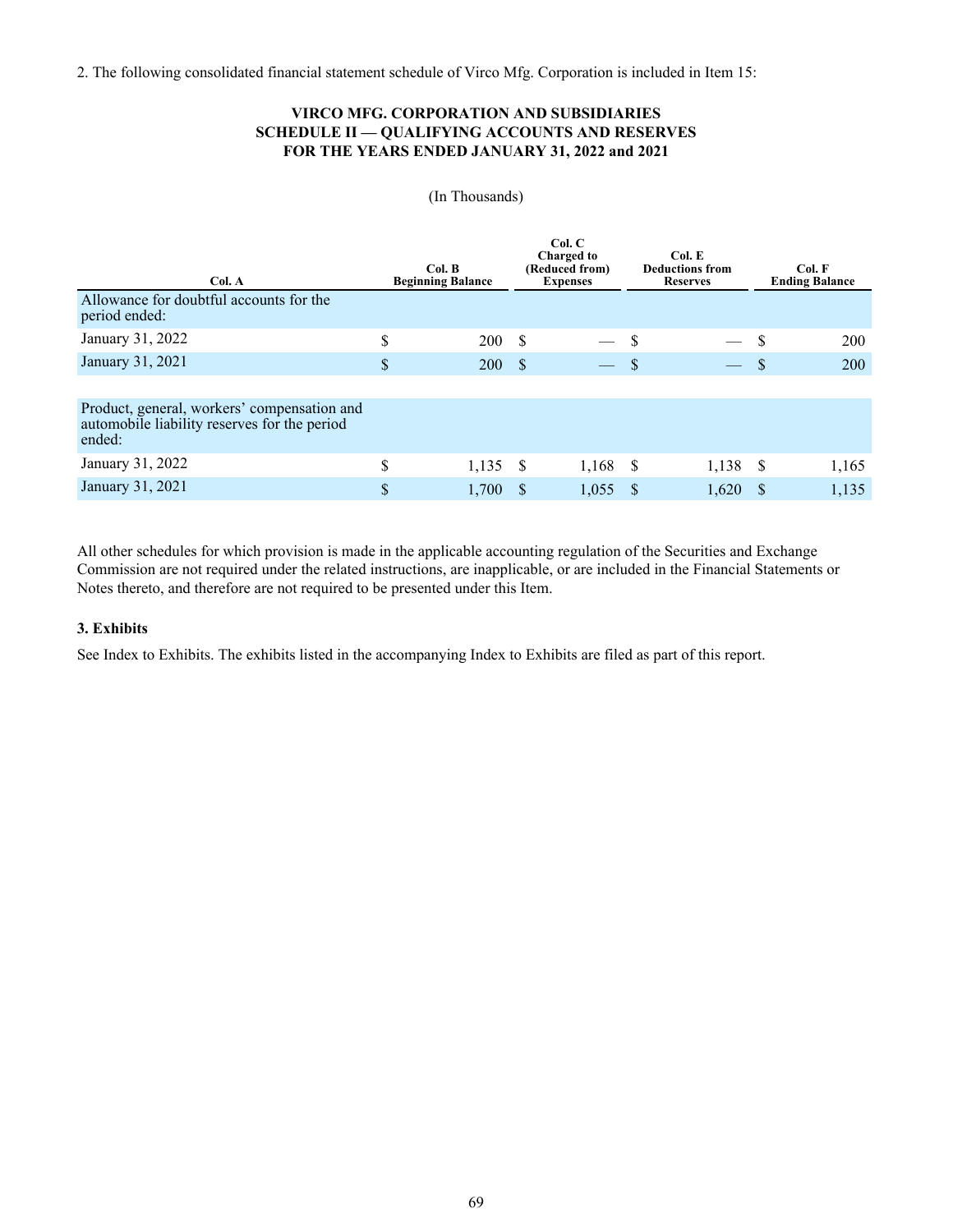2. The following consolidated financial statement schedule of Virco Mfg. Corporation is included in Item 15:

**VIRCO MFG. CORPORATION AND SUBSIDIARIES**
**SCHEDULE II — QUALIFYING ACCOUNTS AND RESERVES**
**FOR THE YEARS ENDED JANUARY 31, 2022 and 2021**

(In Thousands)

| Col. A | Col. B Beginning Balance | Col. C Charged to (Reduced from) Expenses | Col. E Deductions from Reserves | Col. F Ending Balance |
|---|---|---|---|---|
| Allowance for doubtful accounts for the period ended: | | | | |
| January 31, 2022 | $ 200 | $ — | $ — | $ 200 |
| January 31, 2021 | $ 200 | $ — | $ — | $ 200 |
| | | | | |
| Product, general, workers' compensation and automobile liability reserves for the period ended: | | | | |
| January 31, 2022 | $ 1,135 | $ 1,168 | $ 1,138 | $ 1,165 |
| January 31, 2021 | $ 1,700 | $ 1,055 | $ 1,620 | $ 1,135 |

All other schedules for which provision is made in the applicable accounting regulation of the Securities and Exchange Commission are not required under the related instructions, are inapplicable, or are included in the Financial Statements or Notes thereto, and therefore are not required to be presented under this Item.

**3. Exhibits**

See Index to Exhibits. The exhibits listed in the accompanying Index to Exhibits are filed as part of this report.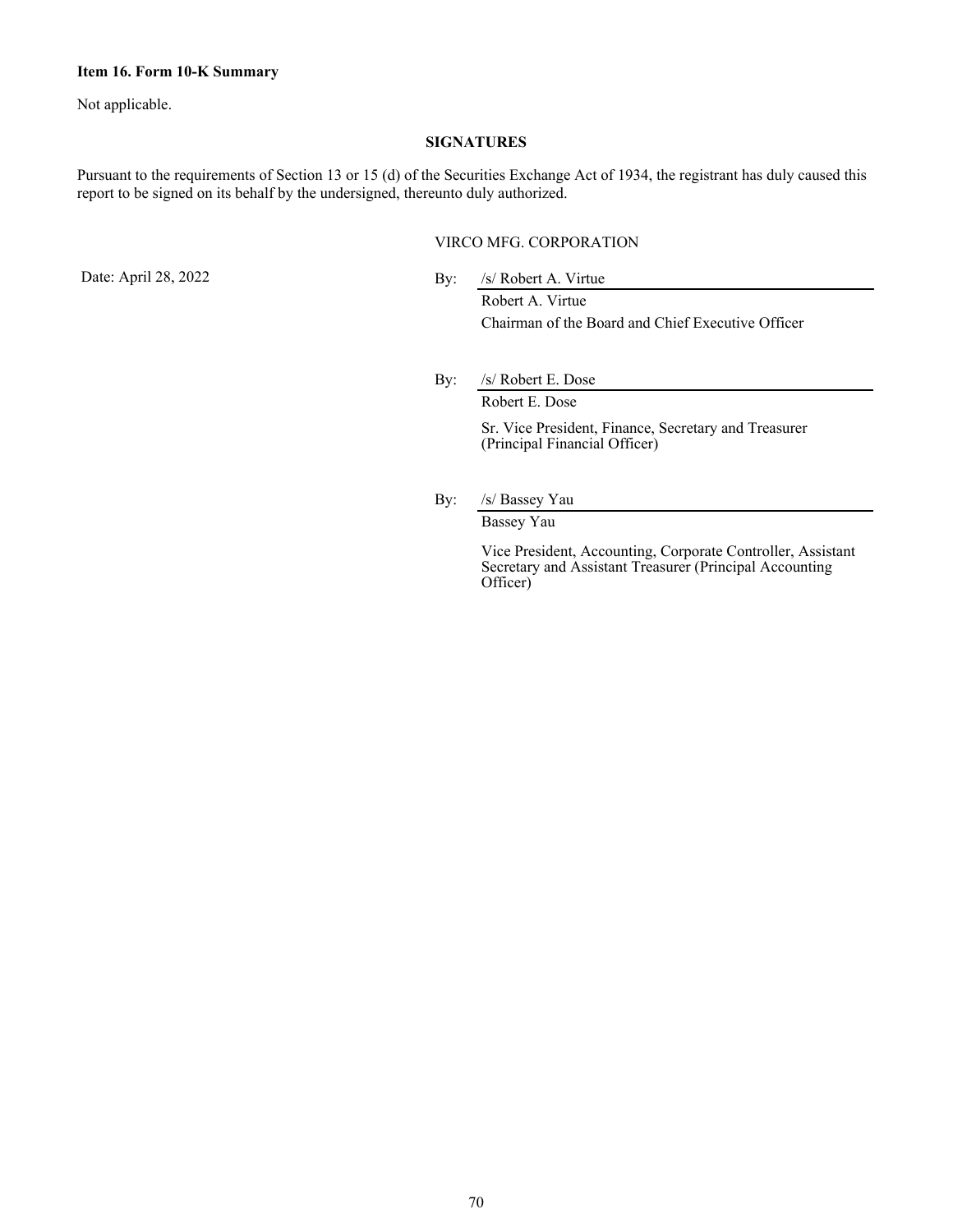**Item 16. Form 10-K Summary**

Not applicable.

**SIGNATURES**

Pursuant to the requirements of Section 13 or 15 (d) of the Securities Exchange Act of 1934, the registrant has duly caused this report to be signed on its behalf by the undersigned, thereunto duly authorized.

VIRCO MFG. CORPORATION

Date: April 28, 2022

By: /s/ Robert A. Virtue
Robert A. Virtue
Chairman of the Board and Chief Executive Officer

By: /s/ Robert E. Dose
Robert E. Dose
Sr. Vice President, Finance, Secretary and Treasurer (Principal Financial Officer)

By: /s/ Bassey Yau
Bassey Yau
Vice President, Accounting, Corporate Controller, Assistant Secretary and Assistant Treasurer (Principal Accounting Officer)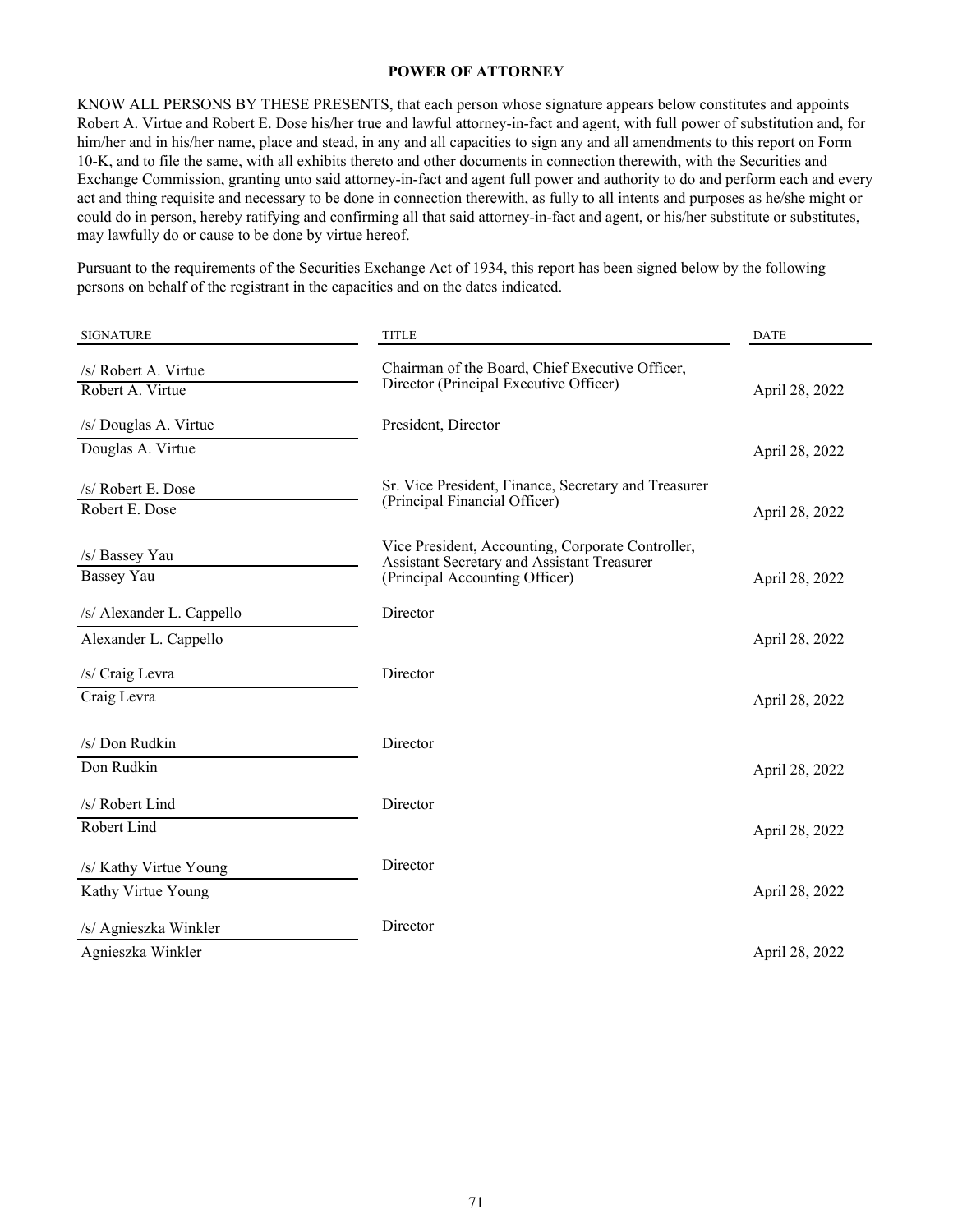## POWER OF ATTORNEY

KNOW ALL PERSONS BY THESE PRESENTS, that each person whose signature appears below constitutes and appoints Robert A. Virtue and Robert E. Dose his/her true and lawful attorney-in-fact and agent, with full power of substitution and, for him/her and in his/her name, place and stead, in any and all capacities to sign any and all amendments to this report on Form 10-K, and to file the same, with all exhibits thereto and other documents in connection therewith, with the Securities and Exchange Commission, granting unto said attorney-in-fact and agent full power and authority to do and perform each and every act and thing requisite and necessary to be done in connection therewith, as fully to all intents and purposes as he/she might or could do in person, hereby ratifying and confirming all that said attorney-in-fact and agent, or his/her substitute or substitutes, may lawfully do or cause to be done by virtue hereof.

Pursuant to the requirements of the Securities Exchange Act of 1934, this report has been signed below by the following persons on behalf of the registrant in the capacities and on the dates indicated.

| SIGNATURE | TITLE | DATE |
|---|---|---|
| /s/ Robert A. Virtue<br>Robert A. Virtue | Chairman of the Board, Chief Executive Officer, Director (Principal Executive Officer) | April 28, 2022 |
| /s/ Douglas A. Virtue<br>Douglas A. Virtue | President, Director | April 28, 2022 |
| /s/ Robert E. Dose<br>Robert E. Dose | Sr. Vice President, Finance, Secretary and Treasurer (Principal Financial Officer) | April 28, 2022 |
| /s/ Bassey Yau<br>Bassey Yau | Vice President, Accounting, Corporate Controller, Assistant Secretary and Assistant Treasurer (Principal Accounting Officer) | April 28, 2022 |
| /s/ Alexander L. Cappello<br>Alexander L. Cappello | Director | April 28, 2022 |
| /s/ Craig Levra<br>Craig Levra | Director | April 28, 2022 |
| /s/ Don Rudkin<br>Don Rudkin | Director | April 28, 2022 |
| /s/ Robert Lind<br>Robert Lind | Director | April 28, 2022 |
| /s/ Kathy Virtue Young<br>Kathy Virtue Young | Director | April 28, 2022 |
| /s/ Agnieszka Winkler<br>Agnieszka Winkler | Director | April 28, 2022 |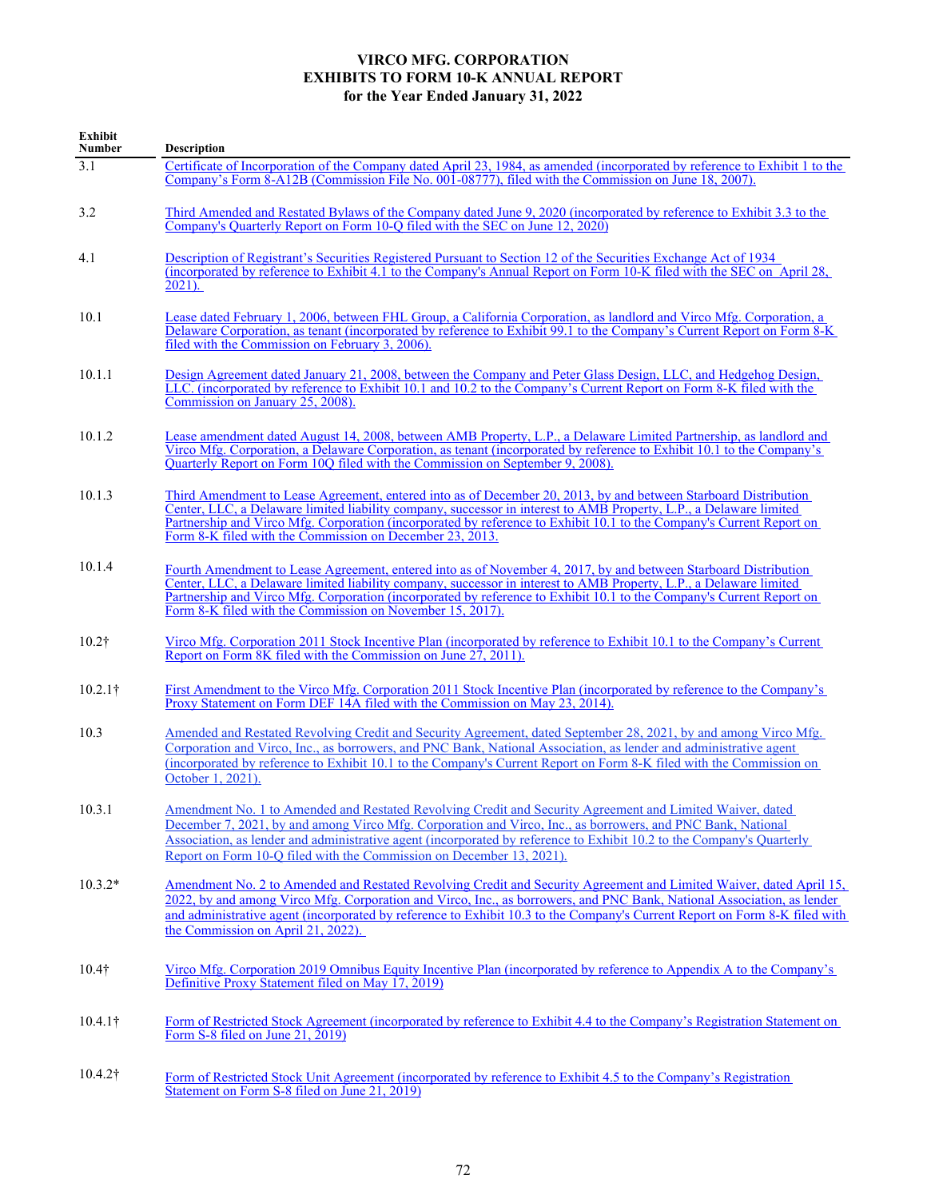**VIRCO MFG. CORPORATION**
**EXHIBITS TO FORM 10-K ANNUAL REPORT**
**for the Year Ended January 31, 2022**

| Exhibit Number | Description |
|---|---|
| 3.1 | Certificate of Incorporation of the Company dated April 23, 1984, as amended (incorporated by reference to Exhibit 1 to the Company's Form 8-A12B (Commission File No. 001-08777), filed with the Commission on June 18, 2007). |
| 3.2 | Third Amended and Restated Bylaws of the Company dated June 9, 2020 (incorporated by reference to Exhibit 3.3 to the Company's Quarterly Report on Form 10-Q filed with the SEC on June 12, 2020) |
| 4.1 | Description of Registrant's Securities Registered Pursuant to Section 12 of the Securities Exchange Act of 1934 (incorporated by reference to Exhibit 4.1 to the Company's Annual Report on Form 10-K filed with the SEC on April 28, 2021). |
| 10.1 | Lease dated February 1, 2006, between FHL Group, a California Corporation, as landlord and Virco Mfg. Corporation, a Delaware Corporation, as tenant (incorporated by reference to Exhibit 99.1 to the Company's Current Report on Form 8-K filed with the Commission on February 3, 2006). |
| 10.1.1 | Design Agreement dated January 21, 2008, between the Company and Peter Glass Design, LLC, and Hedgehog Design, LLC. (incorporated by reference to Exhibit 10.1 and 10.2 to the Company's Current Report on Form 8-K filed with the Commission on January 25, 2008). |
| 10.1.2 | Lease amendment dated August 14, 2008, between AMB Property, L.P., a Delaware Limited Partnership, as landlord and Virco Mfg. Corporation, a Delaware Corporation, as tenant (incorporated by reference to Exhibit 10.1 to the Company's Quarterly Report on Form 10Q filed with the Commission on September 9, 2008). |
| 10.1.3 | Third Amendment to Lease Agreement, entered into as of December 20, 2013, by and between Starboard Distribution Center, LLC, a Delaware limited liability company, successor in interest to AMB Property, L.P., a Delaware limited Partnership and Virco Mfg. Corporation (incorporated by reference to Exhibit 10.1 to the Company's Current Report on Form 8-K filed with the Commission on December 23, 2013. |
| 10.1.4 | Fourth Amendment to Lease Agreement, entered into as of November 4, 2017, by and between Starboard Distribution Center, LLC, a Delaware limited liability company, successor in interest to AMB Property, L.P., a Delaware limited Partnership and Virco Mfg. Corporation (incorporated by reference to Exhibit 10.1 to the Company's Current Report on Form 8-K filed with the Commission on November 15, 2017). |
| 10.2† | Virco Mfg. Corporation 2011 Stock Incentive Plan (incorporated by reference to Exhibit 10.1 to the Company's Current Report on Form 8K filed with the Commission on June 27, 2011). |
| 10.2.1† | First Amendment to the Virco Mfg. Corporation 2011 Stock Incentive Plan (incorporated by reference to the Company's Proxy Statement on Form DEF 14A filed with the Commission on May 23, 2014). |
| 10.3 | Amended and Restated Revolving Credit and Security Agreement, dated September 28, 2021, by and among Virco Mfg. Corporation and Virco, Inc., as borrowers, and PNC Bank, National Association, as lender and administrative agent (incorporated by reference to Exhibit 10.1 to the Company's Current Report on Form 8-K filed with the Commission on October 1, 2021). |
| 10.3.1 | Amendment No. 1 to Amended and Restated Revolving Credit and Security Agreement and Limited Waiver, dated December 7, 2021, by and among Virco Mfg. Corporation and Virco, Inc., as borrowers, and PNC Bank, National Association, as lender and administrative agent (incorporated by reference to Exhibit 10.2 to the Company's Quarterly Report on Form 10-Q filed with the Commission on December 13, 2021). |
| 10.3.2* | Amendment No. 2 to Amended and Restated Revolving Credit and Security Agreement and Limited Waiver, dated April 15, 2022, by and among Virco Mfg. Corporation and Virco, Inc., as borrowers, and PNC Bank, National Association, as lender and administrative agent (incorporated by reference to Exhibit 10.3 to the Company's Current Report on Form 8-K filed with the Commission on April 21, 2022). |
| 10.4† | Virco Mfg. Corporation 2019 Omnibus Equity Incentive Plan (incorporated by reference to Appendix A to the Company's Definitive Proxy Statement filed on May 17, 2019) |
| 10.4.1† | Form of Restricted Stock Agreement (incorporated by reference to Exhibit 4.4 to the Company's Registration Statement on Form S-8 filed on June 21, 2019) |
| 10.4.2† | Form of Restricted Stock Unit Agreement (incorporated by reference to Exhibit 4.5 to the Company's Registration Statement on Form S-8 filed on June 21, 2019) |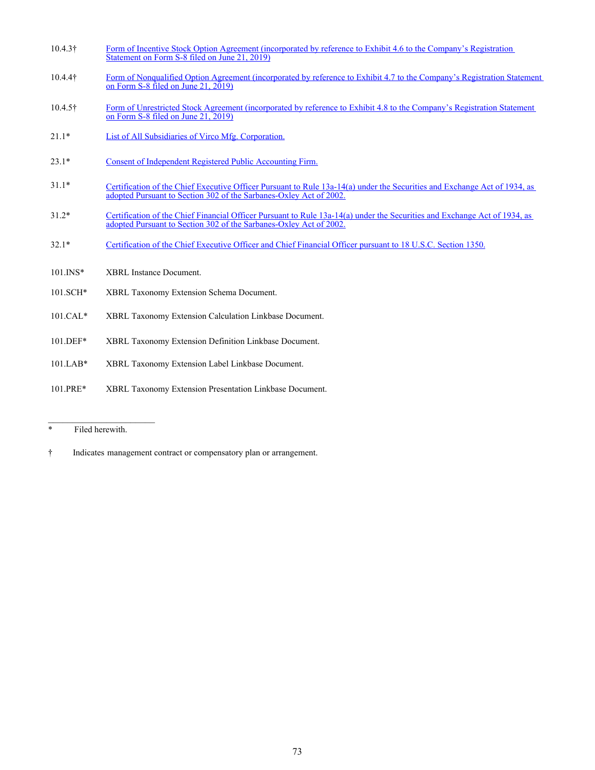| | |
|---|---|
| 10.4.3† | Form of Incentive Stock Option Agreement (incorporated by reference to Exhibit 4.6 to the Company's Registration Statement on Form S-8 filed on June 21, 2019) |
| 10.4.4† | Form of Nonqualified Option Agreement (incorporated by reference to Exhibit 4.7 to the Company's Registration Statement on Form S-8 filed on June 21, 2019) |
| 10.4.5† | Form of Unrestricted Stock Agreement (incorporated by reference to Exhibit 4.8 to the Company's Registration Statement on Form S-8 filed on June 21, 2019) |
| 21.1* | List of All Subsidiaries of Virco Mfg. Corporation. |
| 23.1* | Consent of Independent Registered Public Accounting Firm. |
| 31.1* | Certification of the Chief Executive Officer Pursuant to Rule 13a-14(a) under the Securities and Exchange Act of 1934, as adopted Pursuant to Section 302 of the Sarbanes-Oxley Act of 2002. |
| 31.2* | Certification of the Chief Financial Officer Pursuant to Rule 13a-14(a) under the Securities and Exchange Act of 1934, as adopted Pursuant to Section 302 of the Sarbanes-Oxley Act of 2002. |
| 32.1* | Certification of the Chief Executive Officer and Chief Financial Officer pursuant to 18 U.S.C. Section 1350. |
| 101.INS* | XBRL Instance Document. |
| 101.SCH* | XBRL Taxonomy Extension Schema Document. |
| 101.CAL* | XBRL Taxonomy Extension Calculation Linkbase Document. |
| 101.DEF* | XBRL Taxonomy Extension Definition Linkbase Document. |
| 101.LAB* | XBRL Taxonomy Extension Label Linkbase Document. |
| 101.PRE* | XBRL Taxonomy Extension Presentation Linkbase Document. |

---

\* Filed herewith.

† Indicates management contract or compensatory plan or arrangement.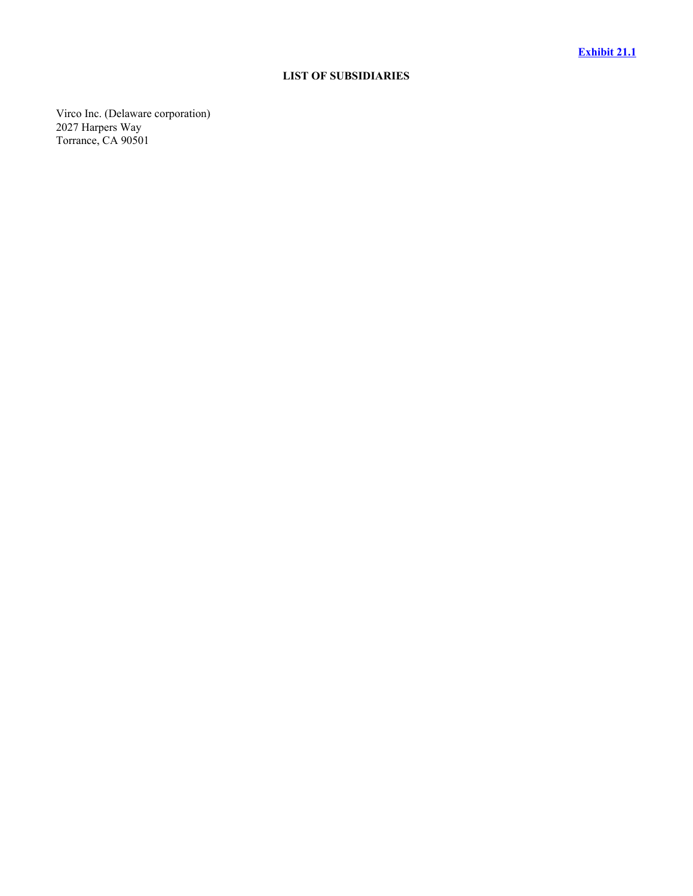**Exhibit 21.1**

**LIST OF SUBSIDIARIES**

Virco Inc. (Delaware corporation)
2027 Harpers Way
Torrance, CA 90501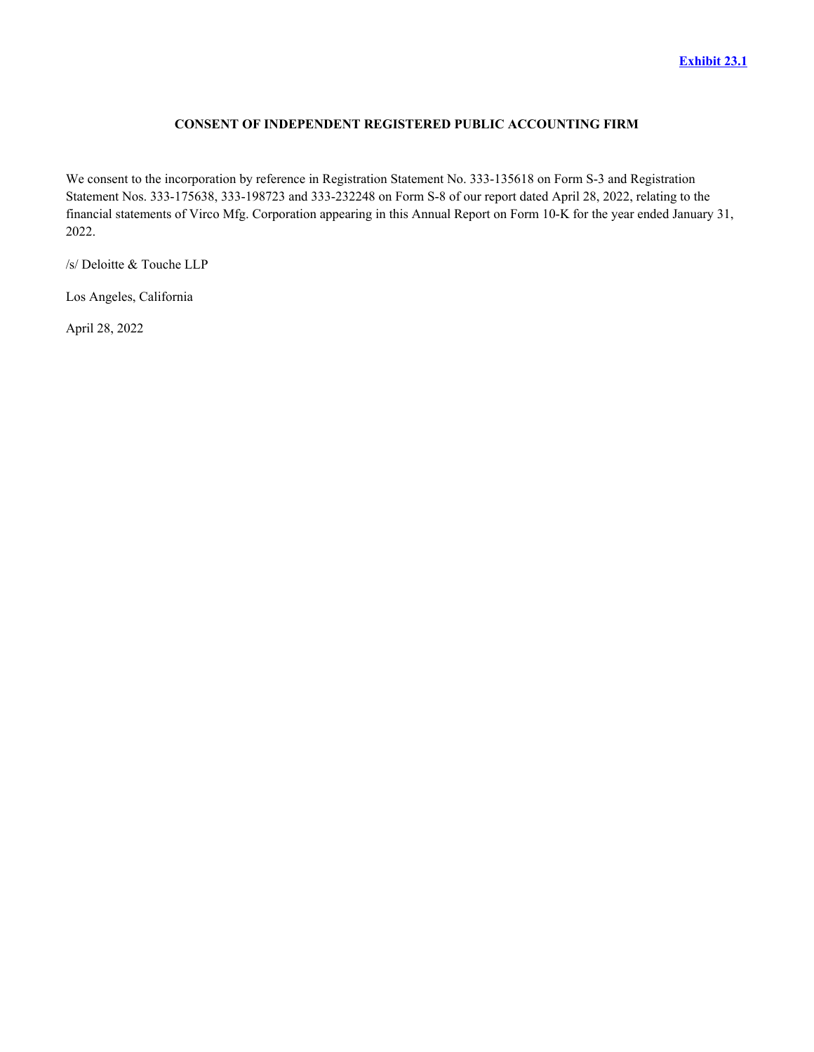**Exhibit 23.1**

# CONSENT OF INDEPENDENT REGISTERED PUBLIC ACCOUNTING FIRM

We consent to the incorporation by reference in Registration Statement No. 333-135618 on Form S-3 and Registration Statement Nos. 333-175638, 333-198723 and 333-232248 on Form S-8 of our report dated April 28, 2022, relating to the financial statements of Virco Mfg. Corporation appearing in this Annual Report on Form 10-K for the year ended January 31, 2022.

/s/ Deloitte & Touche LLP

Los Angeles, California

April 28, 2022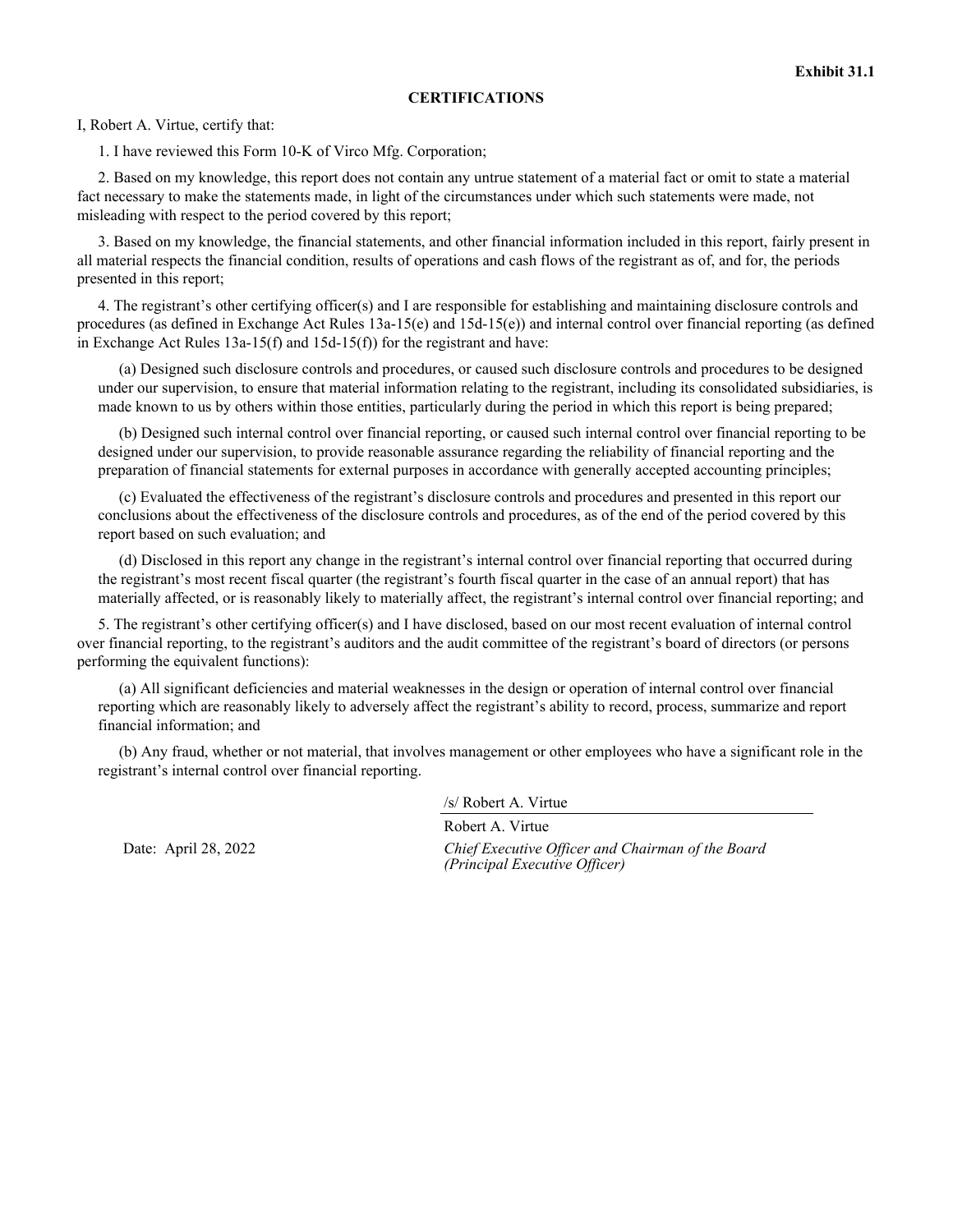**Exhibit 31.1**

**CERTIFICATIONS**

I, Robert A. Virtue, certify that:

1. I have reviewed this Form 10-K of Virco Mfg. Corporation;

2. Based on my knowledge, this report does not contain any untrue statement of a material fact or omit to state a material fact necessary to make the statements made, in light of the circumstances under which such statements were made, not misleading with respect to the period covered by this report;

3. Based on my knowledge, the financial statements, and other financial information included in this report, fairly present in all material respects the financial condition, results of operations and cash flows of the registrant as of, and for, the periods presented in this report;

4. The registrant's other certifying officer(s) and I are responsible for establishing and maintaining disclosure controls and procedures (as defined in Exchange Act Rules 13a-15(e) and 15d-15(e)) and internal control over financial reporting (as defined in Exchange Act Rules 13a-15(f) and 15d-15(f)) for the registrant and have:

(a) Designed such disclosure controls and procedures, or caused such disclosure controls and procedures to be designed under our supervision, to ensure that material information relating to the registrant, including its consolidated subsidiaries, is made known to us by others within those entities, particularly during the period in which this report is being prepared;

(b) Designed such internal control over financial reporting, or caused such internal control over financial reporting to be designed under our supervision, to provide reasonable assurance regarding the reliability of financial reporting and the preparation of financial statements for external purposes in accordance with generally accepted accounting principles;

(c) Evaluated the effectiveness of the registrant's disclosure controls and procedures and presented in this report our conclusions about the effectiveness of the disclosure controls and procedures, as of the end of the period covered by this report based on such evaluation; and

(d) Disclosed in this report any change in the registrant's internal control over financial reporting that occurred during the registrant's most recent fiscal quarter (the registrant's fourth fiscal quarter in the case of an annual report) that has materially affected, or is reasonably likely to materially affect, the registrant's internal control over financial reporting; and

5. The registrant's other certifying officer(s) and I have disclosed, based on our most recent evaluation of internal control over financial reporting, to the registrant's auditors and the audit committee of the registrant's board of directors (or persons performing the equivalent functions):

(a) All significant deficiencies and material weaknesses in the design or operation of internal control over financial reporting which are reasonably likely to adversely affect the registrant's ability to record, process, summarize and report financial information; and

(b) Any fraud, whether or not material, that involves management or other employees who have a significant role in the registrant's internal control over financial reporting.

/s/ Robert A. Virtue

Robert A. Virtue

Date: April 28, 2022

*Chief Executive Officer and Chairman of the Board*
*(Principal Executive Officer)*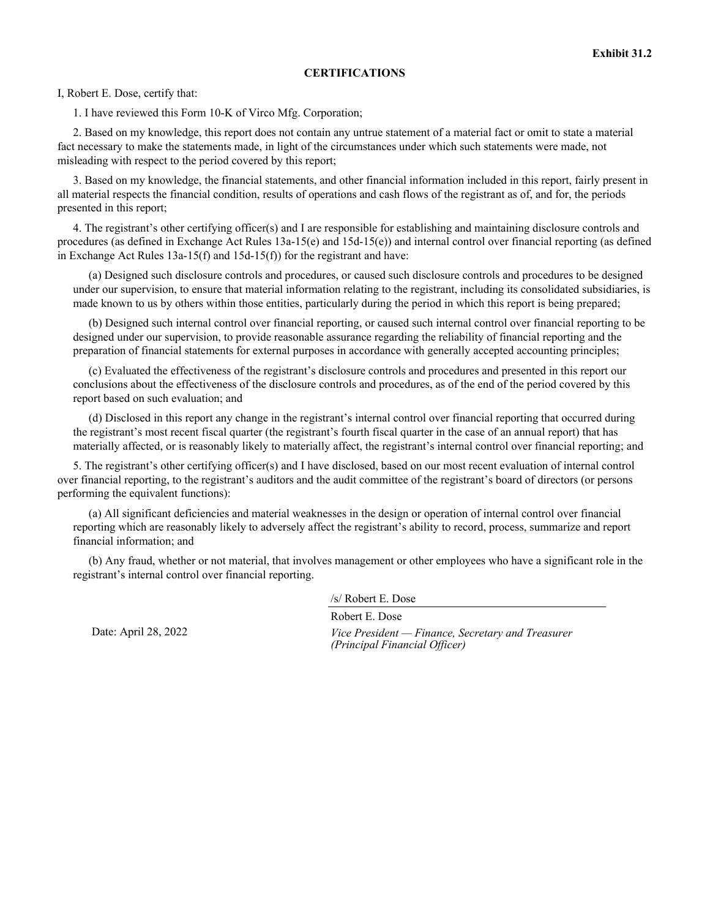**Exhibit 31.2**

**CERTIFICATIONS**

I, Robert E. Dose, certify that:

1. I have reviewed this Form 10-K of Virco Mfg. Corporation;

2. Based on my knowledge, this report does not contain any untrue statement of a material fact or omit to state a material fact necessary to make the statements made, in light of the circumstances under which such statements were made, not misleading with respect to the period covered by this report;

3. Based on my knowledge, the financial statements, and other financial information included in this report, fairly present in all material respects the financial condition, results of operations and cash flows of the registrant as of, and for, the periods presented in this report;

4. The registrant's other certifying officer(s) and I are responsible for establishing and maintaining disclosure controls and procedures (as defined in Exchange Act Rules 13a-15(e) and 15d-15(e)) and internal control over financial reporting (as defined in Exchange Act Rules 13a-15(f) and 15d-15(f)) for the registrant and have:

(a) Designed such disclosure controls and procedures, or caused such disclosure controls and procedures to be designed under our supervision, to ensure that material information relating to the registrant, including its consolidated subsidiaries, is made known to us by others within those entities, particularly during the period in which this report is being prepared;

(b) Designed such internal control over financial reporting, or caused such internal control over financial reporting to be designed under our supervision, to provide reasonable assurance regarding the reliability of financial reporting and the preparation of financial statements for external purposes in accordance with generally accepted accounting principles;

(c) Evaluated the effectiveness of the registrant's disclosure controls and procedures and presented in this report our conclusions about the effectiveness of the disclosure controls and procedures, as of the end of the period covered by this report based on such evaluation; and

(d) Disclosed in this report any change in the registrant's internal control over financial reporting that occurred during the registrant's most recent fiscal quarter (the registrant's fourth fiscal quarter in the case of an annual report) that has materially affected, or is reasonably likely to materially affect, the registrant's internal control over financial reporting; and

5. The registrant's other certifying officer(s) and I have disclosed, based on our most recent evaluation of internal control over financial reporting, to the registrant's auditors and the audit committee of the registrant's board of directors (or persons performing the equivalent functions):

(a) All significant deficiencies and material weaknesses in the design or operation of internal control over financial reporting which are reasonably likely to adversely affect the registrant's ability to record, process, summarize and report financial information; and

(b) Any fraud, whether or not material, that involves management or other employees who have a significant role in the registrant's internal control over financial reporting.

Date: April 28, 2022

/s/ Robert E. Dose

Robert E. Dose

*Vice President — Finance, Secretary and Treasurer*
*(Principal Financial Officer)*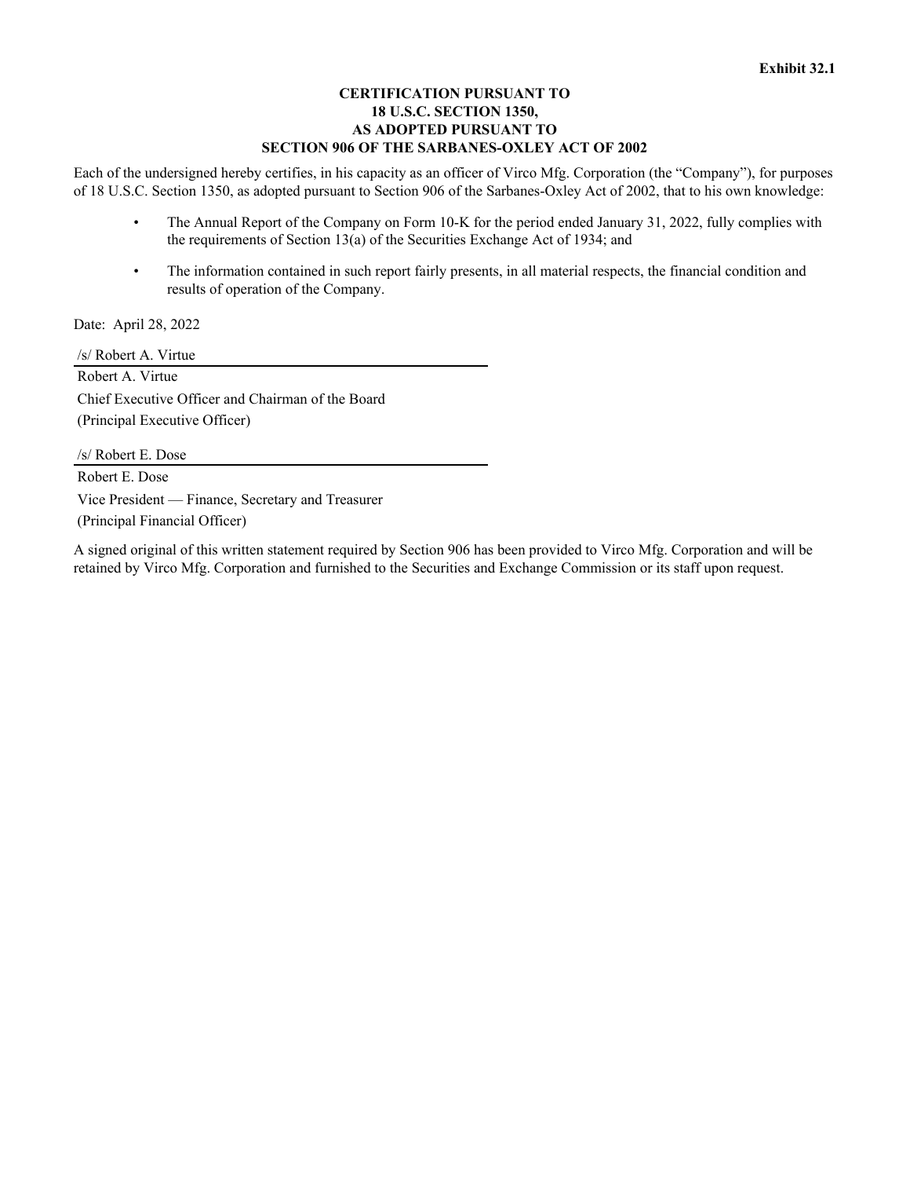**Exhibit 32.1**

**CERTIFICATION PURSUANT TO**
**18 U.S.C. SECTION 1350,**
**AS ADOPTED PURSUANT TO**
**SECTION 906 OF THE SARBANES-OXLEY ACT OF 2002**

Each of the undersigned hereby certifies, in his capacity as an officer of Virco Mfg. Corporation (the "Company"), for purposes of 18 U.S.C. Section 1350, as adopted pursuant to Section 906 of the Sarbanes-Oxley Act of 2002, that to his own knowledge:

- The Annual Report of the Company on Form 10-K for the period ended January 31, 2022, fully complies with the requirements of Section 13(a) of the Securities Exchange Act of 1934; and
- The information contained in such report fairly presents, in all material respects, the financial condition and results of operation of the Company.

Date: April 28, 2022

/s/ Robert A. Virtue

Robert A. Virtue
Chief Executive Officer and Chairman of the Board
(Principal Executive Officer)

/s/ Robert E. Dose

Robert E. Dose
Vice President — Finance, Secretary and Treasurer
(Principal Financial Officer)

A signed original of this written statement required by Section 906 has been provided to Virco Mfg. Corporation and will be retained by Virco Mfg. Corporation and furnished to the Securities and Exchange Commission or its staff upon request.